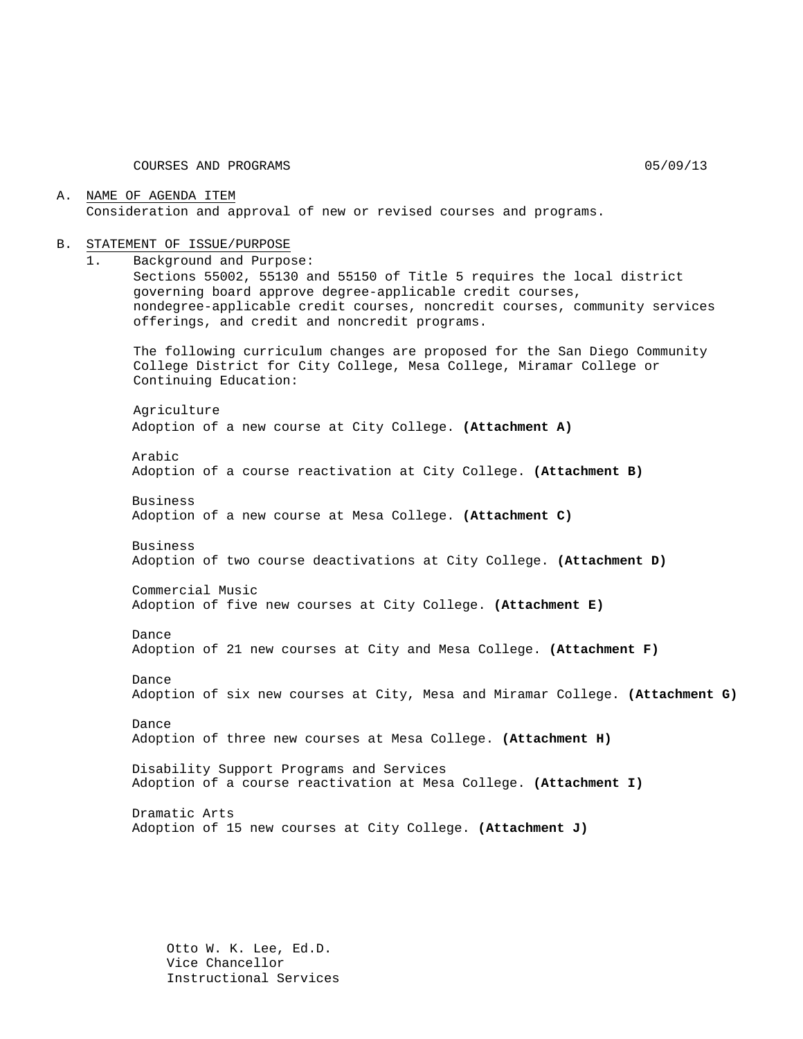COURSES AND PROGRAMS 05/09/13

A. <u>NAME OF AGENDA ITEM</u>
   Consideration and approval of new or revised courses and programs.

B. <u>STATEMENT OF ISSUE/PURPOSE</u>
   1. Background and Purpose:
      Sections 55002, 55130 and 55150 of Title 5 requires the local district governing board approve degree-applicable credit courses, nondegree-applicable credit courses, noncredit courses, community services offerings, and credit and noncredit programs.

      The following curriculum changes are proposed for the San Diego Community College District for City College, Mesa College, Miramar College or Continuing Education:

      Agriculture
      Adoption of a new course at City College. **(Attachment A)**

      Arabic
      Adoption of a course reactivation at City College. **(Attachment B)**

      Business
      Adoption of a new course at Mesa College. **(Attachment C)**

      Business
      Adoption of two course deactivations at City College. **(Attachment D)**

      Commercial Music
      Adoption of five new courses at City College. **(Attachment E)**

      Dance
      Adoption of 21 new courses at City and Mesa College. **(Attachment F)**

      Dance
      Adoption of six new courses at City, Mesa and Miramar College. **(Attachment G)**

      Dance
      Adoption of three new courses at Mesa College. **(Attachment H)**

      Disability Support Programs and Services
      Adoption of a course reactivation at Mesa College. **(Attachment I)**

      Dramatic Arts
      Adoption of 15 new courses at City College. **(Attachment J)**

Otto W. K. Lee, Ed.D.
Vice Chancellor
Instructional Services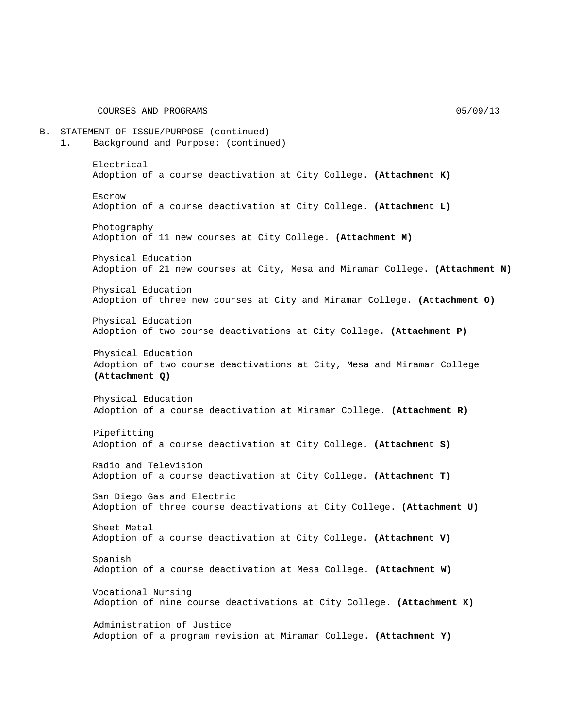B. STATEMENT OF ISSUE/PURPOSE (continued)

1. Background and Purpose: (continued)

Electrical
Adoption of a course deactivation at City College. **(Attachment K)**

Escrow
Adoption of a course deactivation at City College. **(Attachment L)**

Photography
Adoption of 11 new courses at City College. **(Attachment M)**

Physical Education
Adoption of 21 new courses at City, Mesa and Miramar College. **(Attachment N)**

Physical Education
Adoption of three new courses at City and Miramar College. **(Attachment O)**

Physical Education
Adoption of two course deactivations at City College. **(Attachment P)**

Physical Education
Adoption of two course deactivations at City, Mesa and Miramar College **(Attachment Q)**

Physical Education
Adoption of a course deactivation at Miramar College. **(Attachment R)**

Pipefitting
Adoption of a course deactivation at City College. **(Attachment S)**

Radio and Television
Adoption of a course deactivation at City College. **(Attachment T)**

San Diego Gas and Electric
Adoption of three course deactivations at City College. **(Attachment U)**

Sheet Metal
Adoption of a course deactivation at City College. **(Attachment V)**

Spanish
Adoption of a course deactivation at Mesa College. **(Attachment W)**

Vocational Nursing
Adoption of nine course deactivations at City College. **(Attachment X)**

Administration of Justice
Adoption of a program revision at Miramar College. **(Attachment Y)**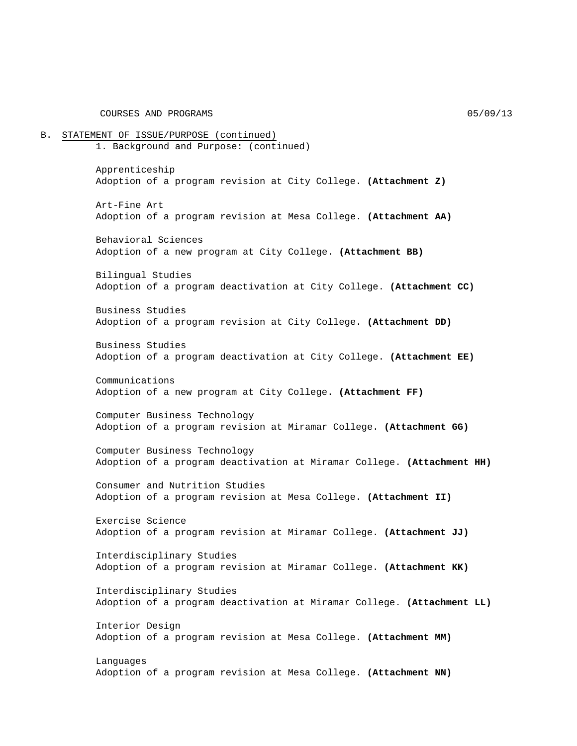B. STATEMENT OF ISSUE/PURPOSE (continued)

1. Background and Purpose: (continued)

Apprenticeship
Adoption of a program revision at City College. **(Attachment Z)**

Art-Fine Art
Adoption of a program revision at Mesa College. **(Attachment AA)**

Behavioral Sciences
Adoption of a new program at City College. **(Attachment BB)**

Bilingual Studies
Adoption of a program deactivation at City College. **(Attachment CC)**

Business Studies
Adoption of a program revision at City College. **(Attachment DD)**

Business Studies
Adoption of a program deactivation at City College. **(Attachment EE)**

Communications
Adoption of a new program at City College. **(Attachment FF)**

Computer Business Technology
Adoption of a program revision at Miramar College. **(Attachment GG)**

Computer Business Technology
Adoption of a program deactivation at Miramar College. **(Attachment HH)**

Consumer and Nutrition Studies
Adoption of a program revision at Mesa College. **(Attachment II)**

Exercise Science
Adoption of a program revision at Miramar College. **(Attachment JJ)**

Interdisciplinary Studies
Adoption of a program revision at Miramar College. **(Attachment KK)**

Interdisciplinary Studies
Adoption of a program deactivation at Miramar College. **(Attachment LL)**

Interior Design
Adoption of a program revision at Mesa College. **(Attachment MM)**

Languages
Adoption of a program revision at Mesa College. **(Attachment NN)**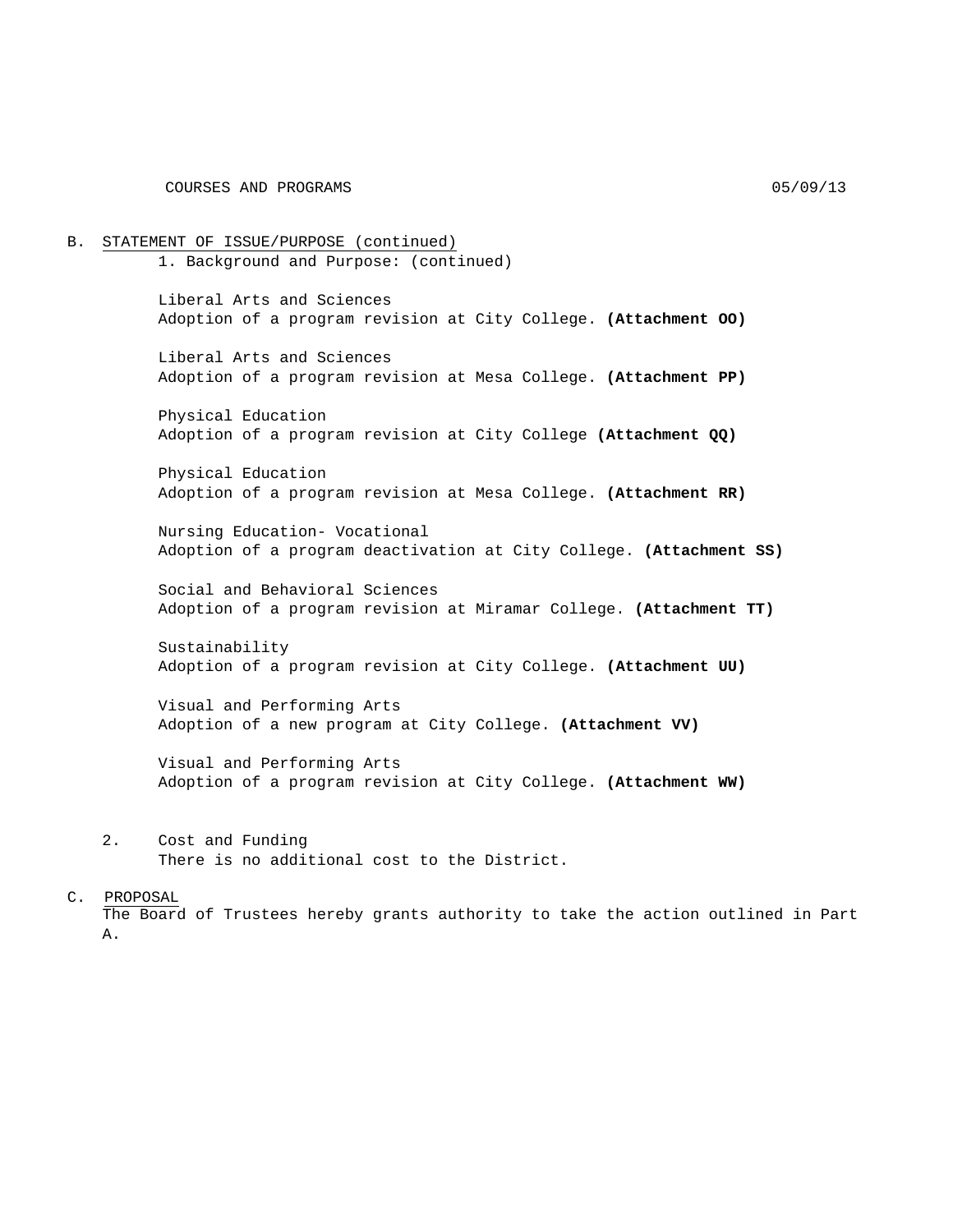## B. STATEMENT OF ISSUE/PURPOSE (continued)

1. Background and Purpose: (continued)

Liberal Arts and Sciences
Adoption of a program revision at City College. **(Attachment OO)**

Liberal Arts and Sciences
Adoption of a program revision at Mesa College. **(Attachment PP)**

Physical Education
Adoption of a program revision at City College **(Attachment QQ)**

Physical Education
Adoption of a program revision at Mesa College. **(Attachment RR)**

Nursing Education- Vocational
Adoption of a program deactivation at City College. **(Attachment SS)**

Social and Behavioral Sciences
Adoption of a program revision at Miramar College. **(Attachment TT)**

Sustainability
Adoption of a program revision at City College. **(Attachment UU)**

Visual and Performing Arts
Adoption of a new program at City College. **(Attachment VV)**

Visual and Performing Arts
Adoption of a program revision at City College. **(Attachment WW)**

2. Cost and Funding
There is no additional cost to the District.

## C. PROPOSAL

The Board of Trustees hereby grants authority to take the action outlined in Part A.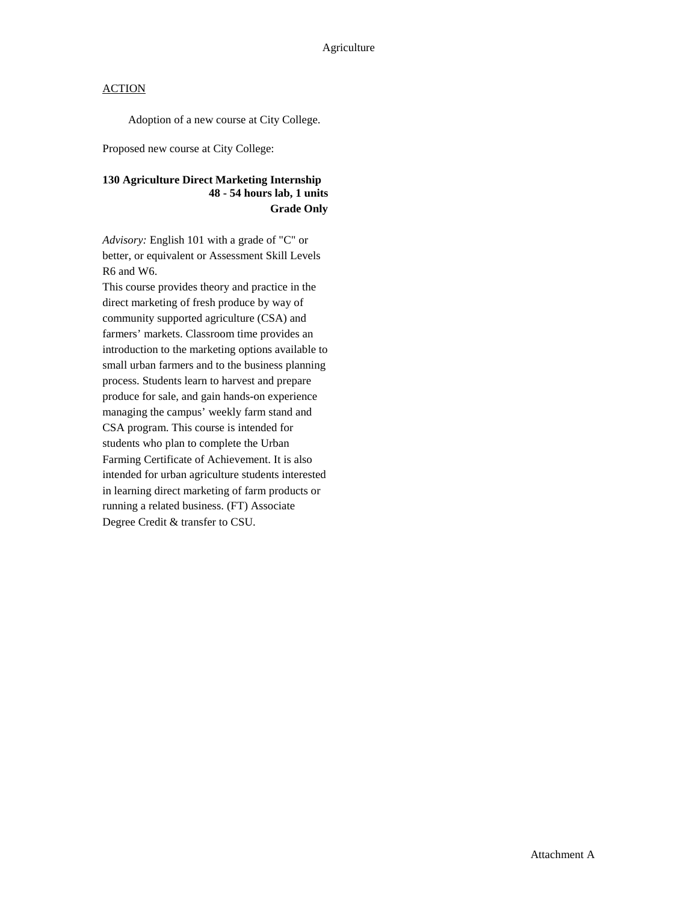Agriculture

ACTION

Adoption of a new course at City College.

Proposed new course at City College:

**130 Agriculture Direct Marketing Internship**
**48 - 54 hours lab, 1 units**
**Grade Only**

*Advisory:* English 101 with a grade of "C" or better, or equivalent or Assessment Skill Levels R6 and W6.
This course provides theory and practice in the direct marketing of fresh produce by way of community supported agriculture (CSA) and farmers' markets. Classroom time provides an introduction to the marketing options available to small urban farmers and to the business planning process. Students learn to harvest and prepare produce for sale, and gain hands-on experience managing the campus' weekly farm stand and CSA program. This course is intended for students who plan to complete the Urban Farming Certificate of Achievement. It is also intended for urban agriculture students interested in learning direct marketing of farm products or running a related business. (FT) Associate Degree Credit & transfer to CSU.

Attachment A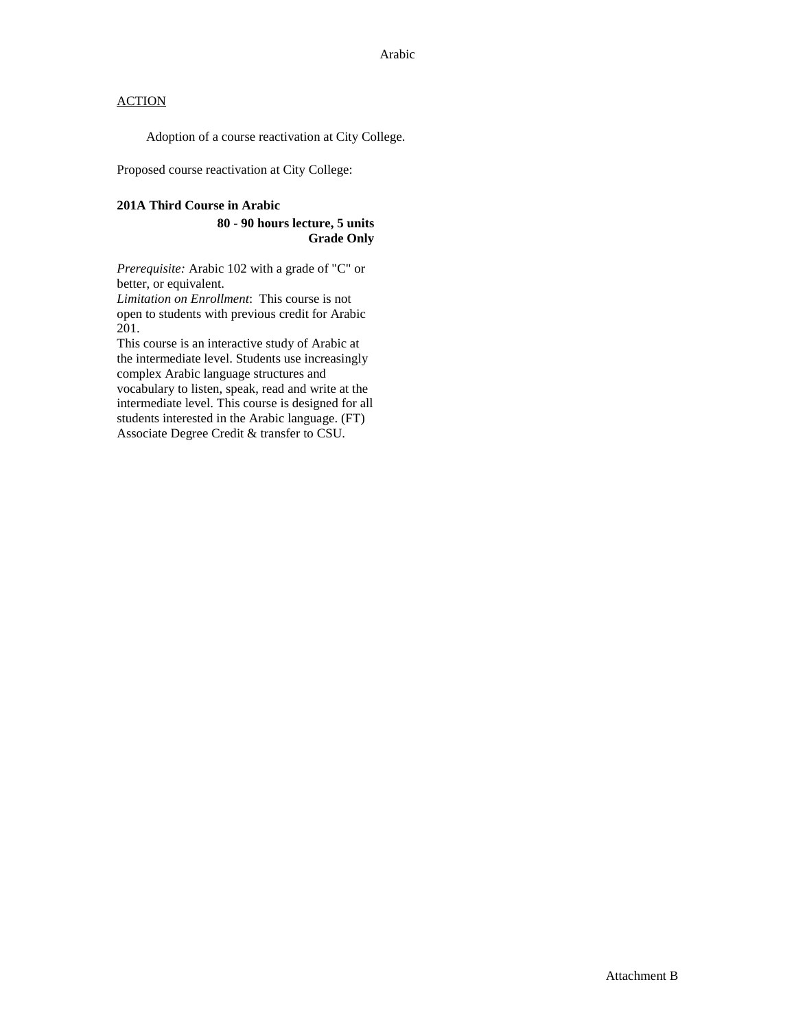ACTION

Adoption of a course reactivation at City College.

Proposed course reactivation at City College:

**201A Third Course in Arabic**

**80 - 90 hours lecture, 5 units**
**Grade Only**

*Prerequisite:* Arabic 102 with a grade of "C" or better, or equivalent.
*Limitation on Enrollment*: This course is not open to students with previous credit for Arabic 201.
This course is an interactive study of Arabic at the intermediate level. Students use increasingly complex Arabic language structures and vocabulary to listen, speak, read and write at the intermediate level. This course is designed for all students interested in the Arabic language. (FT)
Associate Degree Credit & transfer to CSU.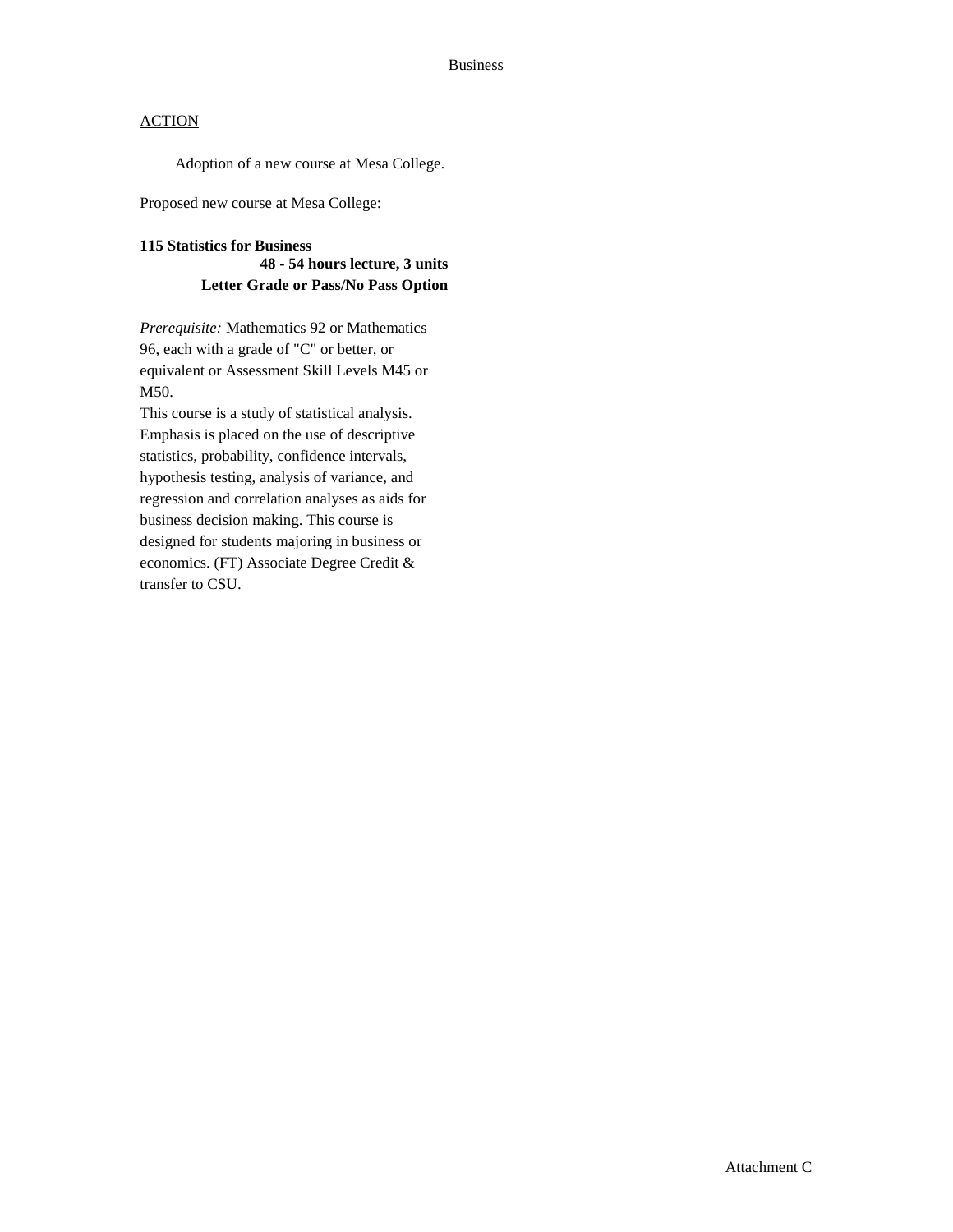ACTION

Adoption of a new course at Mesa College.

Proposed new course at Mesa College:

**115 Statistics for Business**
**48 - 54 hours lecture, 3 units**
**Letter Grade or Pass/No Pass Option**

*Prerequisite:* Mathematics 92 or Mathematics 96, each with a grade of "C" or better, or equivalent or Assessment Skill Levels M45 or M50.
This course is a study of statistical analysis. Emphasis is placed on the use of descriptive statistics, probability, confidence intervals, hypothesis testing, analysis of variance, and regression and correlation analyses as aids for business decision making. This course is designed for students majoring in business or economics. (FT) Associate Degree Credit & transfer to CSU.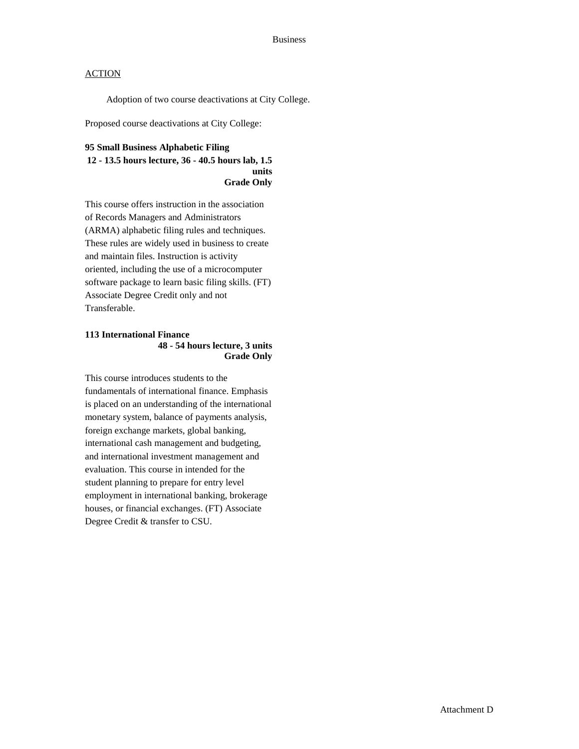Business

ACTION

Adoption of two course deactivations at City College.

Proposed course deactivations at City College:

**95 Small Business Alphabetic Filing**
**12 - 13.5 hours lecture, 36 - 40.5 hours lab, 1.5 units**
**Grade Only**

This course offers instruction in the association of Records Managers and Administrators (ARMA) alphabetic filing rules and techniques. These rules are widely used in business to create and maintain files. Instruction is activity oriented, including the use of a microcomputer software package to learn basic filing skills. (FT) Associate Degree Credit only and not Transferable.

**113 International Finance**
**48 - 54 hours lecture, 3 units**
**Grade Only**

This course introduces students to the fundamentals of international finance. Emphasis is placed on an understanding of the international monetary system, balance of payments analysis, foreign exchange markets, global banking, international cash management and budgeting, and international investment management and evaluation. This course in intended for the student planning to prepare for entry level employment in international banking, brokerage houses, or financial exchanges. (FT) Associate Degree Credit & transfer to CSU.

Attachment D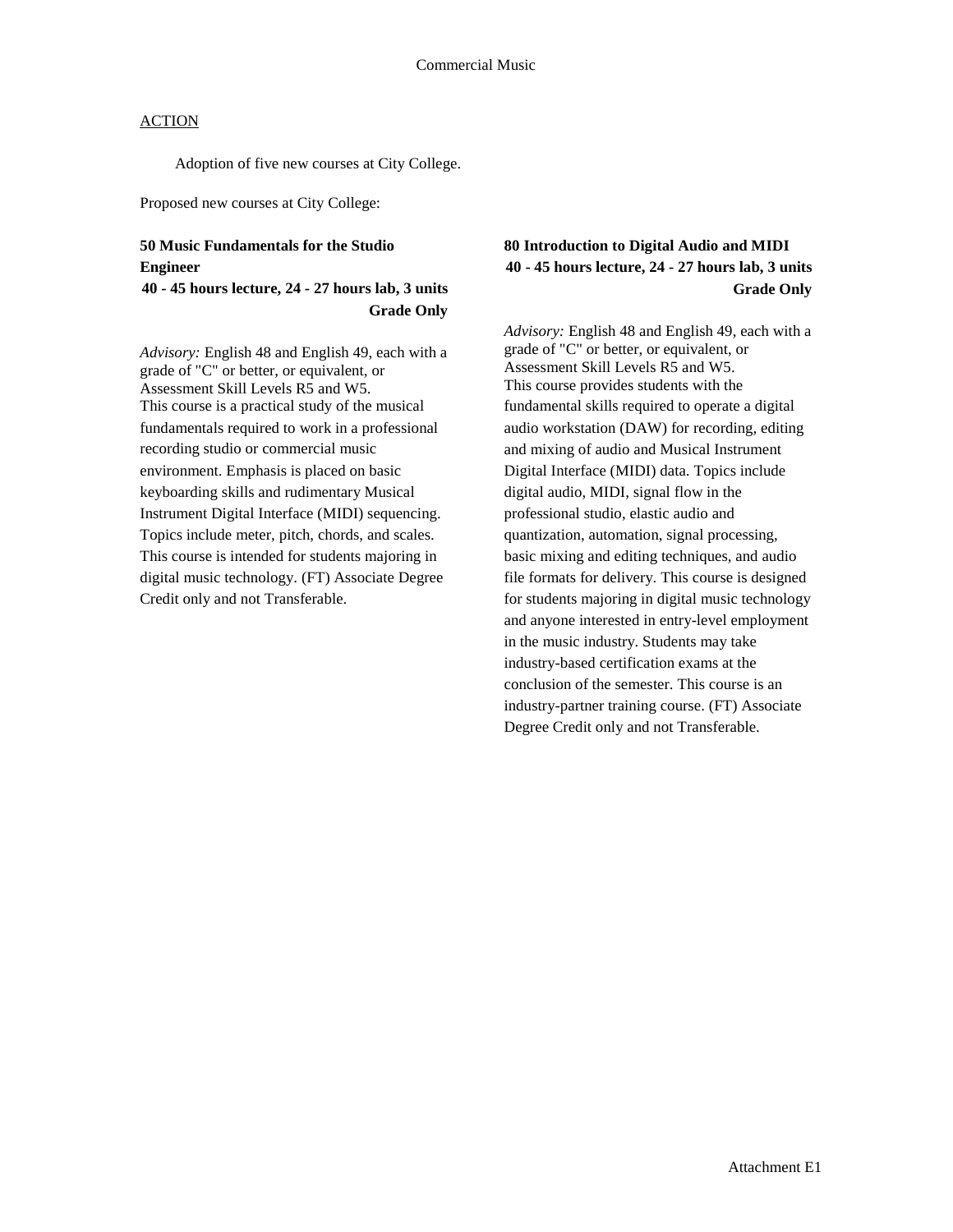Commercial Music

ACTION

Adoption of five new courses at City College.

Proposed new courses at City College:

**50 Music Fundamentals for the Studio Engineer**
**40 - 45 hours lecture, 24 - 27 hours lab, 3 units**
**Grade Only**

*Advisory:* English 48 and English 49, each with a grade of "C" or better, or equivalent, or Assessment Skill Levels R5 and W5.
This course is a practical study of the musical fundamentals required to work in a professional recording studio or commercial music environment. Emphasis is placed on basic keyboarding skills and rudimentary Musical Instrument Digital Interface (MIDI) sequencing. Topics include meter, pitch, chords, and scales. This course is intended for students majoring in digital music technology. (FT) Associate Degree Credit only and not Transferable.

**80 Introduction to Digital Audio and MIDI**
**40 - 45 hours lecture, 24 - 27 hours lab, 3 units**
**Grade Only**

*Advisory:* English 48 and English 49, each with a grade of "C" or better, or equivalent, or Assessment Skill Levels R5 and W5.
This course provides students with the fundamental skills required to operate a digital audio workstation (DAW) for recording, editing and mixing of audio and Musical Instrument Digital Interface (MIDI) data. Topics include digital audio, MIDI, signal flow in the professional studio, elastic audio and quantization, automation, signal processing, basic mixing and editing techniques, and audio file formats for delivery. This course is designed for students majoring in digital music technology and anyone interested in entry-level employment in the music industry. Students may take industry-based certification exams at the conclusion of the semester. This course is an industry-partner training course. (FT) Associate Degree Credit only and not Transferable.

Attachment E1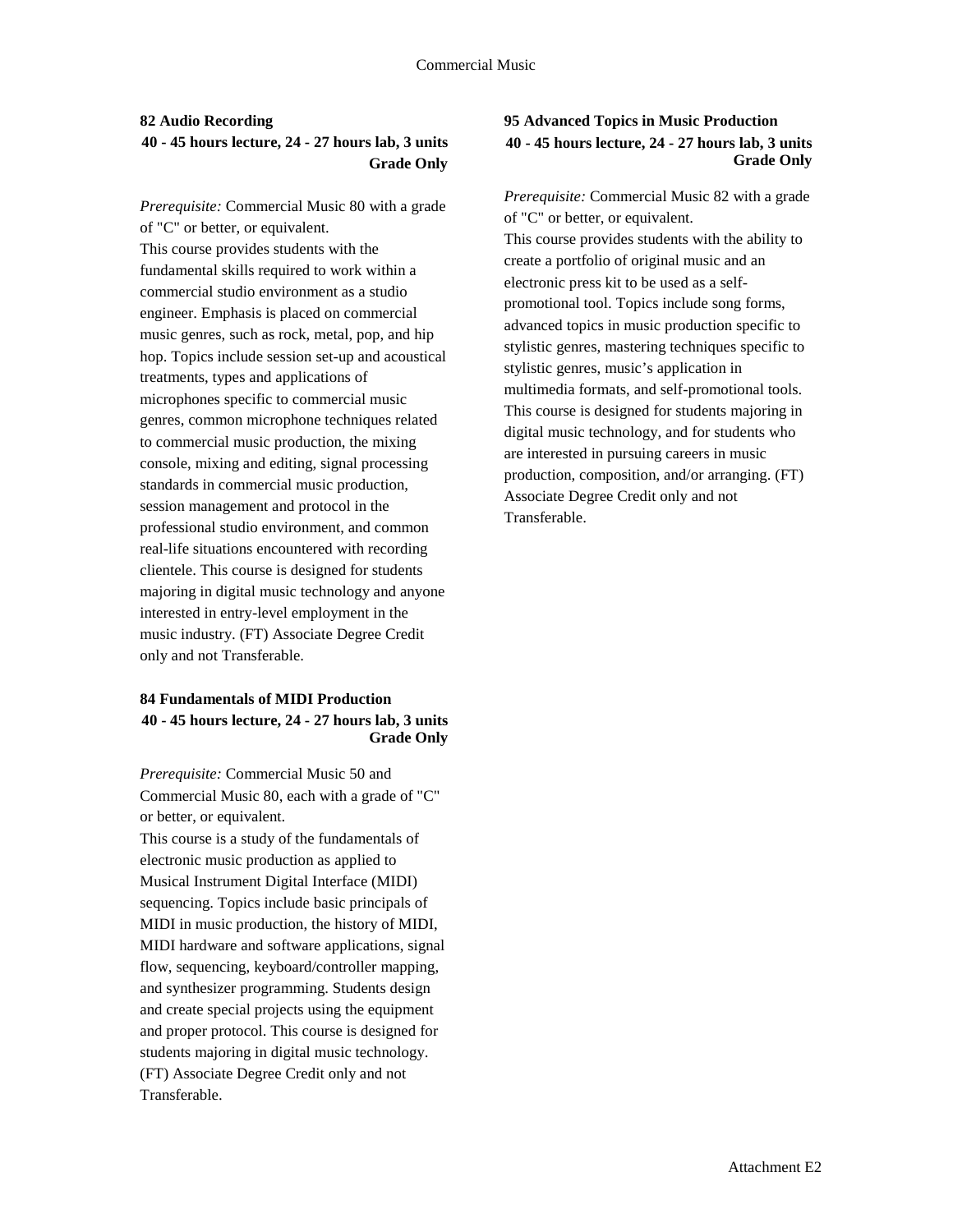### 82 Audio Recording

**40 - 45 hours lecture, 24 - 27 hours lab, 3 units**
**Grade Only**

*Prerequisite:* Commercial Music 80 with a grade of "C" or better, or equivalent.
This course provides students with the fundamental skills required to work within a commercial studio environment as a studio engineer. Emphasis is placed on commercial music genres, such as rock, metal, pop, and hip hop. Topics include session set-up and acoustical treatments, types and applications of microphones specific to commercial music genres, common microphone techniques related to commercial music production, the mixing console, mixing and editing, signal processing standards in commercial music production, session management and protocol in the professional studio environment, and common real-life situations encountered with recording clientele. This course is designed for students majoring in digital music technology and anyone interested in entry-level employment in the music industry. (FT) Associate Degree Credit only and not Transferable.

### 84 Fundamentals of MIDI Production

**40 - 45 hours lecture, 24 - 27 hours lab, 3 units**
**Grade Only**

*Prerequisite:* Commercial Music 50 and Commercial Music 80, each with a grade of "C" or better, or equivalent.
This course is a study of the fundamentals of electronic music production as applied to Musical Instrument Digital Interface (MIDI) sequencing. Topics include basic principals of MIDI in music production, the history of MIDI, MIDI hardware and software applications, signal flow, sequencing, keyboard/controller mapping, and synthesizer programming. Students design and create special projects using the equipment and proper protocol. This course is designed for students majoring in digital music technology. (FT) Associate Degree Credit only and not Transferable.

### 95 Advanced Topics in Music Production

**40 - 45 hours lecture, 24 - 27 hours lab, 3 units**
**Grade Only**

*Prerequisite:* Commercial Music 82 with a grade of "C" or better, or equivalent.
This course provides students with the ability to create a portfolio of original music and an electronic press kit to be used as a self-promotional tool. Topics include song forms, advanced topics in music production specific to stylistic genres, mastering techniques specific to stylistic genres, music's application in multimedia formats, and self-promotional tools. This course is designed for students majoring in digital music technology, and for students who are interested in pursuing careers in music production, composition, and/or arranging. (FT) Associate Degree Credit only and not Transferable.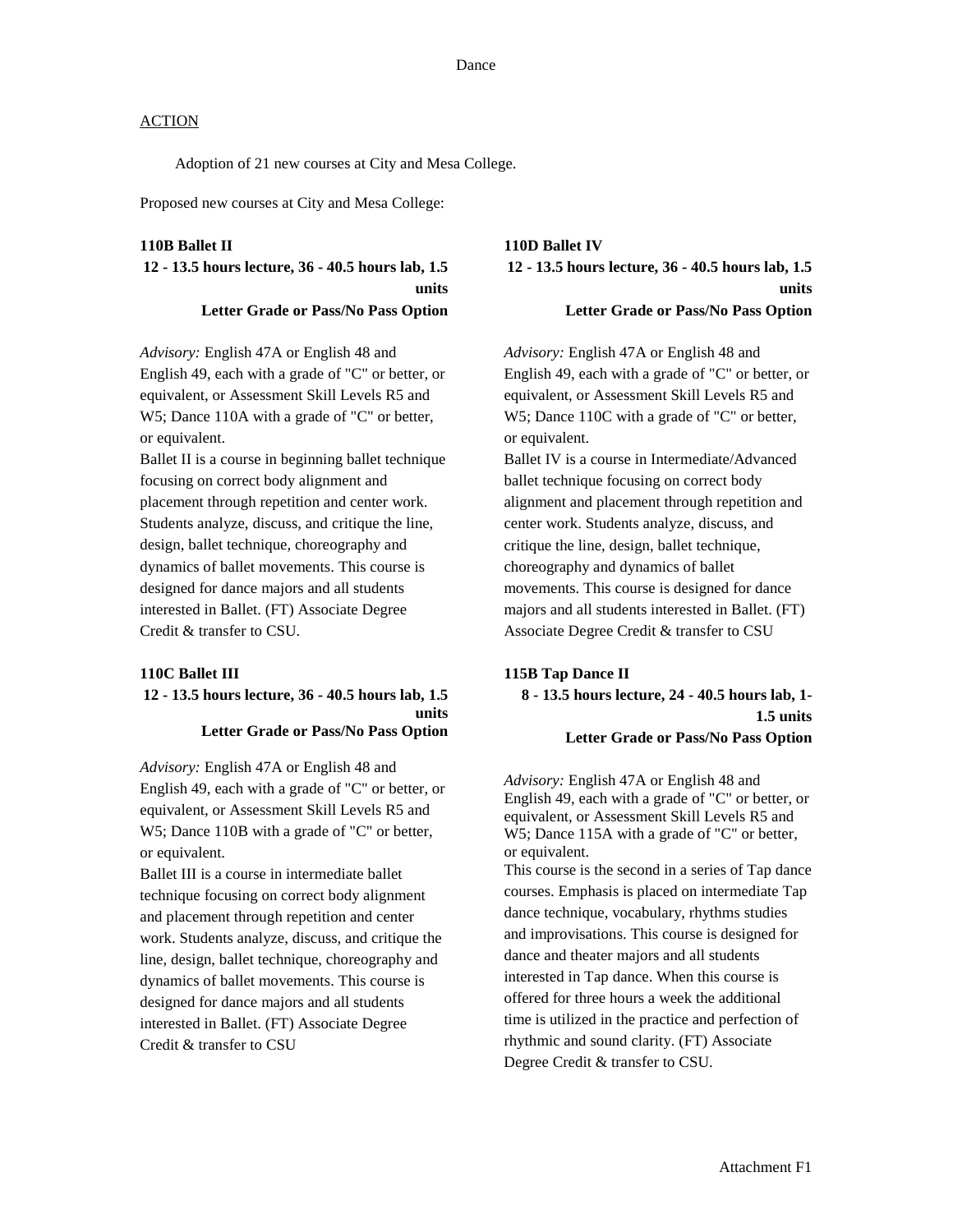# Dance

## ACTION

Adoption of 21 new courses at City and Mesa College.

Proposed new courses at City and Mesa College:

**110B Ballet II**
**12 - 13.5 hours lecture, 36 - 40.5 hours lab, 1.5 units**
**Letter Grade or Pass/No Pass Option**

*Advisory:* English 47A or English 48 and English 49, each with a grade of "C" or better, or equivalent, or Assessment Skill Levels R5 and W5; Dance 110A with a grade of "C" or better, or equivalent.
Ballet II is a course in beginning ballet technique focusing on correct body alignment and placement through repetition and center work. Students analyze, discuss, and critique the line, design, ballet technique, choreography and dynamics of ballet movements. This course is designed for dance majors and all students interested in Ballet. (FT) Associate Degree Credit & transfer to CSU.

**110C Ballet III**
**12 - 13.5 hours lecture, 36 - 40.5 hours lab, 1.5 units**
**Letter Grade or Pass/No Pass Option**

*Advisory:* English 47A or English 48 and English 49, each with a grade of "C" or better, or equivalent, or Assessment Skill Levels R5 and W5; Dance 110B with a grade of "C" or better, or equivalent.
Ballet III is a course in intermediate ballet technique focusing on correct body alignment and placement through repetition and center work. Students analyze, discuss, and critique the line, design, ballet technique, choreography and dynamics of ballet movements. This course is designed for dance majors and all students interested in Ballet. (FT) Associate Degree Credit & transfer to CSU

**110D Ballet IV**
**12 - 13.5 hours lecture, 36 - 40.5 hours lab, 1.5 units**
**Letter Grade or Pass/No Pass Option**

*Advisory:* English 47A or English 48 and English 49, each with a grade of "C" or better, or equivalent, or Assessment Skill Levels R5 and W5; Dance 110C with a grade of "C" or better, or equivalent.
Ballet IV is a course in Intermediate/Advanced ballet technique focusing on correct body alignment and placement through repetition and center work. Students analyze, discuss, and critique the line, design, ballet technique, choreography and dynamics of ballet movements. This course is designed for dance majors and all students interested in Ballet. (FT) Associate Degree Credit & transfer to CSU

**115B Tap Dance II**
**8 - 13.5 hours lecture, 24 - 40.5 hours lab, 1-1.5 units**
**Letter Grade or Pass/No Pass Option**

*Advisory:* English 47A or English 48 and English 49, each with a grade of "C" or better, or equivalent, or Assessment Skill Levels R5 and W5; Dance 115A with a grade of "C" or better, or equivalent.
This course is the second in a series of Tap dance courses. Emphasis is placed on intermediate Tap dance technique, vocabulary, rhythms studies and improvisations. This course is designed for dance and theater majors and all students interested in Tap dance. When this course is offered for three hours a week the additional time is utilized in the practice and perfection of rhythmic and sound clarity. (FT) Associate Degree Credit & transfer to CSU.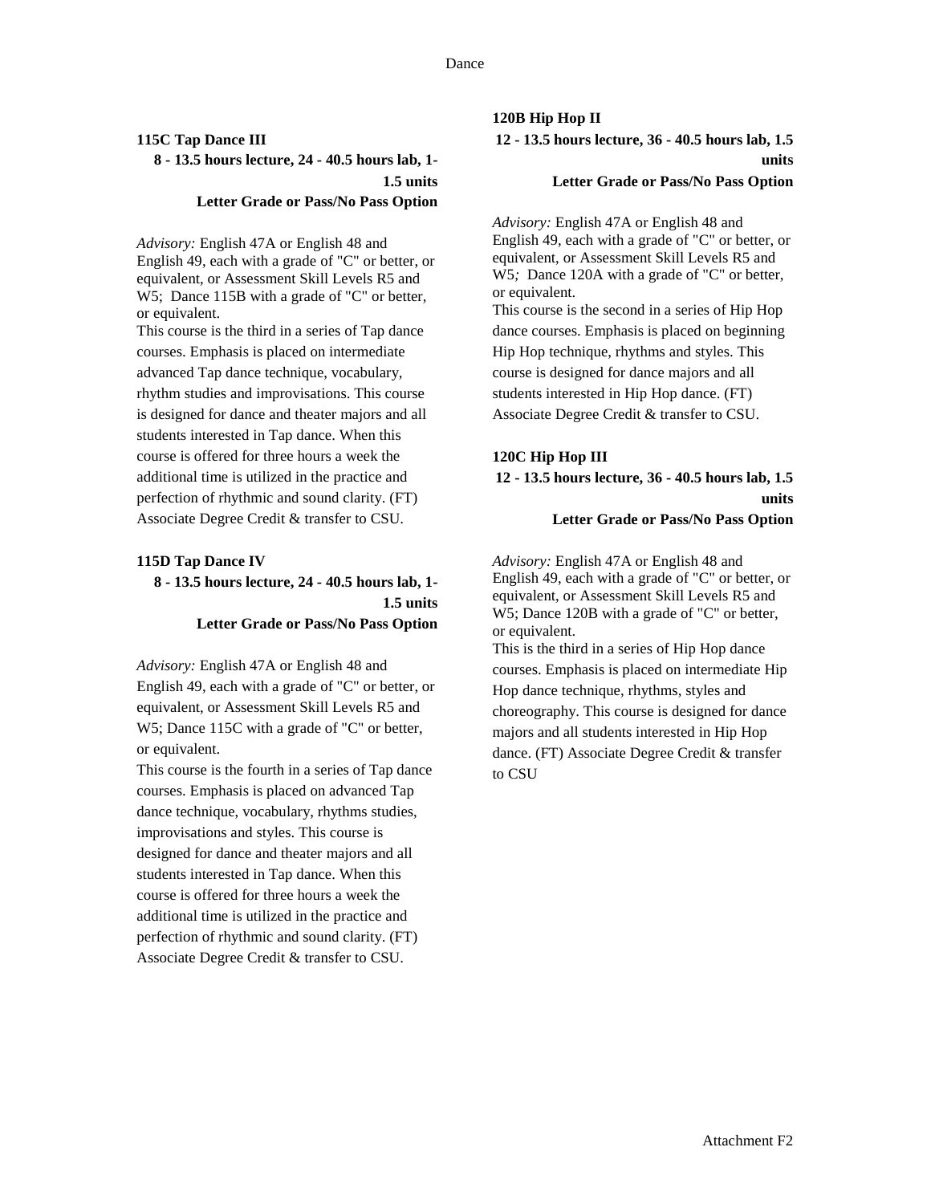### 115C Tap Dance III

**8 - 13.5 hours lecture, 24 - 40.5 hours lab, 1-1.5 units**

**Letter Grade or Pass/No Pass Option**

*Advisory:* English 47A or English 48 and English 49, each with a grade of "C" or better, or equivalent, or Assessment Skill Levels R5 and W5; Dance 115B with a grade of "C" or better, or equivalent.

This course is the third in a series of Tap dance courses. Emphasis is placed on intermediate advanced Tap dance technique, vocabulary, rhythm studies and improvisations. This course is designed for dance and theater majors and all students interested in Tap dance. When this course is offered for three hours a week the additional time is utilized in the practice and perfection of rhythmic and sound clarity. (FT) Associate Degree Credit & transfer to CSU.

### 115D Tap Dance IV

**8 - 13.5 hours lecture, 24 - 40.5 hours lab, 1-1.5 units**

**Letter Grade or Pass/No Pass Option**

*Advisory:* English 47A or English 48 and English 49, each with a grade of "C" or better, or equivalent, or Assessment Skill Levels R5 and W5; Dance 115C with a grade of "C" or better, or equivalent.

This course is the fourth in a series of Tap dance courses. Emphasis is placed on advanced Tap dance technique, vocabulary, rhythms studies, improvisations and styles. This course is designed for dance and theater majors and all students interested in Tap dance. When this course is offered for three hours a week the additional time is utilized in the practice and perfection of rhythmic and sound clarity. (FT) Associate Degree Credit & transfer to CSU.

### 120B Hip Hop II

**12 - 13.5 hours lecture, 36 - 40.5 hours lab, 1.5 units**

**Letter Grade or Pass/No Pass Option**

*Advisory:* English 47A or English 48 and English 49, each with a grade of "C" or better, or equivalent, or Assessment Skill Levels R5 and W5*;* Dance 120A with a grade of "C" or better, or equivalent.

This course is the second in a series of Hip Hop dance courses. Emphasis is placed on beginning Hip Hop technique, rhythms and styles. This course is designed for dance majors and all students interested in Hip Hop dance. (FT) Associate Degree Credit & transfer to CSU.

### 120C Hip Hop III

**12 - 13.5 hours lecture, 36 - 40.5 hours lab, 1.5 units**

**Letter Grade or Pass/No Pass Option**

*Advisory:* English 47A or English 48 and English 49, each with a grade of "C" or better, or equivalent, or Assessment Skill Levels R5 and W5; Dance 120B with a grade of "C" or better, or equivalent.

This is the third in a series of Hip Hop dance courses. Emphasis is placed on intermediate Hip Hop dance technique, rhythms, styles and choreography. This course is designed for dance majors and all students interested in Hip Hop dance. (FT) Associate Degree Credit & transfer to CSU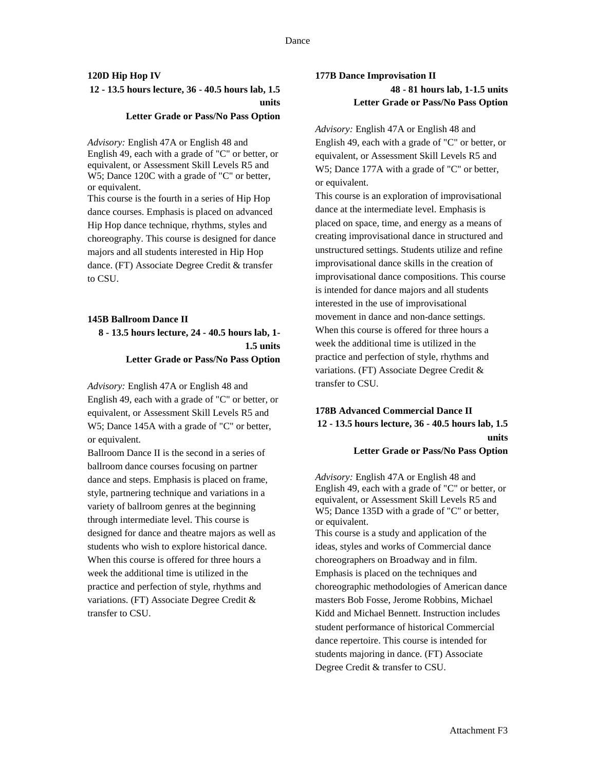### 120D Hip Hop IV

**12 - 13.5 hours lecture, 36 - 40.5 hours lab, 1.5 units**

**Letter Grade or Pass/No Pass Option**

*Advisory:* English 47A or English 48 and English 49, each with a grade of "C" or better, or equivalent, or Assessment Skill Levels R5 and W5; Dance 120C with a grade of "C" or better, or equivalent.

This course is the fourth in a series of Hip Hop dance courses. Emphasis is placed on advanced Hip Hop dance technique, rhythms, styles and choreography. This course is designed for dance majors and all students interested in Hip Hop dance. (FT) Associate Degree Credit & transfer to CSU.

### 145B Ballroom Dance II

**8 - 13.5 hours lecture, 24 - 40.5 hours lab, 1-1.5 units**

**Letter Grade or Pass/No Pass Option**

*Advisory:* English 47A or English 48 and English 49, each with a grade of "C" or better, or equivalent, or Assessment Skill Levels R5 and W5; Dance 145A with a grade of "C" or better, or equivalent.

Ballroom Dance II is the second in a series of ballroom dance courses focusing on partner dance and steps. Emphasis is placed on frame, style, partnering technique and variations in a variety of ballroom genres at the beginning through intermediate level. This course is designed for dance and theatre majors as well as students who wish to explore historical dance. When this course is offered for three hours a week the additional time is utilized in the practice and perfection of style, rhythms and variations. (FT) Associate Degree Credit & transfer to CSU.

### 177B Dance Improvisation II

**48 - 81 hours lab, 1-1.5 units**

**Letter Grade or Pass/No Pass Option**

*Advisory:* English 47A or English 48 and English 49, each with a grade of "C" or better, or equivalent, or Assessment Skill Levels R5 and W5; Dance 177A with a grade of "C" or better, or equivalent.

This course is an exploration of improvisational dance at the intermediate level. Emphasis is placed on space, time, and energy as a means of creating improvisational dance in structured and unstructured settings. Students utilize and refine improvisational dance skills in the creation of improvisational dance compositions. This course is intended for dance majors and all students interested in the use of improvisational movement in dance and non-dance settings. When this course is offered for three hours a week the additional time is utilized in the practice and perfection of style, rhythms and variations. (FT) Associate Degree Credit & transfer to CSU.

### 178B Advanced Commercial Dance II

**12 - 13.5 hours lecture, 36 - 40.5 hours lab, 1.5 units**

**Letter Grade or Pass/No Pass Option**

*Advisory:* English 47A or English 48 and English 49, each with a grade of "C" or better, or equivalent, or Assessment Skill Levels R5 and W5; Dance 135D with a grade of "C" or better, or equivalent.

This course is a study and application of the ideas, styles and works of Commercial dance choreographers on Broadway and in film. Emphasis is placed on the techniques and choreographic methodologies of American dance masters Bob Fosse, Jerome Robbins, Michael Kidd and Michael Bennett. Instruction includes student performance of historical Commercial dance repertoire. This course is intended for students majoring in dance. (FT) Associate Degree Credit & transfer to CSU.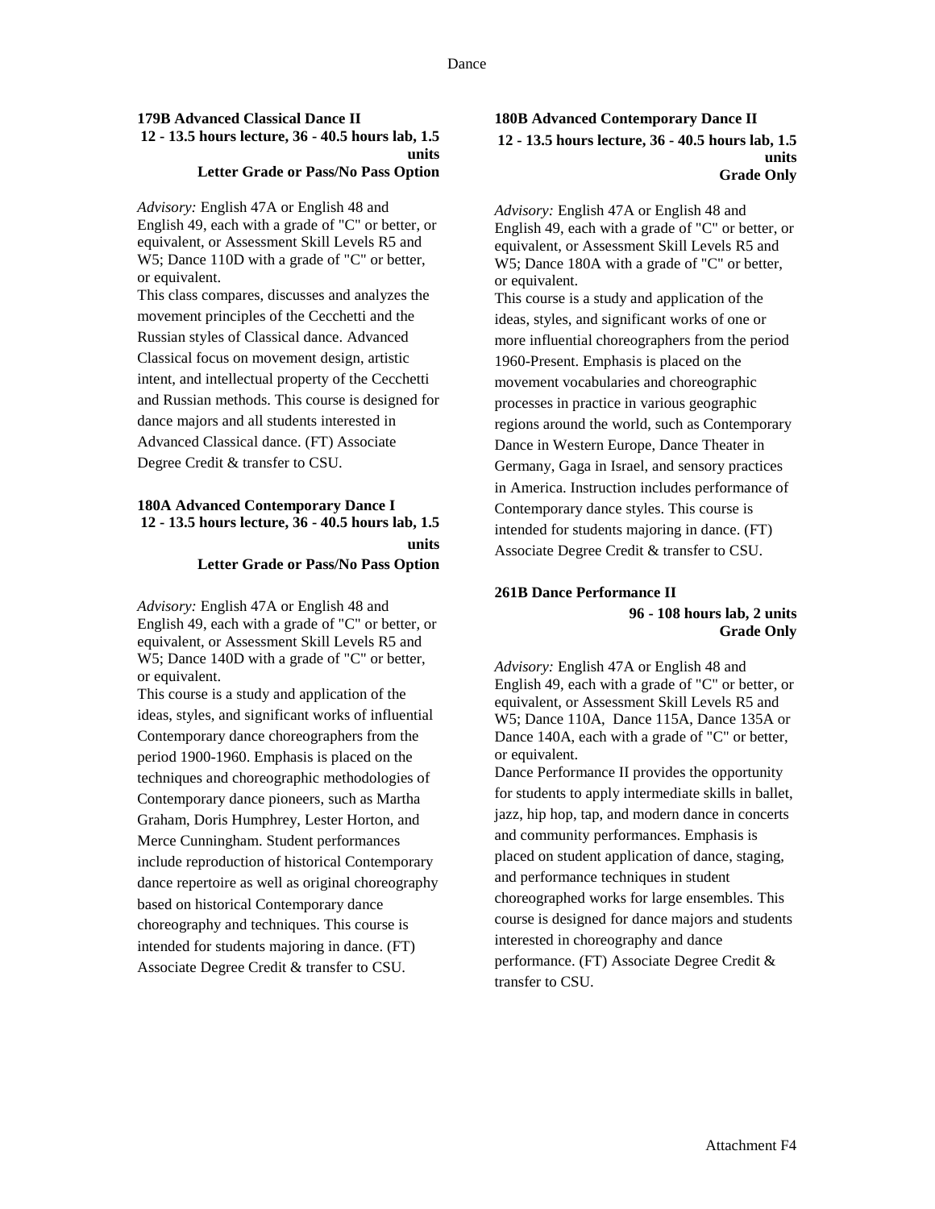### 179B Advanced Classical Dance II

**12 - 13.5 hours lecture, 36 - 40.5 hours lab, 1.5 units**
**Letter Grade or Pass/No Pass Option**

*Advisory:* English 47A or English 48 and English 49, each with a grade of "C" or better, or equivalent, or Assessment Skill Levels R5 and W5; Dance 110D with a grade of "C" or better, or equivalent.
This class compares, discusses and analyzes the movement principles of the Cecchetti and the Russian styles of Classical dance. Advanced Classical focus on movement design, artistic intent, and intellectual property of the Cecchetti and Russian methods. This course is designed for dance majors and all students interested in Advanced Classical dance. (FT) Associate Degree Credit & transfer to CSU.

### 180A Advanced Contemporary Dance I

**12 - 13.5 hours lecture, 36 - 40.5 hours lab, 1.5 units**
**Letter Grade or Pass/No Pass Option**

*Advisory:* English 47A or English 48 and English 49, each with a grade of "C" or better, or equivalent, or Assessment Skill Levels R5 and W5; Dance 140D with a grade of "C" or better, or equivalent.
This course is a study and application of the ideas, styles, and significant works of influential Contemporary dance choreographers from the period 1900-1960. Emphasis is placed on the techniques and choreographic methodologies of Contemporary dance pioneers, such as Martha Graham, Doris Humphrey, Lester Horton, and Merce Cunningham. Student performances include reproduction of historical Contemporary dance repertoire as well as original choreography based on historical Contemporary dance choreography and techniques. This course is intended for students majoring in dance. (FT) Associate Degree Credit & transfer to CSU.

### 180B Advanced Contemporary Dance II

**12 - 13.5 hours lecture, 36 - 40.5 hours lab, 1.5 units**
**Grade Only**

*Advisory:* English 47A or English 48 and English 49, each with a grade of "C" or better, or equivalent, or Assessment Skill Levels R5 and W5; Dance 180A with a grade of "C" or better, or equivalent.
This course is a study and application of the ideas, styles, and significant works of one or more influential choreographers from the period 1960-Present. Emphasis is placed on the movement vocabularies and choreographic processes in practice in various geographic regions around the world, such as Contemporary Dance in Western Europe, Dance Theater in Germany, Gaga in Israel, and sensory practices in America. Instruction includes performance of Contemporary dance styles. This course is intended for students majoring in dance. (FT) Associate Degree Credit & transfer to CSU.

### 261B Dance Performance II

**96 - 108 hours lab, 2 units**
**Grade Only**

*Advisory:* English 47A or English 48 and English 49, each with a grade of "C" or better, or equivalent, or Assessment Skill Levels R5 and W5; Dance 110A, Dance 115A, Dance 135A or Dance 140A, each with a grade of "C" or better, or equivalent.
Dance Performance II provides the opportunity for students to apply intermediate skills in ballet, jazz, hip hop, tap, and modern dance in concerts and community performances. Emphasis is placed on student application of dance, staging, and performance techniques in student choreographed works for large ensembles. This course is designed for dance majors and students interested in choreography and dance performance. (FT) Associate Degree Credit & transfer to CSU.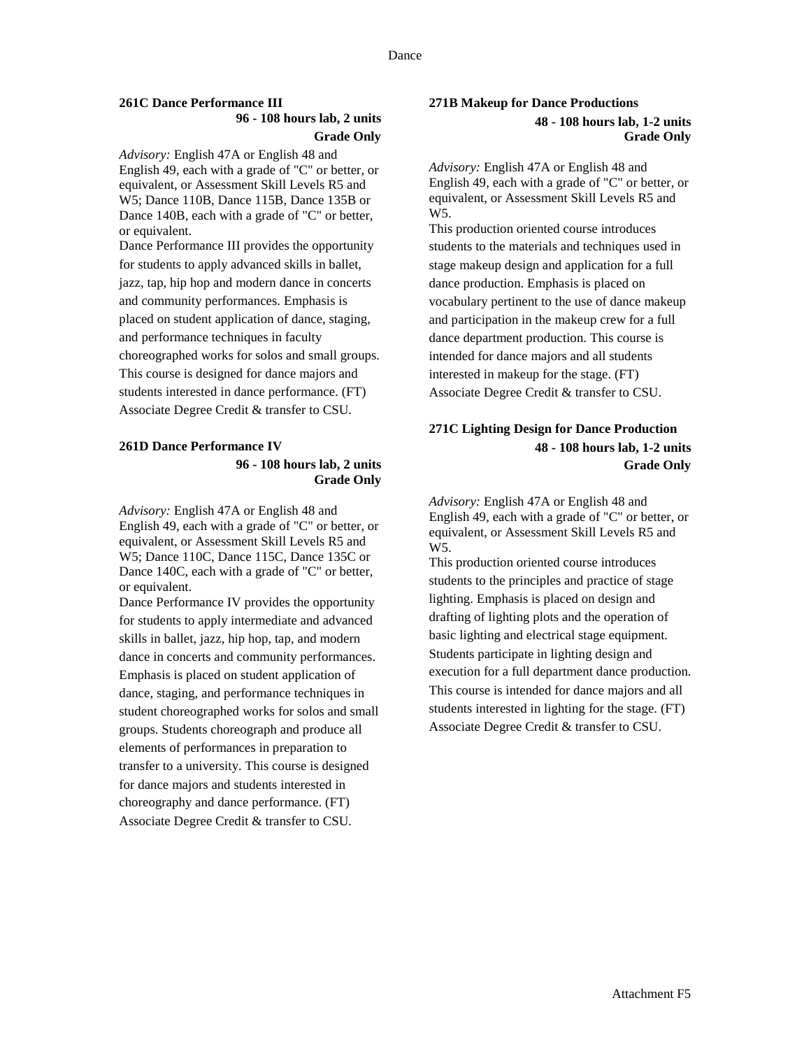### 261C Dance Performance III

**96 - 108 hours lab, 2 units**
**Grade Only**

*Advisory:* English 47A or English 48 and English 49, each with a grade of "C" or better, or equivalent, or Assessment Skill Levels R5 and W5; Dance 110B, Dance 115B, Dance 135B or Dance 140B, each with a grade of "C" or better, or equivalent.

Dance Performance III provides the opportunity for students to apply advanced skills in ballet, jazz, tap, hip hop and modern dance in concerts and community performances. Emphasis is placed on student application of dance, staging, and performance techniques in faculty choreographed works for solos and small groups. This course is designed for dance majors and students interested in dance performance. (FT) Associate Degree Credit & transfer to CSU.

### 261D Dance Performance IV

**96 - 108 hours lab, 2 units**
**Grade Only**

*Advisory:* English 47A or English 48 and English 49, each with a grade of "C" or better, or equivalent, or Assessment Skill Levels R5 and W5; Dance 110C, Dance 115C, Dance 135C or Dance 140C, each with a grade of "C" or better, or equivalent.

Dance Performance IV provides the opportunity for students to apply intermediate and advanced skills in ballet, jazz, hip hop, tap, and modern dance in concerts and community performances. Emphasis is placed on student application of dance, staging, and performance techniques in student choreographed works for solos and small groups. Students choreograph and produce all elements of performances in preparation to transfer to a university. This course is designed for dance majors and students interested in choreography and dance performance. (FT) Associate Degree Credit & transfer to CSU.

### 271B Makeup for Dance Productions

**48 - 108 hours lab, 1-2 units**
**Grade Only**

*Advisory:* English 47A or English 48 and English 49, each with a grade of "C" or better, or equivalent, or Assessment Skill Levels R5 and W5.

This production oriented course introduces students to the materials and techniques used in stage makeup design and application for a full dance production. Emphasis is placed on vocabulary pertinent to the use of dance makeup and participation in the makeup crew for a full dance department production. This course is intended for dance majors and all students interested in makeup for the stage. (FT) Associate Degree Credit & transfer to CSU.

### 271C Lighting Design for Dance Production

**48 - 108 hours lab, 1-2 units**
**Grade Only**

*Advisory:* English 47A or English 48 and English 49, each with a grade of "C" or better, or equivalent, or Assessment Skill Levels R5 and W5.

This production oriented course introduces students to the principles and practice of stage lighting. Emphasis is placed on design and drafting of lighting plots and the operation of basic lighting and electrical stage equipment. Students participate in lighting design and execution for a full department dance production. This course is intended for dance majors and all students interested in lighting for the stage. (FT) Associate Degree Credit & transfer to CSU.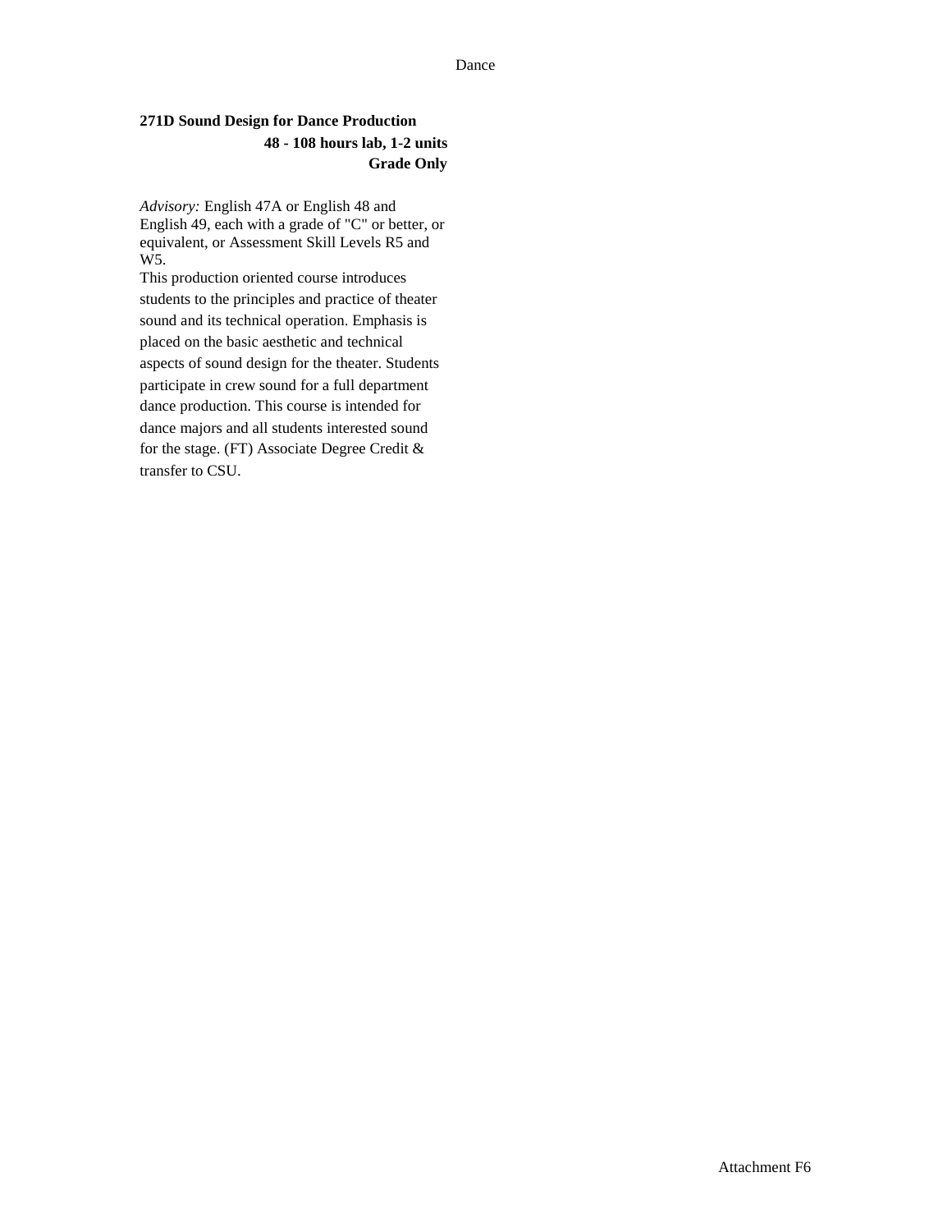**271D Sound Design for Dance Production**

**48 - 108 hours lab, 1-2 units**

**Grade Only**

*Advisory:* English 47A or English 48 and English 49, each with a grade of "C" or better, or equivalent, or Assessment Skill Levels R5 and W5.

This production oriented course introduces students to the principles and practice of theater sound and its technical operation. Emphasis is placed on the basic aesthetic and technical aspects of sound design for the theater. Students participate in crew sound for a full department dance production. This course is intended for dance majors and all students interested sound for the stage. (FT) Associate Degree Credit & transfer to CSU.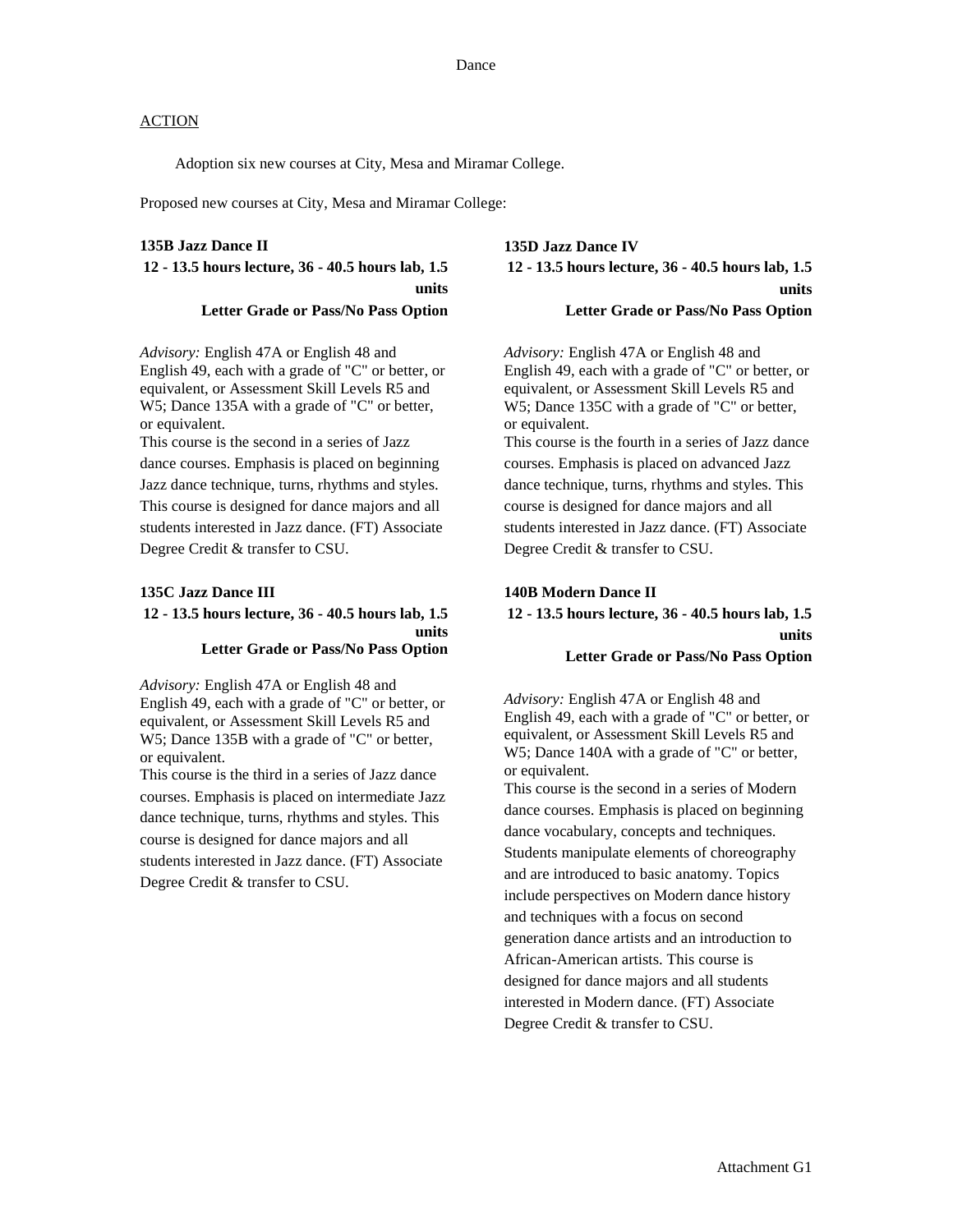Dance

ACTION

Adoption six new courses at City, Mesa and Miramar College.

Proposed new courses at City, Mesa and Miramar College:

**135B Jazz Dance II**
**12 - 13.5 hours lecture, 36 - 40.5 hours lab, 1.5 units**
**Letter Grade or Pass/No Pass Option**

*Advisory:* English 47A or English 48 and English 49, each with a grade of "C" or better, or equivalent, or Assessment Skill Levels R5 and W5; Dance 135A with a grade of "C" or better, or equivalent.
This course is the second in a series of Jazz dance courses. Emphasis is placed on beginning Jazz dance technique, turns, rhythms and styles. This course is designed for dance majors and all students interested in Jazz dance. (FT) Associate Degree Credit & transfer to CSU.

**135C Jazz Dance III**
**12 - 13.5 hours lecture, 36 - 40.5 hours lab, 1.5 units**
**Letter Grade or Pass/No Pass Option**

*Advisory:* English 47A or English 48 and English 49, each with a grade of "C" or better, or equivalent, or Assessment Skill Levels R5 and W5; Dance 135B with a grade of "C" or better, or equivalent.
This course is the third in a series of Jazz dance courses. Emphasis is placed on intermediate Jazz dance technique, turns, rhythms and styles. This course is designed for dance majors and all students interested in Jazz dance. (FT) Associate Degree Credit & transfer to CSU.

**135D Jazz Dance IV**
**12 - 13.5 hours lecture, 36 - 40.5 hours lab, 1.5 units**
**Letter Grade or Pass/No Pass Option**

*Advisory:* English 47A or English 48 and English 49, each with a grade of "C" or better, or equivalent, or Assessment Skill Levels R5 and W5; Dance 135C with a grade of "C" or better, or equivalent.
This course is the fourth in a series of Jazz dance courses. Emphasis is placed on advanced Jazz dance technique, turns, rhythms and styles. This course is designed for dance majors and all students interested in Jazz dance. (FT) Associate Degree Credit & transfer to CSU.

**140B Modern Dance II**
**12 - 13.5 hours lecture, 36 - 40.5 hours lab, 1.5 units**
**Letter Grade or Pass/No Pass Option**

*Advisory:* English 47A or English 48 and English 49, each with a grade of "C" or better, or equivalent, or Assessment Skill Levels R5 and W5; Dance 140A with a grade of "C" or better, or equivalent.
This course is the second in a series of Modern dance courses. Emphasis is placed on beginning dance vocabulary, concepts and techniques. Students manipulate elements of choreography and are introduced to basic anatomy. Topics include perspectives on Modern dance history and techniques with a focus on second generation dance artists and an introduction to African-American artists. This course is designed for dance majors and all students interested in Modern dance. (FT) Associate Degree Credit & transfer to CSU.

Attachment G1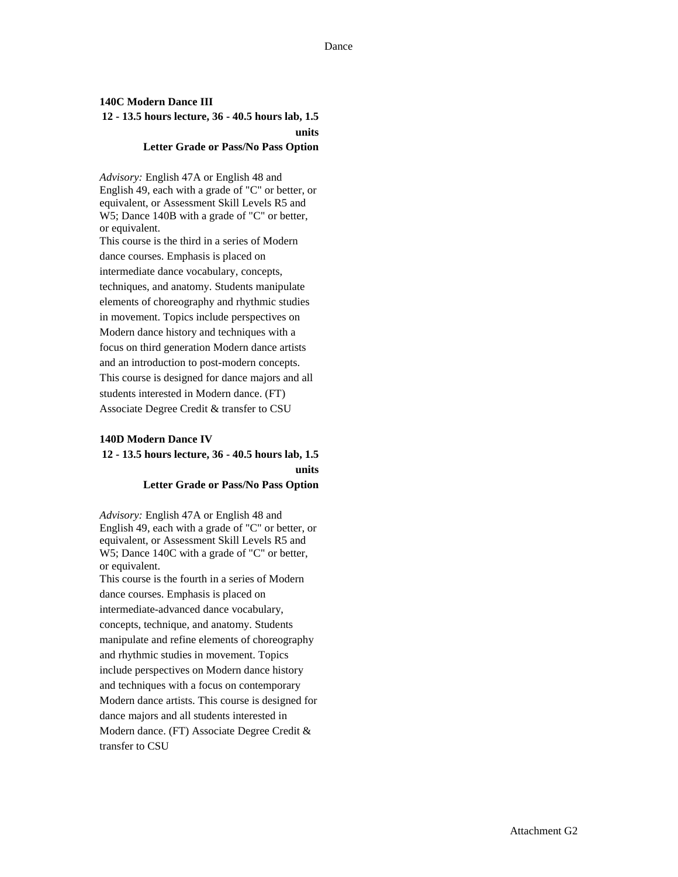**140C Modern Dance III**

**12 - 13.5 hours lecture, 36 - 40.5 hours lab, 1.5 units**

**Letter Grade or Pass/No Pass Option**

*Advisory:* English 47A or English 48 and English 49, each with a grade of "C" or better, or equivalent, or Assessment Skill Levels R5 and W5; Dance 140B with a grade of "C" or better, or equivalent.

This course is the third in a series of Modern dance courses. Emphasis is placed on intermediate dance vocabulary, concepts, techniques, and anatomy. Students manipulate elements of choreography and rhythmic studies in movement. Topics include perspectives on Modern dance history and techniques with a focus on third generation Modern dance artists and an introduction to post-modern concepts. This course is designed for dance majors and all students interested in Modern dance. (FT) Associate Degree Credit & transfer to CSU

**140D Modern Dance IV**

**12 - 13.5 hours lecture, 36 - 40.5 hours lab, 1.5 units**

**Letter Grade or Pass/No Pass Option**

*Advisory:* English 47A or English 48 and English 49, each with a grade of "C" or better, or equivalent, or Assessment Skill Levels R5 and W5; Dance 140C with a grade of "C" or better, or equivalent.

This course is the fourth in a series of Modern dance courses. Emphasis is placed on intermediate-advanced dance vocabulary, concepts, technique, and anatomy. Students manipulate and refine elements of choreography and rhythmic studies in movement. Topics include perspectives on Modern dance history and techniques with a focus on contemporary Modern dance artists. This course is designed for dance majors and all students interested in Modern dance. (FT) Associate Degree Credit & transfer to CSU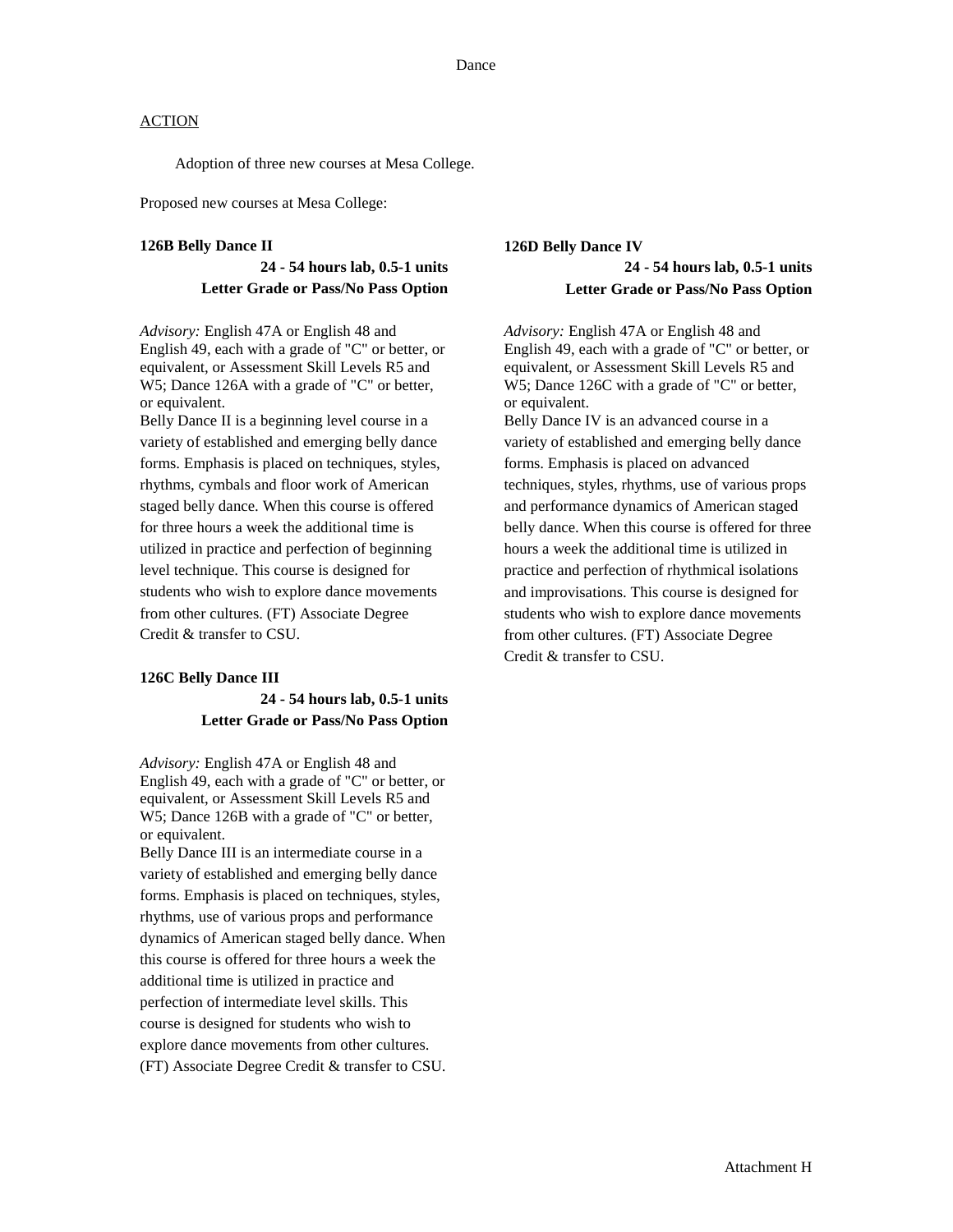Dance

ACTION

Adoption of three new courses at Mesa College.

Proposed new courses at Mesa College:

**126B Belly Dance II**

**24 - 54 hours lab, 0.5-1 units**
**Letter Grade or Pass/No Pass Option**

*Advisory:* English 47A or English 48 and English 49, each with a grade of "C" or better, or equivalent, or Assessment Skill Levels R5 and W5; Dance 126A with a grade of "C" or better, or equivalent.
Belly Dance II is a beginning level course in a variety of established and emerging belly dance forms. Emphasis is placed on techniques, styles, rhythms, cymbals and floor work of American staged belly dance. When this course is offered for three hours a week the additional time is utilized in practice and perfection of beginning level technique. This course is designed for students who wish to explore dance movements from other cultures. (FT) Associate Degree Credit & transfer to CSU.

**126C Belly Dance III**

**24 - 54 hours lab, 0.5-1 units**
**Letter Grade or Pass/No Pass Option**

*Advisory:* English 47A or English 48 and English 49, each with a grade of "C" or better, or equivalent, or Assessment Skill Levels R5 and W5; Dance 126B with a grade of "C" or better, or equivalent.
Belly Dance III is an intermediate course in a variety of established and emerging belly dance forms. Emphasis is placed on techniques, styles, rhythms, use of various props and performance dynamics of American staged belly dance. When this course is offered for three hours a week the additional time is utilized in practice and perfection of intermediate level skills. This course is designed for students who wish to explore dance movements from other cultures. (FT) Associate Degree Credit & transfer to CSU.

**126D Belly Dance IV**

**24 - 54 hours lab, 0.5-1 units**
**Letter Grade or Pass/No Pass Option**

*Advisory:* English 47A or English 48 and English 49, each with a grade of "C" or better, or equivalent, or Assessment Skill Levels R5 and W5; Dance 126C with a grade of "C" or better, or equivalent.
Belly Dance IV is an advanced course in a variety of established and emerging belly dance forms. Emphasis is placed on advanced techniques, styles, rhythms, use of various props and performance dynamics of American staged belly dance. When this course is offered for three hours a week the additional time is utilized in practice and perfection of rhythmical isolations and improvisations. This course is designed for students who wish to explore dance movements from other cultures. (FT) Associate Degree Credit & transfer to CSU.

Attachment H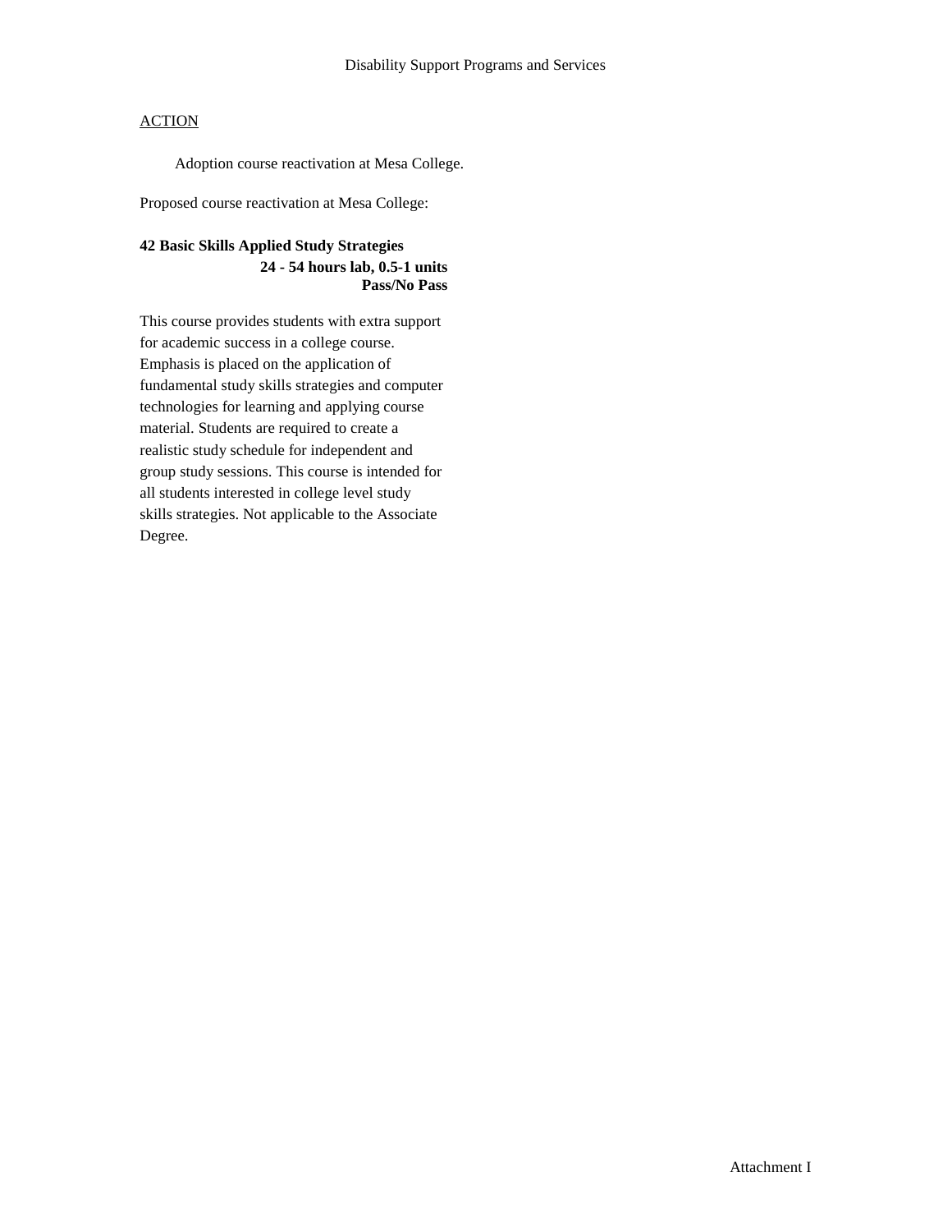Disability Support Programs and Services

ACTION

Adoption course reactivation at Mesa College.

Proposed course reactivation at Mesa College:

**42 Basic Skills Applied Study Strategies**
**24 - 54 hours lab, 0.5-1 units**
**Pass/No Pass**

This course provides students with extra support for academic success in a college course. Emphasis is placed on the application of fundamental study skills strategies and computer technologies for learning and applying course material. Students are required to create a realistic study schedule for independent and group study sessions. This course is intended for all students interested in college level study skills strategies. Not applicable to the Associate Degree.

Attachment I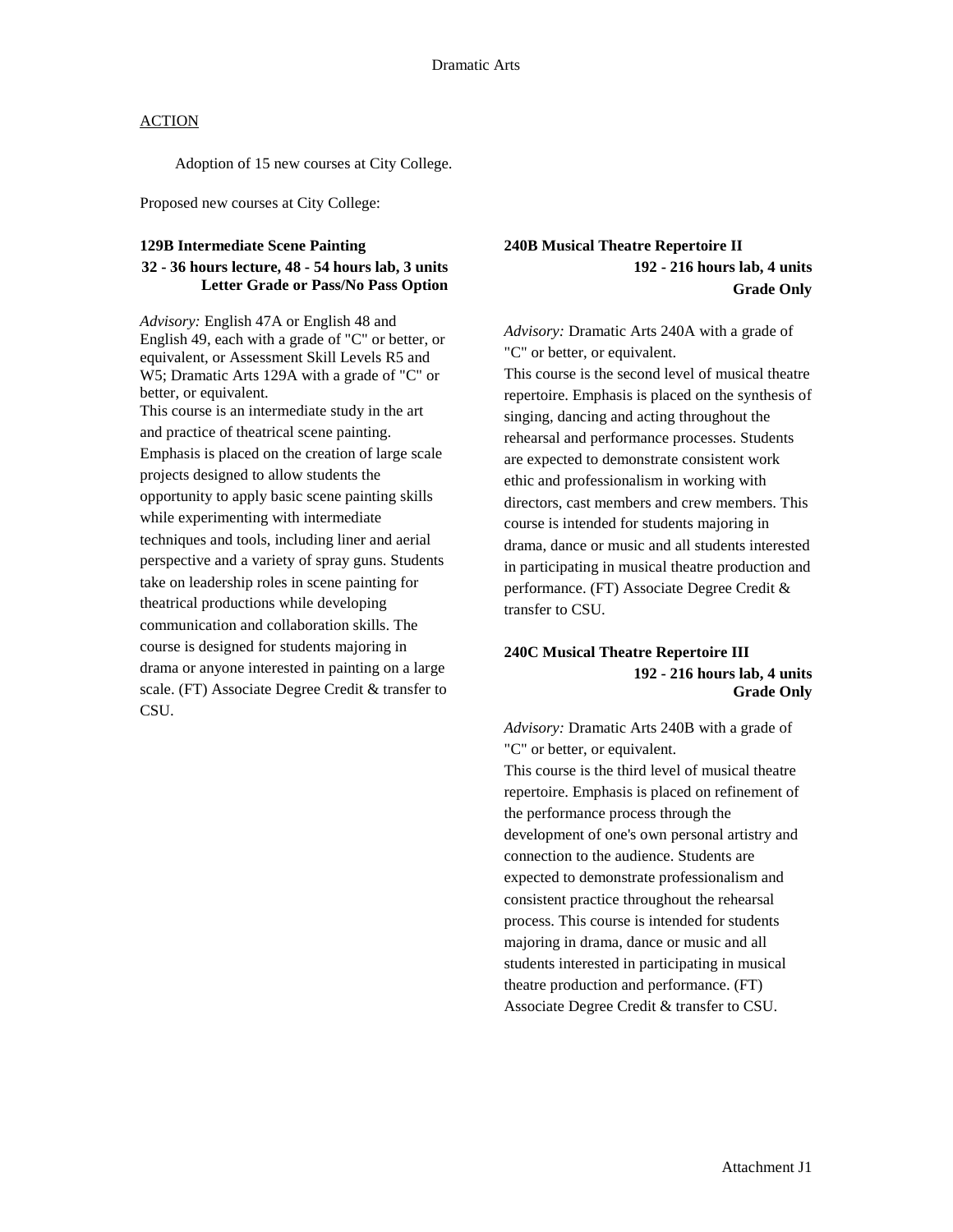# Dramatic Arts

ACTION

Adoption of 15 new courses at City College.

Proposed new courses at City College:

**129B Intermediate Scene Painting**
**32 - 36 hours lecture, 48 - 54 hours lab, 3 units**
**Letter Grade or Pass/No Pass Option**

*Advisory:* English 47A or English 48 and English 49, each with a grade of "C" or better, or equivalent, or Assessment Skill Levels R5 and W5; Dramatic Arts 129A with a grade of "C" or better, or equivalent.
This course is an intermediate study in the art and practice of theatrical scene painting. Emphasis is placed on the creation of large scale projects designed to allow students the opportunity to apply basic scene painting skills while experimenting with intermediate techniques and tools, including liner and aerial perspective and a variety of spray guns. Students take on leadership roles in scene painting for theatrical productions while developing communication and collaboration skills. The course is designed for students majoring in drama or anyone interested in painting on a large scale. (FT) Associate Degree Credit & transfer to CSU.

**240B Musical Theatre Repertoire II**
**192 - 216 hours lab, 4 units**
**Grade Only**

*Advisory:* Dramatic Arts 240A with a grade of "C" or better, or equivalent.
This course is the second level of musical theatre repertoire. Emphasis is placed on the synthesis of singing, dancing and acting throughout the rehearsal and performance processes. Students are expected to demonstrate consistent work ethic and professionalism in working with directors, cast members and crew members. This course is intended for students majoring in drama, dance or music and all students interested in participating in musical theatre production and performance. (FT) Associate Degree Credit & transfer to CSU.

**240C Musical Theatre Repertoire III**
**192 - 216 hours lab, 4 units**
**Grade Only**

*Advisory:* Dramatic Arts 240B with a grade of "C" or better, or equivalent.
This course is the third level of musical theatre repertoire. Emphasis is placed on refinement of the performance process through the development of one's own personal artistry and connection to the audience. Students are expected to demonstrate professionalism and consistent practice throughout the rehearsal process. This course is intended for students majoring in drama, dance or music and all students interested in participating in musical theatre production and performance. (FT) Associate Degree Credit & transfer to CSU.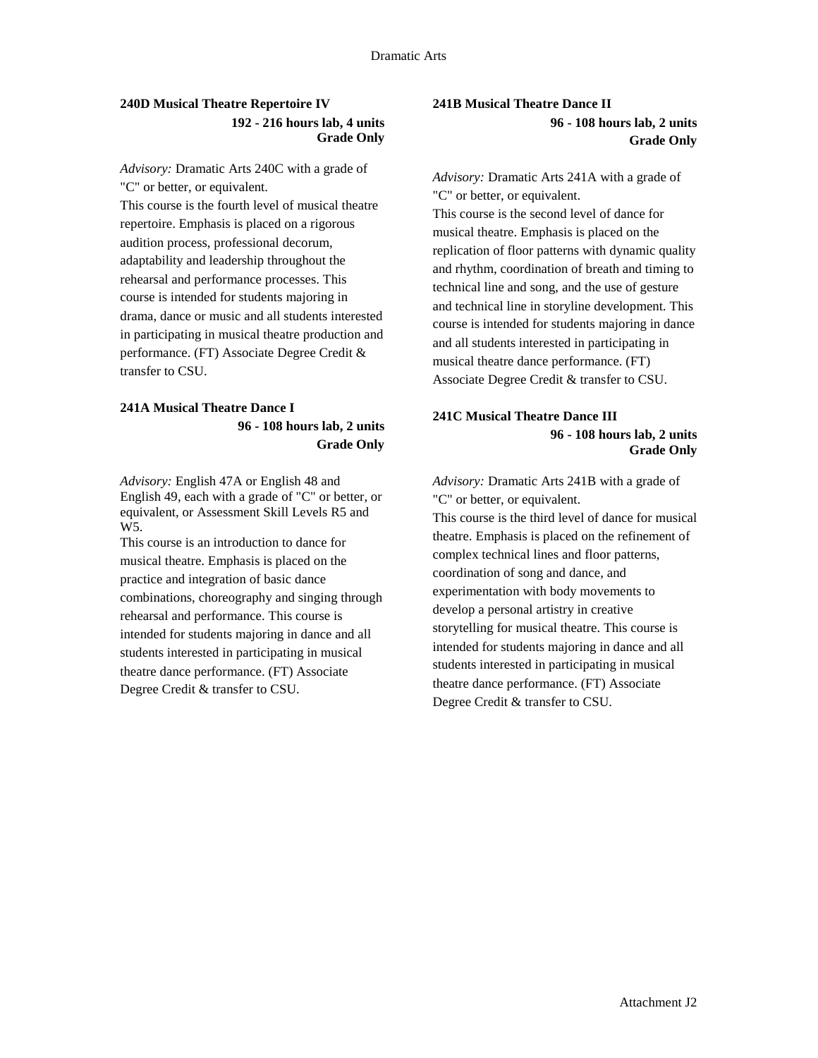### 240D Musical Theatre Repertoire IV

**192 - 216 hours lab, 4 units**
**Grade Only**

*Advisory:* Dramatic Arts 240C with a grade of "C" or better, or equivalent.
This course is the fourth level of musical theatre repertoire. Emphasis is placed on a rigorous audition process, professional decorum, adaptability and leadership throughout the rehearsal and performance processes. This course is intended for students majoring in drama, dance or music and all students interested in participating in musical theatre production and performance. (FT) Associate Degree Credit & transfer to CSU.

### 241A Musical Theatre Dance I

**96 - 108 hours lab, 2 units**
**Grade Only**

*Advisory:* English 47A or English 48 and English 49, each with a grade of "C" or better, or equivalent, or Assessment Skill Levels R5 and W5.
This course is an introduction to dance for musical theatre. Emphasis is placed on the practice and integration of basic dance combinations, choreography and singing through rehearsal and performance. This course is intended for students majoring in dance and all students interested in participating in musical theatre dance performance. (FT) Associate Degree Credit & transfer to CSU.

### 241B Musical Theatre Dance II

**96 - 108 hours lab, 2 units**
**Grade Only**

*Advisory:* Dramatic Arts 241A with a grade of "C" or better, or equivalent.
This course is the second level of dance for musical theatre. Emphasis is placed on the replication of floor patterns with dynamic quality and rhythm, coordination of breath and timing to technical line and song, and the use of gesture and technical line in storyline development. This course is intended for students majoring in dance and all students interested in participating in musical theatre dance performance. (FT) Associate Degree Credit & transfer to CSU.

### 241C Musical Theatre Dance III

**96 - 108 hours lab, 2 units**
**Grade Only**

*Advisory:* Dramatic Arts 241B with a grade of "C" or better, or equivalent.
This course is the third level of dance for musical theatre. Emphasis is placed on the refinement of complex technical lines and floor patterns, coordination of song and dance, and experimentation with body movements to develop a personal artistry in creative storytelling for musical theatre. This course is intended for students majoring in dance and all students interested in participating in musical theatre dance performance. (FT) Associate Degree Credit & transfer to CSU.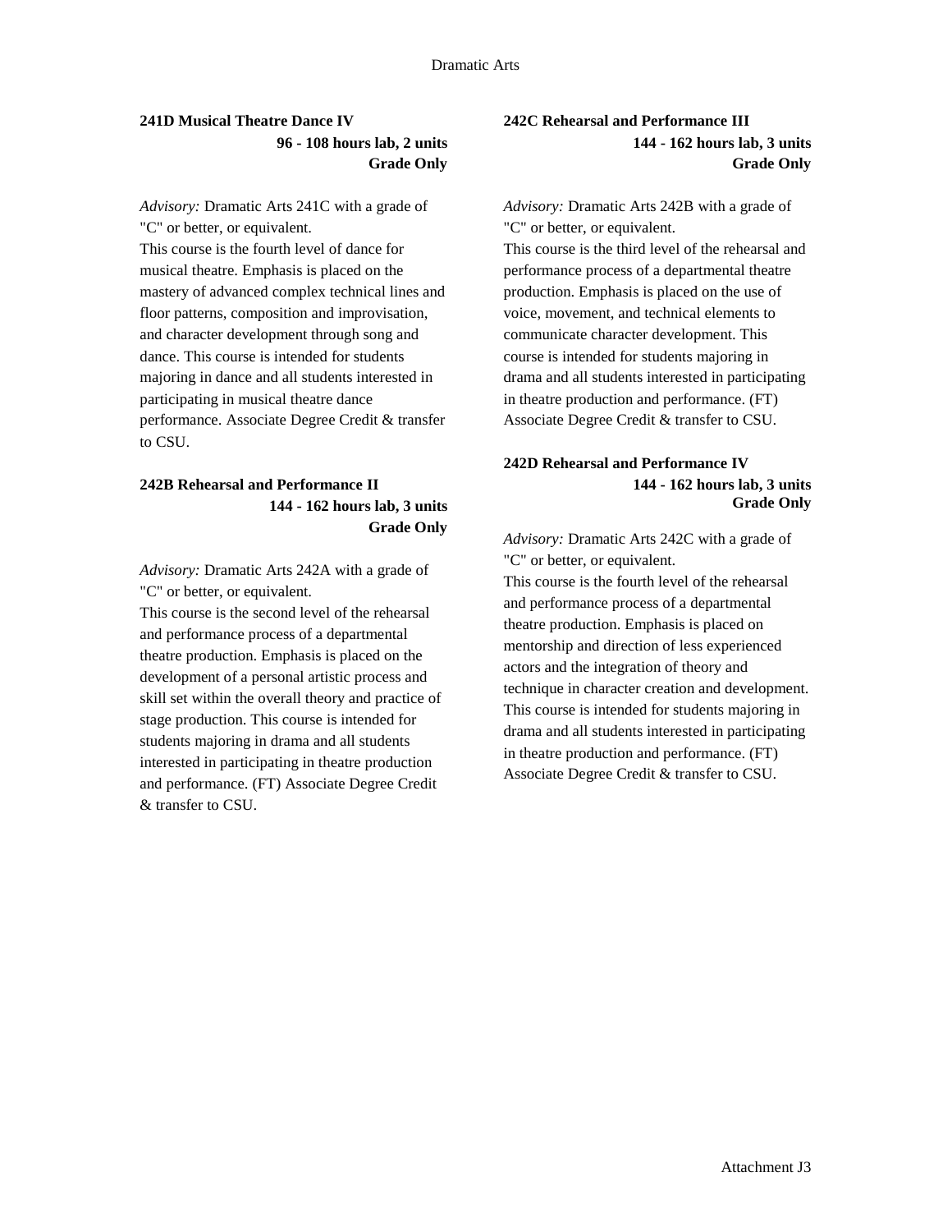### 241D Musical Theatre Dance IV

**96 - 108 hours lab, 2 units**
**Grade Only**

*Advisory:* Dramatic Arts 241C with a grade of "C" or better, or equivalent.
This course is the fourth level of dance for musical theatre. Emphasis is placed on the mastery of advanced complex technical lines and floor patterns, composition and improvisation, and character development through song and dance. This course is intended for students majoring in dance and all students interested in participating in musical theatre dance performance. Associate Degree Credit & transfer to CSU.

### 242B Rehearsal and Performance II

**144 - 162 hours lab, 3 units**
**Grade Only**

*Advisory:* Dramatic Arts 242A with a grade of "C" or better, or equivalent.
This course is the second level of the rehearsal and performance process of a departmental theatre production. Emphasis is placed on the development of a personal artistic process and skill set within the overall theory and practice of stage production. This course is intended for students majoring in drama and all students interested in participating in theatre production and performance. (FT) Associate Degree Credit & transfer to CSU.

### 242C Rehearsal and Performance III

**144 - 162 hours lab, 3 units**
**Grade Only**

*Advisory:* Dramatic Arts 242B with a grade of "C" or better, or equivalent.
This course is the third level of the rehearsal and performance process of a departmental theatre production. Emphasis is placed on the use of voice, movement, and technical elements to communicate character development. This course is intended for students majoring in drama and all students interested in participating in theatre production and performance. (FT) Associate Degree Credit & transfer to CSU.

### 242D Rehearsal and Performance IV

**144 - 162 hours lab, 3 units**
**Grade Only**

*Advisory:* Dramatic Arts 242C with a grade of "C" or better, or equivalent.
This course is the fourth level of the rehearsal and performance process of a departmental theatre production. Emphasis is placed on mentorship and direction of less experienced actors and the integration of theory and technique in character creation and development. This course is intended for students majoring in drama and all students interested in participating in theatre production and performance. (FT) Associate Degree Credit & transfer to CSU.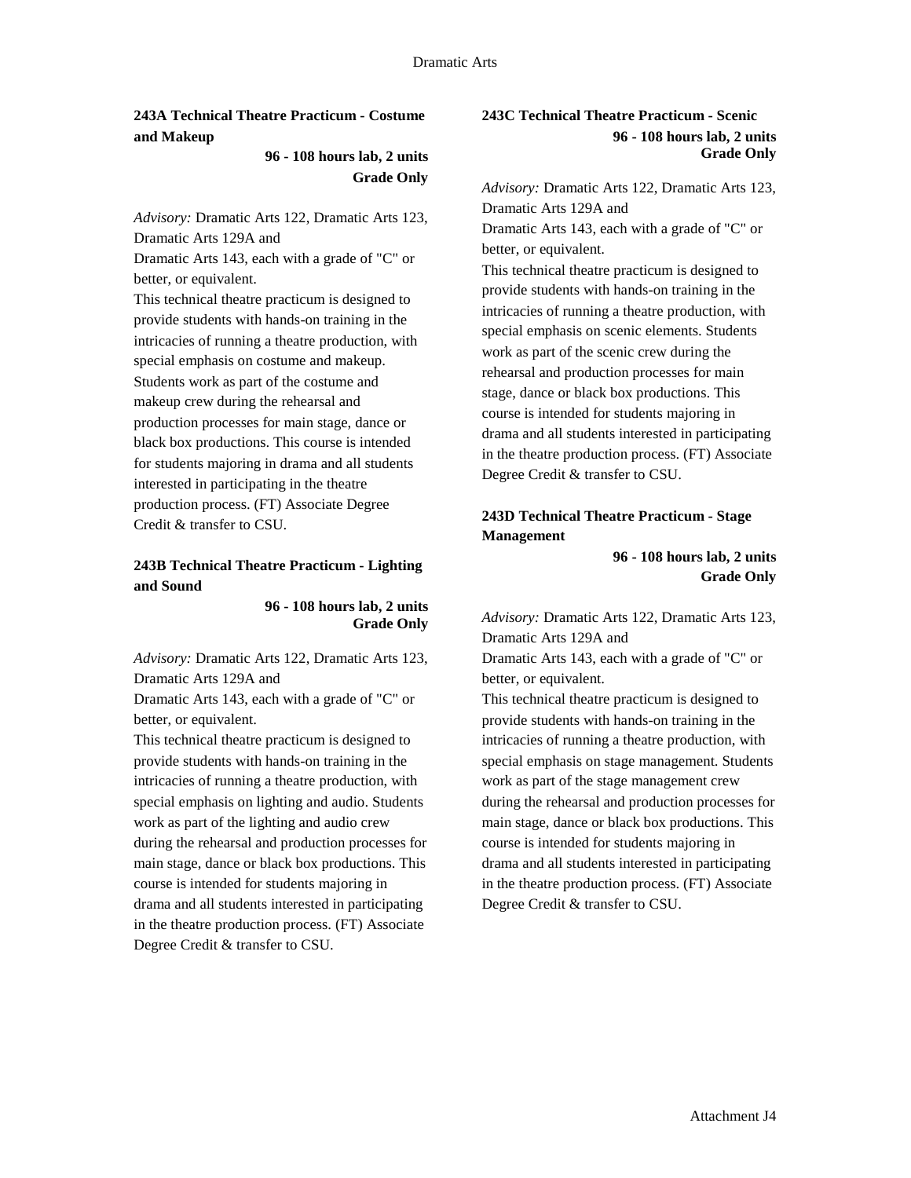### 243A Technical Theatre Practicum - Costume and Makeup

**96 - 108 hours lab, 2 units**
**Grade Only**

*Advisory:* Dramatic Arts 122, Dramatic Arts 123, Dramatic Arts 129A and
Dramatic Arts 143, each with a grade of "C" or better, or equivalent.
This technical theatre practicum is designed to provide students with hands-on training in the intricacies of running a theatre production, with special emphasis on costume and makeup. Students work as part of the costume and makeup crew during the rehearsal and production processes for main stage, dance or black box productions. This course is intended for students majoring in drama and all students interested in participating in the theatre production process. (FT) Associate Degree Credit & transfer to CSU.

### 243B Technical Theatre Practicum - Lighting and Sound

**96 - 108 hours lab, 2 units**
**Grade Only**

*Advisory:* Dramatic Arts 122, Dramatic Arts 123, Dramatic Arts 129A and
Dramatic Arts 143, each with a grade of "C" or better, or equivalent.
This technical theatre practicum is designed to provide students with hands-on training in the intricacies of running a theatre production, with special emphasis on lighting and audio. Students work as part of the lighting and audio crew during the rehearsal and production processes for main stage, dance or black box productions. This course is intended for students majoring in drama and all students interested in participating in the theatre production process. (FT) Associate Degree Credit & transfer to CSU.

### 243C Technical Theatre Practicum - Scenic

**96 - 108 hours lab, 2 units**
**Grade Only**

*Advisory:* Dramatic Arts 122, Dramatic Arts 123, Dramatic Arts 129A and
Dramatic Arts 143, each with a grade of "C" or better, or equivalent.
This technical theatre practicum is designed to provide students with hands-on training in the intricacies of running a theatre production, with special emphasis on scenic elements. Students work as part of the scenic crew during the rehearsal and production processes for main stage, dance or black box productions. This course is intended for students majoring in drama and all students interested in participating in the theatre production process. (FT) Associate Degree Credit & transfer to CSU.

### 243D Technical Theatre Practicum - Stage Management

**96 - 108 hours lab, 2 units**
**Grade Only**

*Advisory:* Dramatic Arts 122, Dramatic Arts 123, Dramatic Arts 129A and
Dramatic Arts 143, each with a grade of "C" or better, or equivalent.
This technical theatre practicum is designed to provide students with hands-on training in the intricacies of running a theatre production, with special emphasis on stage management. Students work as part of the stage management crew during the rehearsal and production processes for main stage, dance or black box productions. This course is intended for students majoring in drama and all students interested in participating in the theatre production process. (FT) Associate Degree Credit & transfer to CSU.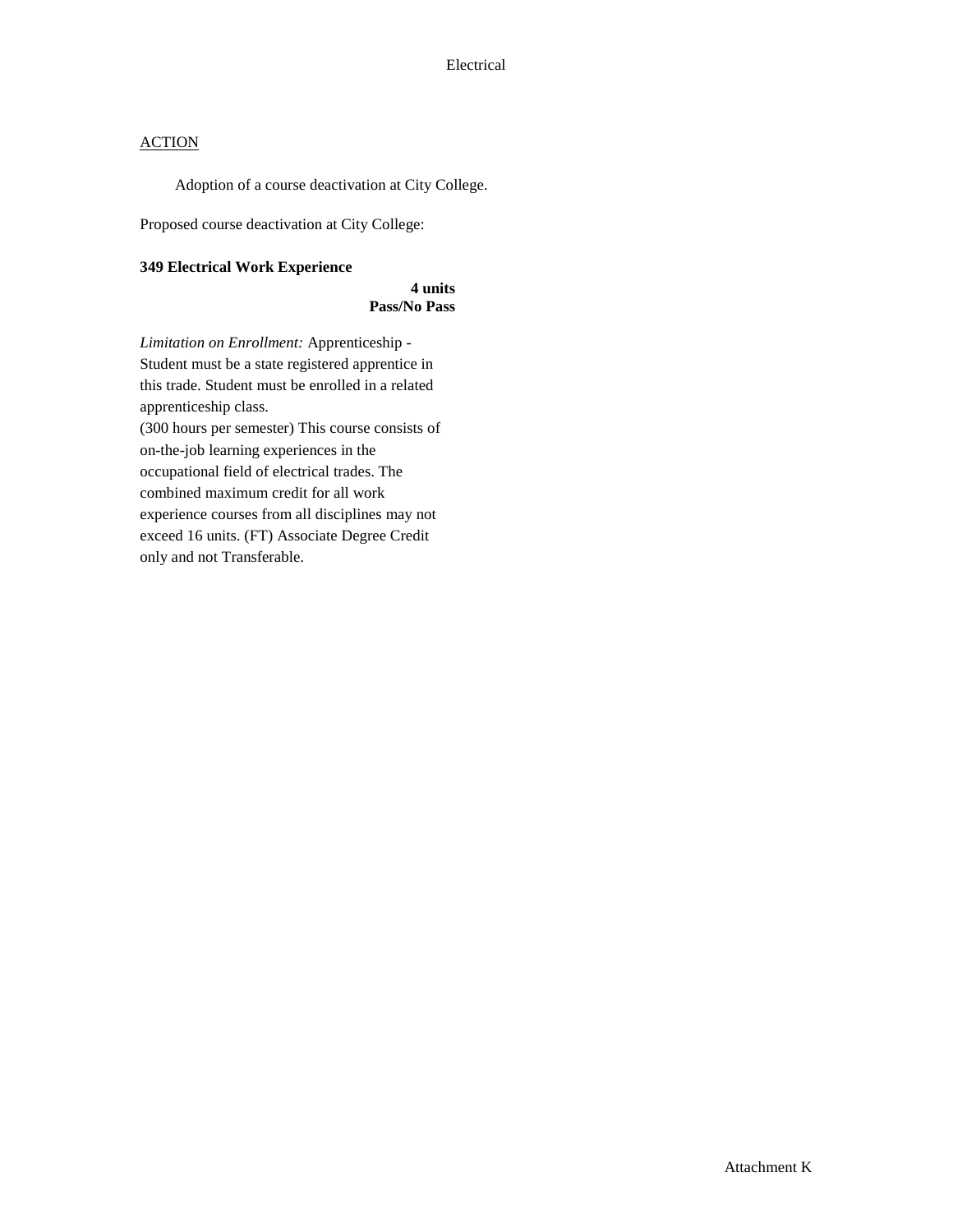Electrical

ACTION

Adoption of a course deactivation at City College.

Proposed course deactivation at City College:

**349 Electrical Work Experience**

**4 units**
**Pass/No Pass**

*Limitation on Enrollment:* Apprenticeship - Student must be a state registered apprentice in this trade. Student must be enrolled in a related apprenticeship class.
(300 hours per semester) This course consists of on-the-job learning experiences in the occupational field of electrical trades. The combined maximum credit for all work experience courses from all disciplines may not exceed 16 units. (FT) Associate Degree Credit only and not Transferable.

Attachment K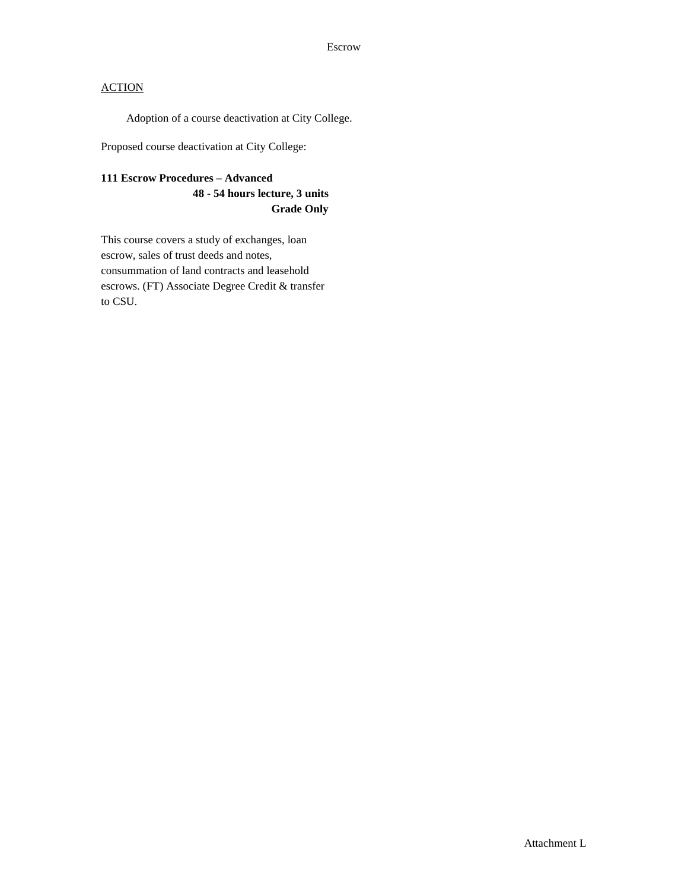# Escrow

ACTION

Adoption of a course deactivation at City College.

Proposed course deactivation at City College:

**111 Escrow Procedures – Advanced**
**48 - 54 hours lecture, 3 units**
**Grade Only**

This course covers a study of exchanges, loan escrow, sales of trust deeds and notes, consummation of land contracts and leasehold escrows. (FT) Associate Degree Credit & transfer to CSU.

Attachment L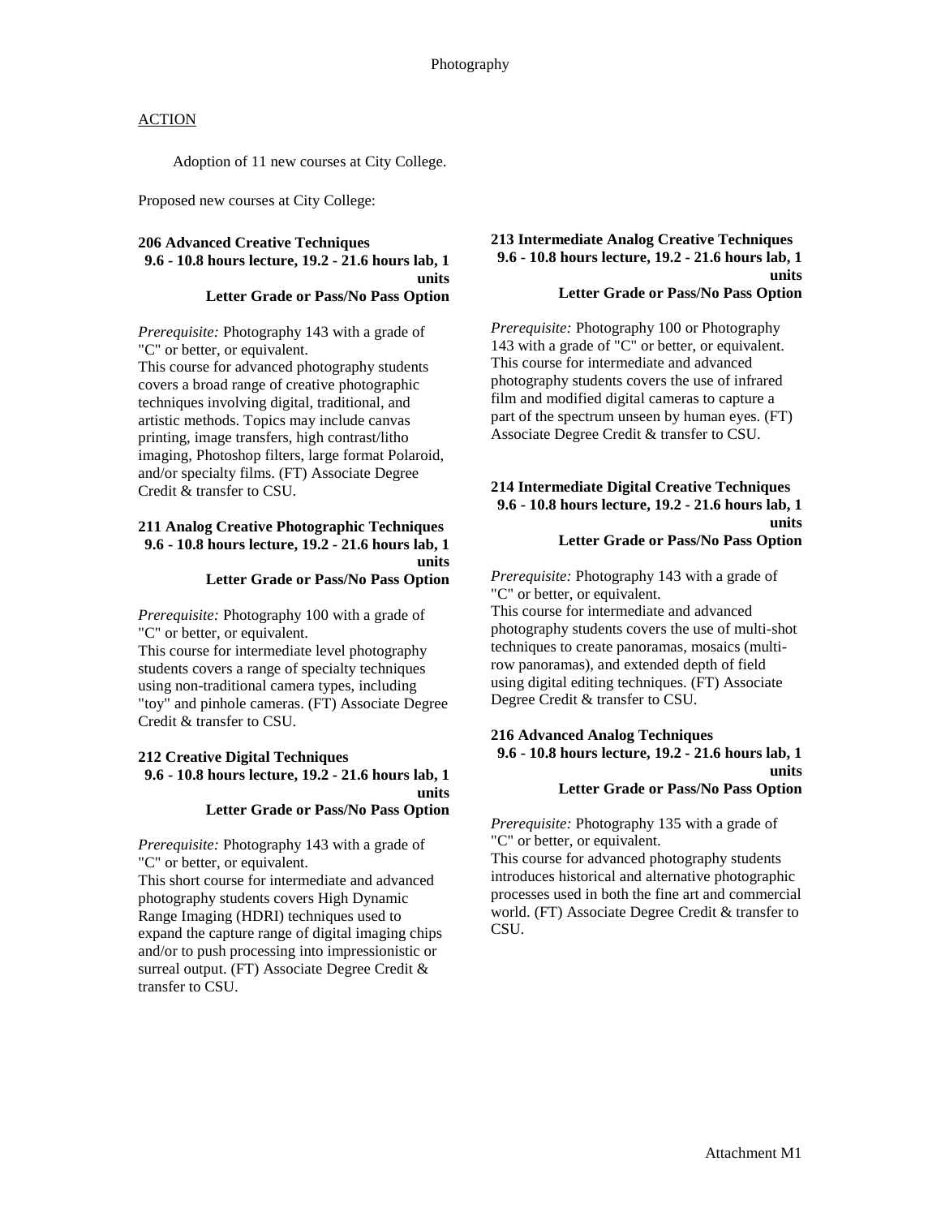# Photography

ACTION

Adoption of 11 new courses at City College.

Proposed new courses at City College:

**206 Advanced Creative Techniques**
**9.6 - 10.8 hours lecture, 19.2 - 21.6 hours lab, 1 units**
**Letter Grade or Pass/No Pass Option**

*Prerequisite:* Photography 143 with a grade of "C" or better, or equivalent.
This course for advanced photography students covers a broad range of creative photographic techniques involving digital, traditional, and artistic methods. Topics may include canvas printing, image transfers, high contrast/litho imaging, Photoshop filters, large format Polaroid, and/or specialty films. (FT) Associate Degree Credit & transfer to CSU.

**211 Analog Creative Photographic Techniques**
**9.6 - 10.8 hours lecture, 19.2 - 21.6 hours lab, 1 units**
**Letter Grade or Pass/No Pass Option**

*Prerequisite:* Photography 100 with a grade of "C" or better, or equivalent.
This course for intermediate level photography students covers a range of specialty techniques using non-traditional camera types, including "toy" and pinhole cameras. (FT) Associate Degree Credit & transfer to CSU.

**212 Creative Digital Techniques**
**9.6 - 10.8 hours lecture, 19.2 - 21.6 hours lab, 1 units**
**Letter Grade or Pass/No Pass Option**

*Prerequisite:* Photography 143 with a grade of "C" or better, or equivalent.
This short course for intermediate and advanced photography students covers High Dynamic Range Imaging (HDRI) techniques used to expand the capture range of digital imaging chips and/or to push processing into impressionistic or surreal output. (FT) Associate Degree Credit & transfer to CSU.

**213 Intermediate Analog Creative Techniques**
**9.6 - 10.8 hours lecture, 19.2 - 21.6 hours lab, 1 units**
**Letter Grade or Pass/No Pass Option**

*Prerequisite:* Photography 100 or Photography 143 with a grade of "C" or better, or equivalent.
This course for intermediate and advanced photography students covers the use of infrared film and modified digital cameras to capture a part of the spectrum unseen by human eyes. (FT) Associate Degree Credit & transfer to CSU.

**214 Intermediate Digital Creative Techniques**
**9.6 - 10.8 hours lecture, 19.2 - 21.6 hours lab, 1 units**
**Letter Grade or Pass/No Pass Option**

*Prerequisite:* Photography 143 with a grade of "C" or better, or equivalent.
This course for intermediate and advanced photography students covers the use of multi-shot techniques to create panoramas, mosaics (multi-row panoramas), and extended depth of field using digital editing techniques. (FT) Associate Degree Credit & transfer to CSU.

**216 Advanced Analog Techniques**
**9.6 - 10.8 hours lecture, 19.2 - 21.6 hours lab, 1 units**
**Letter Grade or Pass/No Pass Option**

*Prerequisite:* Photography 135 with a grade of "C" or better, or equivalent.
This course for advanced photography students introduces historical and alternative photographic processes used in both the fine art and commercial world. (FT) Associate Degree Credit & transfer to CSU.

Attachment M1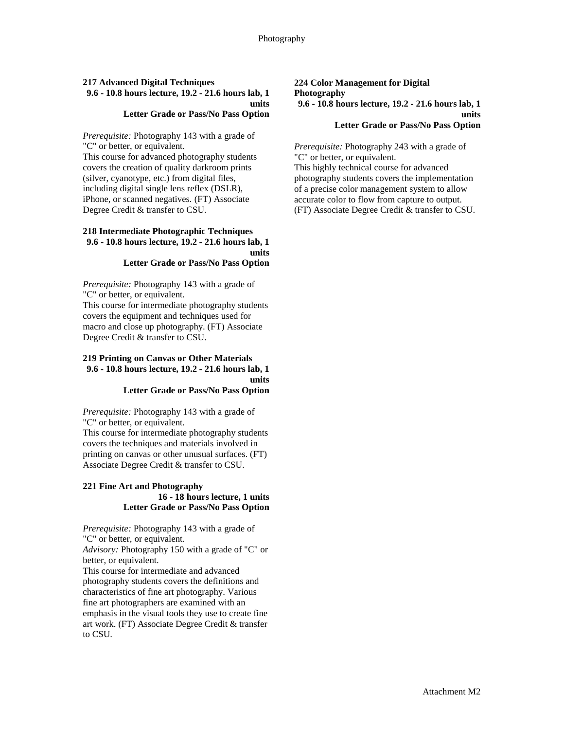#### 217 Advanced Digital Techniques

**9.6 - 10.8 hours lecture, 19.2 - 21.6 hours lab, 1 units**
**Letter Grade or Pass/No Pass Option**

*Prerequisite:* Photography 143 with a grade of "C" or better, or equivalent.
This course for advanced photography students covers the creation of quality darkroom prints (silver, cyanotype, etc.) from digital files, including digital single lens reflex (DSLR), iPhone, or scanned negatives. (FT) Associate Degree Credit & transfer to CSU.

#### 218 Intermediate Photographic Techniques

**9.6 - 10.8 hours lecture, 19.2 - 21.6 hours lab, 1 units**
**Letter Grade or Pass/No Pass Option**

*Prerequisite:* Photography 143 with a grade of "C" or better, or equivalent.
This course for intermediate photography students covers the equipment and techniques used for macro and close up photography. (FT) Associate Degree Credit & transfer to CSU.

#### 219 Printing on Canvas or Other Materials

**9.6 - 10.8 hours lecture, 19.2 - 21.6 hours lab, 1 units**
**Letter Grade or Pass/No Pass Option**

*Prerequisite:* Photography 143 with a grade of "C" or better, or equivalent.
This course for intermediate photography students covers the techniques and materials involved in printing on canvas or other unusual surfaces. (FT) Associate Degree Credit & transfer to CSU.

#### 221 Fine Art and Photography

**16 - 18 hours lecture, 1 units**
**Letter Grade or Pass/No Pass Option**

*Prerequisite:* Photography 143 with a grade of "C" or better, or equivalent.
*Advisory:* Photography 150 with a grade of "C" or better, or equivalent.
This course for intermediate and advanced photography students covers the definitions and characteristics of fine art photography. Various fine art photographers are examined with an emphasis in the visual tools they use to create fine art work. (FT) Associate Degree Credit & transfer to CSU.

#### 224 Color Management for Digital Photography

**9.6 - 10.8 hours lecture, 19.2 - 21.6 hours lab, 1 units**
**Letter Grade or Pass/No Pass Option**

*Prerequisite:* Photography 243 with a grade of "C" or better, or equivalent.
This highly technical course for advanced photography students covers the implementation of a precise color management system to allow accurate color to flow from capture to output. (FT) Associate Degree Credit & transfer to CSU.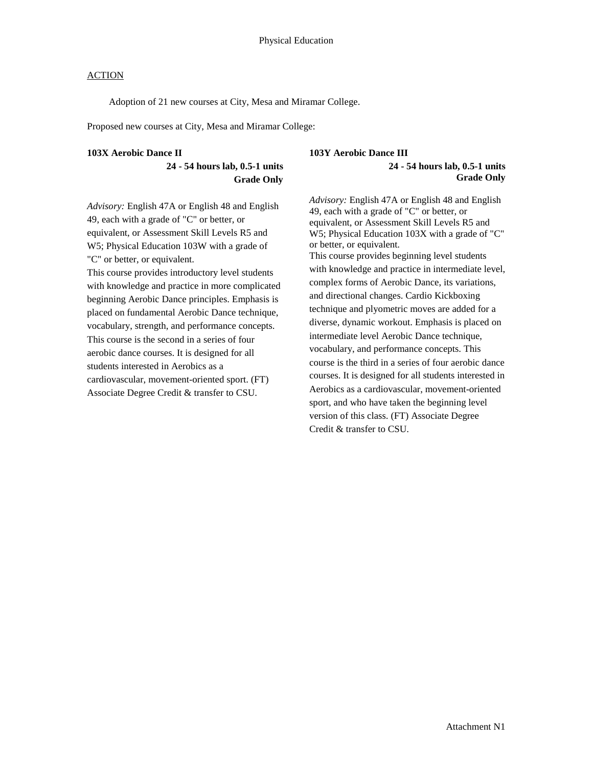Physical Education

ACTION

Adoption of 21 new courses at City, Mesa and Miramar College.

Proposed new courses at City, Mesa and Miramar College:

**103X Aerobic Dance II**

**24 - 54 hours lab, 0.5-1 units**
**Grade Only**

*Advisory:* English 47A or English 48 and English 49, each with a grade of "C" or better, or equivalent, or Assessment Skill Levels R5 and W5; Physical Education 103W with a grade of "C" or better, or equivalent.
This course provides introductory level students with knowledge and practice in more complicated beginning Aerobic Dance principles. Emphasis is placed on fundamental Aerobic Dance technique, vocabulary, strength, and performance concepts. This course is the second in a series of four aerobic dance courses. It is designed for all students interested in Aerobics as a cardiovascular, movement-oriented sport. (FT) Associate Degree Credit & transfer to CSU.

**103Y Aerobic Dance III**

**24 - 54 hours lab, 0.5-1 units**
**Grade Only**

*Advisory:* English 47A or English 48 and English 49, each with a grade of "C" or better, or equivalent, or Assessment Skill Levels R5 and W5; Physical Education 103X with a grade of "C" or better, or equivalent.
This course provides beginning level students with knowledge and practice in intermediate level, complex forms of Aerobic Dance, its variations, and directional changes. Cardio Kickboxing technique and plyometric moves are added for a diverse, dynamic workout. Emphasis is placed on intermediate level Aerobic Dance technique, vocabulary, and performance concepts. This course is the third in a series of four aerobic dance courses. It is designed for all students interested in Aerobics as a cardiovascular, movement-oriented sport, and who have taken the beginning level version of this class. (FT) Associate Degree Credit & transfer to CSU.

Attachment N1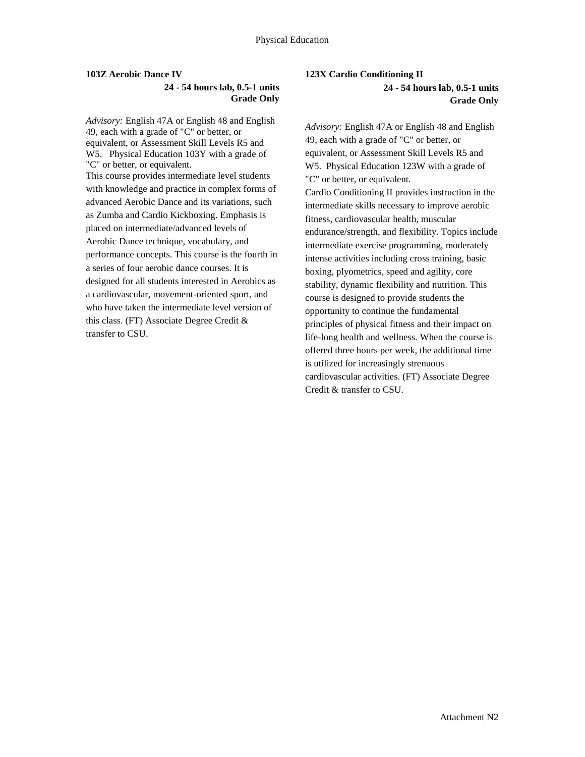### 103Z Aerobic Dance IV

**24 - 54 hours lab, 0.5-1 units**
**Grade Only**

*Advisory:* English 47A or English 48 and English 49, each with a grade of "C" or better, or equivalent, or Assessment Skill Levels R5 and W5. Physical Education 103Y with a grade of "C" or better, or equivalent.

This course provides intermediate level students with knowledge and practice in complex forms of advanced Aerobic Dance and its variations, such as Zumba and Cardio Kickboxing. Emphasis is placed on intermediate/advanced levels of Aerobic Dance technique, vocabulary, and performance concepts. This course is the fourth in a series of four aerobic dance courses. It is designed for all students interested in Aerobics as a cardiovascular, movement-oriented sport, and who have taken the intermediate level version of this class. (FT) Associate Degree Credit & transfer to CSU.

### 123X Cardio Conditioning II

**24 - 54 hours lab, 0.5-1 units**
**Grade Only**

*Advisory:* English 47A or English 48 and English 49, each with a grade of "C" or better, or equivalent, or Assessment Skill Levels R5 and W5. Physical Education 123W with a grade of "C" or better, or equivalent.

Cardio Conditioning II provides instruction in the intermediate skills necessary to improve aerobic fitness, cardiovascular health, muscular endurance/strength, and flexibility. Topics include intermediate exercise programming, moderately intense activities including cross training, basic boxing, plyometrics, speed and agility, core stability, dynamic flexibility and nutrition. This course is designed to provide students the opportunity to continue the fundamental principles of physical fitness and their impact on life-long health and wellness. When the course is offered three hours per week, the additional time is utilized for increasingly strenuous cardiovascular activities. (FT) Associate Degree Credit & transfer to CSU.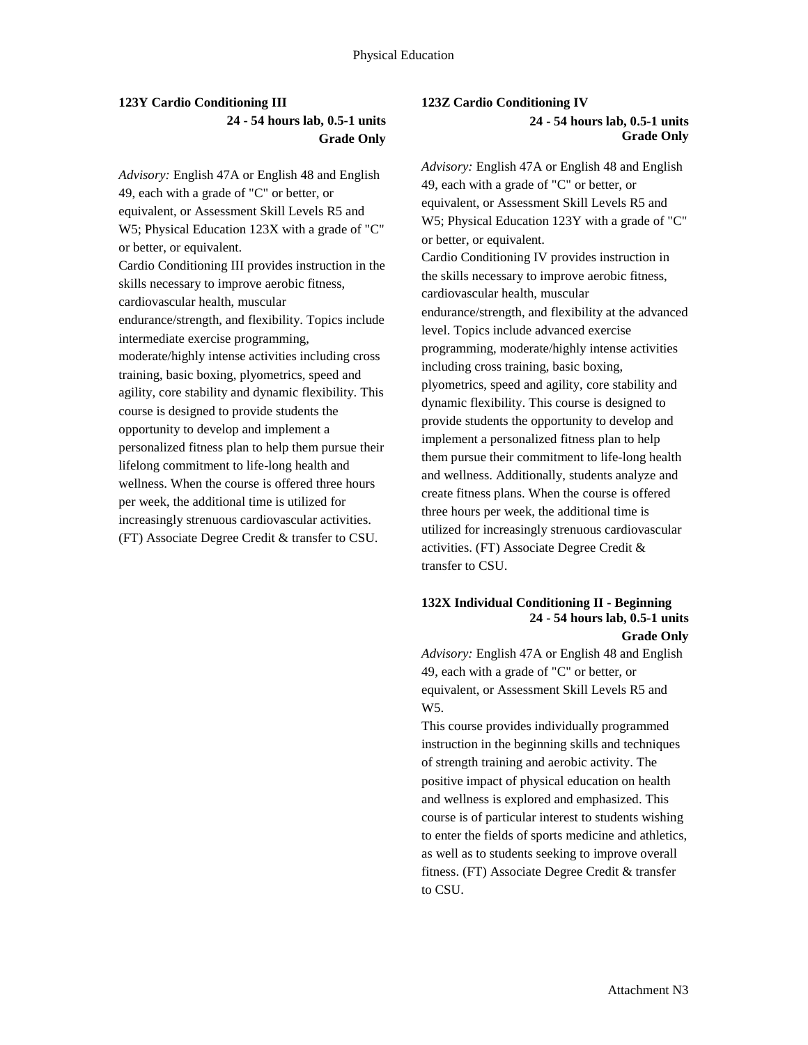### 123Y Cardio Conditioning III

**24 - 54 hours lab, 0.5-1 units**
**Grade Only**

*Advisory:* English 47A or English 48 and English 49, each with a grade of "C" or better, or equivalent, or Assessment Skill Levels R5 and W5; Physical Education 123X with a grade of "C" or better, or equivalent.

Cardio Conditioning III provides instruction in the skills necessary to improve aerobic fitness, cardiovascular health, muscular endurance/strength, and flexibility. Topics include intermediate exercise programming, moderate/highly intense activities including cross training, basic boxing, plyometrics, speed and agility, core stability and dynamic flexibility. This course is designed to provide students the opportunity to develop and implement a personalized fitness plan to help them pursue their lifelong commitment to life-long health and wellness. When the course is offered three hours per week, the additional time is utilized for increasingly strenuous cardiovascular activities. (FT) Associate Degree Credit & transfer to CSU.

### 123Z Cardio Conditioning IV

**24 - 54 hours lab, 0.5-1 units**
**Grade Only**

*Advisory:* English 47A or English 48 and English 49, each with a grade of "C" or better, or equivalent, or Assessment Skill Levels R5 and W5; Physical Education 123Y with a grade of "C" or better, or equivalent.

Cardio Conditioning IV provides instruction in the skills necessary to improve aerobic fitness, cardiovascular health, muscular endurance/strength, and flexibility at the advanced level. Topics include advanced exercise programming, moderate/highly intense activities including cross training, basic boxing, plyometrics, speed and agility, core stability and dynamic flexibility. This course is designed to provide students the opportunity to develop and implement a personalized fitness plan to help them pursue their commitment to life-long health and wellness. Additionally, students analyze and create fitness plans. When the course is offered three hours per week, the additional time is utilized for increasingly strenuous cardiovascular activities. (FT) Associate Degree Credit & transfer to CSU.

### 132X Individual Conditioning II - Beginning

**24 - 54 hours lab, 0.5-1 units**
**Grade Only**

*Advisory:* English 47A or English 48 and English 49, each with a grade of "C" or better, or equivalent, or Assessment Skill Levels R5 and W5.

This course provides individually programmed instruction in the beginning skills and techniques of strength training and aerobic activity. The positive impact of physical education on health and wellness is explored and emphasized. This course is of particular interest to students wishing to enter the fields of sports medicine and athletics, as well as to students seeking to improve overall fitness. (FT) Associate Degree Credit & transfer to CSU.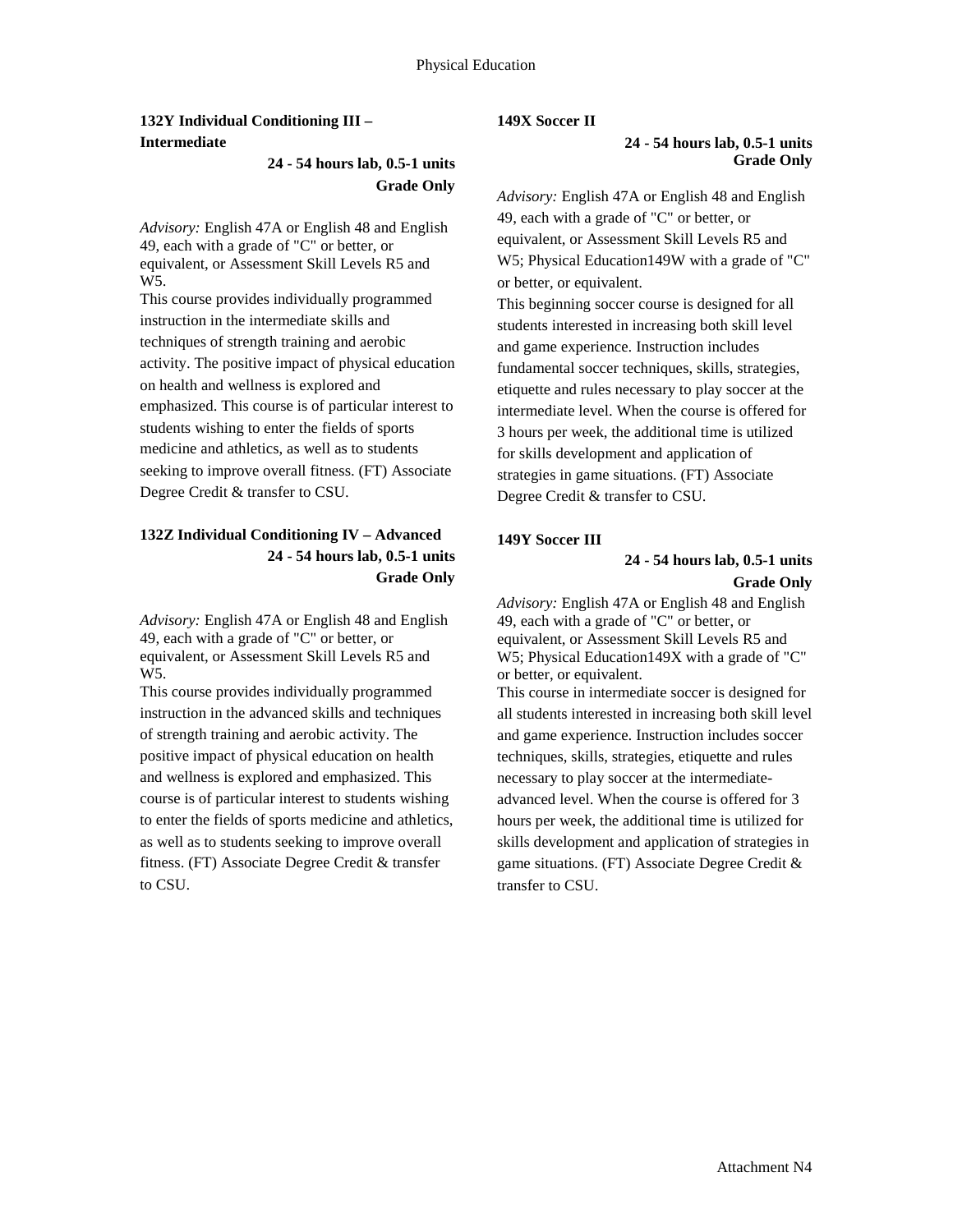**132Y Individual Conditioning III – Intermediate**

**24 - 54 hours lab, 0.5-1 units**
**Grade Only**

*Advisory:* English 47A or English 48 and English 49, each with a grade of "C" or better, or equivalent, or Assessment Skill Levels R5 and W5.

This course provides individually programmed instruction in the intermediate skills and techniques of strength training and aerobic activity. The positive impact of physical education on health and wellness is explored and emphasized. This course is of particular interest to students wishing to enter the fields of sports medicine and athletics, as well as to students seeking to improve overall fitness. (FT) Associate Degree Credit & transfer to CSU.

**132Z Individual Conditioning IV – Advanced**

**24 - 54 hours lab, 0.5-1 units**
**Grade Only**

*Advisory:* English 47A or English 48 and English 49, each with a grade of "C" or better, or equivalent, or Assessment Skill Levels R5 and W5.

This course provides individually programmed instruction in the advanced skills and techniques of strength training and aerobic activity. The positive impact of physical education on health and wellness is explored and emphasized. This course is of particular interest to students wishing to enter the fields of sports medicine and athletics, as well as to students seeking to improve overall fitness. (FT) Associate Degree Credit & transfer to CSU.

**149X Soccer II**

**24 - 54 hours lab, 0.5-1 units**
**Grade Only**

*Advisory:* English 47A or English 48 and English 49, each with a grade of "C" or better, or equivalent, or Assessment Skill Levels R5 and W5; Physical Education149W with a grade of "C" or better, or equivalent.

This beginning soccer course is designed for all students interested in increasing both skill level and game experience. Instruction includes fundamental soccer techniques, skills, strategies, etiquette and rules necessary to play soccer at the intermediate level. When the course is offered for 3 hours per week, the additional time is utilized for skills development and application of strategies in game situations. (FT) Associate Degree Credit & transfer to CSU.

**149Y Soccer III**

**24 - 54 hours lab, 0.5-1 units**
**Grade Only**

*Advisory:* English 47A or English 48 and English 49, each with a grade of "C" or better, or equivalent, or Assessment Skill Levels R5 and W5; Physical Education149X with a grade of "C" or better, or equivalent.

This course in intermediate soccer is designed for all students interested in increasing both skill level and game experience. Instruction includes soccer techniques, skills, strategies, etiquette and rules necessary to play soccer at the intermediate-advanced level. When the course is offered for 3 hours per week, the additional time is utilized for skills development and application of strategies in game situations. (FT) Associate Degree Credit & transfer to CSU.

Attachment N4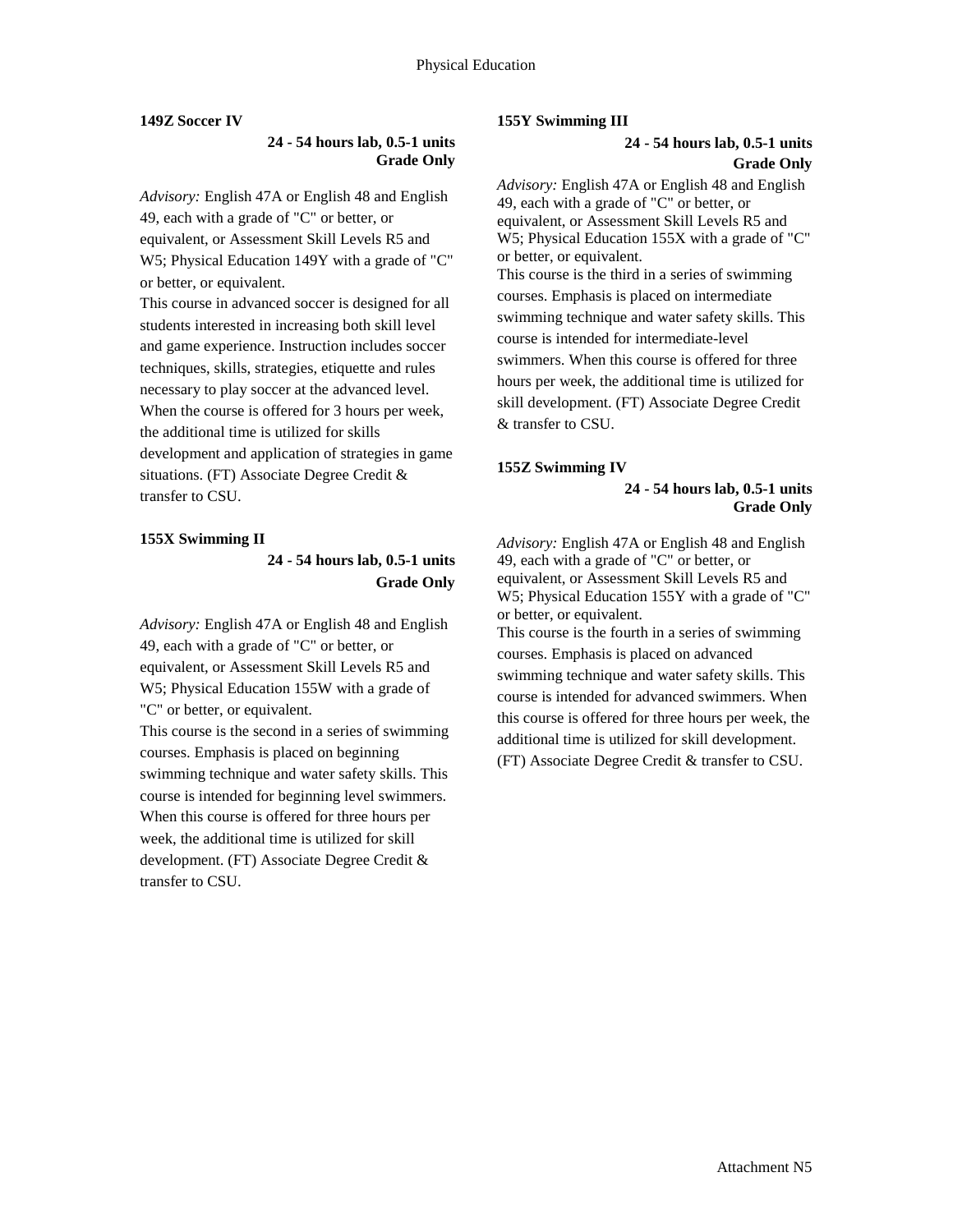**149Z Soccer IV**

**24 - 54 hours lab, 0.5-1 units**
**Grade Only**

*Advisory:* English 47A or English 48 and English 49, each with a grade of "C" or better, or equivalent, or Assessment Skill Levels R5 and W5; Physical Education 149Y with a grade of "C" or better, or equivalent.

This course in advanced soccer is designed for all students interested in increasing both skill level and game experience. Instruction includes soccer techniques, skills, strategies, etiquette and rules necessary to play soccer at the advanced level. When the course is offered for 3 hours per week, the additional time is utilized for skills development and application of strategies in game situations. (FT) Associate Degree Credit & transfer to CSU.

**155X Swimming II**

**24 - 54 hours lab, 0.5-1 units**
**Grade Only**

*Advisory:* English 47A or English 48 and English 49, each with a grade of "C" or better, or equivalent, or Assessment Skill Levels R5 and W5; Physical Education 155W with a grade of "C" or better, or equivalent.

This course is the second in a series of swimming courses. Emphasis is placed on beginning swimming technique and water safety skills. This course is intended for beginning level swimmers. When this course is offered for three hours per week, the additional time is utilized for skill development. (FT) Associate Degree Credit & transfer to CSU.

**155Y Swimming III**

**24 - 54 hours lab, 0.5-1 units**
**Grade Only**

*Advisory:* English 47A or English 48 and English 49, each with a grade of "C" or better, or equivalent, or Assessment Skill Levels R5 and W5; Physical Education 155X with a grade of "C" or better, or equivalent.

This course is the third in a series of swimming courses. Emphasis is placed on intermediate swimming technique and water safety skills. This course is intended for intermediate-level swimmers. When this course is offered for three hours per week, the additional time is utilized for skill development. (FT) Associate Degree Credit & transfer to CSU.

**155Z Swimming IV**

**24 - 54 hours lab, 0.5-1 units**
**Grade Only**

*Advisory:* English 47A or English 48 and English 49, each with a grade of "C" or better, or equivalent, or Assessment Skill Levels R5 and W5; Physical Education 155Y with a grade of "C" or better, or equivalent.

This course is the fourth in a series of swimming courses. Emphasis is placed on advanced swimming technique and water safety skills. This course is intended for advanced swimmers. When this course is offered for three hours per week, the additional time is utilized for skill development. (FT) Associate Degree Credit & transfer to CSU.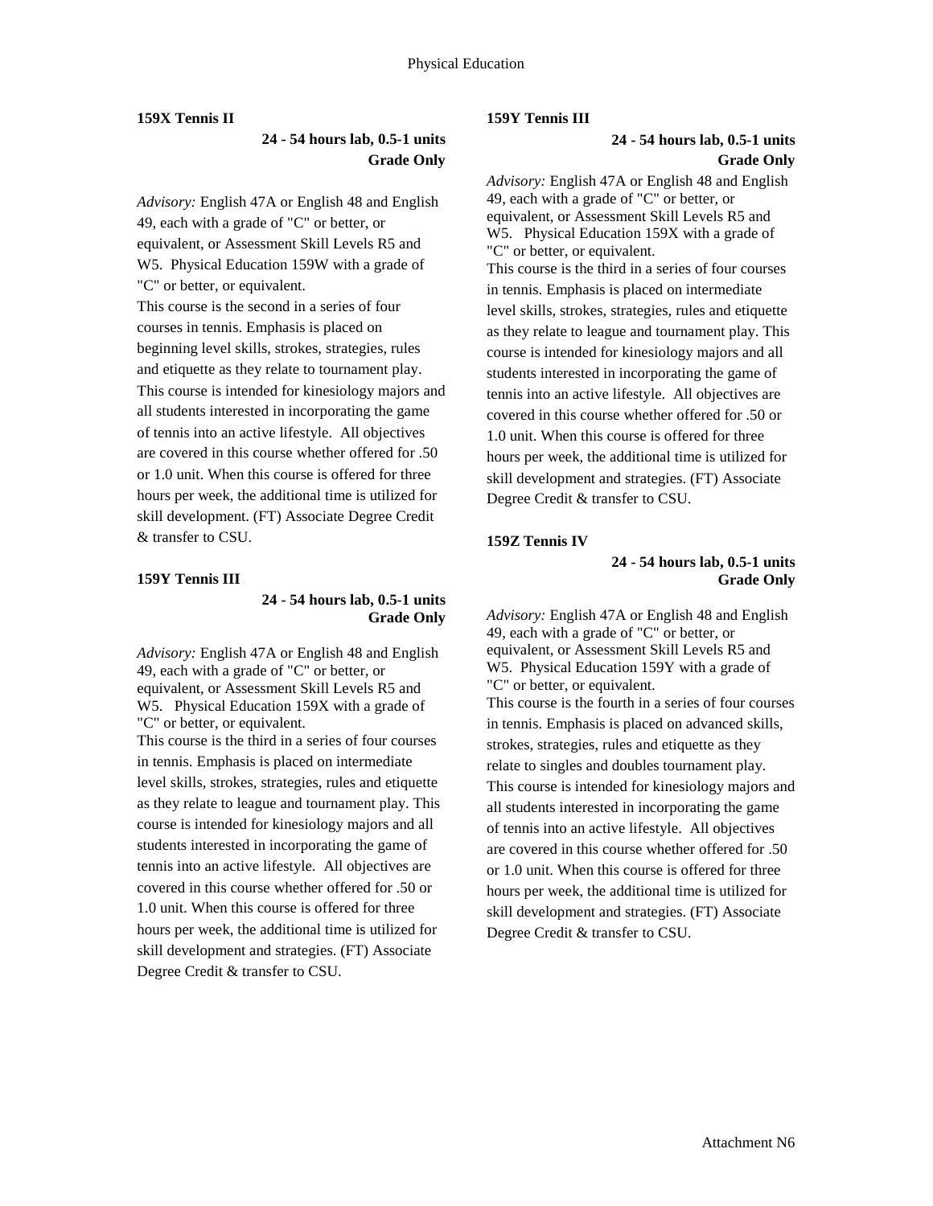**159X Tennis II**

**24 - 54 hours lab, 0.5-1 units**
**Grade Only**

*Advisory:* English 47A or English 48 and English 49, each with a grade of "C" or better, or equivalent, or Assessment Skill Levels R5 and W5. Physical Education 159W with a grade of "C" or better, or equivalent.
This course is the second in a series of four courses in tennis. Emphasis is placed on beginning level skills, strokes, strategies, rules and etiquette as they relate to tournament play. This course is intended for kinesiology majors and all students interested in incorporating the game of tennis into an active lifestyle. All objectives are covered in this course whether offered for .50 or 1.0 unit. When this course is offered for three hours per week, the additional time is utilized for skill development. (FT) Associate Degree Credit & transfer to CSU.

**159Y Tennis III**

**24 - 54 hours lab, 0.5-1 units**
**Grade Only**

*Advisory:* English 47A or English 48 and English 49, each with a grade of "C" or better, or equivalent, or Assessment Skill Levels R5 and W5. Physical Education 159X with a grade of "C" or better, or equivalent.
This course is the third in a series of four courses in tennis. Emphasis is placed on intermediate level skills, strokes, strategies, rules and etiquette as they relate to league and tournament play. This course is intended for kinesiology majors and all students interested in incorporating the game of tennis into an active lifestyle. All objectives are covered in this course whether offered for .50 or 1.0 unit. When this course is offered for three hours per week, the additional time is utilized for skill development and strategies. (FT) Associate Degree Credit & transfer to CSU.

**159Y Tennis III**

**24 - 54 hours lab, 0.5-1 units**
**Grade Only**

*Advisory:* English 47A or English 48 and English 49, each with a grade of "C" or better, or equivalent, or Assessment Skill Levels R5 and W5. Physical Education 159X with a grade of "C" or better, or equivalent.
This course is the third in a series of four courses in tennis. Emphasis is placed on intermediate level skills, strokes, strategies, rules and etiquette as they relate to league and tournament play. This course is intended for kinesiology majors and all students interested in incorporating the game of tennis into an active lifestyle. All objectives are covered in this course whether offered for .50 or 1.0 unit. When this course is offered for three hours per week, the additional time is utilized for skill development and strategies. (FT) Associate Degree Credit & transfer to CSU.

**159Z Tennis IV**

**24 - 54 hours lab, 0.5-1 units**
**Grade Only**

*Advisory:* English 47A or English 48 and English 49, each with a grade of "C" or better, or equivalent, or Assessment Skill Levels R5 and W5. Physical Education 159Y with a grade of "C" or better, or equivalent.
This course is the fourth in a series of four courses in tennis. Emphasis is placed on advanced skills, strokes, strategies, rules and etiquette as they relate to singles and doubles tournament play. This course is intended for kinesiology majors and all students interested in incorporating the game of tennis into an active lifestyle. All objectives are covered in this course whether offered for .50 or 1.0 unit. When this course is offered for three hours per week, the additional time is utilized for skill development and strategies. (FT) Associate Degree Credit & transfer to CSU.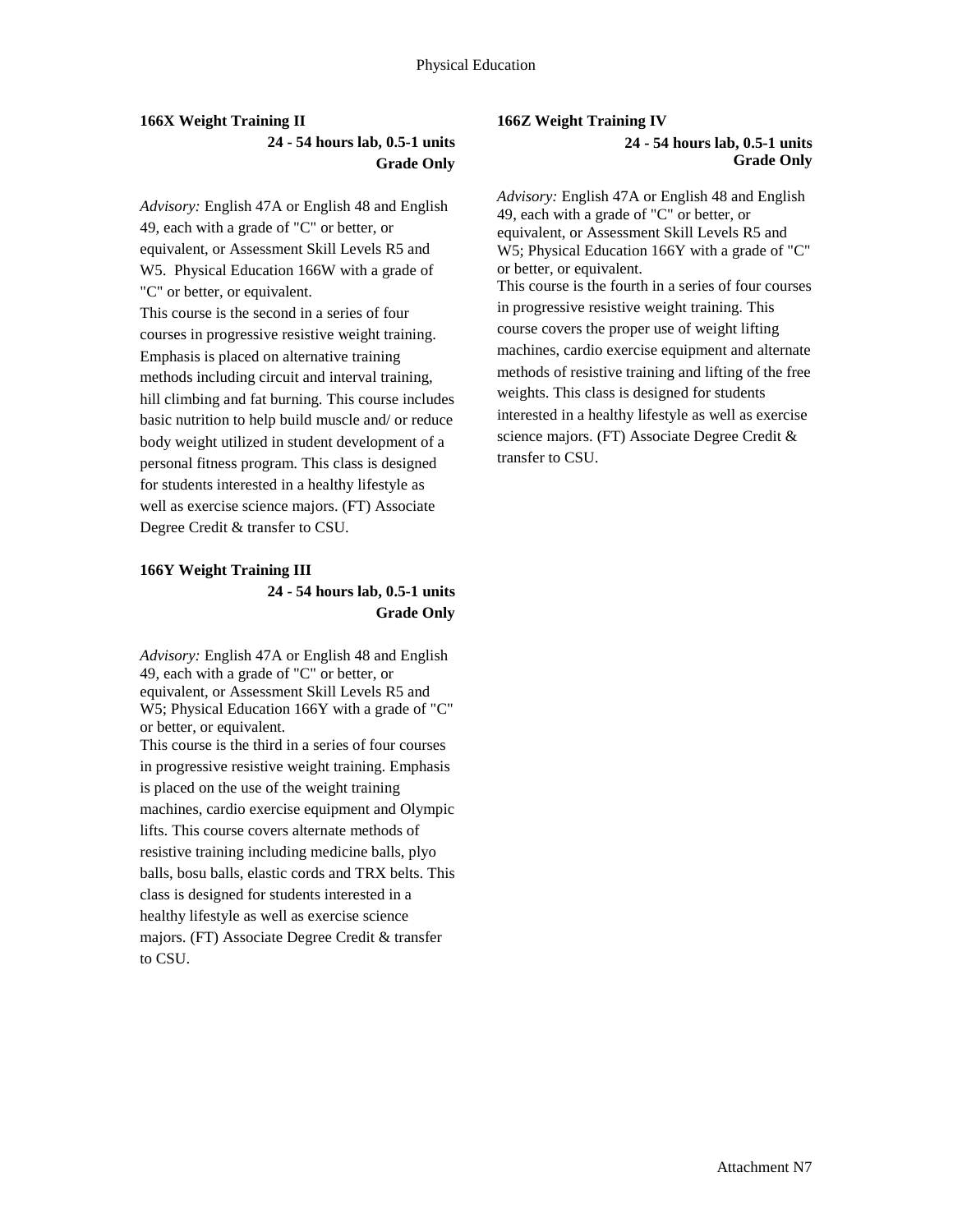### 166X Weight Training II

**24 - 54 hours lab, 0.5-1 units**
**Grade Only**

*Advisory:* English 47A or English 48 and English 49, each with a grade of "C" or better, or equivalent, or Assessment Skill Levels R5 and W5. Physical Education 166W with a grade of "C" or better, or equivalent.

This course is the second in a series of four courses in progressive resistive weight training. Emphasis is placed on alternative training methods including circuit and interval training, hill climbing and fat burning. This course includes basic nutrition to help build muscle and/ or reduce body weight utilized in student development of a personal fitness program. This class is designed for students interested in a healthy lifestyle as well as exercise science majors. (FT) Associate Degree Credit & transfer to CSU.

### 166Y Weight Training III

**24 - 54 hours lab, 0.5-1 units**
**Grade Only**

*Advisory:* English 47A or English 48 and English 49, each with a grade of "C" or better, or equivalent, or Assessment Skill Levels R5 and W5; Physical Education 166Y with a grade of "C" or better, or equivalent.

This course is the third in a series of four courses in progressive resistive weight training. Emphasis is placed on the use of the weight training machines, cardio exercise equipment and Olympic lifts. This course covers alternate methods of resistive training including medicine balls, plyo balls, bosu balls, elastic cords and TRX belts. This class is designed for students interested in a healthy lifestyle as well as exercise science majors. (FT) Associate Degree Credit & transfer to CSU.

### 166Z Weight Training IV

**24 - 54 hours lab, 0.5-1 units**
**Grade Only**

*Advisory:* English 47A or English 48 and English 49, each with a grade of "C" or better, or equivalent, or Assessment Skill Levels R5 and W5; Physical Education 166Y with a grade of "C" or better, or equivalent.

This course is the fourth in a series of four courses in progressive resistive weight training. This course covers the proper use of weight lifting machines, cardio exercise equipment and alternate methods of resistive training and lifting of the free weights. This class is designed for students interested in a healthy lifestyle as well as exercise science majors. (FT) Associate Degree Credit & transfer to CSU.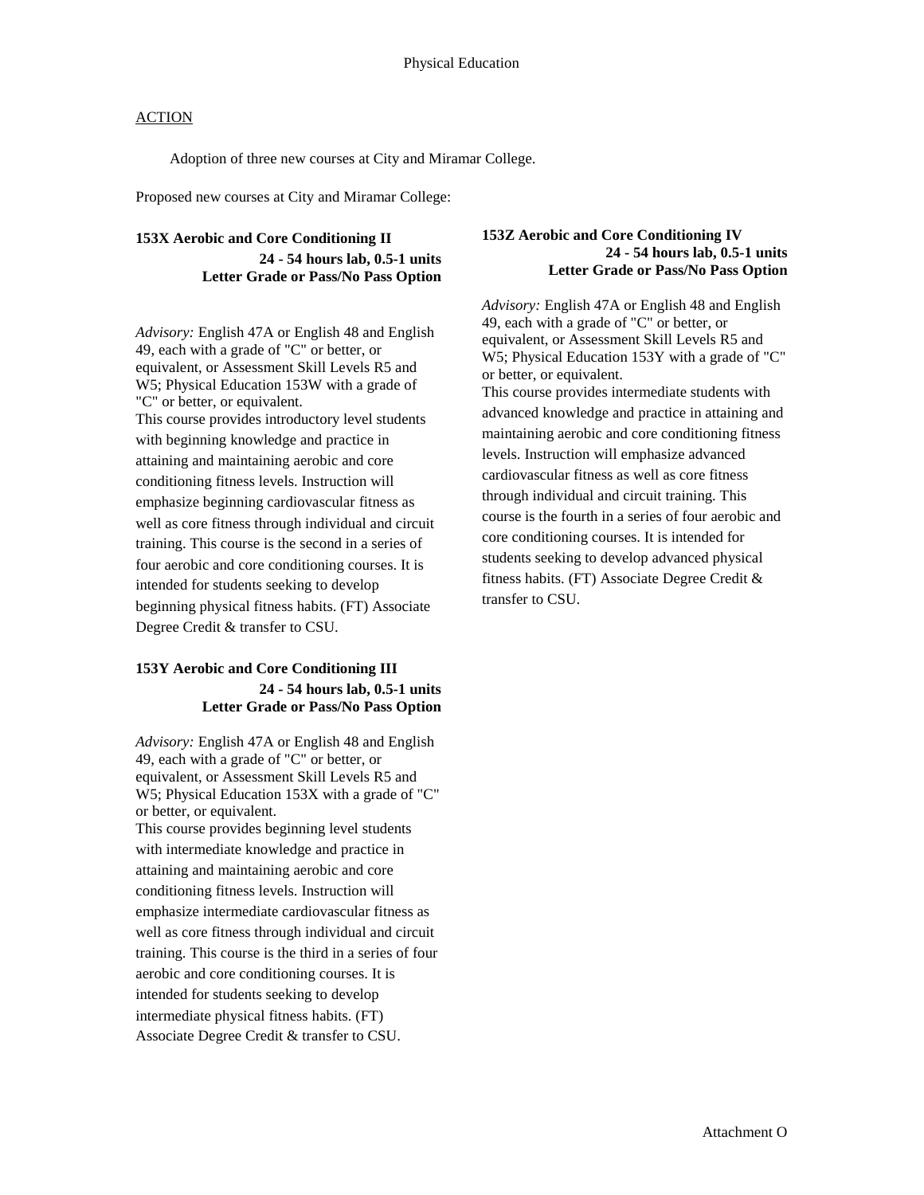Physical Education

ACTION

Adoption of three new courses at City and Miramar College.

Proposed new courses at City and Miramar College:

**153X Aerobic and Core Conditioning II**
**24 - 54 hours lab, 0.5-1 units**
**Letter Grade or Pass/No Pass Option**

*Advisory:* English 47A or English 48 and English 49, each with a grade of "C" or better, or equivalent, or Assessment Skill Levels R5 and W5; Physical Education 153W with a grade of "C" or better, or equivalent.
This course provides introductory level students with beginning knowledge and practice in attaining and maintaining aerobic and core conditioning fitness levels. Instruction will emphasize beginning cardiovascular fitness as well as core fitness through individual and circuit training. This course is the second in a series of four aerobic and core conditioning courses. It is intended for students seeking to develop beginning physical fitness habits. (FT) Associate Degree Credit & transfer to CSU.

**153Y Aerobic and Core Conditioning III**
**24 - 54 hours lab, 0.5-1 units**
**Letter Grade or Pass/No Pass Option**

*Advisory:* English 47A or English 48 and English 49, each with a grade of "C" or better, or equivalent, or Assessment Skill Levels R5 and W5; Physical Education 153X with a grade of "C" or better, or equivalent.
This course provides beginning level students with intermediate knowledge and practice in attaining and maintaining aerobic and core conditioning fitness levels. Instruction will emphasize intermediate cardiovascular fitness as well as core fitness through individual and circuit training. This course is the third in a series of four aerobic and core conditioning courses. It is intended for students seeking to develop intermediate physical fitness habits. (FT) Associate Degree Credit & transfer to CSU.

**153Z Aerobic and Core Conditioning IV**
**24 - 54 hours lab, 0.5-1 units**
**Letter Grade or Pass/No Pass Option**

*Advisory:* English 47A or English 48 and English 49, each with a grade of "C" or better, or equivalent, or Assessment Skill Levels R5 and W5; Physical Education 153Y with a grade of "C" or better, or equivalent.
This course provides intermediate students with advanced knowledge and practice in attaining and maintaining aerobic and core conditioning fitness levels. Instruction will emphasize advanced cardiovascular fitness as well as core fitness through individual and circuit training. This course is the fourth in a series of four aerobic and core conditioning courses. It is intended for students seeking to develop advanced physical fitness habits. (FT) Associate Degree Credit & transfer to CSU.

Attachment O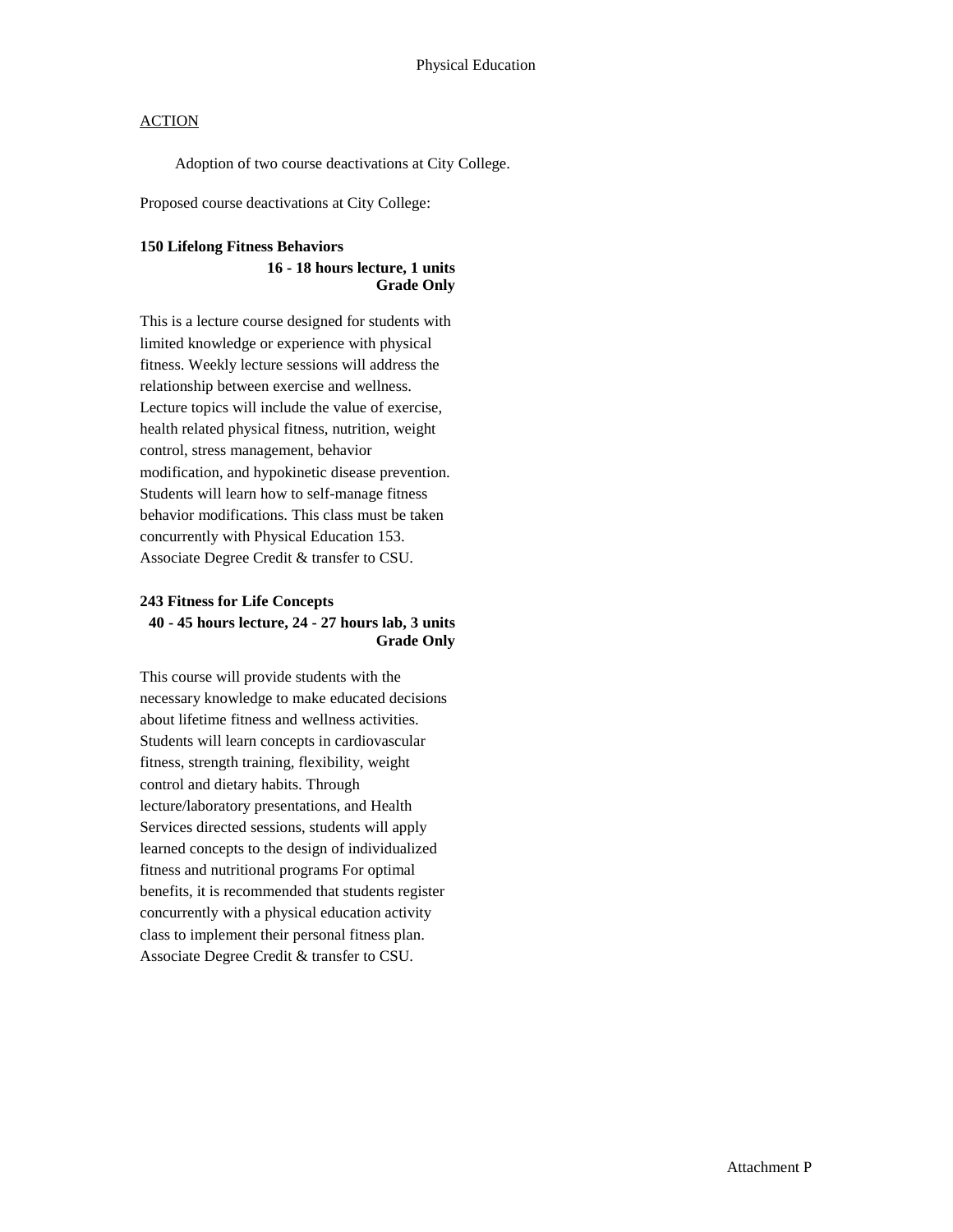Physical Education

ACTION

Adoption of two course deactivations at City College.

Proposed course deactivations at City College:

**150 Lifelong Fitness Behaviors**
**16 - 18 hours lecture, 1 units**
**Grade Only**

This is a lecture course designed for students with limited knowledge or experience with physical fitness. Weekly lecture sessions will address the relationship between exercise and wellness. Lecture topics will include the value of exercise, health related physical fitness, nutrition, weight control, stress management, behavior modification, and hypokinetic disease prevention. Students will learn how to self-manage fitness behavior modifications. This class must be taken concurrently with Physical Education 153. Associate Degree Credit & transfer to CSU.

**243 Fitness for Life Concepts**
**40 - 45 hours lecture, 24 - 27 hours lab, 3 units**
**Grade Only**

This course will provide students with the necessary knowledge to make educated decisions about lifetime fitness and wellness activities. Students will learn concepts in cardiovascular fitness, strength training, flexibility, weight control and dietary habits. Through lecture/laboratory presentations, and Health Services directed sessions, students will apply learned concepts to the design of individualized fitness and nutritional programs For optimal benefits, it is recommended that students register concurrently with a physical education activity class to implement their personal fitness plan. Associate Degree Credit & transfer to CSU.

Attachment P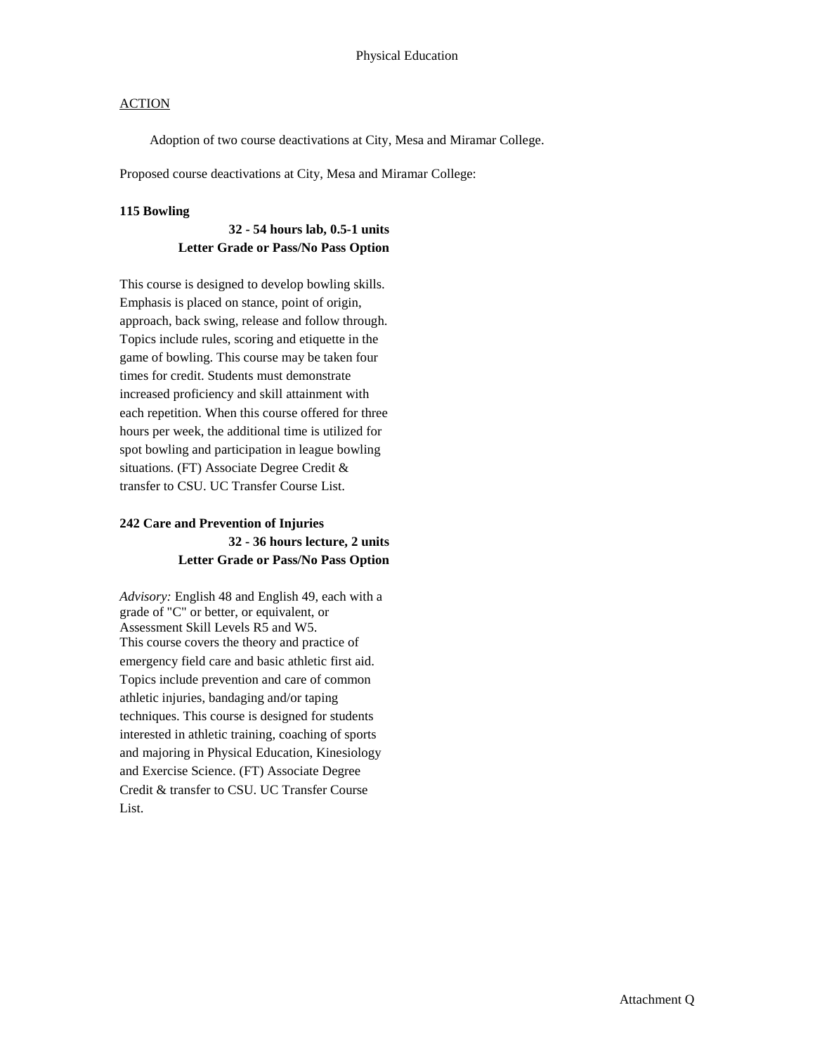# Physical Education

ACTION

Adoption of two course deactivations at City, Mesa and Miramar College.

Proposed course deactivations at City, Mesa and Miramar College:

**115 Bowling**

**32 - 54 hours lab, 0.5-1 units**
**Letter Grade or Pass/No Pass Option**

This course is designed to develop bowling skills. Emphasis is placed on stance, point of origin, approach, back swing, release and follow through. Topics include rules, scoring and etiquette in the game of bowling. This course may be taken four times for credit. Students must demonstrate increased proficiency and skill attainment with each repetition. When this course offered for three hours per week, the additional time is utilized for spot bowling and participation in league bowling situations. (FT) Associate Degree Credit & transfer to CSU. UC Transfer Course List.

**242 Care and Prevention of Injuries**

**32 - 36 hours lecture, 2 units**
**Letter Grade or Pass/No Pass Option**

*Advisory:* English 48 and English 49, each with a grade of "C" or better, or equivalent, or Assessment Skill Levels R5 and W5.
This course covers the theory and practice of emergency field care and basic athletic first aid. Topics include prevention and care of common athletic injuries, bandaging and/or taping techniques. This course is designed for students interested in athletic training, coaching of sports and majoring in Physical Education, Kinesiology and Exercise Science. (FT) Associate Degree Credit & transfer to CSU. UC Transfer Course List.

Attachment Q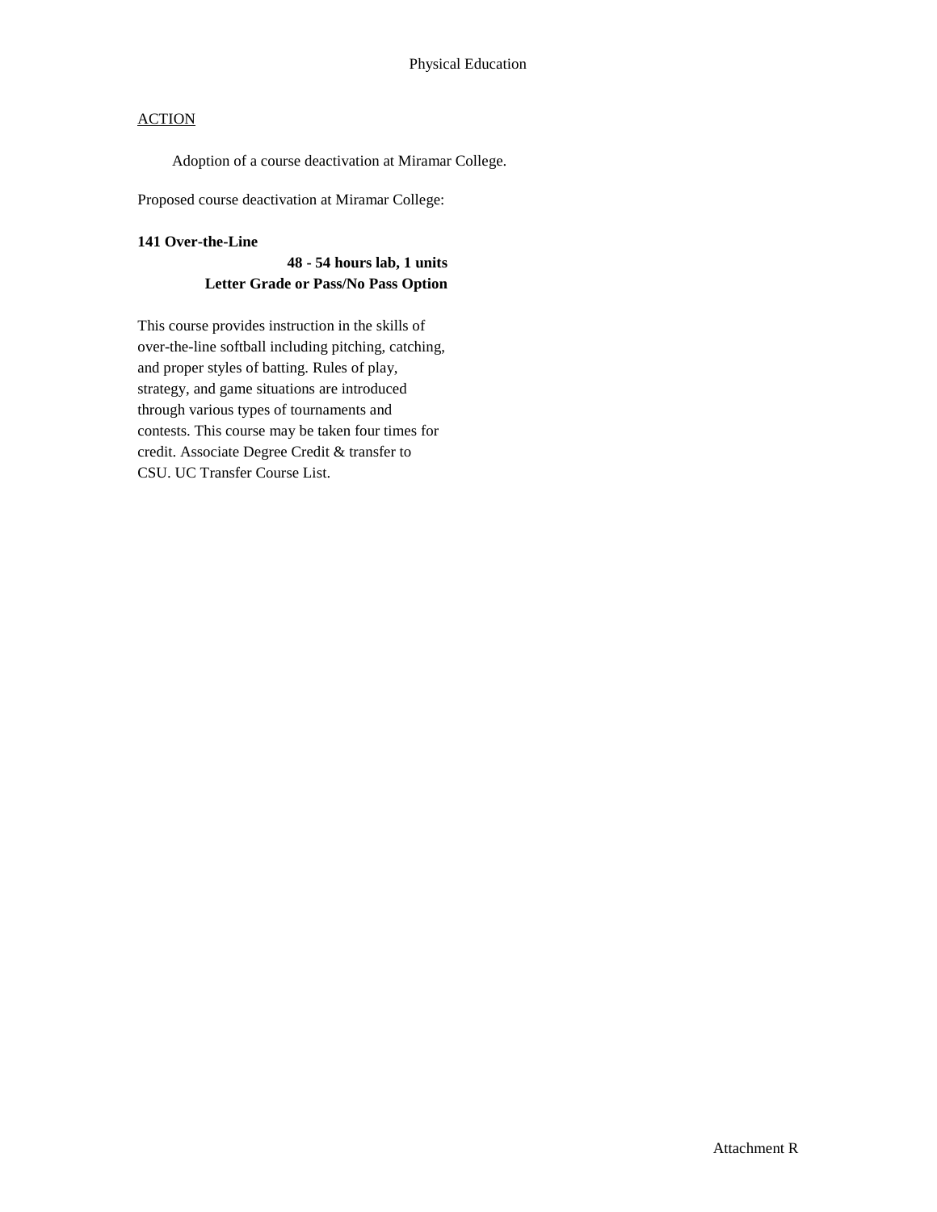Physical Education

ACTION

Adoption of a course deactivation at Miramar College.

Proposed course deactivation at Miramar College:

**141 Over-the-Line**

**48 - 54 hours lab, 1 units**
**Letter Grade or Pass/No Pass Option**

This course provides instruction in the skills of over-the-line softball including pitching, catching, and proper styles of batting. Rules of play, strategy, and game situations are introduced through various types of tournaments and contests. This course may be taken four times for credit. Associate Degree Credit & transfer to CSU. UC Transfer Course List.

Attachment R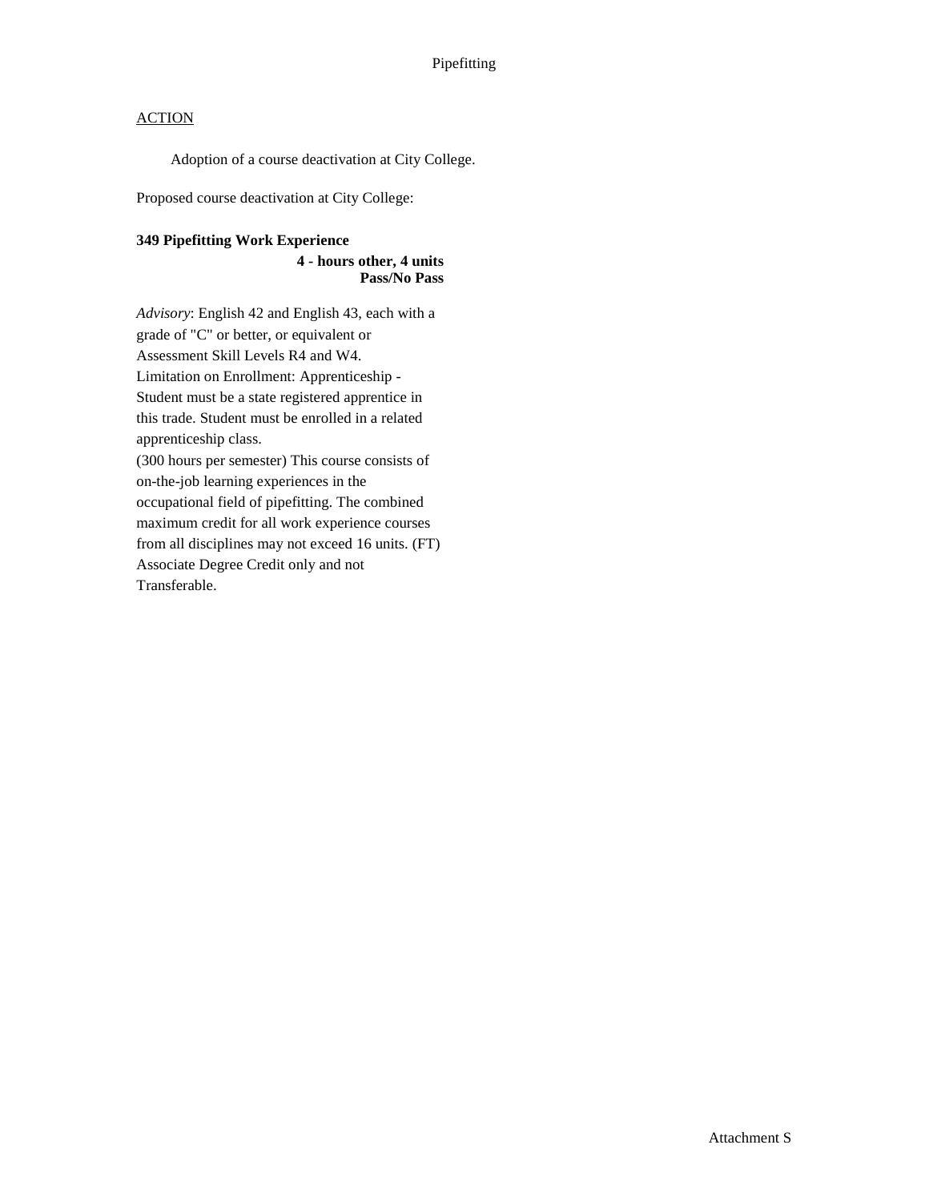ACTION

Adoption of a course deactivation at City College.

Proposed course deactivation at City College:

**349 Pipefitting Work Experience**
**4 - hours other, 4 units**
**Pass/No Pass**

*Advisory*: English 42 and English 43, each with a grade of "C" or better, or equivalent or Assessment Skill Levels R4 and W4.
Limitation on Enrollment: Apprenticeship - Student must be a state registered apprentice in this trade. Student must be enrolled in a related apprenticeship class.
(300 hours per semester) This course consists of on-the-job learning experiences in the occupational field of pipefitting. The combined maximum credit for all work experience courses from all disciplines may not exceed 16 units. (FT)
Associate Degree Credit only and not Transferable.

Attachment S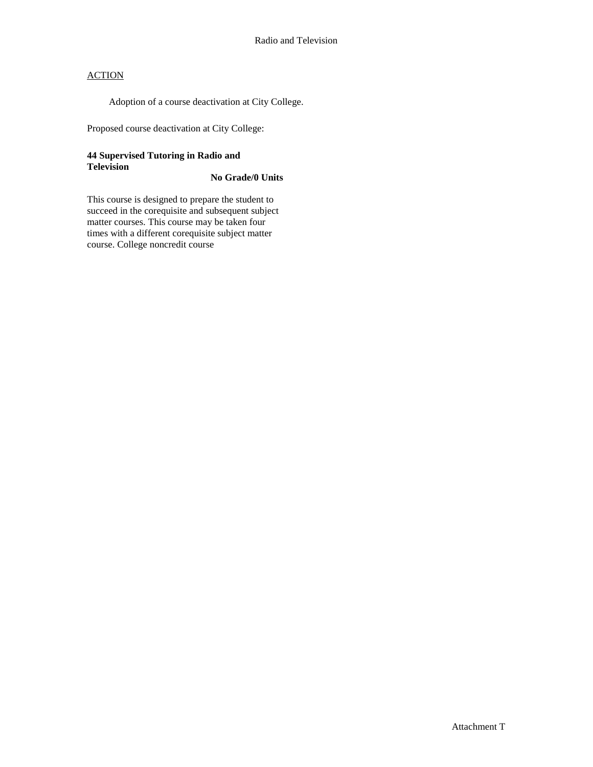Radio and Television

ACTION

Adoption of a course deactivation at City College.

Proposed course deactivation at City College:

**44 Supervised Tutoring in Radio and Television**

**No Grade/0 Units**

This course is designed to prepare the student to succeed in the corequisite and subsequent subject matter courses. This course may be taken four times with a different corequisite subject matter course. College noncredit course

Attachment T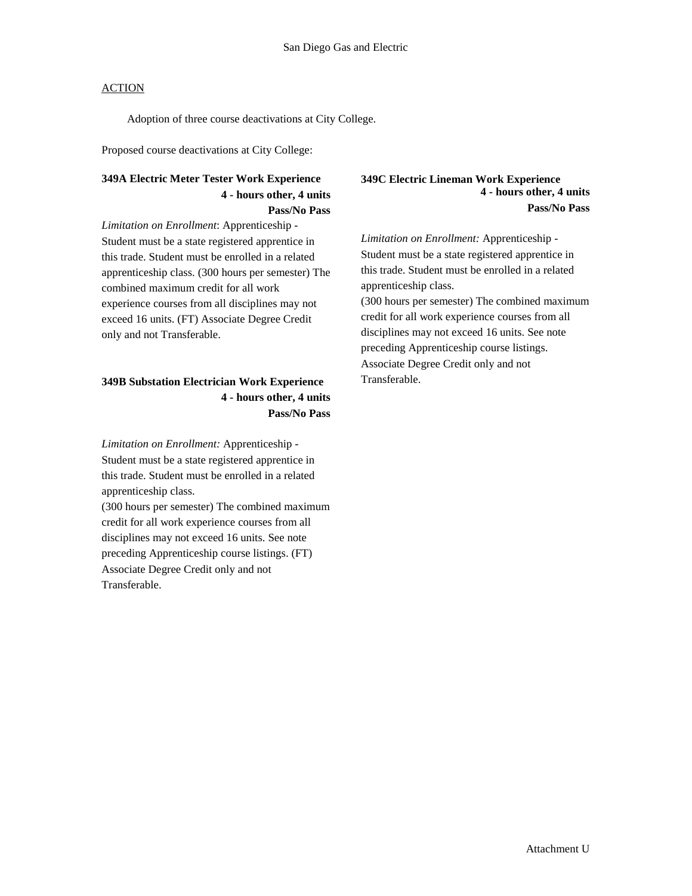# San Diego Gas and Electric

ACTION

Adoption of three course deactivations at City College.

Proposed course deactivations at City College:

**349A Electric Meter Tester Work Experience**
**4 - hours other, 4 units**
**Pass/No Pass**

*Limitation on Enrollment*: Apprenticeship - Student must be a state registered apprentice in this trade. Student must be enrolled in a related apprenticeship class. (300 hours per semester) The combined maximum credit for all work experience courses from all disciplines may not exceed 16 units. (FT) Associate Degree Credit only and not Transferable.

**349B Substation Electrician Work Experience**
**4 - hours other, 4 units**
**Pass/No Pass**

*Limitation on Enrollment:* Apprenticeship - Student must be a state registered apprentice in this trade. Student must be enrolled in a related apprenticeship class.
(300 hours per semester) The combined maximum credit for all work experience courses from all disciplines may not exceed 16 units. See note preceding Apprenticeship course listings. (FT) Associate Degree Credit only and not Transferable.

**349C Electric Lineman Work Experience**
**4 - hours other, 4 units**
**Pass/No Pass**

*Limitation on Enrollment:* Apprenticeship - Student must be a state registered apprentice in this trade. Student must be enrolled in a related apprenticeship class.
(300 hours per semester) The combined maximum credit for all work experience courses from all disciplines may not exceed 16 units. See note preceding Apprenticeship course listings. Associate Degree Credit only and not Transferable.

Attachment U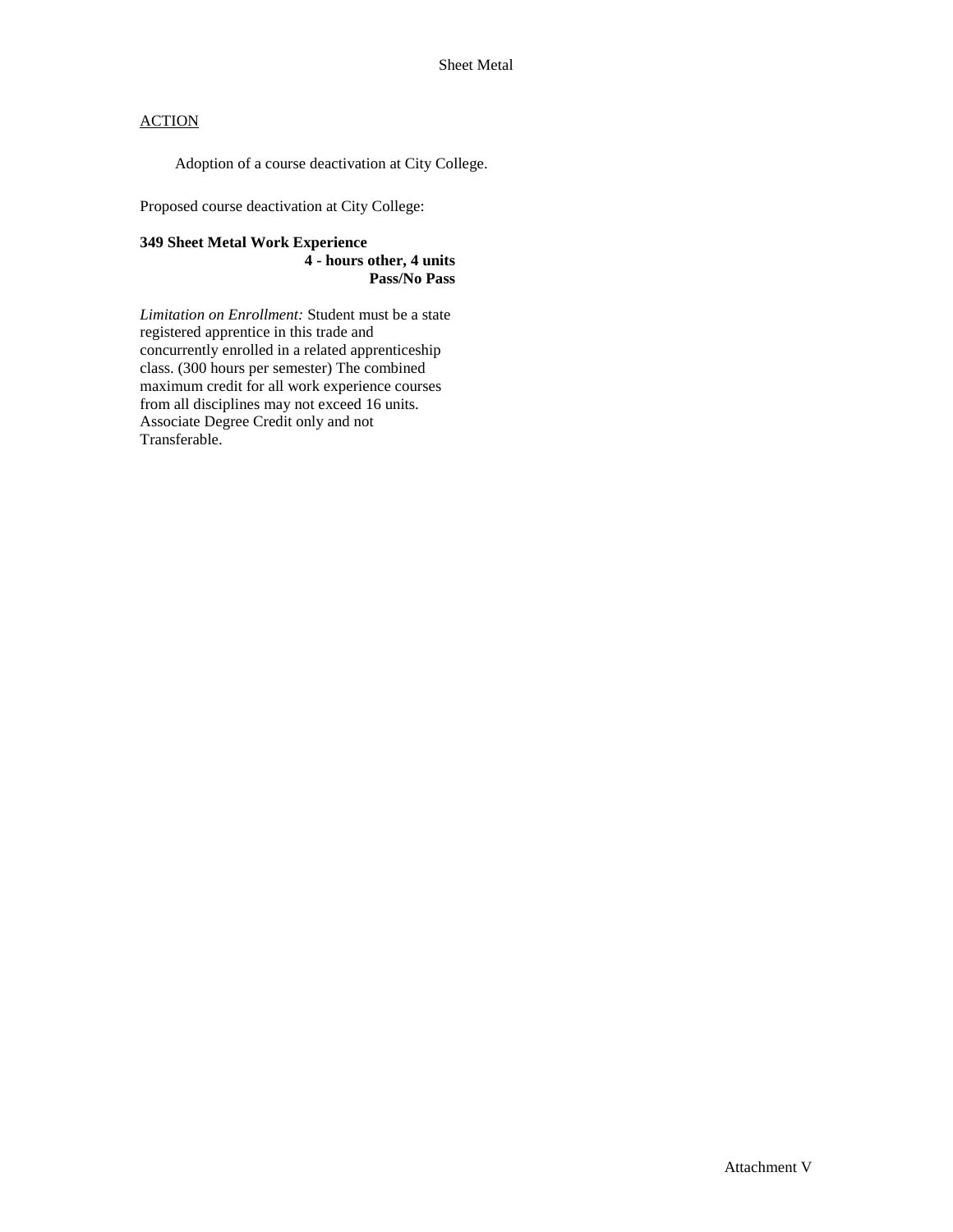Sheet Metal

<u>ACTION</u>

Adoption of a course deactivation at City College.

Proposed course deactivation at City College:

**349 Sheet Metal Work Experience**
**4 - hours other, 4 units**
**Pass/No Pass**

*Limitation on Enrollment:* Student must be a state registered apprentice in this trade and concurrently enrolled in a related apprenticeship class. (300 hours per semester) The combined maximum credit for all work experience courses from all disciplines may not exceed 16 units. Associate Degree Credit only and not Transferable.

Attachment V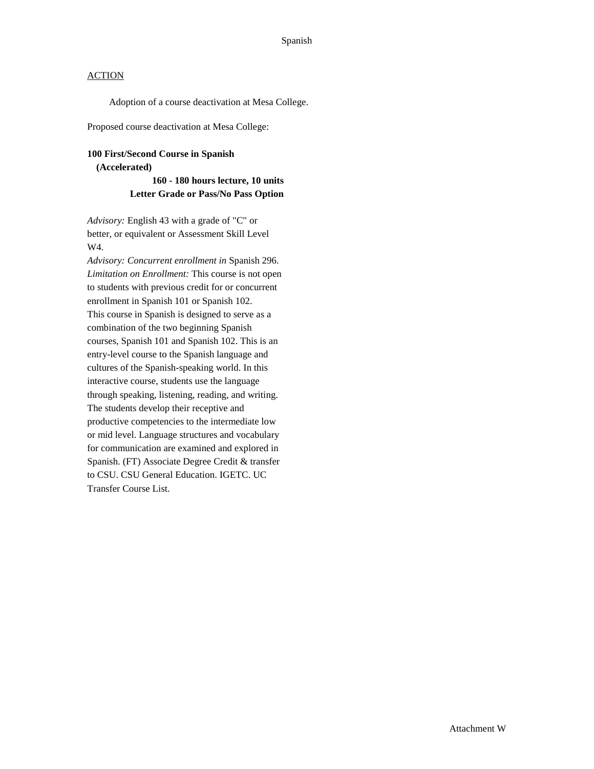ACTION

Adoption of a course deactivation at Mesa College.

Proposed course deactivation at Mesa College:

**100 First/Second Course in Spanish (Accelerated)**
**160 - 180 hours lecture, 10 units**
**Letter Grade or Pass/No Pass Option**

*Advisory:* English 43 with a grade of "C" or better, or equivalent or Assessment Skill Level W4.
*Advisory: Concurrent enrollment in* Spanish 296.
*Limitation on Enrollment:* This course is not open to students with previous credit for or concurrent enrollment in Spanish 101 or Spanish 102.
This course in Spanish is designed to serve as a combination of the two beginning Spanish courses, Spanish 101 and Spanish 102. This is an entry-level course to the Spanish language and cultures of the Spanish-speaking world. In this interactive course, students use the language through speaking, listening, reading, and writing. The students develop their receptive and productive competencies to the intermediate low or mid level. Language structures and vocabulary for communication are examined and explored in Spanish. (FT) Associate Degree Credit & transfer to CSU. CSU General Education. IGETC. UC Transfer Course List.

Attachment W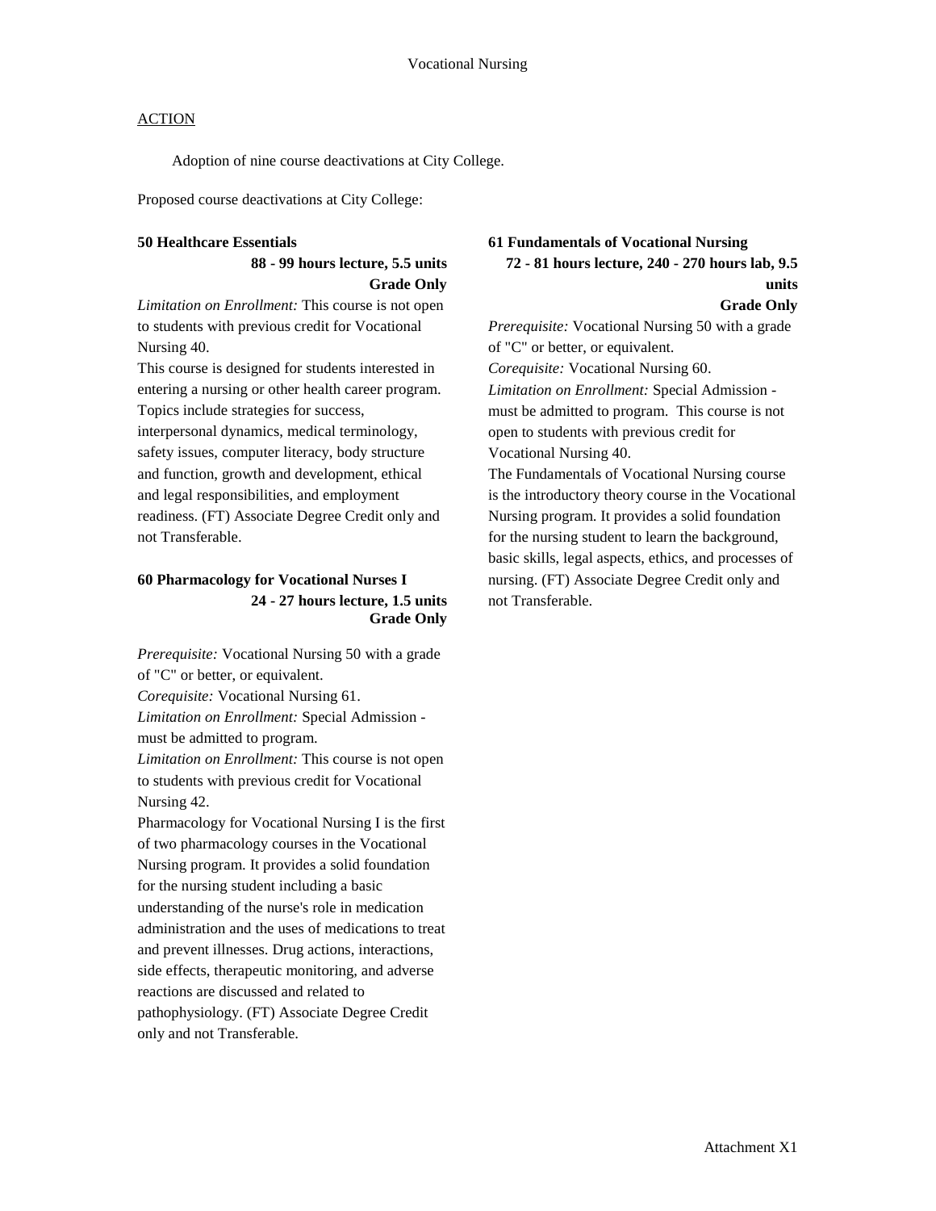# Vocational Nursing

ACTION

Adoption of nine course deactivations at City College.

Proposed course deactivations at City College:

**50 Healthcare Essentials**
**88 - 99 hours lecture, 5.5 units**
**Grade Only**

*Limitation on Enrollment:* This course is not open to students with previous credit for Vocational Nursing 40.

This course is designed for students interested in entering a nursing or other health career program. Topics include strategies for success, interpersonal dynamics, medical terminology, safety issues, computer literacy, body structure and function, growth and development, ethical and legal responsibilities, and employment readiness. (FT) Associate Degree Credit only and not Transferable.

**60 Pharmacology for Vocational Nurses I**
**24 - 27 hours lecture, 1.5 units**
**Grade Only**

*Prerequisite:* Vocational Nursing 50 with a grade of "C" or better, or equivalent.
*Corequisite:* Vocational Nursing 61.
*Limitation on Enrollment:* Special Admission - must be admitted to program.
*Limitation on Enrollment:* This course is not open to students with previous credit for Vocational Nursing 42.

Pharmacology for Vocational Nursing I is the first of two pharmacology courses in the Vocational Nursing program. It provides a solid foundation for the nursing student including a basic understanding of the nurse's role in medication administration and the uses of medications to treat and prevent illnesses. Drug actions, interactions, side effects, therapeutic monitoring, and adverse reactions are discussed and related to pathophysiology. (FT) Associate Degree Credit only and not Transferable.

**61 Fundamentals of Vocational Nursing**
**72 - 81 hours lecture, 240 - 270 hours lab, 9.5 units**
**Grade Only**

*Prerequisite:* Vocational Nursing 50 with a grade of "C" or better, or equivalent.
*Corequisite:* Vocational Nursing 60.
*Limitation on Enrollment:* Special Admission - must be admitted to program. This course is not open to students with previous credit for Vocational Nursing 40.

The Fundamentals of Vocational Nursing course is the introductory theory course in the Vocational Nursing program. It provides a solid foundation for the nursing student to learn the background, basic skills, legal aspects, ethics, and processes of nursing. (FT) Associate Degree Credit only and not Transferable.

Attachment X1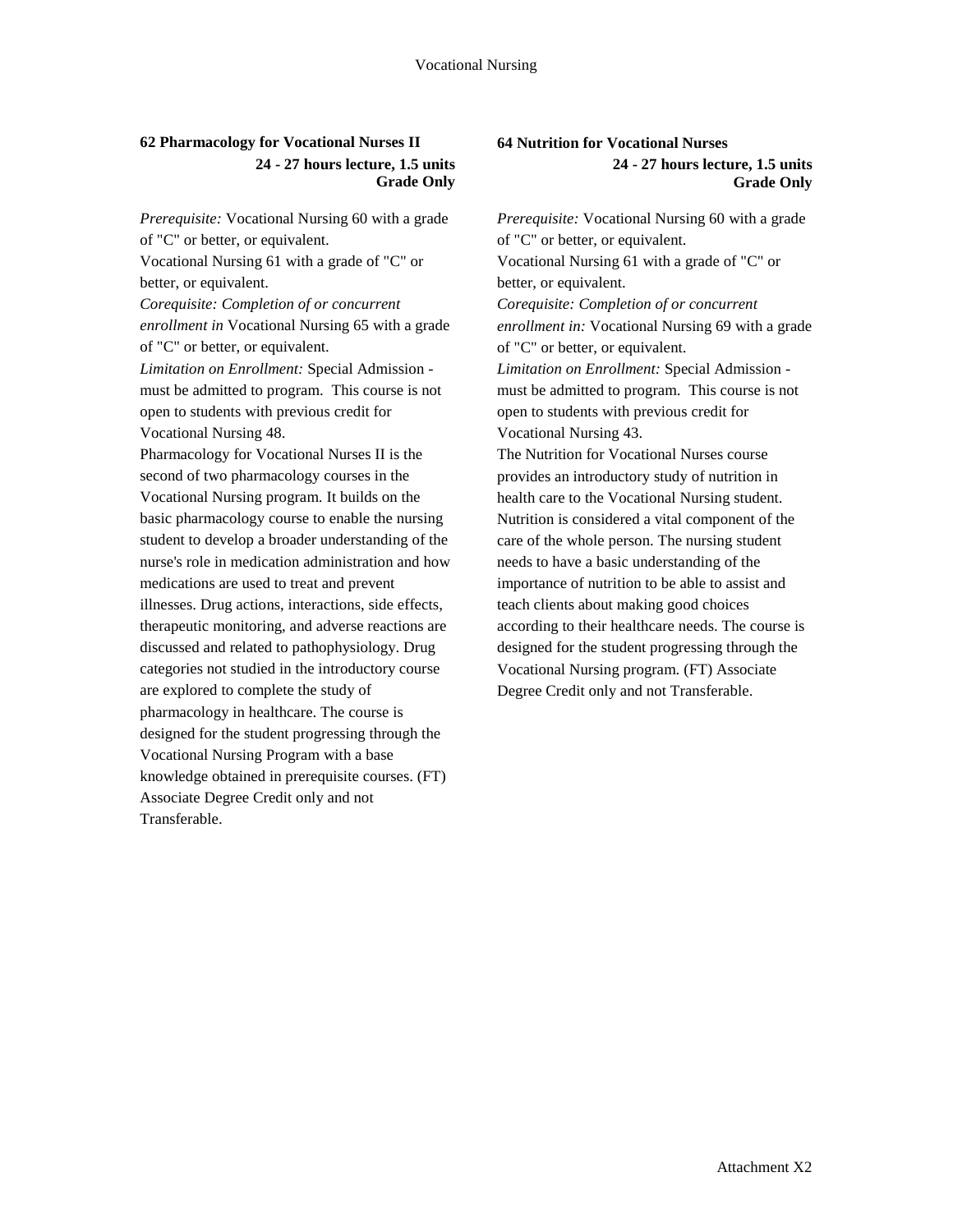### 62 Pharmacology for Vocational Nurses II

**24 - 27 hours lecture, 1.5 units**
**Grade Only**

*Prerequisite:* Vocational Nursing 60 with a grade of "C" or better, or equivalent.
Vocational Nursing 61 with a grade of "C" or better, or equivalent.
*Corequisite: Completion of or concurrent enrollment in* Vocational Nursing 65 with a grade of "C" or better, or equivalent.
*Limitation on Enrollment:* Special Admission - must be admitted to program. This course is not open to students with previous credit for Vocational Nursing 48.
Pharmacology for Vocational Nurses II is the second of two pharmacology courses in the Vocational Nursing program. It builds on the basic pharmacology course to enable the nursing student to develop a broader understanding of the nurse's role in medication administration and how medications are used to treat and prevent illnesses. Drug actions, interactions, side effects, therapeutic monitoring, and adverse reactions are discussed and related to pathophysiology. Drug categories not studied in the introductory course are explored to complete the study of pharmacology in healthcare. The course is designed for the student progressing through the Vocational Nursing Program with a base knowledge obtained in prerequisite courses. (FT) Associate Degree Credit only and not Transferable.

### 64 Nutrition for Vocational Nurses

**24 - 27 hours lecture, 1.5 units**
**Grade Only**

*Prerequisite:* Vocational Nursing 60 with a grade of "C" or better, or equivalent.
Vocational Nursing 61 with a grade of "C" or better, or equivalent.
*Corequisite: Completion of or concurrent enrollment in:* Vocational Nursing 69 with a grade of "C" or better, or equivalent.
*Limitation on Enrollment:* Special Admission - must be admitted to program. This course is not open to students with previous credit for Vocational Nursing 43.
The Nutrition for Vocational Nurses course provides an introductory study of nutrition in health care to the Vocational Nursing student. Nutrition is considered a vital component of the care of the whole person. The nursing student needs to have a basic understanding of the importance of nutrition to be able to assist and teach clients about making good choices according to their healthcare needs. The course is designed for the student progressing through the Vocational Nursing program. (FT) Associate Degree Credit only and not Transferable.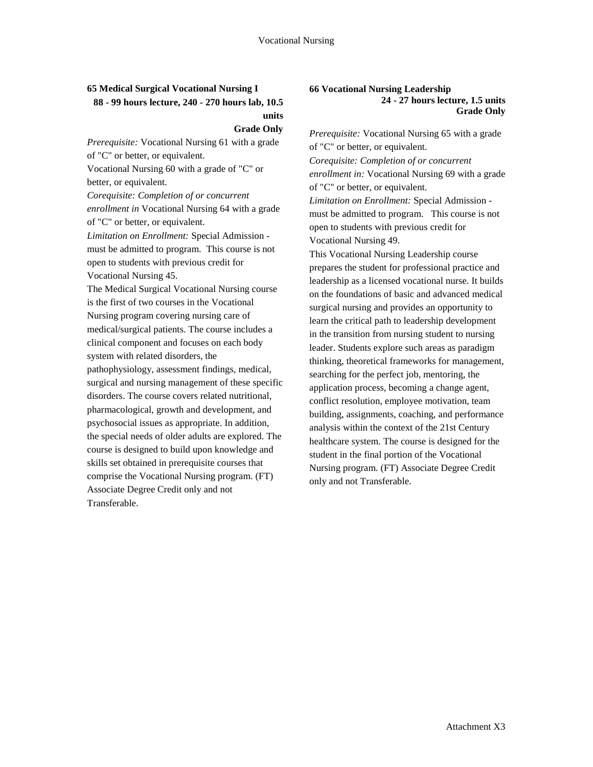### 65 Medical Surgical Vocational Nursing I

**88 - 99 hours lecture, 240 - 270 hours lab, 10.5 units**

**Grade Only**

*Prerequisite:* Vocational Nursing 61 with a grade of "C" or better, or equivalent.

Vocational Nursing 60 with a grade of "C" or better, or equivalent.

*Corequisite: Completion of or concurrent enrollment in* Vocational Nursing 64 with a grade of "C" or better, or equivalent.

*Limitation on Enrollment:* Special Admission - must be admitted to program. This course is not open to students with previous credit for Vocational Nursing 45.

The Medical Surgical Vocational Nursing course is the first of two courses in the Vocational Nursing program covering nursing care of medical/surgical patients. The course includes a clinical component and focuses on each body system with related disorders, the pathophysiology, assessment findings, medical, surgical and nursing management of these specific disorders. The course covers related nutritional, pharmacological, growth and development, and psychosocial issues as appropriate. In addition, the special needs of older adults are explored. The course is designed to build upon knowledge and skills set obtained in prerequisite courses that comprise the Vocational Nursing program. (FT) Associate Degree Credit only and not Transferable.

### 66 Vocational Nursing Leadership

**24 - 27 hours lecture, 1.5 units**

**Grade Only**

*Prerequisite:* Vocational Nursing 65 with a grade of "C" or better, or equivalent.

*Corequisite: Completion of or concurrent enrollment in:* Vocational Nursing 69 with a grade of "C" or better, or equivalent.

*Limitation on Enrollment:* Special Admission - must be admitted to program. This course is not open to students with previous credit for Vocational Nursing 49.

This Vocational Nursing Leadership course prepares the student for professional practice and leadership as a licensed vocational nurse. It builds on the foundations of basic and advanced medical surgical nursing and provides an opportunity to learn the critical path to leadership development in the transition from nursing student to nursing leader. Students explore such areas as paradigm thinking, theoretical frameworks for management, searching for the perfect job, mentoring, the application process, becoming a change agent, conflict resolution, employee motivation, team building, assignments, coaching, and performance analysis within the context of the 21st Century healthcare system. The course is designed for the student in the final portion of the Vocational Nursing program. (FT) Associate Degree Credit only and not Transferable.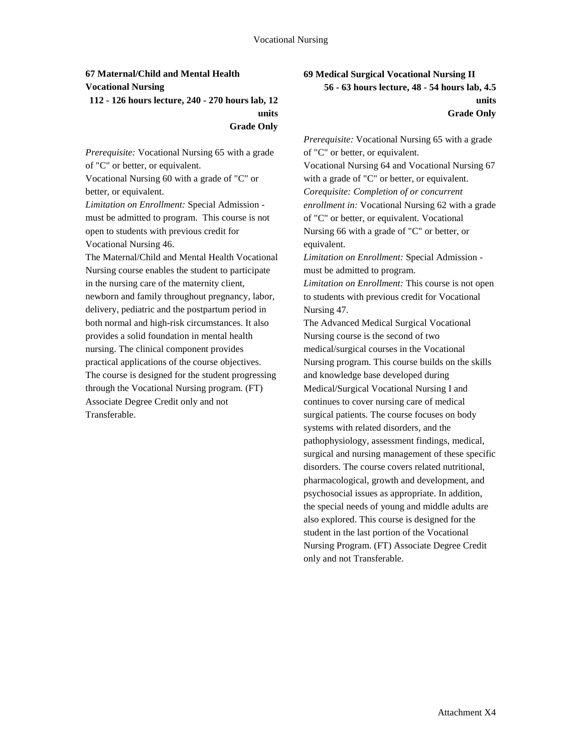### 67 Maternal/Child and Mental Health Vocational Nursing

**112 - 126 hours lecture, 240 - 270 hours lab, 12 units**
**Grade Only**

*Prerequisite:* Vocational Nursing 65 with a grade of "C" or better, or equivalent.
Vocational Nursing 60 with a grade of "C" or better, or equivalent.
*Limitation on Enrollment:* Special Admission - must be admitted to program. This course is not open to students with previous credit for Vocational Nursing 46.
The Maternal/Child and Mental Health Vocational Nursing course enables the student to participate in the nursing care of the maternity client, newborn and family throughout pregnancy, labor, delivery, pediatric and the postpartum period in both normal and high-risk circumstances. It also provides a solid foundation in mental health nursing. The clinical component provides practical applications of the course objectives. The course is designed for the student progressing through the Vocational Nursing program. (FT) Associate Degree Credit only and not Transferable.

### 69 Medical Surgical Vocational Nursing II

**56 - 63 hours lecture, 48 - 54 hours lab, 4.5 units**
**Grade Only**

*Prerequisite:* Vocational Nursing 65 with a grade of "C" or better, or equivalent.
Vocational Nursing 64 and Vocational Nursing 67 with a grade of "C" or better, or equivalent.
*Corequisite: Completion of or concurrent enrollment in:* Vocational Nursing 62 with a grade of "C" or better, or equivalent. Vocational Nursing 66 with a grade of "C" or better, or equivalent.
*Limitation on Enrollment:* Special Admission - must be admitted to program.
*Limitation on Enrollment:* This course is not open to students with previous credit for Vocational Nursing 47.
The Advanced Medical Surgical Vocational Nursing course is the second of two medical/surgical courses in the Vocational Nursing program. This course builds on the skills and knowledge base developed during Medical/Surgical Vocational Nursing I and continues to cover nursing care of medical surgical patients. The course focuses on body systems with related disorders, and the pathophysiology, assessment findings, medical, surgical and nursing management of these specific disorders. The course covers related nutritional, pharmacological, growth and development, and psychosocial issues as appropriate. In addition, the special needs of young and middle adults are also explored. This course is designed for the student in the last portion of the Vocational Nursing Program. (FT) Associate Degree Credit only and not Transferable.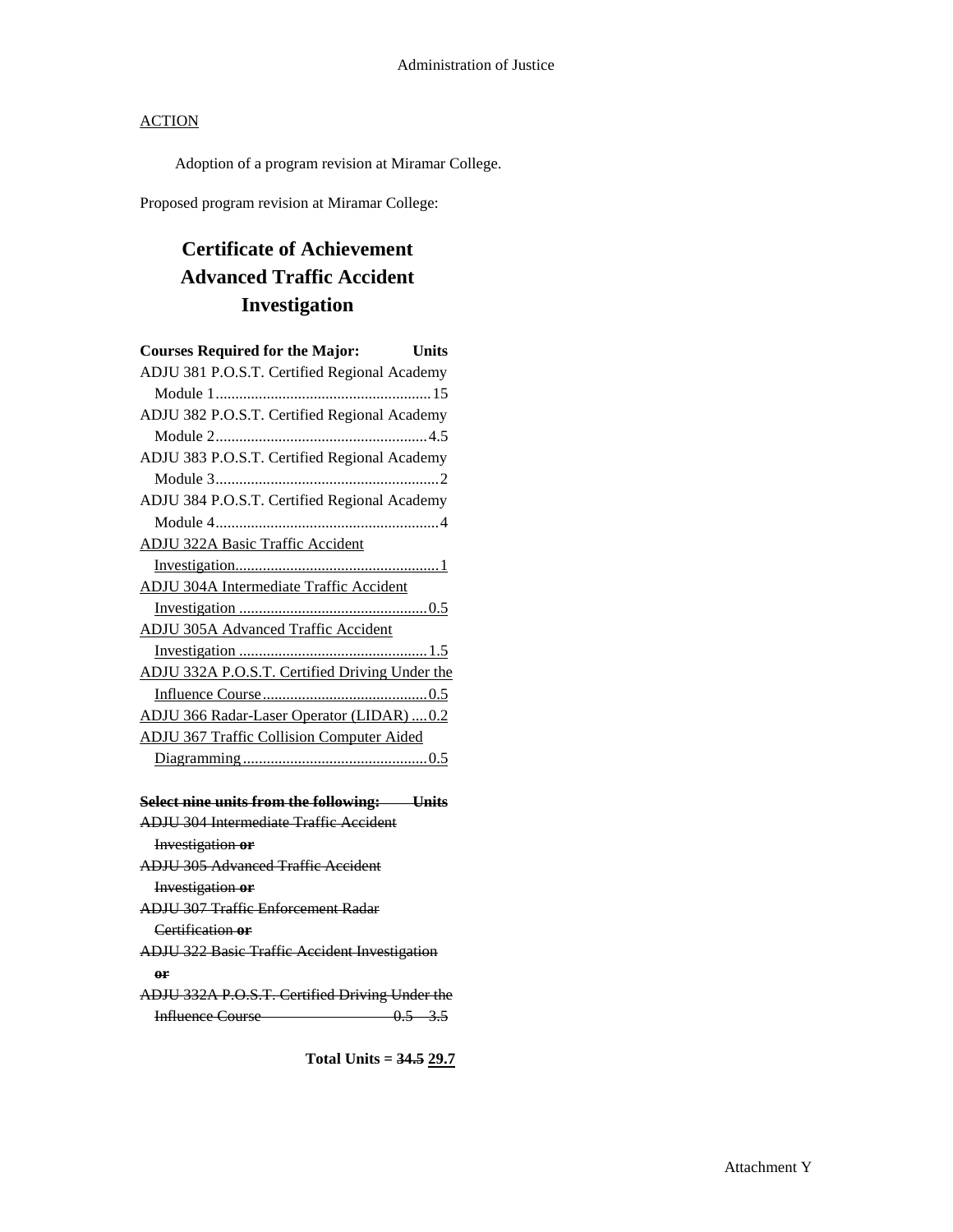Administration of Justice

<u>ACTION</u>

Adoption of a program revision at Miramar College.

Proposed program revision at Miramar College:

## Certificate of Achievement Advanced Traffic Accident Investigation

| Courses Required for the Major: | Units |
|---|---|
| ADJU 381 P.O.S.T. Certified Regional Academy Module 1 | 15 |
| ADJU 382 P.O.S.T. Certified Regional Academy Module 2 | 4.5 |
| ADJU 383 P.O.S.T. Certified Regional Academy Module 3 | 2 |
| ADJU 384 P.O.S.T. Certified Regional Academy Module 4 | 4 |
| <u>ADJU 322A Basic Traffic Accident Investigation</u> | <u>1</u> |
| <u>ADJU 304A Intermediate Traffic Accident Investigation</u> | <u>0.5</u> |
| <u>ADJU 305A Advanced Traffic Accident Investigation</u> | <u>1.5</u> |
| <u>ADJU 332A P.O.S.T. Certified Driving Under the Influence Course</u> | <u>0.5</u> |
| <u>ADJU 366 Radar-Laser Operator (LIDAR)</u> | <u>0.2</u> |
| <u>ADJU 367 Traffic Collision Computer Aided Diagramming</u> | <u>0.5</u> |

| ~~**Select nine units from the following:**~~ | ~~**Units**~~ |
|---|---|
| ~~ADJU 304 Intermediate Traffic Accident Investigation **or**~~ | |
| ~~ADJU 305 Advanced Traffic Accident Investigation **or**~~ | |
| ~~ADJU 307 Traffic Enforcement Radar Certification **or**~~ | |
| ~~ADJU 322 Basic Traffic Accident Investigation **or**~~ | |
| ~~ADJU 332A P.O.S.T. Certified Driving Under the Influence Course~~ | ~~0.5 – 3.5~~ |

**Total Units = ~~34.5~~ <u>29.7</u>**

Attachment Y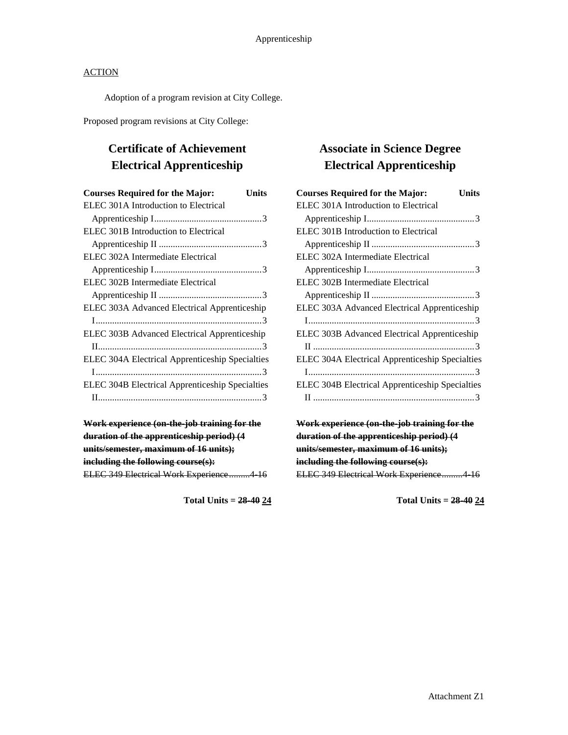<u>ACTION</u>

Adoption of a program revision at City College.

Proposed program revisions at City College:

## Certificate of Achievement
## Electrical Apprenticeship

| Courses Required for the Major: | Units |
|---|---|
| ELEC 301A Introduction to Electrical Apprenticeship I | 3 |
| ELEC 301B Introduction to Electrical Apprenticeship II | 3 |
| ELEC 302A Intermediate Electrical Apprenticeship I | 3 |
| ELEC 302B Intermediate Electrical Apprenticeship II | 3 |
| ELEC 303A Advanced Electrical Apprenticeship I | 3 |
| ELEC 303B Advanced Electrical Apprenticeship II | 3 |
| ELEC 304A Electrical Apprenticeship Specialties I | 3 |
| ELEC 304B Electrical Apprenticeship Specialties II | 3 |

~~**Work experience (on-the-job training for the duration of the apprenticeship period) (4 units/semester, maximum of 16 units); including the following course(s):**~~
~~ELEC 349 Electrical Work Experience.........4-16~~

**Total Units = ~~28-40~~ <u>24</u>**

## Associate in Science Degree
## Electrical Apprenticeship

| Courses Required for the Major: | Units |
|---|---|
| ELEC 301A Introduction to Electrical Apprenticeship I | 3 |
| ELEC 301B Introduction to Electrical Apprenticeship II | 3 |
| ELEC 302A Intermediate Electrical Apprenticeship I | 3 |
| ELEC 302B Intermediate Electrical Apprenticeship II | 3 |
| ELEC 303A Advanced Electrical Apprenticeship I | 3 |
| ELEC 303B Advanced Electrical Apprenticeship II | 3 |
| ELEC 304A Electrical Apprenticeship Specialties I | 3 |
| ELEC 304B Electrical Apprenticeship Specialties II | 3 |

~~**Work experience (on-the-job training for the duration of the apprenticeship period) (4 units/semester, maximum of 16 units); including the following course(s):**~~
~~ELEC 349 Electrical Work Experience.........4-16~~

**Total Units = ~~28-40~~ <u>24</u>**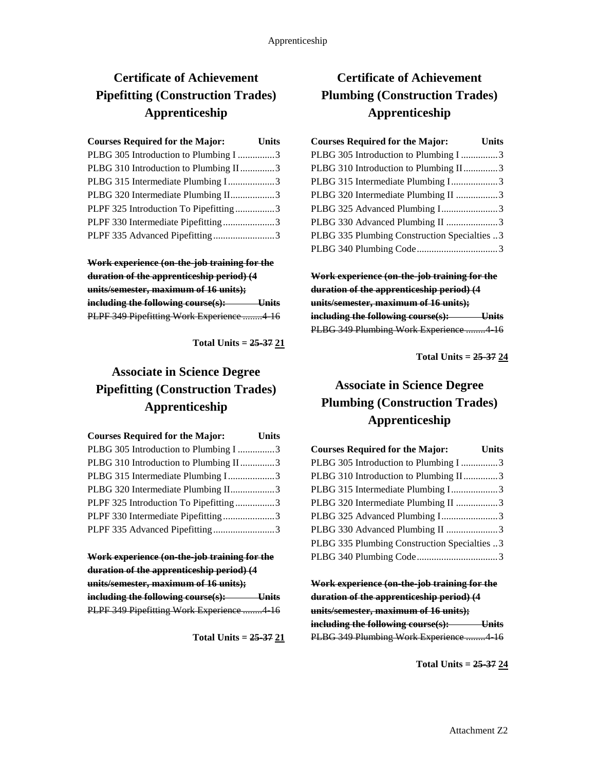## Certificate of Achievement Pipefitting (Construction Trades) Apprenticeship

| Courses Required for the Major: | Units |
|---|---|
| PLBG 305 Introduction to Plumbing I | 3 |
| PLBG 310 Introduction to Plumbing II | 3 |
| PLBG 315 Intermediate Plumbing I | 3 |
| PLBG 320 Intermediate Plumbing II | 3 |
| PLPF 325 Introduction To Pipefitting | 3 |
| PLPF 330 Intermediate Pipefitting | 3 |
| PLPF 335 Advanced Pipefitting | 3 |

~~**Work experience (on-the-job training for the duration of the apprenticeship period) (4 units/semester, maximum of 16 units); including the following course(s): Units**~~
~~PLPF 349 Pipefitting Work Experience ........4-16~~

**Total Units = ~~25-37~~ 21**

## Associate in Science Degree Pipefitting (Construction Trades) Apprenticeship

| Courses Required for the Major: | Units |
|---|---|
| PLBG 305 Introduction to Plumbing I | 3 |
| PLBG 310 Introduction to Plumbing II | 3 |
| PLBG 315 Intermediate Plumbing I | 3 |
| PLBG 320 Intermediate Plumbing II | 3 |
| PLPF 325 Introduction To Pipefitting | 3 |
| PLPF 330 Intermediate Pipefitting | 3 |
| PLPF 335 Advanced Pipefitting | 3 |

~~**Work experience (on-the-job training for the duration of the apprenticeship period) (4 units/semester, maximum of 16 units); including the following course(s): Units**~~
~~PLPF 349 Pipefitting Work Experience ........4-16~~

**Total Units = ~~25-37~~ 21**

## Certificate of Achievement Plumbing (Construction Trades) Apprenticeship

| Courses Required for the Major: | Units |
|---|---|
| PLBG 305 Introduction to Plumbing I | 3 |
| PLBG 310 Introduction to Plumbing II | 3 |
| PLBG 315 Intermediate Plumbing I | 3 |
| PLBG 320 Intermediate Plumbing II | 3 |
| PLBG 325 Advanced Plumbing I | 3 |
| PLBG 330 Advanced Plumbing II | 3 |
| PLBG 335 Plumbing Construction Specialties | 3 |
| PLBG 340 Plumbing Code | 3 |

~~**Work experience (on-the-job training for the duration of the apprenticeship period) (4 units/semester, maximum of 16 units); including the following course(s): Units**~~
~~PLBG 349 Plumbing Work Experience ........4-16~~

**Total Units = ~~25-37~~ 24**

## Associate in Science Degree Plumbing (Construction Trades) Apprenticeship

| Courses Required for the Major: | Units |
|---|---|
| PLBG 305 Introduction to Plumbing I | 3 |
| PLBG 310 Introduction to Plumbing II | 3 |
| PLBG 315 Intermediate Plumbing I | 3 |
| PLBG 320 Intermediate Plumbing II | 3 |
| PLBG 325 Advanced Plumbing I | 3 |
| PLBG 330 Advanced Plumbing II | 3 |
| PLBG 335 Plumbing Construction Specialties | 3 |
| PLBG 340 Plumbing Code | 3 |

~~**Work experience (on-the-job training for the duration of the apprenticeship period) (4 units/semester, maximum of 16 units); including the following course(s): Units**~~
~~PLBG 349 Plumbing Work Experience ........4-16~~

**Total Units = ~~25-37~~ 24**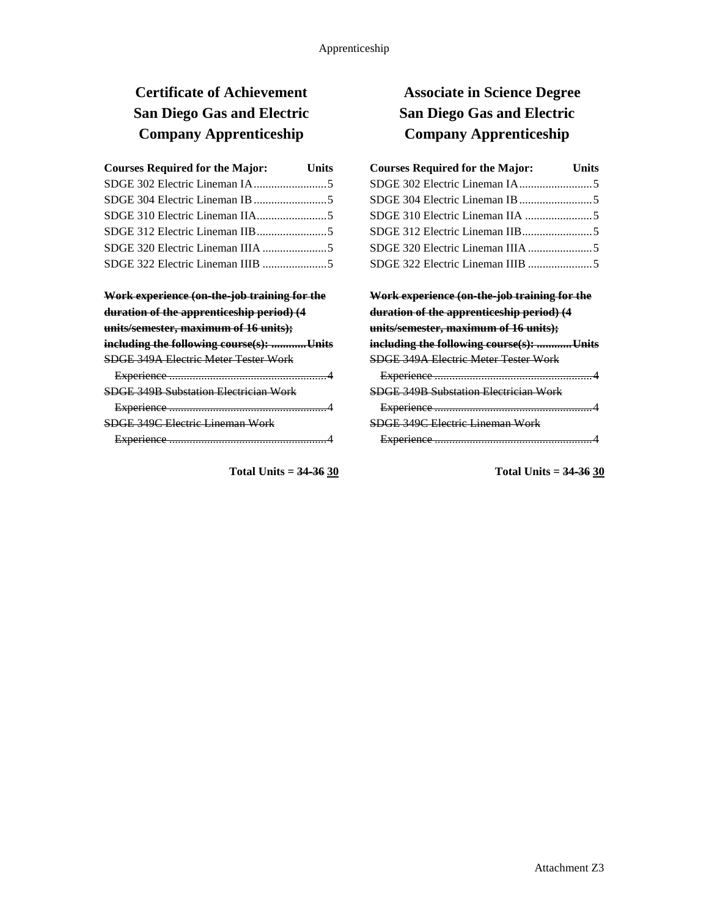## Certificate of Achievement
## San Diego Gas and Electric Company Apprenticeship

| Courses Required for the Major: | Units |
|---|---|
| SDGE 302 Electric Lineman IA | 5 |
| SDGE 304 Electric Lineman IB | 5 |
| SDGE 310 Electric Lineman IIA | 5 |
| SDGE 312 Electric Lineman IIB | 5 |
| SDGE 320 Electric Lineman IIIA | 5 |
| SDGE 322 Electric Lineman IIIB | 5 |

| ~~**Work experience (on-the-job training for the duration of the apprenticeship period) (4 units/semester, maximum of 16 units); including the following course(s):**~~ | ~~**Units**~~ |
|---|---|
| ~~SDGE 349A Electric Meter Tester Work Experience~~ | ~~4~~ |
| ~~SDGE 349B Substation Electrician Work Experience~~ | ~~4~~ |
| ~~SDGE 349C Electric Lineman Work Experience~~ | ~~4~~ |

**Total Units = ~~34-36~~ 30**

## Associate in Science Degree
## San Diego Gas and Electric Company Apprenticeship

| Courses Required for the Major: | Units |
|---|---|
| SDGE 302 Electric Lineman IA | 5 |
| SDGE 304 Electric Lineman IB | 5 |
| SDGE 310 Electric Lineman IIA | 5 |
| SDGE 312 Electric Lineman IIB | 5 |
| SDGE 320 Electric Lineman IIIA | 5 |
| SDGE 322 Electric Lineman IIIB | 5 |

| ~~**Work experience (on-the-job training for the duration of the apprenticeship period) (4 units/semester, maximum of 16 units); including the following course(s):**~~ | ~~**Units**~~ |
|---|---|
| ~~SDGE 349A Electric Meter Tester Work Experience~~ | ~~4~~ |
| ~~SDGE 349B Substation Electrician Work Experience~~ | ~~4~~ |
| ~~SDGE 349C Electric Lineman Work Experience~~ | ~~4~~ |

**Total Units = ~~34-36~~ 30**

Attachment Z3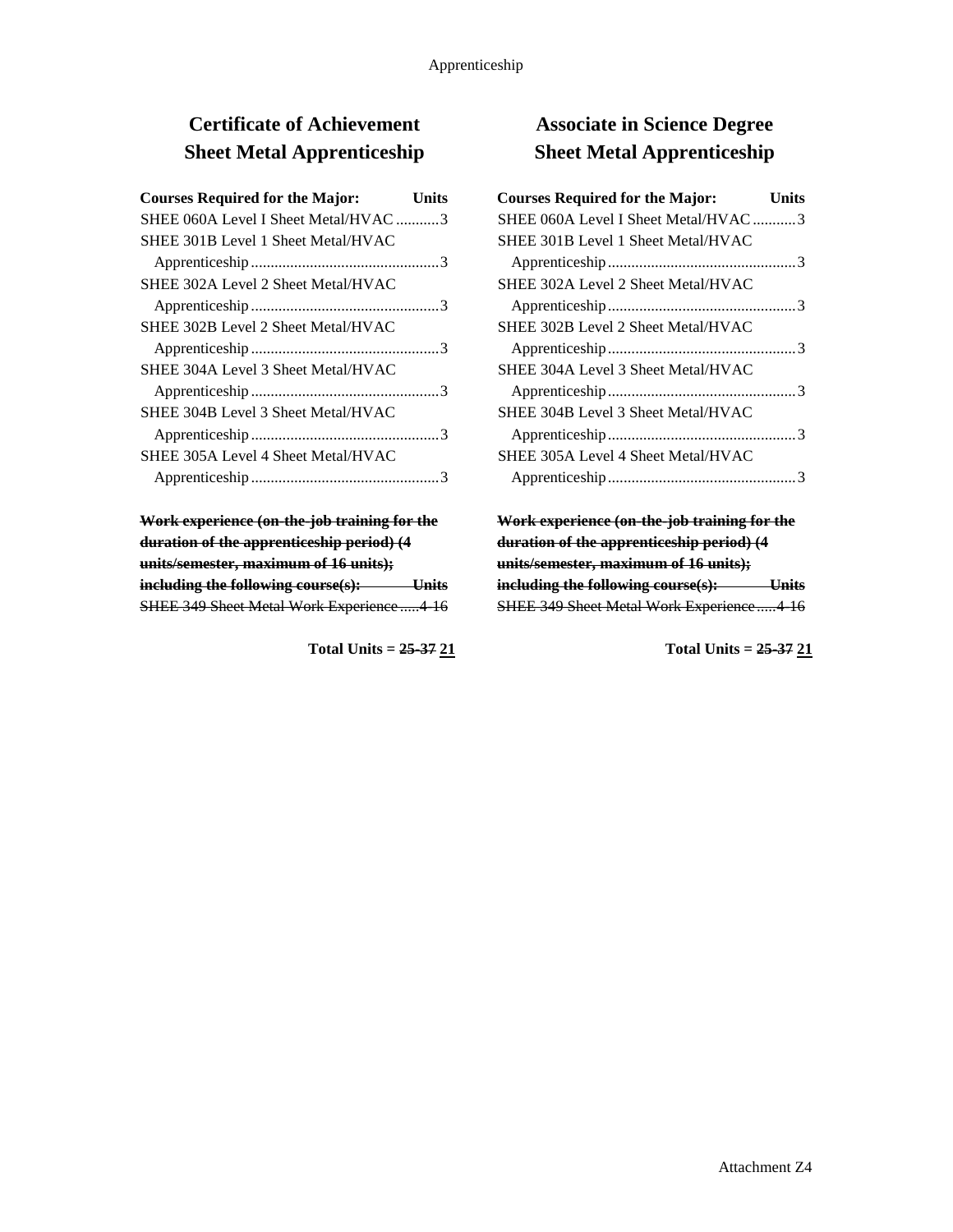## Certificate of Achievement
## Sheet Metal Apprenticeship

| Courses Required for the Major: | Units |
|---|---|
| SHEE 060A Level I Sheet Metal/HVAC | 3 |
| SHEE 301B Level 1 Sheet Metal/HVAC Apprenticeship | 3 |
| SHEE 302A Level 2 Sheet Metal/HVAC Apprenticeship | 3 |
| SHEE 302B Level 2 Sheet Metal/HVAC Apprenticeship | 3 |
| SHEE 304A Level 3 Sheet Metal/HVAC Apprenticeship | 3 |
| SHEE 304B Level 3 Sheet Metal/HVAC Apprenticeship | 3 |
| SHEE 305A Level 4 Sheet Metal/HVAC Apprenticeship | 3 |

~~**Work experience (on-the-job training for the duration of the apprenticeship period) (4 units/semester, maximum of 16 units); including the following course(s):**~~

| ~~Course~~ | ~~**Units**~~ |
|---|---|
| ~~SHEE 349 Sheet Metal Work Experience~~ | ~~4-16~~ |

**Total Units = ~~25-37~~ <u>21</u>**

## Associate in Science Degree
## Sheet Metal Apprenticeship

| Courses Required for the Major: | Units |
|---|---|
| SHEE 060A Level I Sheet Metal/HVAC | 3 |
| SHEE 301B Level 1 Sheet Metal/HVAC Apprenticeship | 3 |
| SHEE 302A Level 2 Sheet Metal/HVAC Apprenticeship | 3 |
| SHEE 302B Level 2 Sheet Metal/HVAC Apprenticeship | 3 |
| SHEE 304A Level 3 Sheet Metal/HVAC Apprenticeship | 3 |
| SHEE 304B Level 3 Sheet Metal/HVAC Apprenticeship | 3 |
| SHEE 305A Level 4 Sheet Metal/HVAC Apprenticeship | 3 |

~~**Work experience (on-the-job training for the duration of the apprenticeship period) (4 units/semester, maximum of 16 units); including the following course(s):**~~

| ~~Course~~ | ~~**Units**~~ |
|---|---|
| ~~SHEE 349 Sheet Metal Work Experience~~ | ~~4-16~~ |

**Total Units = ~~25-37~~ <u>21</u>**

Attachment Z4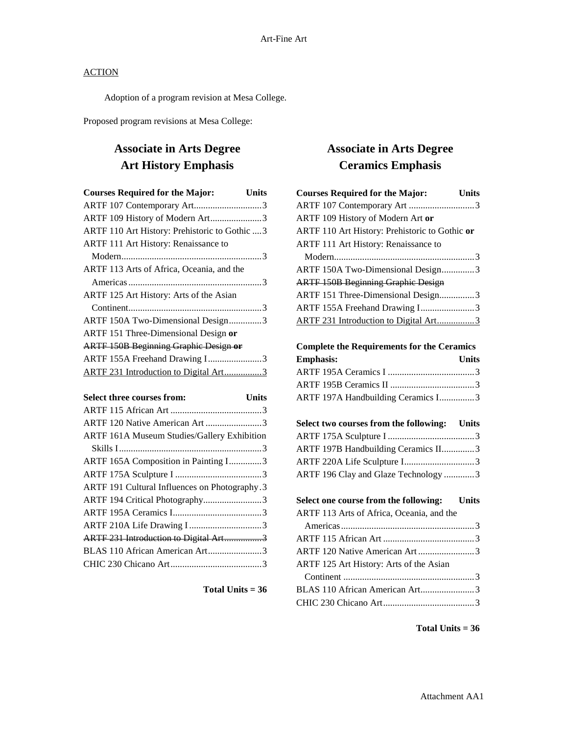Art-Fine Art

ACTION

Adoption of a program revision at Mesa College.

Proposed program revisions at Mesa College:

## Associate in Arts Degree
## Art History Emphasis

| Courses Required for the Major: | Units |
|---|---|
| ARTF 107 Contemporary Art | 3 |
| ARTF 109 History of Modern Art | 3 |
| ARTF 110 Art History: Prehistoric to Gothic | 3 |
| ARTF 111 Art History: Renaissance to Modern | 3 |
| ARTF 113 Arts of Africa, Oceania, and the Americas | 3 |
| ARTF 125 Art History: Arts of the Asian Continent | 3 |
| ARTF 150A Two-Dimensional Design | 3 |
| ARTF 151 Three-Dimensional Design **or** | |
| ~~ARTF 150B Beginning Graphic Design **or**~~ | |
| ARTF 155A Freehand Drawing I | 3 |
| <u>ARTF 231 Introduction to Digital Art</u> | <u>3</u> |

| Select three courses from: | Units |
|---|---|
| ARTF 115 African Art | 3 |
| ARTF 120 Native American Art | 3 |
| ARTF 161A Museum Studies/Gallery Exhibition Skills I | 3 |
| ARTF 165A Composition in Painting I | 3 |
| ARTF 175A Sculpture I | 3 |
| ARTF 191 Cultural Influences on Photography | 3 |
| ARTF 194 Critical Photography | 3 |
| ARTF 195A Ceramics I | 3 |
| ARTF 210A Life Drawing I | 3 |
| ~~ARTF 231 Introduction to Digital Art~~ | ~~3~~ |
| BLAS 110 African American Art | 3 |
| CHIC 230 Chicano Art | 3 |

**Total Units = 36**

## Associate in Arts Degree
## Ceramics Emphasis

| Courses Required for the Major: | Units |
|---|---|
| ARTF 107 Contemporary Art | 3 |
| ARTF 109 History of Modern Art **or** | |
| ARTF 110 Art History: Prehistoric to Gothic **or** | |
| ARTF 111 Art History: Renaissance to Modern | 3 |
| ARTF 150A Two-Dimensional Design | 3 |
| ~~ARTF 150B Beginning Graphic Design~~ | |
| ARTF 151 Three-Dimensional Design | 3 |
| ARTF 155A Freehand Drawing I | 3 |
| <u>ARTF 231 Introduction to Digital Art</u> | <u>3</u> |

| Complete the Requirements for the Ceramics Emphasis: | Units |
|---|---|
| ARTF 195A Ceramics I | 3 |
| ARTF 195B Ceramics II | 3 |
| ARTF 197A Handbuilding Ceramics I | 3 |

| Select two courses from the following: | Units |
|---|---|
| ARTF 175A Sculpture I | 3 |
| ARTF 197B Handbuilding Ceramics II | 3 |
| ARTF 220A Life Sculpture I | 3 |
| ARTF 196 Clay and Glaze Technology | 3 |

| Select one course from the following: | Units |
|---|---|
| ARTF 113 Arts of Africa, Oceania, and the Americas | 3 |
| ARTF 115 African Art | 3 |
| ARTF 120 Native American Art | 3 |
| ARTF 125 Art History: Arts of the Asian Continent | 3 |
| BLAS 110 African American Art | 3 |
| CHIC 230 Chicano Art | 3 |

**Total Units = 36**

Attachment AA1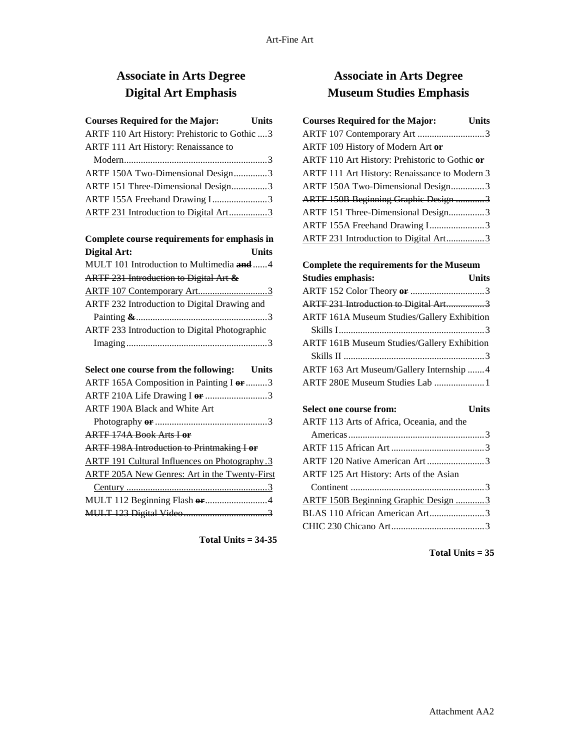## Associate in Arts Degree Digital Art Emphasis

| Courses Required for the Major: | Units |
|---|---|
| ARTF 110 Art History: Prehistoric to Gothic | 3 |
| ARTF 111 Art History: Renaissance to Modern | 3 |
| ARTF 150A Two-Dimensional Design | 3 |
| ARTF 151 Three-Dimensional Design | 3 |
| ARTF 155A Freehand Drawing I | 3 |
| <u>ARTF 231 Introduction to Digital Art</u> | <u>3</u> |

| Complete course requirements for emphasis in Digital Art: | Units |
|---|---|
| MULT 101 Introduction to Multimedia ~~**and**~~ | 4 |
| ~~ARTF 231 Introduction to Digital Art &~~ | |
| <u>ARTF 107 Contemporary Art</u> | <u>3</u> |
| ARTF 232 Introduction to Digital Drawing and Painting ~~**&**~~ | 3 |
| ARTF 233 Introduction to Digital Photographic Imaging | 3 |

| Select one course from the following: | Units |
|---|---|
| ARTF 165A Composition in Painting I ~~**or**~~ | 3 |
| ARTF 210A Life Drawing I ~~**or**~~ | 3 |
| ARTF 190A Black and White Art Photography ~~**or**~~ | 3 |
| ~~ARTF 174A Book Arts I **or**~~ | |
| ~~ARTF 198A Introduction to Printmaking I **or**~~ | |
| <u>ARTF 191 Cultural Influences on Photography</u> | <u>3</u> |
| <u>ARTF 205A New Genres: Art in the Twenty-First Century</u> | <u>3</u> |
| MULT 112 Beginning Flash ~~**or**~~ | 4 |
| ~~MULT 123 Digital Video~~ | ~~3~~ |

**Total Units = 34-35**

## Associate in Arts Degree Museum Studies Emphasis

| Courses Required for the Major: | Units |
|---|---|
| ARTF 107 Contemporary Art | 3 |
| ARTF 109 History of Modern Art **or** | |
| ARTF 110 Art History: Prehistoric to Gothic **or** | |
| ARTF 111 Art History: Renaissance to Modern | 3 |
| ARTF 150A Two-Dimensional Design | 3 |
| ~~ARTF 150B Beginning Graphic Design~~ | ~~3~~ |
| ARTF 151 Three-Dimensional Design | 3 |
| ARTF 155A Freehand Drawing I | 3 |
| <u>ARTF 231 Introduction to Digital Art</u> | <u>3</u> |

| Complete the requirements for the Museum Studies emphasis: | Units |
|---|---|
| ARTF 152 Color Theory ~~**or**~~ | 3 |
| ~~ARTF 231 Introduction to Digital Art~~ | ~~3~~ |
| ARTF 161A Museum Studies/Gallery Exhibition Skills I | 3 |
| ARTF 161B Museum Studies/Gallery Exhibition Skills II | 3 |
| ARTF 163 Art Museum/Gallery Internship | 4 |
| ARTF 280E Museum Studies Lab | 1 |

| Select one course from: | Units |
|---|---|
| ARTF 113 Arts of Africa, Oceania, and the Americas | 3 |
| ARTF 115 African Art | 3 |
| ARTF 120 Native American Art | 3 |
| ARTF 125 Art History: Arts of the Asian Continent | 3 |
| <u>ARTF 150B Beginning Graphic Design</u> | <u>3</u> |
| BLAS 110 African American Art | 3 |
| CHIC 230 Chicano Art | 3 |

**Total Units = 35**

Attachment AA2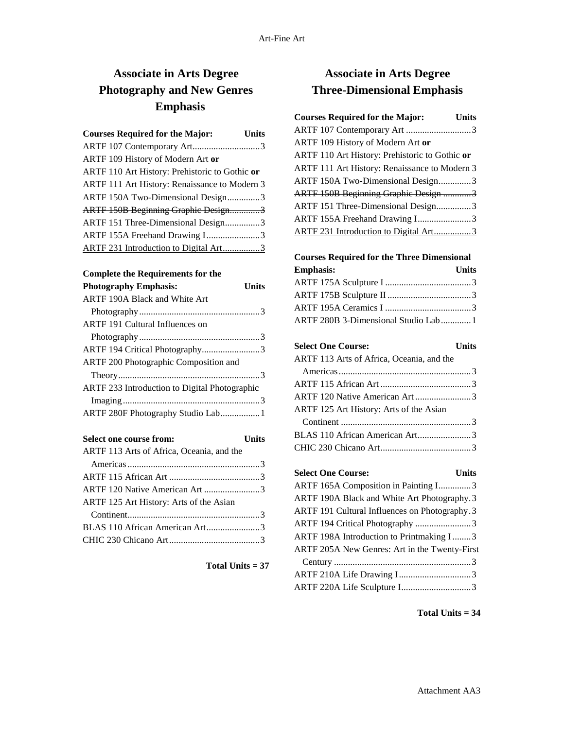## Associate in Arts Degree Photography and New Genres Emphasis

| Courses Required for the Major: | Units |
|---|---|
| ARTF 107 Contemporary Art | 3 |
| ARTF 109 History of Modern Art **or** | |
| ARTF 110 Art History: Prehistoric to Gothic **or** | |
| ARTF 111 Art History: Renaissance to Modern | 3 |
| ARTF 150A Two-Dimensional Design | 3 |
| ~~ARTF 150B Beginning Graphic Design~~ | ~~3~~ |
| ARTF 151 Three-Dimensional Design | 3 |
| ARTF 155A Freehand Drawing I | 3 |
| <u>ARTF 231 Introduction to Digital Art</u> | <u>3</u> |

| Complete the Requirements for the Photography Emphasis: | Units |
|---|---|
| ARTF 190A Black and White Art Photography | 3 |
| ARTF 191 Cultural Influences on Photography | 3 |
| ARTF 194 Critical Photography | 3 |
| ARTF 200 Photographic Composition and Theory | 3 |
| ARTF 233 Introduction to Digital Photographic Imaging | 3 |
| ARTF 280F Photography Studio Lab | 1 |

| Select one course from: | Units |
|---|---|
| ARTF 113 Arts of Africa, Oceania, and the Americas | 3 |
| ARTF 115 African Art | 3 |
| ARTF 120 Native American Art | 3 |
| ARTF 125 Art History: Arts of the Asian Continent | 3 |
| BLAS 110 African American Art | 3 |
| CHIC 230 Chicano Art | 3 |

**Total Units = 37**

## Associate in Arts Degree Three-Dimensional Emphasis

| Courses Required for the Major: | Units |
|---|---|
| ARTF 107 Contemporary Art | 3 |
| ARTF 109 History of Modern Art **or** | |
| ARTF 110 Art History: Prehistoric to Gothic **or** | |
| ARTF 111 Art History: Renaissance to Modern | 3 |
| ARTF 150A Two-Dimensional Design | 3 |
| ~~ARTF 150B Beginning Graphic Design~~ | ~~3~~ |
| ARTF 151 Three-Dimensional Design | 3 |
| ARTF 155A Freehand Drawing I | 3 |
| <u>ARTF 231 Introduction to Digital Art</u> | <u>3</u> |

| Courses Required for the Three Dimensional Emphasis: | Units |
|---|---|
| ARTF 175A Sculpture I | 3 |
| ARTF 175B Sculpture II | 3 |
| ARTF 195A Ceramics I | 3 |
| ARTF 280B 3-Dimensional Studio Lab | 1 |

| Select One Course: | Units |
|---|---|
| ARTF 113 Arts of Africa, Oceania, and the Americas | 3 |
| ARTF 115 African Art | 3 |
| ARTF 120 Native American Art | 3 |
| ARTF 125 Art History: Arts of the Asian Continent | 3 |
| BLAS 110 African American Art | 3 |
| CHIC 230 Chicano Art | 3 |

| Select One Course: | Units |
|---|---|
| ARTF 165A Composition in Painting I | 3 |
| ARTF 190A Black and White Art Photography | 3 |
| ARTF 191 Cultural Influences on Photography | 3 |
| ARTF 194 Critical Photography | 3 |
| ARTF 198A Introduction to Printmaking I | 3 |
| ARTF 205A New Genres: Art in the Twenty-First Century | 3 |
| ARTF 210A Life Drawing I | 3 |
| ARTF 220A Life Sculpture I | 3 |

**Total Units = 34**

Attachment AA3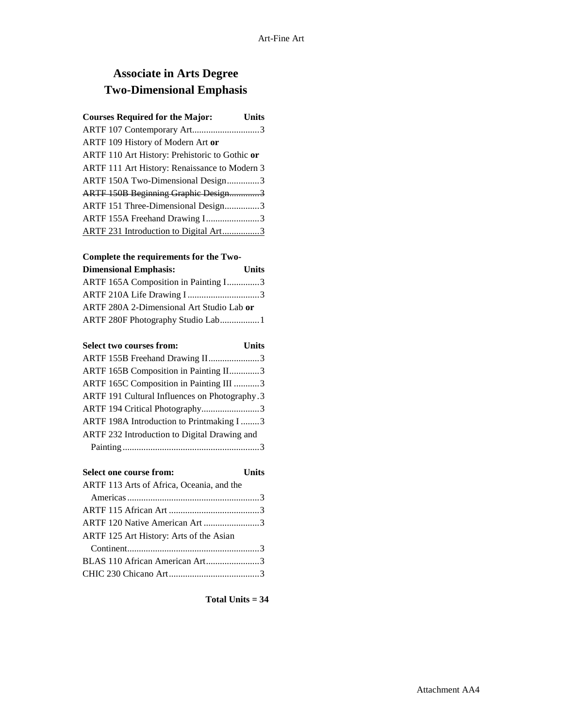# Associate in Arts Degree
# Two-Dimensional Emphasis

| Courses Required for the Major: | Units |
|---|---|
| ARTF 107 Contemporary Art | 3 |
| ARTF 109 History of Modern Art **or** | |
| ARTF 110 Art History: Prehistoric to Gothic **or** | |
| ARTF 111 Art History: Renaissance to Modern | 3 |
| ARTF 150A Two-Dimensional Design | 3 |
| ~~ARTF 150B Beginning Graphic Design~~ | ~~3~~ |
| ARTF 151 Three-Dimensional Design | 3 |
| ARTF 155A Freehand Drawing I | 3 |
| <u>ARTF 231 Introduction to Digital Art</u> | <u>3</u> |

| Complete the requirements for the Two-Dimensional Emphasis: | Units |
|---|---|
| ARTF 165A Composition in Painting I | 3 |
| ARTF 210A Life Drawing I | 3 |
| ARTF 280A 2-Dimensional Art Studio Lab **or** | |
| ARTF 280F Photography Studio Lab | 1 |

| Select two courses from: | Units |
|---|---|
| ARTF 155B Freehand Drawing II | 3 |
| ARTF 165B Composition in Painting II | 3 |
| ARTF 165C Composition in Painting III | 3 |
| ARTF 191 Cultural Influences on Photography | 3 |
| ARTF 194 Critical Photography | 3 |
| ARTF 198A Introduction to Printmaking I | 3 |
| ARTF 232 Introduction to Digital Drawing and Painting | 3 |

| Select one course from: | Units |
|---|---|
| ARTF 113 Arts of Africa, Oceania, and the Americas | 3 |
| ARTF 115 African Art | 3 |
| ARTF 120 Native American Art | 3 |
| ARTF 125 Art History: Arts of the Asian Continent | 3 |
| BLAS 110 African American Art | 3 |
| CHIC 230 Chicano Art | 3 |

**Total Units = 34**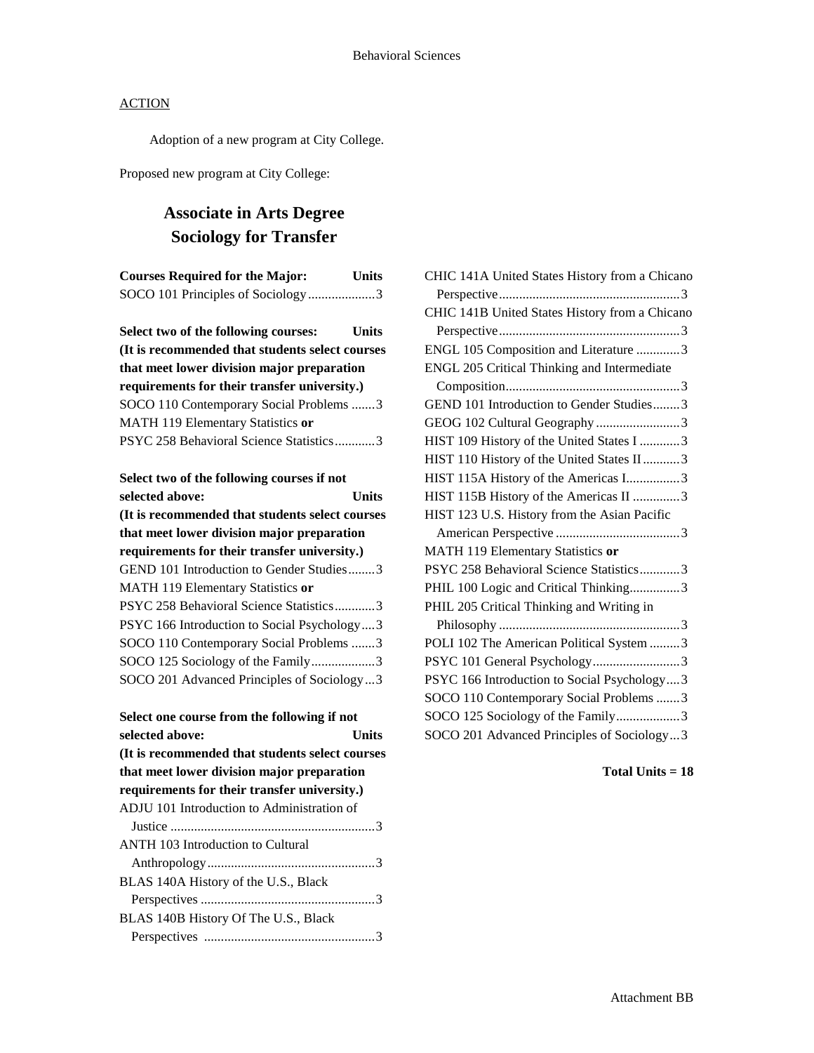ACTION

Adoption of a new program at City College.

Proposed new program at City College:

## Associate in Arts Degree
## Sociology for Transfer

| Courses Required for the Major: | Units |
|---|---|
| SOCO 101 Principles of Sociology | 3 |

| Select two of the following courses: (It is recommended that students select courses that meet lower division major preparation requirements for their transfer university.) | Units |
|---|---|
| SOCO 110 Contemporary Social Problems | 3 |
| MATH 119 Elementary Statistics **or** | |
| PSYC 258 Behavioral Science Statistics | 3 |

| Select two of the following courses if not selected above: (It is recommended that students select courses that meet lower division major preparation requirements for their transfer university.) | Units |
|---|---|
| GEND 101 Introduction to Gender Studies | 3 |
| MATH 119 Elementary Statistics **or** | |
| PSYC 258 Behavioral Science Statistics | 3 |
| PSYC 166 Introduction to Social Psychology | 3 |
| SOCO 110 Contemporary Social Problems | 3 |
| SOCO 125 Sociology of the Family | 3 |
| SOCO 201 Advanced Principles of Sociology | 3 |

| Select one course from the following if not selected above: (It is recommended that students select courses that meet lower division major preparation requirements for their transfer university.) | Units |
|---|---|
| ADJU 101 Introduction to Administration of Justice | 3 |
| ANTH 103 Introduction to Cultural Anthropology | 3 |
| BLAS 140A History of the U.S., Black Perspectives | 3 |
| BLAS 140B History Of The U.S., Black Perspectives | 3 |
| CHIC 141A United States History from a Chicano Perspective | 3 |
| CHIC 141B United States History from a Chicano Perspective | 3 |
| ENGL 105 Composition and Literature | 3 |
| ENGL 205 Critical Thinking and Intermediate Composition | 3 |
| GEND 101 Introduction to Gender Studies | 3 |
| GEOG 102 Cultural Geography | 3 |
| HIST 109 History of the United States I | 3 |
| HIST 110 History of the United States II | 3 |
| HIST 115A History of the Americas I | 3 |
| HIST 115B History of the Americas II | 3 |
| HIST 123 U.S. History from the Asian Pacific American Perspective | 3 |
| MATH 119 Elementary Statistics **or** | |
| PSYC 258 Behavioral Science Statistics | 3 |
| PHIL 100 Logic and Critical Thinking | 3 |
| PHIL 205 Critical Thinking and Writing in Philosophy | 3 |
| POLI 102 The American Political System | 3 |
| PSYC 101 General Psychology | 3 |
| PSYC 166 Introduction to Social Psychology | 3 |
| SOCO 110 Contemporary Social Problems | 3 |
| SOCO 125 Sociology of the Family | 3 |
| SOCO 201 Advanced Principles of Sociology | 3 |

**Total Units = 18**

Attachment BB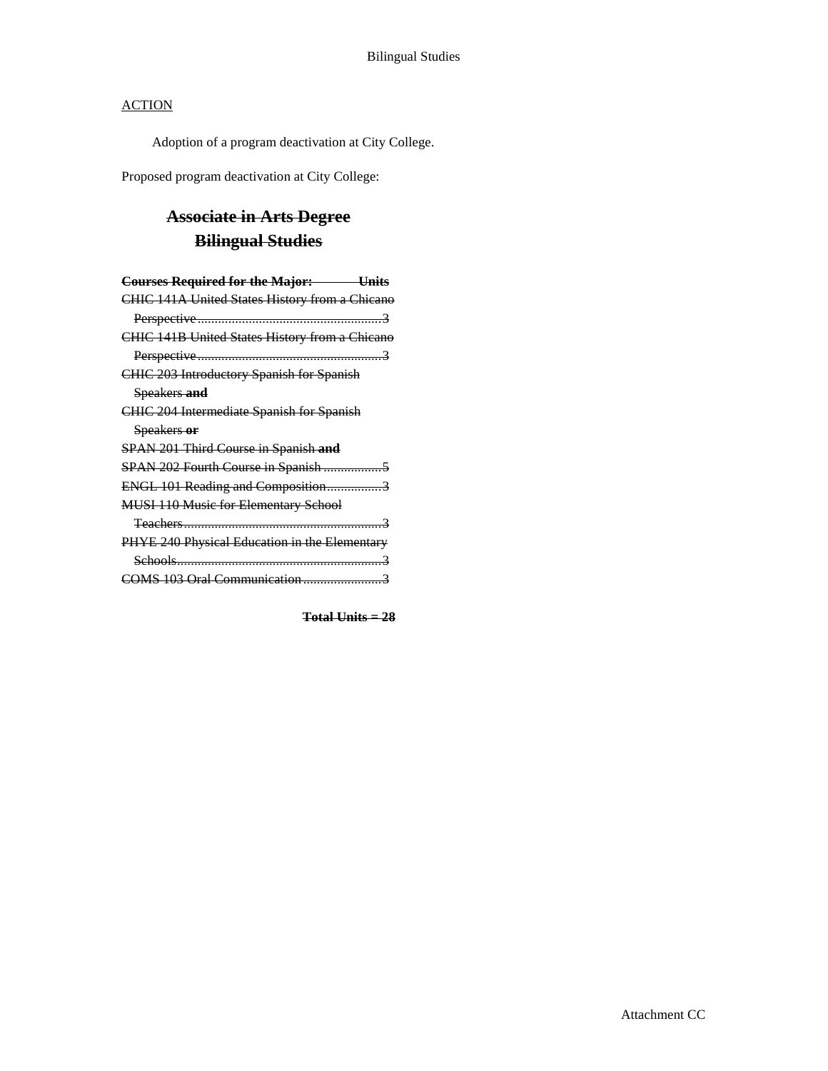## ACTION

Adoption of a program deactivation at City College.

Proposed program deactivation at City College:

# ~~Associate in Arts Degree~~
# ~~Bilingual Studies~~

| ~~**Courses Required for the Major:**~~ | ~~**Units**~~ |
|---|---|
| ~~CHIC 141A United States History from a Chicano Perspective~~ | ~~3~~ |
| ~~CHIC 141B United States History from a Chicano Perspective~~ | ~~3~~ |
| ~~CHIC 203 Introductory Spanish for Spanish Speakers~~ ~~**and**~~ | |
| ~~CHIC 204 Intermediate Spanish for Spanish Speakers~~ ~~**or**~~ | |
| ~~SPAN 201 Third Course in Spanish~~ ~~**and**~~ | |
| ~~SPAN 202 Fourth Course in Spanish~~ | ~~5~~ |
| ~~ENGL 101 Reading and Composition~~ | ~~3~~ |
| ~~MUSI 110 Music for Elementary School Teachers~~ | ~~3~~ |
| ~~PHYE 240 Physical Education in the Elementary Schools~~ | ~~3~~ |
| ~~COMS 103 Oral Communication~~ | ~~3~~ |

~~**Total Units = 28**~~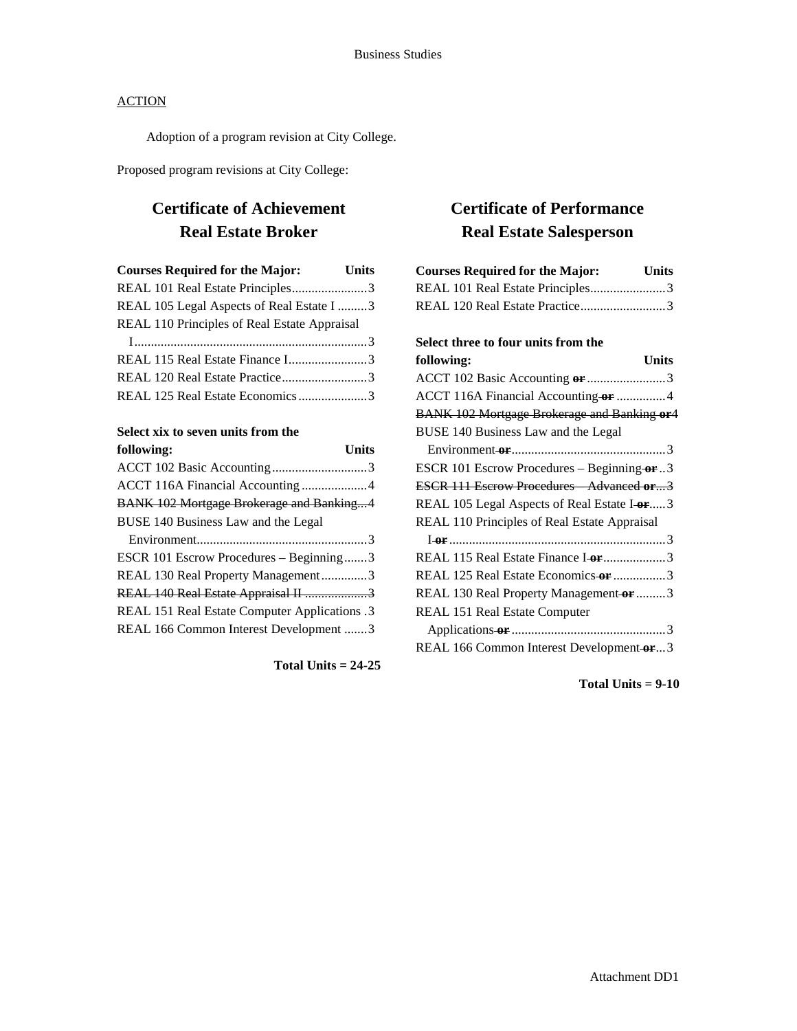ACTION

Adoption of a program revision at City College.

Proposed program revisions at City College:

## Certificate of Achievement
## Real Estate Broker

| Courses Required for the Major: | Units |
|---|---|
| REAL 101 Real Estate Principles | 3 |
| REAL 105 Legal Aspects of Real Estate I | 3 |
| REAL 110 Principles of Real Estate Appraisal I | 3 |
| REAL 115 Real Estate Finance I | 3 |
| REAL 120 Real Estate Practice | 3 |
| REAL 125 Real Estate Economics | 3 |

| Select xix to seven units from the following: | Units |
|---|---|
| ACCT 102 Basic Accounting | 3 |
| ACCT 116A Financial Accounting | 4 |
| ~~BANK 102 Mortgage Brokerage and Banking~~ | ~~4~~ |
| BUSE 140 Business Law and the Legal Environment | 3 |
| ESCR 101 Escrow Procedures – Beginning | 3 |
| REAL 130 Real Property Management | 3 |
| ~~REAL 140 Real Estate Appraisal II~~ | ~~3~~ |
| REAL 151 Real Estate Computer Applications | 3 |
| REAL 166 Common Interest Development | 3 |

**Total Units = 24-25**

## Certificate of Performance
## Real Estate Salesperson

| Courses Required for the Major: | Units |
|---|---|
| REAL 101 Real Estate Principles | 3 |
| REAL 120 Real Estate Practice | 3 |

| Select three to four units from the following: | Units |
|---|---|
| ACCT 102 Basic Accounting ~~**or**~~ | 3 |
| ACCT 116A Financial Accounting ~~**or**~~ | 4 |
| ~~BANK 102 Mortgage Brokerage and Banking **or**~~ | 4 |
| BUSE 140 Business Law and the Legal Environment ~~**or**~~ | 3 |
| ESCR 101 Escrow Procedures – Beginning ~~**or**~~ | 3 |
| ~~ESCR 111 Escrow Procedures – Advanced **or**~~ | ~~3~~ |
| REAL 105 Legal Aspects of Real Estate I ~~**or**~~ | 3 |
| REAL 110 Principles of Real Estate Appraisal I ~~**or**~~ | 3 |
| REAL 115 Real Estate Finance I ~~**or**~~ | 3 |
| REAL 125 Real Estate Economics ~~**or**~~ | 3 |
| REAL 130 Real Property Management ~~**or**~~ | 3 |
| REAL 151 Real Estate Computer Applications ~~**or**~~ | 3 |
| REAL 166 Common Interest Development ~~**or**~~ | 3 |

**Total Units = 9-10**

Attachment DD1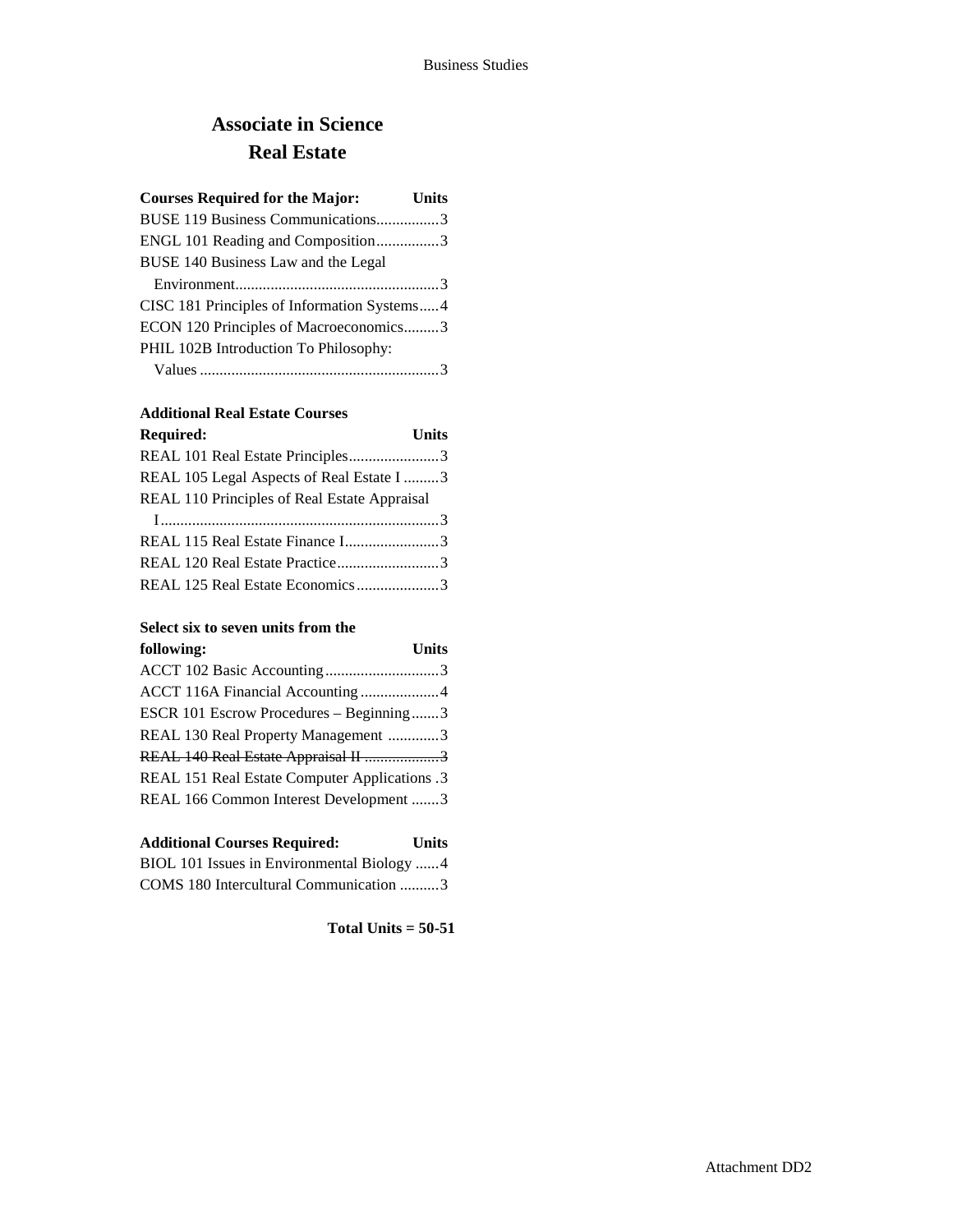# Associate in Science
# Real Estate

| Courses Required for the Major: | Units |
|---|---|
| BUSE 119 Business Communications | 3 |
| ENGL 101 Reading and Composition | 3 |
| BUSE 140 Business Law and the Legal Environment | 3 |
| CISC 181 Principles of Information Systems | 4 |
| ECON 120 Principles of Macroeconomics | 3 |
| PHIL 102B Introduction To Philosophy: Values | 3 |

| Additional Real Estate Courses Required: | Units |
|---|---|
| REAL 101 Real Estate Principles | 3 |
| REAL 105 Legal Aspects of Real Estate I | 3 |
| REAL 110 Principles of Real Estate Appraisal I | 3 |
| REAL 115 Real Estate Finance I | 3 |
| REAL 120 Real Estate Practice | 3 |
| REAL 125 Real Estate Economics | 3 |

| Select six to seven units from the following: | Units |
|---|---|
| ACCT 102 Basic Accounting | 3 |
| ACCT 116A Financial Accounting | 4 |
| ESCR 101 Escrow Procedures – Beginning | 3 |
| REAL 130 Real Property Management | 3 |
| ~~REAL 140 Real Estate Appraisal II~~ | ~~3~~ |
| REAL 151 Real Estate Computer Applications | 3 |
| REAL 166 Common Interest Development | 3 |

| Additional Courses Required: | Units |
|---|---|
| BIOL 101 Issues in Environmental Biology | 4 |
| COMS 180 Intercultural Communication | 3 |

**Total Units = 50-51**

Attachment DD2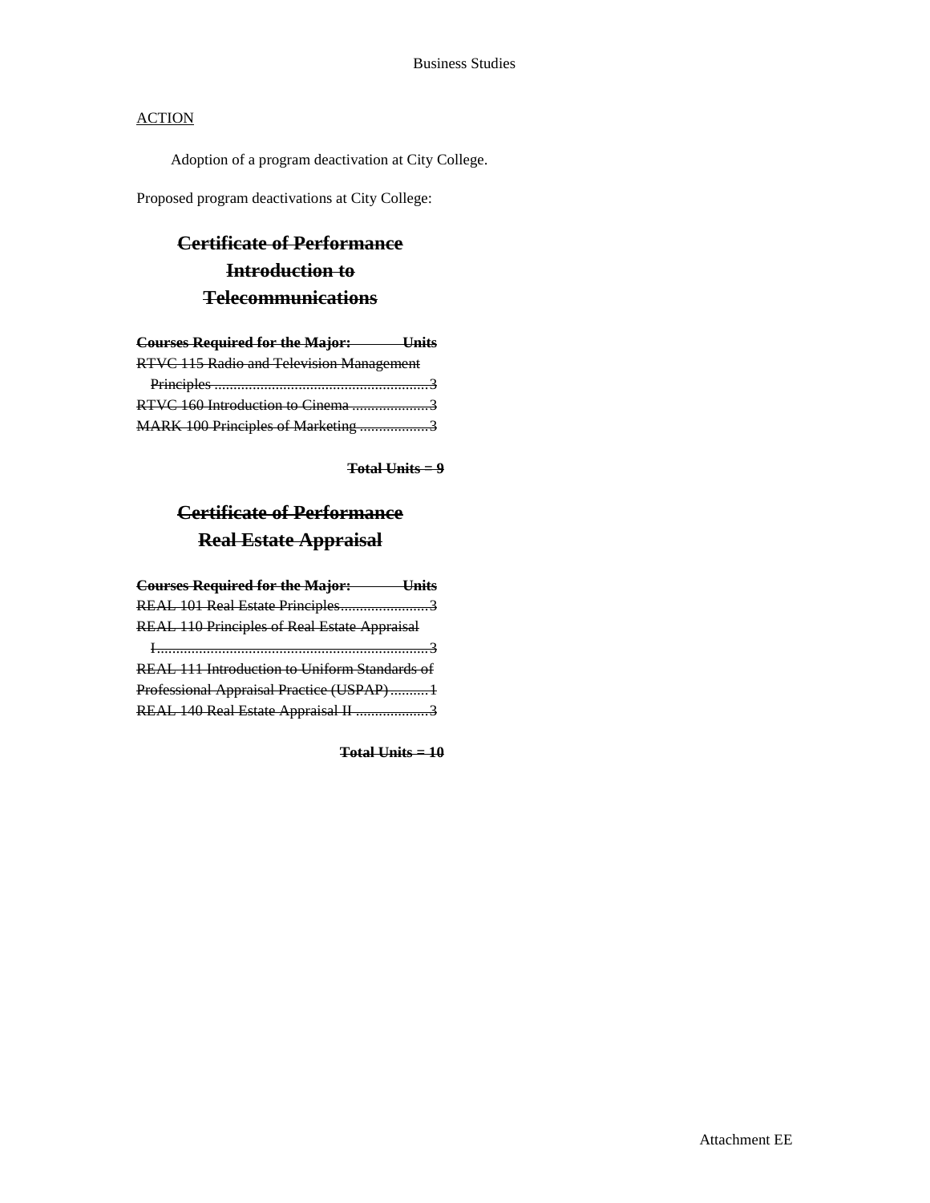ACTION

Adoption of a program deactivation at City College.

Proposed program deactivations at City College:

## ~~Certificate of Performance Introduction to Telecommunications~~

| ~~Courses Required for the Major:~~ | ~~Units~~ |
|---|---|
| ~~RTVC 115 Radio and Television Management Principles~~ | ~~3~~ |
| ~~RTVC 160 Introduction to Cinema~~ | ~~3~~ |
| ~~MARK 100 Principles of Marketing~~ | ~~3~~ |

~~**Total Units = 9**~~

## ~~Certificate of Performance Real Estate Appraisal~~

| ~~Courses Required for the Major:~~ | ~~Units~~ |
|---|---|
| ~~REAL 101 Real Estate Principles~~ | ~~3~~ |
| ~~REAL 110 Principles of Real Estate Appraisal I~~ | ~~3~~ |
| ~~REAL 111 Introduction to Uniform Standards of Professional Appraisal Practice (USPAP)~~ | ~~1~~ |
| ~~REAL 140 Real Estate Appraisal II~~ | ~~3~~ |

~~**Total Units = 10**~~

Attachment EE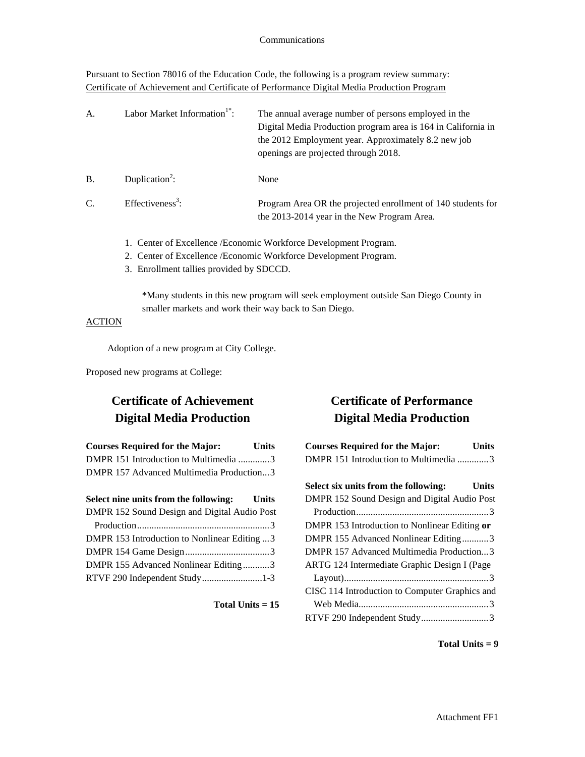Communications

Pursuant to Section 78016 of the Education Code, the following is a program review summary:
Certificate of Achievement and Certificate of Performance Digital Media Production Program

A. Labor Market Information[1*]: The annual average number of persons employed in the Digital Media Production program area is 164 in California in the 2012 Employment year. Approximately 8.2 new job openings are projected through 2018.

B. Duplication[2]: None

C. Effectiveness[3]: Program Area OR the projected enrollment of 140 students for the 2013-2014 year in the New Program Area.

1. Center of Excellence /Economic Workforce Development Program.
2. Center of Excellence /Economic Workforce Development Program.
3. Enrollment tallies provided by SDCCD.

*Many students in this new program will seek employment outside San Diego County in smaller markets and work their way back to San Diego.

ACTION

Adoption of a new program at City College.

Proposed new programs at College:

## Certificate of Achievement Digital Media Production

| Courses Required for the Major: | Units |
| --- | --- |
| DMPR 151 Introduction to Multimedia | 3 |
| DMPR 157 Advanced Multimedia Production | 3 |

| Select nine units from the following: | Units |
| --- | --- |
| DMPR 152 Sound Design and Digital Audio Post Production | 3 |
| DMPR 153 Introduction to Nonlinear Editing | 3 |
| DMPR 154 Game Design | 3 |
| DMPR 155 Advanced Nonlinear Editing | 3 |
| RTVF 290 Independent Study | 1-3 |

**Total Units = 15**

## Certificate of Performance Digital Media Production

| Courses Required for the Major: | Units |
| --- | --- |
| DMPR 151 Introduction to Multimedia | 3 |

| Select six units from the following: | Units |
| --- | --- |
| DMPR 152 Sound Design and Digital Audio Post Production | 3 |
| DMPR 153 Introduction to Nonlinear Editing **or** | |
| DMPR 155 Advanced Nonlinear Editing | 3 |
| DMPR 157 Advanced Multimedia Production | 3 |
| ARTG 124 Intermediate Graphic Design I (Page Layout) | 3 |
| CISC 114 Introduction to Computer Graphics and Web Media | 3 |
| RTVF 290 Independent Study | 3 |

**Total Units = 9**

Attachment FF1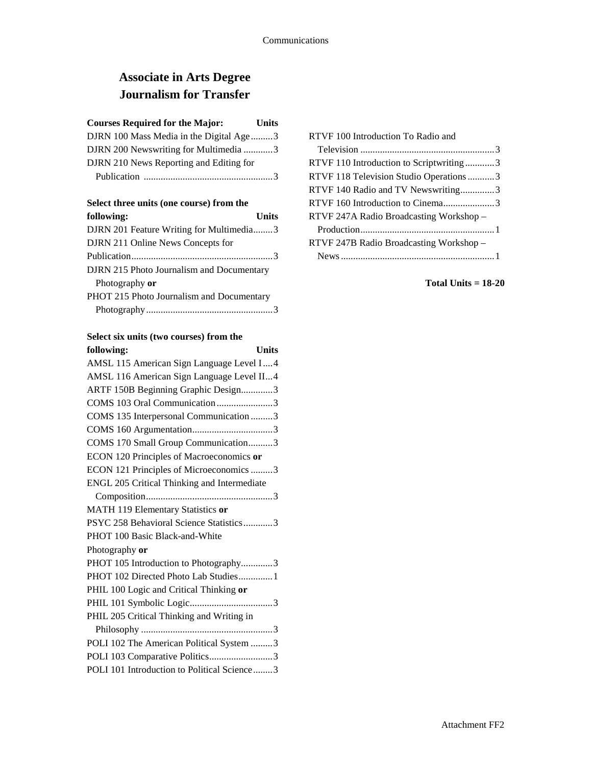# Associate in Arts Degree
# Journalism for Transfer

| Courses Required for the Major: | Units |
|---|---|
| DJRN 100 Mass Media in the Digital Age | 3 |
| DJRN 200 Newswriting for Multimedia | 3 |
| DJRN 210 News Reporting and Editing for Publication | 3 |

| Select three units (one course) from the following: | Units |
|---|---|
| DJRN 201 Feature Writing for Multimedia | 3 |
| DJRN 211 Online News Concepts for Publication | 3 |
| DJRN 215 Photo Journalism and Documentary Photography **or** | |
| PHOT 215 Photo Journalism and Documentary Photography | 3 |

| Select six units (two courses) from the following: | Units |
|---|---|
| AMSL 115 American Sign Language Level I | 4 |
| AMSL 116 American Sign Language Level II | 4 |
| ARTF 150B Beginning Graphic Design | 3 |
| COMS 103 Oral Communication | 3 |
| COMS 135 Interpersonal Communication | 3 |
| COMS 160 Argumentation | 3 |
| COMS 170 Small Group Communication | 3 |
| ECON 120 Principles of Macroeconomics **or** | |
| ECON 121 Principles of Microeconomics | 3 |
| ENGL 205 Critical Thinking and Intermediate Composition | 3 |
| MATH 119 Elementary Statistics **or** | |
| PSYC 258 Behavioral Science Statistics | 3 |
| PHOT 100 Basic Black-and-White Photography **or** | |
| PHOT 105 Introduction to Photography | 3 |
| PHOT 102 Directed Photo Lab Studies | 1 |
| PHIL 100 Logic and Critical Thinking **or** | |
| PHIL 101 Symbolic Logic | 3 |
| PHIL 205 Critical Thinking and Writing in Philosophy | 3 |
| POLI 102 The American Political System | 3 |
| POLI 103 Comparative Politics | 3 |
| POLI 101 Introduction to Political Science | 3 |
| RTVF 100 Introduction To Radio and Television | 3 |
| RTVF 110 Introduction to Scriptwriting | 3 |
| RTVF 118 Television Studio Operations | 3 |
| RTVF 140 Radio and TV Newswriting | 3 |
| RTVF 160 Introduction to Cinema | 3 |
| RTVF 247A Radio Broadcasting Workshop – Production | 1 |
| RTVF 247B Radio Broadcasting Workshop – News | 1 |

**Total Units = 18-20**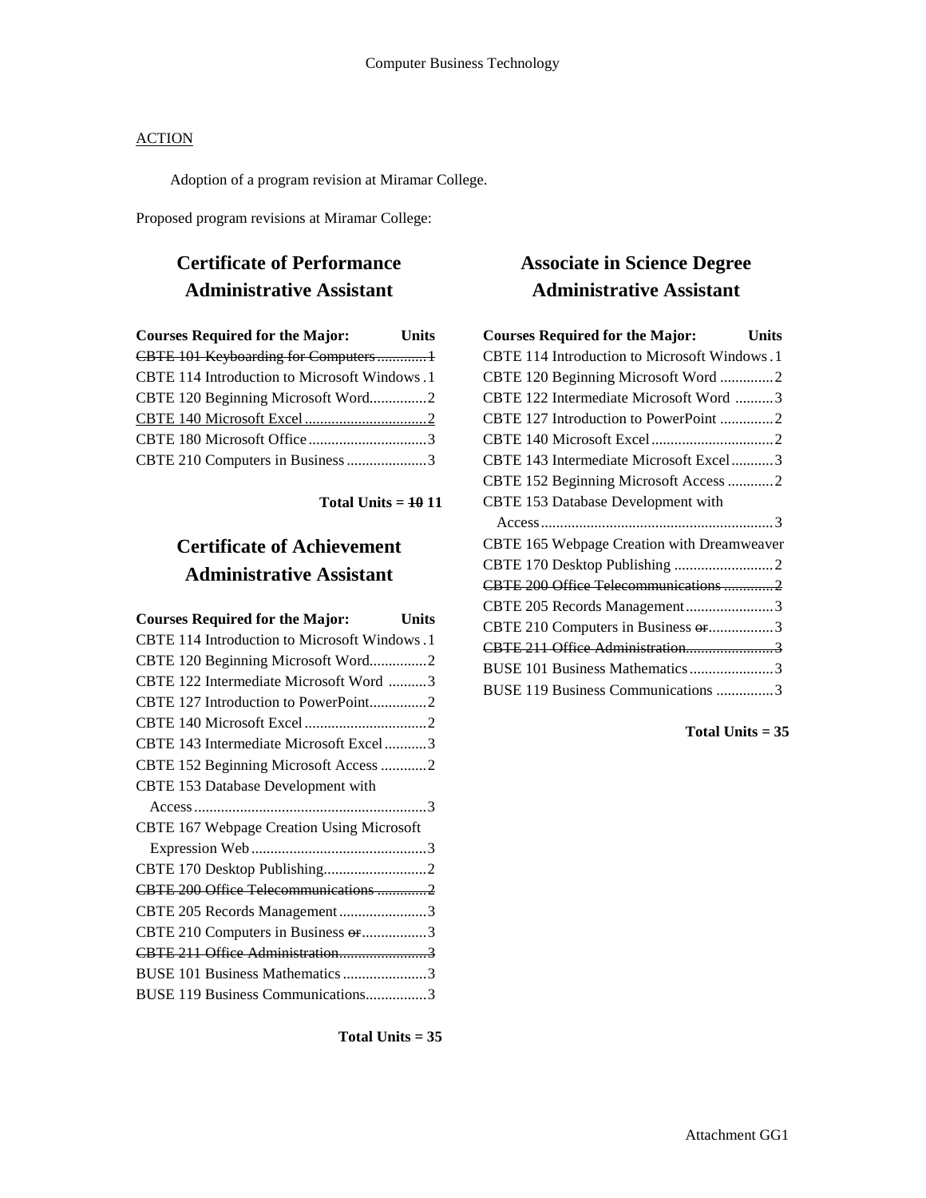Computer Business Technology

ACTION

Adoption of a program revision at Miramar College.

Proposed program revisions at Miramar College:

## Certificate of Performance Administrative Assistant

| Courses Required for the Major: | Units |
|---|---|
| ~~CBTE 101 Keyboarding for Computers~~ | ~~1~~ |
| CBTE 114 Introduction to Microsoft Windows | 1 |
| CBTE 120 Beginning Microsoft Word | 2 |
| CBTE 140 Microsoft Excel | 2 |
| CBTE 180 Microsoft Office | 3 |
| CBTE 210 Computers in Business | 3 |

**Total Units = ~~10~~ 11**

## Certificate of Achievement Administrative Assistant

| Courses Required for the Major: | Units |
|---|---|
| CBTE 114 Introduction to Microsoft Windows | 1 |
| CBTE 120 Beginning Microsoft Word | 2 |
| CBTE 122 Intermediate Microsoft Word | 3 |
| CBTE 127 Introduction to PowerPoint | 2 |
| CBTE 140 Microsoft Excel | 2 |
| CBTE 143 Intermediate Microsoft Excel | 3 |
| CBTE 152 Beginning Microsoft Access | 2 |
| CBTE 153 Database Development with Access | 3 |
| CBTE 167 Webpage Creation Using Microsoft Expression Web | 3 |
| CBTE 170 Desktop Publishing | 2 |
| ~~CBTE 200 Office Telecommunications~~ | ~~2~~ |
| CBTE 205 Records Management | 3 |
| CBTE 210 Computers in Business ~~or~~ | 3 |
| ~~CBTE 211 Office Administration~~ | ~~3~~ |
| BUSE 101 Business Mathematics | 3 |
| BUSE 119 Business Communications | 3 |

**Total Units = 35**

## Associate in Science Degree Administrative Assistant

| Courses Required for the Major: | Units |
|---|---|
| CBTE 114 Introduction to Microsoft Windows | 1 |
| CBTE 120 Beginning Microsoft Word | 2 |
| CBTE 122 Intermediate Microsoft Word | 3 |
| CBTE 127 Introduction to PowerPoint | 2 |
| CBTE 140 Microsoft Excel | 2 |
| CBTE 143 Intermediate Microsoft Excel | 3 |
| CBTE 152 Beginning Microsoft Access | 2 |
| CBTE 153 Database Development with Access | 3 |
| CBTE 165 Webpage Creation with Dreamweaver | |
| CBTE 170 Desktop Publishing | 2 |
| ~~CBTE 200 Office Telecommunications~~ | ~~2~~ |
| CBTE 205 Records Management | 3 |
| CBTE 210 Computers in Business ~~or~~ | 3 |
| ~~CBTE 211 Office Administration~~ | ~~3~~ |
| BUSE 101 Business Mathematics | 3 |
| BUSE 119 Business Communications | 3 |

**Total Units = 35**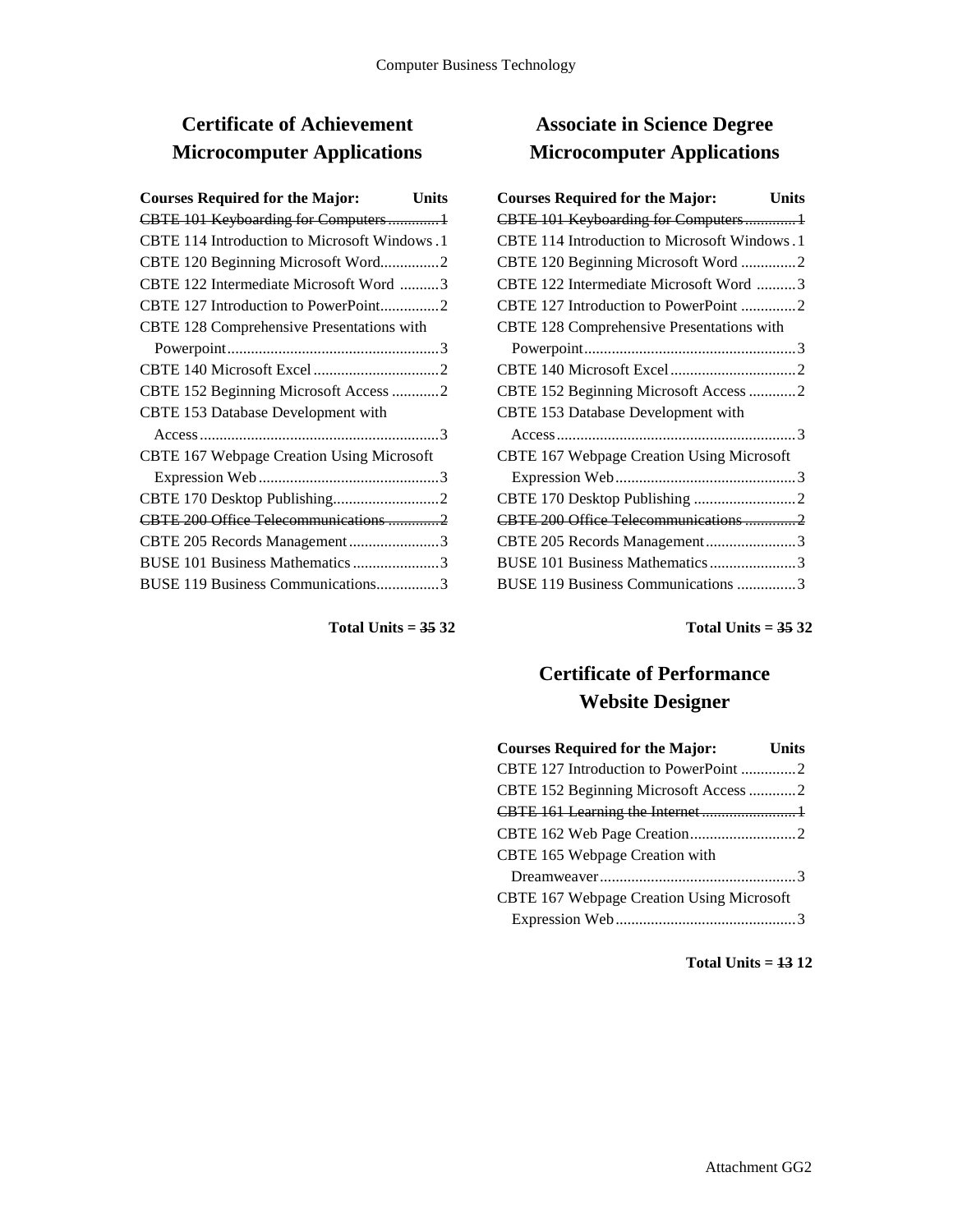## Certificate of Achievement
## Microcomputer Applications

| Courses Required for the Major: | Units |
|---|---|
| ~~CBTE 101 Keyboarding for Computers~~ | ~~1~~ |
| CBTE 114 Introduction to Microsoft Windows | 1 |
| CBTE 120 Beginning Microsoft Word | 2 |
| CBTE 122 Intermediate Microsoft Word | 3 |
| CBTE 127 Introduction to PowerPoint | 2 |
| CBTE 128 Comprehensive Presentations with Powerpoint | 3 |
| CBTE 140 Microsoft Excel | 2 |
| CBTE 152 Beginning Microsoft Access | 2 |
| CBTE 153 Database Development with Access | 3 |
| CBTE 167 Webpage Creation Using Microsoft Expression Web | 3 |
| CBTE 170 Desktop Publishing | 2 |
| ~~CBTE 200 Office Telecommunications~~ | ~~2~~ |
| CBTE 205 Records Management | 3 |
| BUSE 101 Business Mathematics | 3 |
| BUSE 119 Business Communications | 3 |

**Total Units = ~~35~~ 32**

## Associate in Science Degree
## Microcomputer Applications

| Courses Required for the Major: | Units |
|---|---|
| ~~CBTE 101 Keyboarding for Computers~~ | ~~1~~ |
| CBTE 114 Introduction to Microsoft Windows | 1 |
| CBTE 120 Beginning Microsoft Word | 2 |
| CBTE 122 Intermediate Microsoft Word | 3 |
| CBTE 127 Introduction to PowerPoint | 2 |
| CBTE 128 Comprehensive Presentations with Powerpoint | 3 |
| CBTE 140 Microsoft Excel | 2 |
| CBTE 152 Beginning Microsoft Access | 2 |
| CBTE 153 Database Development with Access | 3 |
| CBTE 167 Webpage Creation Using Microsoft Expression Web | 3 |
| CBTE 170 Desktop Publishing | 2 |
| ~~CBTE 200 Office Telecommunications~~ | ~~2~~ |
| CBTE 205 Records Management | 3 |
| BUSE 101 Business Mathematics | 3 |
| BUSE 119 Business Communications | 3 |

**Total Units = ~~35~~ 32**

## Certificate of Performance
## Website Designer

| Courses Required for the Major: | Units |
|---|---|
| CBTE 127 Introduction to PowerPoint | 2 |
| CBTE 152 Beginning Microsoft Access | 2 |
| ~~CBTE 161 Learning the Internet~~ | ~~1~~ |
| CBTE 162 Web Page Creation | 2 |
| CBTE 165 Webpage Creation with Dreamweaver | 3 |
| CBTE 167 Webpage Creation Using Microsoft Expression Web | 3 |

**Total Units = ~~13~~ 12**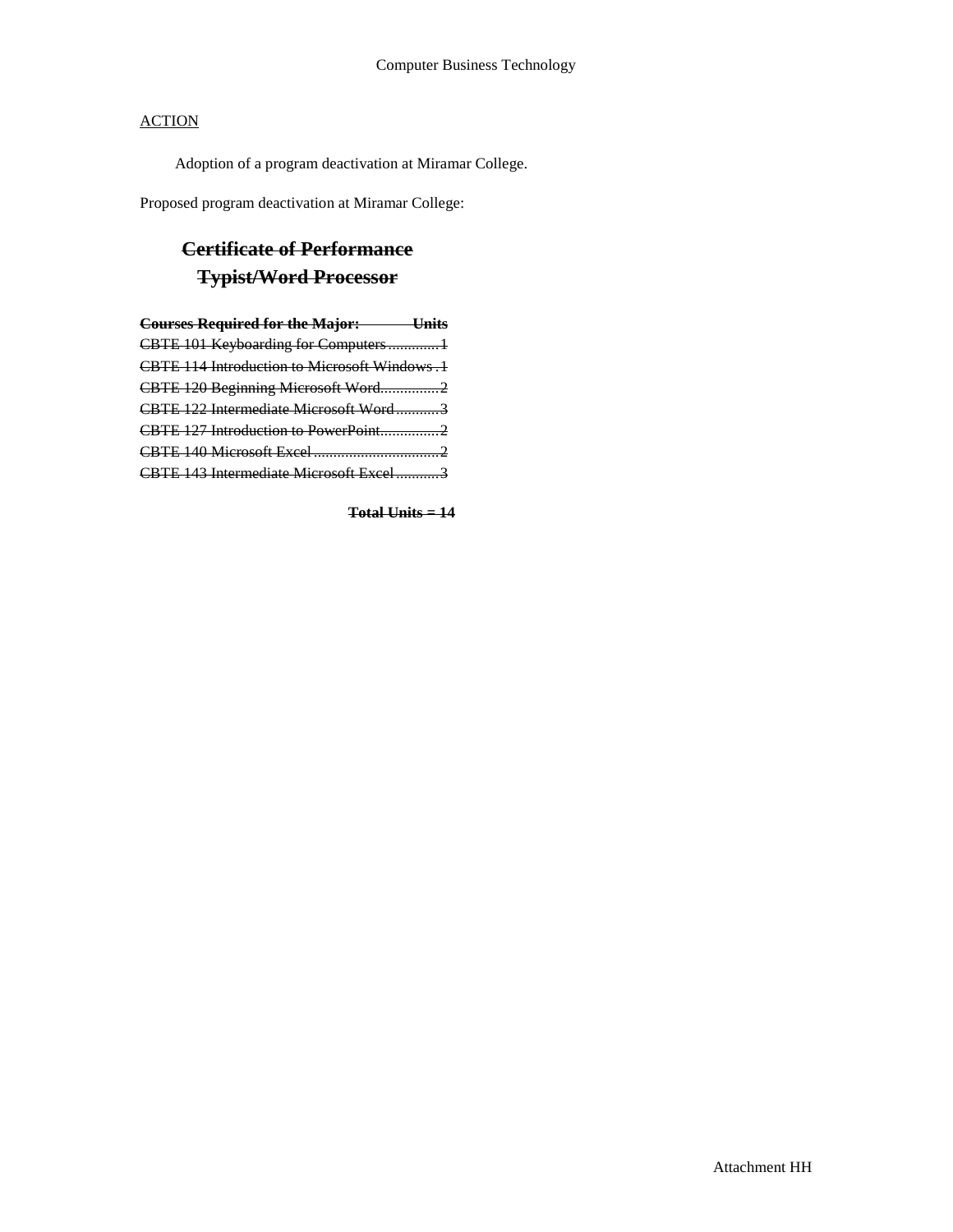ACTION

Adoption of a program deactivation at Miramar College.

Proposed program deactivation at Miramar College:

## ~~Certificate of Performance~~
## ~~Typist/Word Processor~~

| ~~Courses Required for the Major:~~ | ~~Units~~ |
|---|---|
| ~~CBTE 101 Keyboarding for Computers~~ | ~~1~~ |
| ~~CBTE 114 Introduction to Microsoft Windows~~ | ~~1~~ |
| ~~CBTE 120 Beginning Microsoft Word~~ | ~~2~~ |
| ~~CBTE 122 Intermediate Microsoft Word~~ | ~~3~~ |
| ~~CBTE 127 Introduction to PowerPoint~~ | ~~2~~ |
| ~~CBTE 140 Microsoft Excel~~ | ~~2~~ |
| ~~CBTE 143 Intermediate Microsoft Excel~~ | ~~3~~ |

**~~Total Units = 14~~**

Attachment HH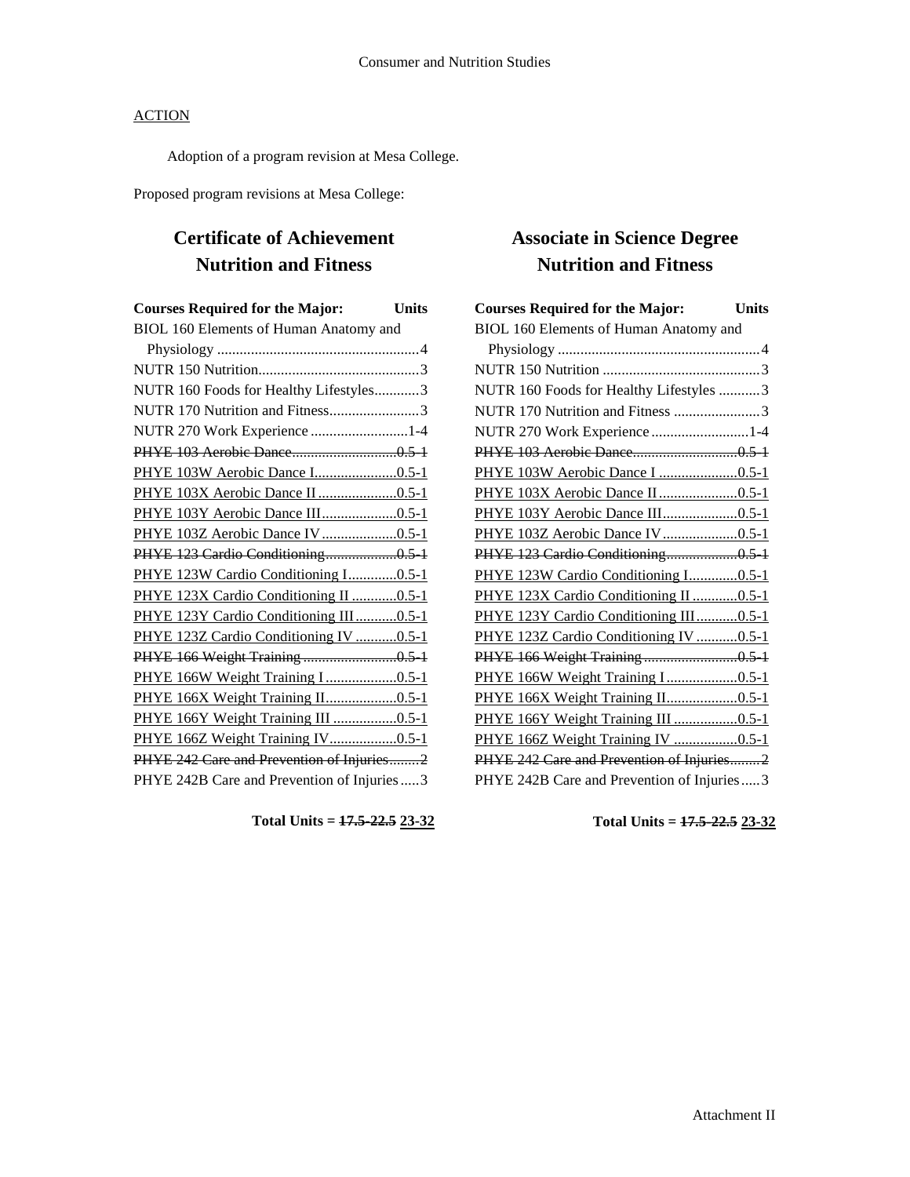Consumer and Nutrition Studies

ACTION

Adoption of a program revision at Mesa College.

Proposed program revisions at Mesa College:

## Certificate of Achievement Nutrition and Fitness

| Courses Required for the Major: | Units |
| --- | --- |
| BIOL 160 Elements of Human Anatomy and Physiology | 4 |
| NUTR 150 Nutrition | 3 |
| NUTR 160 Foods for Healthy Lifestyles | 3 |
| NUTR 170 Nutrition and Fitness | 3 |
| NUTR 270 Work Experience | 1-4 |
| ~~PHYE 103 Aerobic Dance~~ | ~~0.5-1~~ |
| <u>PHYE 103W Aerobic Dance I</u> | <u>0.5-1</u> |
| <u>PHYE 103X Aerobic Dance II</u> | <u>0.5-1</u> |
| <u>PHYE 103Y Aerobic Dance III</u> | <u>0.5-1</u> |
| <u>PHYE 103Z Aerobic Dance IV</u> | <u>0.5-1</u> |
| ~~PHYE 123 Cardio Conditioning~~ | ~~0.5-1~~ |
| <u>PHYE 123W Cardio Conditioning I</u> | <u>0.5-1</u> |
| <u>PHYE 123X Cardio Conditioning II</u> | <u>0.5-1</u> |
| <u>PHYE 123Y Cardio Conditioning III</u> | <u>0.5-1</u> |
| <u>PHYE 123Z Cardio Conditioning IV</u> | <u>0.5-1</u> |
| ~~PHYE 166 Weight Training~~ | ~~0.5-1~~ |
| <u>PHYE 166W Weight Training I</u> | <u>0.5-1</u> |
| <u>PHYE 166X Weight Training II</u> | <u>0.5-1</u> |
| <u>PHYE 166Y Weight Training III</u> | <u>0.5-1</u> |
| <u>PHYE 166Z Weight Training IV</u> | <u>0.5-1</u> |
| ~~PHYE 242 Care and Prevention of Injuries~~ | ~~2~~ |
| PHYE 242B Care and Prevention of Injuries | 3 |

**Total Units = ~~17.5-22.5~~ <u>23-32</u>**

## Associate in Science Degree Nutrition and Fitness

| Courses Required for the Major: | Units |
| --- | --- |
| BIOL 160 Elements of Human Anatomy and Physiology | 4 |
| NUTR 150 Nutrition | 3 |
| NUTR 160 Foods for Healthy Lifestyles | 3 |
| NUTR 170 Nutrition and Fitness | 3 |
| NUTR 270 Work Experience | 1-4 |
| ~~PHYE 103 Aerobic Dance~~ | ~~0.5-1~~ |
| <u>PHYE 103W Aerobic Dance I</u> | <u>0.5-1</u> |
| <u>PHYE 103X Aerobic Dance II</u> | <u>0.5-1</u> |
| <u>PHYE 103Y Aerobic Dance III</u> | <u>0.5-1</u> |
| <u>PHYE 103Z Aerobic Dance IV</u> | <u>0.5-1</u> |
| ~~PHYE 123 Cardio Conditioning~~ | ~~0.5-1~~ |
| <u>PHYE 123W Cardio Conditioning I</u> | <u>0.5-1</u> |
| <u>PHYE 123X Cardio Conditioning II</u> | <u>0.5-1</u> |
| <u>PHYE 123Y Cardio Conditioning III</u> | <u>0.5-1</u> |
| <u>PHYE 123Z Cardio Conditioning IV</u> | <u>0.5-1</u> |
| ~~PHYE 166 Weight Training~~ | ~~0.5-1~~ |
| <u>PHYE 166W Weight Training I</u> | <u>0.5-1</u> |
| <u>PHYE 166X Weight Training II</u> | <u>0.5-1</u> |
| <u>PHYE 166Y Weight Training III</u> | <u>0.5-1</u> |
| <u>PHYE 166Z Weight Training IV</u> | <u>0.5-1</u> |
| ~~PHYE 242 Care and Prevention of Injuries~~ | ~~2~~ |
| PHYE 242B Care and Prevention of Injuries | 3 |

**Total Units = ~~17.5-22.5~~ <u>23-32</u>**

Attachment II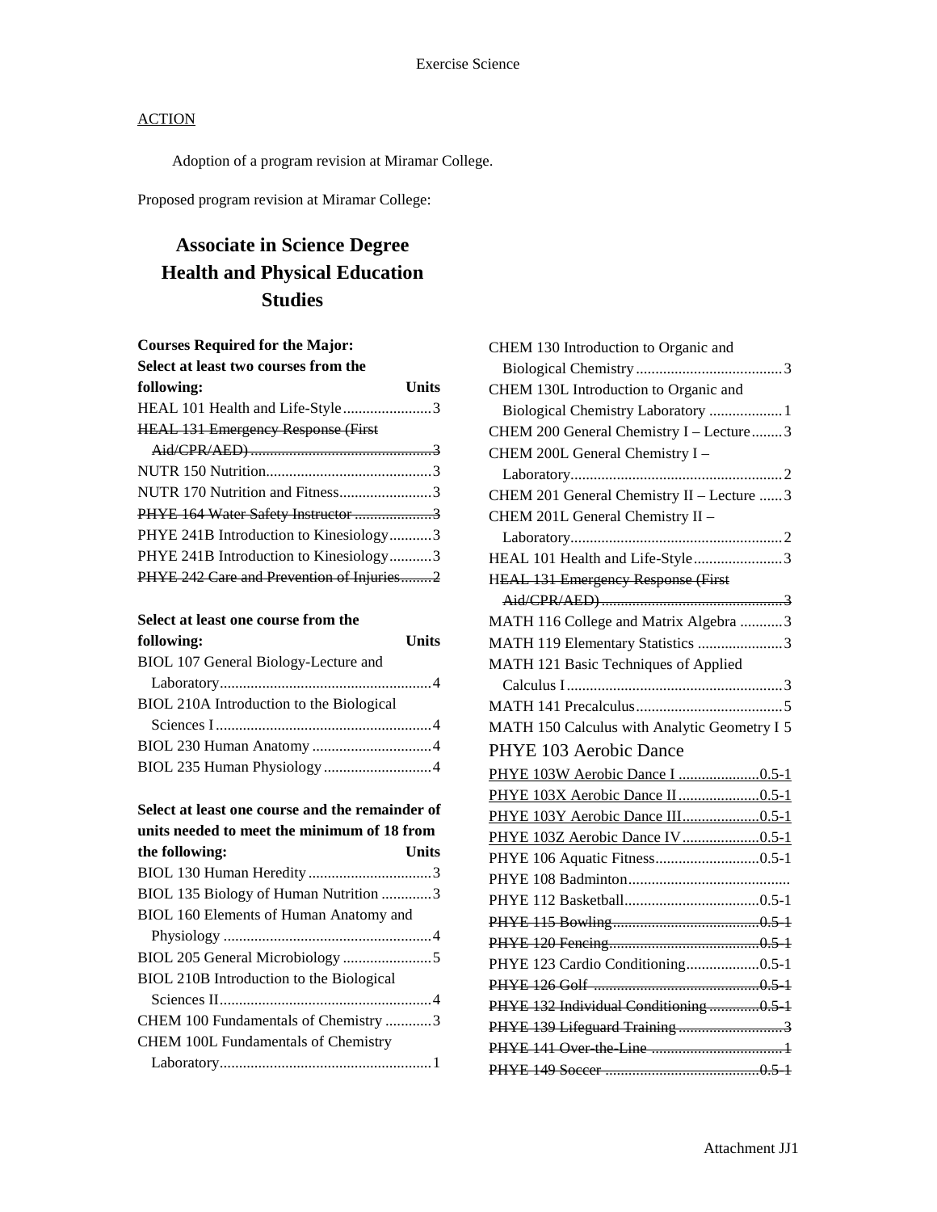## ACTION

Adoption of a program revision at Miramar College.

Proposed program revision at Miramar College:

# Associate in Science Degree Health and Physical Education Studies

| **Courses Required for the Major:** **Select at least two courses from the following:** | **Units** |
|---|---|
| HEAL 101 Health and Life-Style | 3 |
| ~~HEAL 131 Emergency Response (First Aid/CPR/AED)~~ | ~~3~~ |
| NUTR 150 Nutrition | 3 |
| NUTR 170 Nutrition and Fitness | 3 |
| ~~PHYE 164 Water Safety Instructor~~ | ~~3~~ |
| PHYE 241B Introduction to Kinesiology | 3 |
| PHYE 241B Introduction to Kinesiology | 3 |
| ~~PHYE 242 Care and Prevention of Injuries~~ | ~~2~~ |

| **Select at least one course from the following:** | **Units** |
|---|---|
| BIOL 107 General Biology-Lecture and Laboratory | 4 |
| BIOL 210A Introduction to the Biological Sciences I | 4 |
| BIOL 230 Human Anatomy | 4 |
| BIOL 235 Human Physiology | 4 |

| **Select at least one course and the remainder of units needed to meet the minimum of 18 from the following:** | **Units** |
|---|---|
| BIOL 130 Human Heredity | 3 |
| BIOL 135 Biology of Human Nutrition | 3 |
| BIOL 160 Elements of Human Anatomy and Physiology | 4 |
| BIOL 205 General Microbiology | 5 |
| BIOL 210B Introduction to the Biological Sciences II | 4 |
| CHEM 100 Fundamentals of Chemistry | 3 |
| CHEM 100L Fundamentals of Chemistry Laboratory | 1 |
| CHEM 130 Introduction to Organic and Biological Chemistry | 3 |
| CHEM 130L Introduction to Organic and Biological Chemistry Laboratory | 1 |
| CHEM 200 General Chemistry I – Lecture | 3 |
| CHEM 200L General Chemistry I – Laboratory | 2 |
| CHEM 201 General Chemistry II – Lecture | 3 |
| CHEM 201L General Chemistry II – Laboratory | 2 |
| HEAL 101 Health and Life-Style | 3 |
| ~~HEAL 131 Emergency Response (First Aid/CPR/AED)~~ | ~~3~~ |
| MATH 116 College and Matrix Algebra | 3 |
| MATH 119 Elementary Statistics | 3 |
| MATH 121 Basic Techniques of Applied Calculus I | 3 |
| MATH 141 Precalculus | 5 |
| MATH 150 Calculus with Analytic Geometry I | 5 |
| PHYE 103 Aerobic Dance | |
| <u>PHYE 103W Aerobic Dance I</u> | <u>0.5-1</u> |
| <u>PHYE 103X Aerobic Dance II</u> | <u>0.5-1</u> |
| <u>PHYE 103Y Aerobic Dance III</u> | <u>0.5-1</u> |
| <u>PHYE 103Z Aerobic Dance IV</u> | <u>0.5-1</u> |
| PHYE 106 Aquatic Fitness | 0.5-1 |
| PHYE 108 Badminton | |
| PHYE 112 Basketball | 0.5-1 |
| ~~PHYE 115 Bowling~~ | ~~0.5-1~~ |
| ~~PHYE 120 Fencing~~ | ~~0.5-1~~ |
| PHYE 123 Cardio Conditioning | 0.5-1 |
| ~~PHYE 126 Golf~~ | ~~0.5-1~~ |
| ~~PHYE 132 Individual Conditioning~~ | ~~0.5-1~~ |
| ~~PHYE 139 Lifeguard Training~~ | ~~3~~ |
| ~~PHYE 141 Over-the-Line~~ | ~~1~~ |
| ~~PHYE 149 Soccer~~ | ~~0.5-1~~ |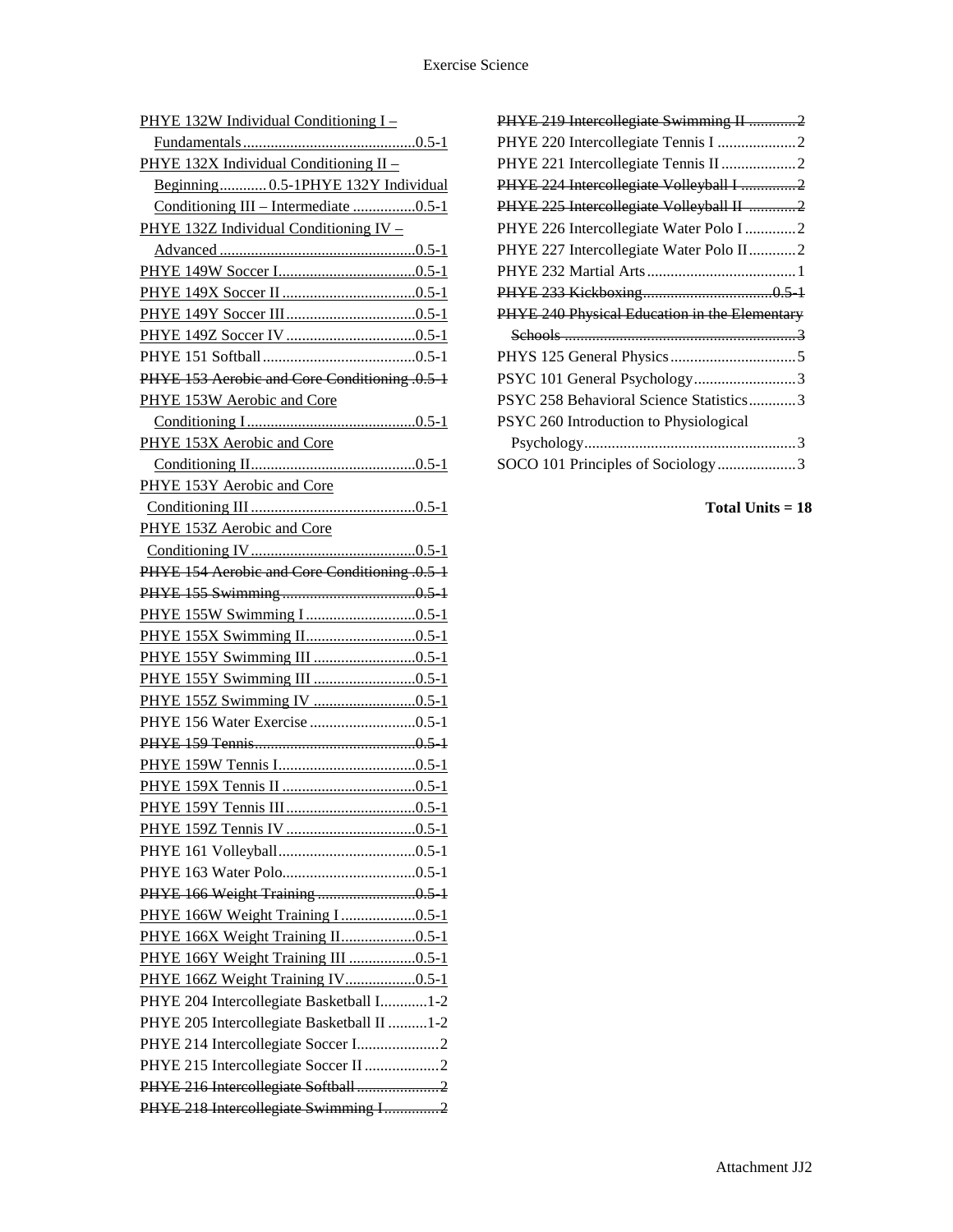PHYE 132W Individual Conditioning I – Fundamentals ............................................0.5-1
PHYE 132X Individual Conditioning II – Beginning............ 0.5-1PHYE 132Y Individual Conditioning III – Intermediate ................0.5-1
PHYE 132Z Individual Conditioning IV – Advanced ..................................................0.5-1
PHYE 149W Soccer I...................................0.5-1
PHYE 149X Soccer II ..................................0.5-1
PHYE 149Y Soccer III.................................0.5-1
PHYE 149Z Soccer IV .................................0.5-1
PHYE 151 Softball.......................................0.5-1
~~PHYE 153 Aerobic and Core Conditioning .0.5-1~~
PHYE 153W Aerobic and Core Conditioning I ............................................0.5-1
PHYE 153X Aerobic and Core Conditioning II...........................................0.5-1
PHYE 153Y Aerobic and Core Conditioning III ..........................................0.5-1
PHYE 153Z Aerobic and Core Conditioning IV..........................................0.5-1
~~PHYE 154 Aerobic and Core Conditioning .0.5-1~~
~~PHYE 155 Swimming ..................................0.5-1~~
PHYE 155W Swimming I ............................0.5-1
PHYE 155X Swimming II............................0.5-1
PHYE 155Y Swimming III ..........................0.5-1
PHYE 155Y Swimming III ..........................0.5-1
PHYE 155Z Swimming IV ..........................0.5-1
PHYE 156 Water Exercise ...........................0.5-1
~~PHYE 159 Tennis.........................................0.5-1~~
PHYE 159W Tennis I...................................0.5-1
PHYE 159X Tennis II ..................................0.5-1
PHYE 159Y Tennis III.................................0.5-1
PHYE 159Z Tennis IV .................................0.5-1
PHYE 161 Volleyball...................................0.5-1
PHYE 163 Water Polo..................................0.5-1
~~PHYE 166 Weight Training .........................0.5-1~~
PHYE 166W Weight Training I ...................0.5-1
PHYE 166X Weight Training II...................0.5-1
PHYE 166Y Weight Training III .................0.5-1
PHYE 166Z Weight Training IV..................0.5-1
PHYE 204 Intercollegiate Basketball I............1-2
PHYE 205 Intercollegiate Basketball II ..........1-2
PHYE 214 Intercollegiate Soccer I.....................2
PHYE 215 Intercollegiate Soccer II ...................2
~~PHYE 216 Intercollegiate Softball .....................2~~
~~PHYE 218 Intercollegiate Swimming I..............2~~
~~PHYE 219 Intercollegiate Swimming II ............2~~
PHYE 220 Intercollegiate Tennis I ....................2
PHYE 221 Intercollegiate Tennis II ...................2
~~PHYE 224 Intercollegiate Volleyball I ..............2~~
~~PHYE 225 Intercollegiate Volleyball II ............2~~
PHYE 226 Intercollegiate Water Polo I .............2
PHYE 227 Intercollegiate Water Polo II............2
PHYE 232 Martial Arts......................................1
~~PHYE 233 Kickboxing.................................0.5-1~~
~~PHYE 240 Physical Education in the Elementary Schools ...........................................................3~~
PHYS 125 General Physics................................5
PSYC 101 General Psychology..........................3
PSYC 258 Behavioral Science Statistics............3
PSYC 260 Introduction to Physiological Psychology......................................................3
SOCO 101 Principles of Sociology....................3

**Total Units = 18**

Attachment JJ2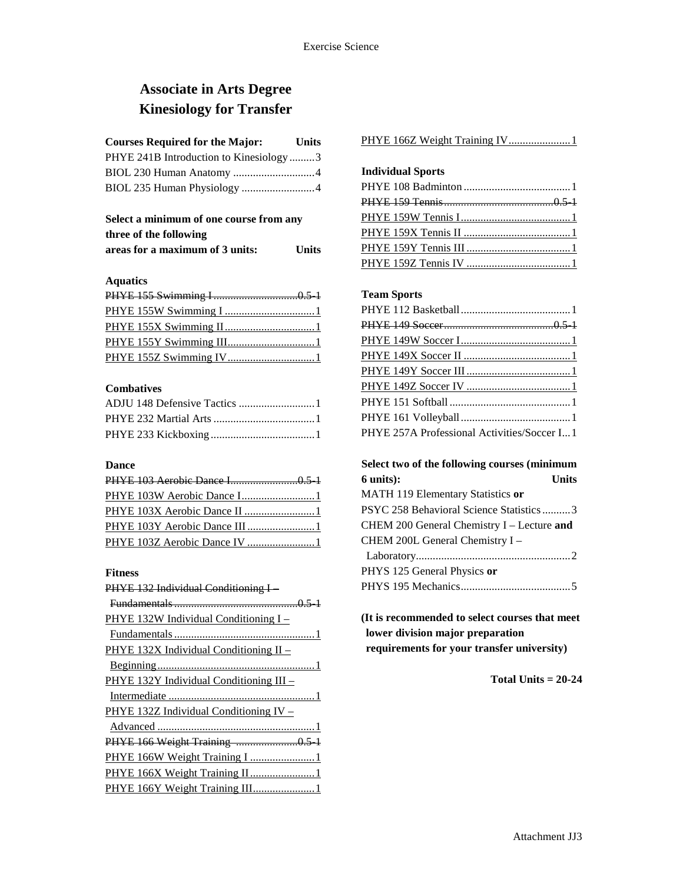# Associate in Arts Degree
# Kinesiology for Transfer

| Courses Required for the Major: | Units |
|---|---|
| PHYE 241B Introduction to Kinesiology | 3 |
| BIOL 230 Human Anatomy | 4 |
| BIOL 235 Human Physiology | 4 |

**Select a minimum of one course from any three of the following areas for a maximum of 3 units: Units**

**Aquatics**

~~PHYE 155 Swimming I ..... 0.5-1~~
PHYE 155W Swimming I ..... 1
PHYE 155X Swimming II ..... 1
PHYE 155Y Swimming III ..... 1
PHYE 155Z Swimming IV ..... 1

**Combatives**

ADJU 148 Defensive Tactics ..... 1
PHYE 232 Martial Arts ..... 1
PHYE 233 Kickboxing ..... 1

**Dance**

~~PHYE 103 Aerobic Dance I ..... 0.5-1~~
PHYE 103W Aerobic Dance I ..... 1
PHYE 103X Aerobic Dance II ..... 1
PHYE 103Y Aerobic Dance III ..... 1
PHYE 103Z Aerobic Dance IV ..... 1

**Fitness**

~~PHYE 132 Individual Conditioning I – Fundamentals ..... 0.5-1~~
PHYE 132W Individual Conditioning I – Fundamentals ..... 1
PHYE 132X Individual Conditioning II – Beginning ..... 1
PHYE 132Y Individual Conditioning III – Intermediate ..... 1
PHYE 132Z Individual Conditioning IV – Advanced ..... 1
~~PHYE 166 Weight Training ..... 0.5-1~~
PHYE 166W Weight Training I ..... 1
PHYE 166X Weight Training II ..... 1
PHYE 166Y Weight Training III ..... 1
PHYE 166Z Weight Training IV ..... 1

**Individual Sports**

PHYE 108 Badminton ..... 1
~~PHYE 159 Tennis ..... 0.5-1~~
PHYE 159W Tennis I ..... 1
PHYE 159X Tennis II ..... 1
PHYE 159Y Tennis III ..... 1
PHYE 159Z Tennis IV ..... 1

**Team Sports**

PHYE 112 Basketball ..... 1
~~PHYE 149 Soccer ..... 0.5-1~~
PHYE 149W Soccer I ..... 1
PHYE 149X Soccer II ..... 1
PHYE 149Y Soccer III ..... 1
PHYE 149Z Soccer IV ..... 1
PHYE 151 Softball ..... 1
PHYE 161 Volleyball ..... 1
PHYE 257A Professional Activities/Soccer I ..... 1

| Select two of the following courses (minimum 6 units): | Units |
|---|---|
| MATH 119 Elementary Statistics **or** PSYC 258 Behavioral Science Statistics | 3 |
| CHEM 200 General Chemistry I – Lecture **and** CHEM 200L General Chemistry I – Laboratory | 2 |
| PHYS 125 General Physics **or** PHYS 195 Mechanics | 5 |

**(It is recommended to select courses that meet lower division major preparation requirements for your transfer university)**

**Total Units = 20-24**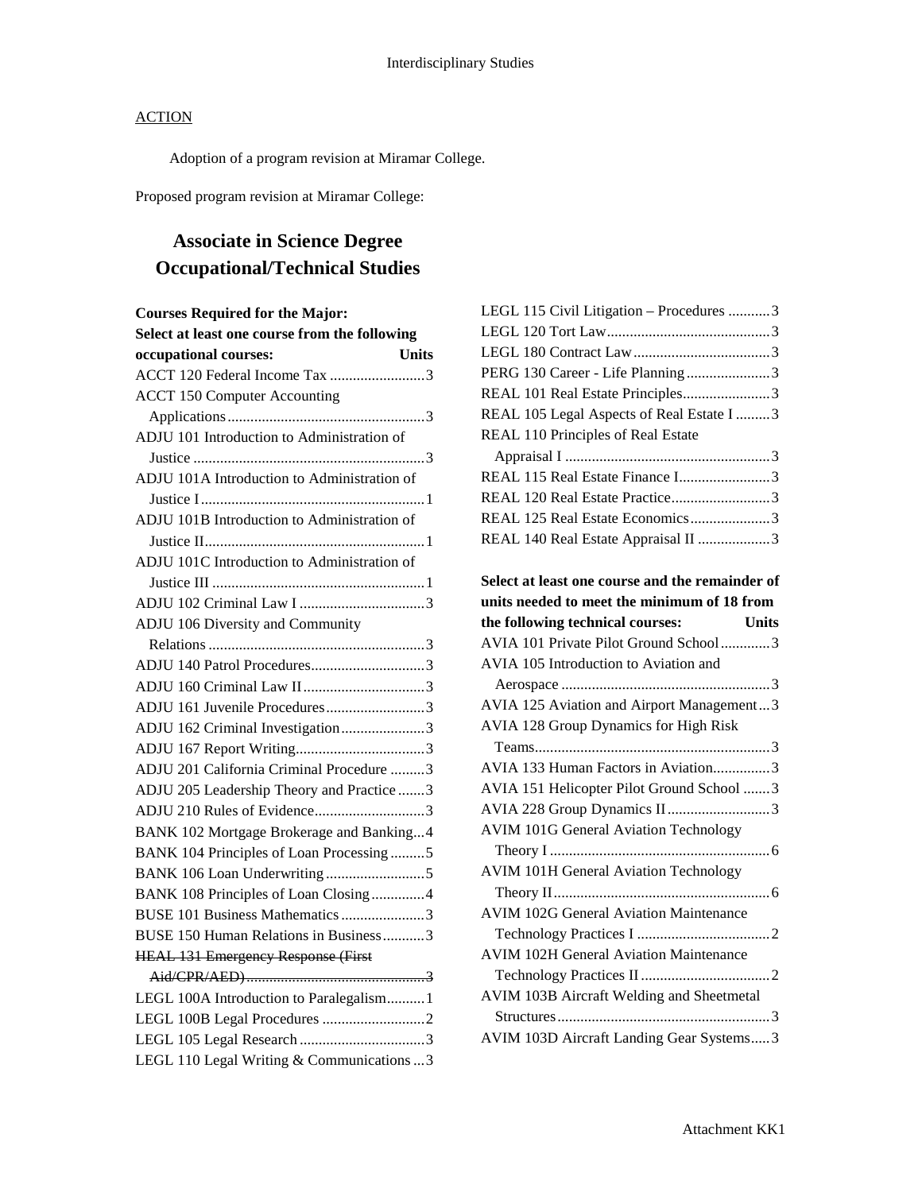ACTION

Adoption of a program revision at Miramar College.

Proposed program revision at Miramar College:

# Associate in Science Degree Occupational/Technical Studies

**Courses Required for the Major:**

**Select at least one course from the following occupational courses:**

| Course | Units |
|---|---|
| ACCT 120 Federal Income Tax | 3 |
| ACCT 150 Computer Accounting Applications | 3 |
| ADJU 101 Introduction to Administration of Justice | 3 |
| ADJU 101A Introduction to Administration of Justice I | 1 |
| ADJU 101B Introduction to Administration of Justice II | 1 |
| ADJU 101C Introduction to Administration of Justice III | 1 |
| ADJU 102 Criminal Law I | 3 |
| ADJU 106 Diversity and Community Relations | 3 |
| ADJU 140 Patrol Procedures | 3 |
| ADJU 160 Criminal Law II | 3 |
| ADJU 161 Juvenile Procedures | 3 |
| ADJU 162 Criminal Investigation | 3 |
| ADJU 167 Report Writing | 3 |
| ADJU 201 California Criminal Procedure | 3 |
| ADJU 205 Leadership Theory and Practice | 3 |
| ADJU 210 Rules of Evidence | 3 |
| BANK 102 Mortgage Brokerage and Banking | 4 |
| BANK 104 Principles of Loan Processing | 5 |
| BANK 106 Loan Underwriting | 5 |
| BANK 108 Principles of Loan Closing | 4 |
| BUSE 101 Business Mathematics | 3 |
| BUSE 150 Human Relations in Business | 3 |
| ~~HEAL 131 Emergency Response (First Aid/CPR/AED)~~ | ~~3~~ |
| LEGL 100A Introduction to Paralegalism | 1 |
| LEGL 100B Legal Procedures | 2 |
| LEGL 105 Legal Research | 3 |
| LEGL 110 Legal Writing & Communications | 3 |
| LEGL 115 Civil Litigation – Procedures | 3 |
| LEGL 120 Tort Law | 3 |
| LEGL 180 Contract Law | 3 |
| PERG 130 Career - Life Planning | 3 |
| REAL 101 Real Estate Principles | 3 |
| REAL 105 Legal Aspects of Real Estate I | 3 |
| REAL 110 Principles of Real Estate Appraisal I | 3 |
| REAL 115 Real Estate Finance I | 3 |
| REAL 120 Real Estate Practice | 3 |
| REAL 125 Real Estate Economics | 3 |
| REAL 140 Real Estate Appraisal II | 3 |

**Select at least one course and the remainder of units needed to meet the minimum of 18 from the following technical courses:**

| Course | Units |
|---|---|
| AVIA 101 Private Pilot Ground School | 3 |
| AVIA 105 Introduction to Aviation and Aerospace | 3 |
| AVIA 125 Aviation and Airport Management | 3 |
| AVIA 128 Group Dynamics for High Risk Teams | 3 |
| AVIA 133 Human Factors in Aviation | 3 |
| AVIA 151 Helicopter Pilot Ground School | 3 |
| AVIA 228 Group Dynamics II | 3 |
| AVIM 101G General Aviation Technology Theory I | 6 |
| AVIM 101H General Aviation Technology Theory II | 6 |
| AVIM 102G General Aviation Maintenance Technology Practices I | 2 |
| AVIM 102H General Aviation Maintenance Technology Practices II | 2 |
| AVIM 103B Aircraft Welding and Sheetmetal Structures | 3 |
| AVIM 103D Aircraft Landing Gear Systems | 3 |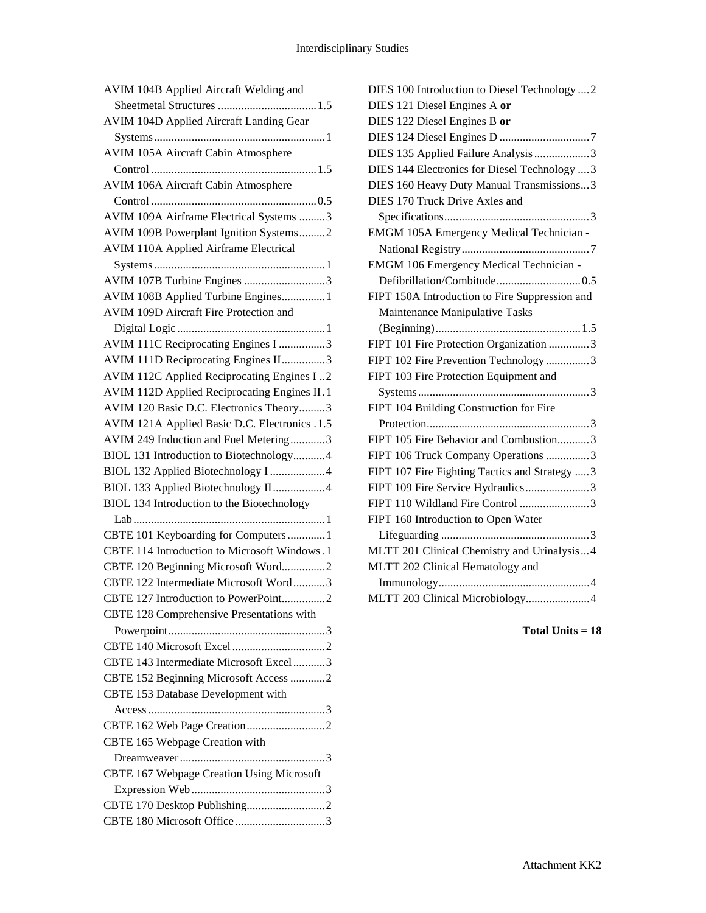AVIM 104B Applied Aircraft Welding and Sheetmetal Structures .................................1.5
AVIM 104D Applied Aircraft Landing Gear Systems..........................................................1
AVIM 105A Aircraft Cabin Atmosphere Control ........................................................1.5
AVIM 106A Aircraft Cabin Atmosphere Control ........................................................0.5
AVIM 109A Airframe Electrical Systems .........3
AVIM 109B Powerplant Ignition Systems.........2
AVIM 110A Applied Airframe Electrical Systems..........................................................1
AVIM 107B Turbine Engines ............................3
AVIM 108B Applied Turbine Engines...............1
AVIM 109D Aircraft Fire Protection and Digital Logic ..................................................1
AVIM 111C Reciprocating Engines I ................3
AVIM 111D Reciprocating Engines II...............3
AVIM 112C Applied Reciprocating Engines I ..2
AVIM 112D Applied Reciprocating Engines II .1
AVIM 120 Basic D.C. Electronics Theory.........3
AVIM 121A Applied Basic D.C. Electronics .1.5
AVIM 249 Induction and Fuel Metering............3
BIOL 131 Introduction to Biotechnology...........4
BIOL 132 Applied Biotechnology I ...................4
BIOL 133 Applied Biotechnology II..................4
BIOL 134 Introduction to the Biotechnology Lab.................................................................1
~~CBTE 101 Keyboarding for Computers.............1~~
CBTE 114 Introduction to Microsoft Windows .1
CBTE 120 Beginning Microsoft Word...............2
CBTE 122 Intermediate Microsoft Word...........3
CBTE 127 Introduction to PowerPoint...............2
CBTE 128 Comprehensive Presentations with Powerpoint.....................................................3
CBTE 140 Microsoft Excel ................................2
CBTE 143 Intermediate Microsoft Excel...........3
CBTE 152 Beginning Microsoft Access ............2
CBTE 153 Database Development with Access............................................................3
CBTE 162 Web Page Creation...........................2
CBTE 165 Webpage Creation with Dreamweaver.................................................3
CBTE 167 Webpage Creation Using Microsoft Expression Web.............................................3
CBTE 170 Desktop Publishing...........................2
CBTE 180 Microsoft Office ...............................3
DIES 100 Introduction to Diesel Technology ....2
DIES 121 Diesel Engines A **or**
DIES 122 Diesel Engines B **or**
DIES 124 Diesel Engines D ...............................7
DIES 135 Applied Failure Analysis...................3
DIES 144 Electronics for Diesel Technology ....3
DIES 160 Heavy Duty Manual Transmissions...3
DIES 170 Truck Drive Axles and Specifications.................................................3
EMGM 105A Emergency Medical Technician - National Registry...........................................7
EMGM 106 Emergency Medical Technician - Defibrillation/Combitude............................0.5
FIPT 150A Introduction to Fire Suppression and Maintenance Manipulative Tasks (Beginning).................................................1.5
FIPT 101 Fire Protection Organization ..............3
FIPT 102 Fire Prevention Technology ...............3
FIPT 103 Fire Protection Equipment and Systems..........................................................3
FIPT 104 Building Construction for Fire Protection........................................................3
FIPT 105 Fire Behavior and Combustion...........3
FIPT 106 Truck Company Operations ...............3
FIPT 107 Fire Fighting Tactics and Strategy .....3
FIPT 109 Fire Service Hydraulics......................3
FIPT 110 Wildland Fire Control ........................3
FIPT 160 Introduction to Open Water Lifeguarding ..................................................3
MLTT 201 Clinical Chemistry and Urinalysis...4
MLTT 202 Clinical Hematology and Immunology...................................................4
MLTT 203 Clinical Microbiology......................4

**Total Units = 18**

Attachment KK2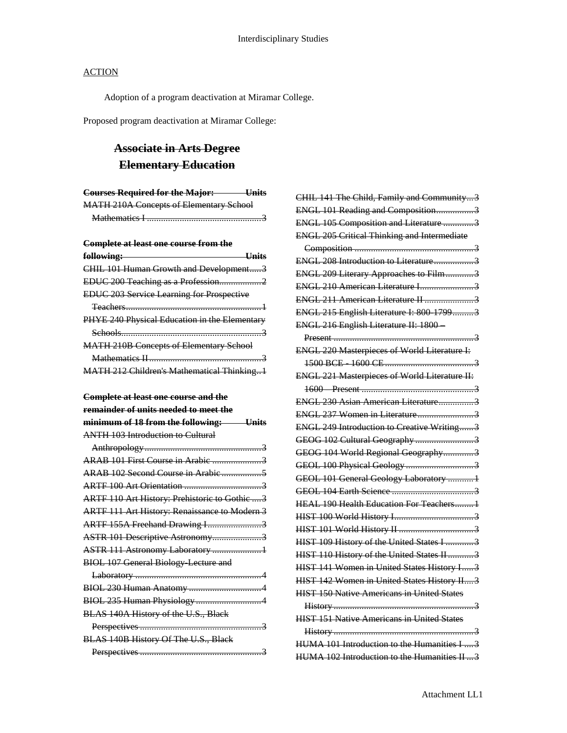## ACTION

Adoption of a program deactivation at Miramar College.

Proposed program deactivation at Miramar College:

# ~~Associate in Arts Degree~~
# ~~Elementary Education~~

| ~~Courses Required for the Major:~~ | ~~Units~~ |
|---|---|
| ~~MATH 210A Concepts of Elementary School Mathematics I~~ | ~~3~~ |

| ~~Complete at least one course from the following:~~ | ~~Units~~ |
|---|---|
| ~~CHIL 101 Human Growth and Development~~ | ~~3~~ |
| ~~EDUC 200 Teaching as a Profession~~ | ~~2~~ |
| ~~EDUC 203 Service Learning for Prospective Teachers~~ | ~~1~~ |
| ~~PHYE 240 Physical Education in the Elementary Schools~~ | ~~3~~ |
| ~~MATH 210B Concepts of Elementary School Mathematics II~~ | ~~3~~ |
| ~~MATH 212 Children's Mathematical Thinking~~ | ~~1~~ |

| ~~Complete at least one course and the remainder of units needed to meet the minimum of 18 from the following:~~ | ~~Units~~ |
|---|---|
| ~~ANTH 103 Introduction to Cultural Anthropology~~ | ~~3~~ |
| ~~ARAB 101 First Course in Arabic~~ | ~~3~~ |
| ~~ARAB 102 Second Course in Arabic~~ | ~~5~~ |
| ~~ARTF 100 Art Orientation~~ | ~~3~~ |
| ~~ARTF 110 Art History: Prehistoric to Gothic~~ | ~~3~~ |
| ~~ARTF 111 Art History: Renaissance to Modern~~ | ~~3~~ |
| ~~ARTF 155A Freehand Drawing I~~ | ~~3~~ |
| ~~ASTR 101 Descriptive Astronomy~~ | ~~3~~ |
| ~~ASTR 111 Astronomy Laboratory~~ | ~~1~~ |
| ~~BIOL 107 General Biology-Lecture and Laboratory~~ | ~~4~~ |
| ~~BIOL 230 Human Anatomy~~ | ~~4~~ |
| ~~BIOL 235 Human Physiology~~ | ~~4~~ |
| ~~BLAS 140A History of the U.S., Black Perspectives~~ | ~~3~~ |
| ~~BLAS 140B History Of The U.S., Black Perspectives~~ | ~~3~~ |
| ~~CHIL 141 The Child, Family and Community~~ | ~~3~~ |
| ~~ENGL 101 Reading and Composition~~ | ~~3~~ |
| ~~ENGL 105 Composition and Literature~~ | ~~3~~ |
| ~~ENGL 205 Critical Thinking and Intermediate Composition~~ | ~~3~~ |
| ~~ENGL 208 Introduction to Literature~~ | ~~3~~ |
| ~~ENGL 209 Literary Approaches to Film~~ | ~~3~~ |
| ~~ENGL 210 American Literature I~~ | ~~3~~ |
| ~~ENGL 211 American Literature II~~ | ~~3~~ |
| ~~ENGL 215 English Literature I: 800-1799~~ | ~~3~~ |
| ~~ENGL 216 English Literature II: 1800 – Present~~ | ~~3~~ |
| ~~ENGL 220 Masterpieces of World Literature I: 1500 BCE - 1600 CE~~ | ~~3~~ |
| ~~ENGL 221 Masterpieces of World Literature II: 1600 – Present~~ | ~~3~~ |
| ~~ENGL 230 Asian American Literature~~ | ~~3~~ |
| ~~ENGL 237 Women in Literature~~ | ~~3~~ |
| ~~ENGL 249 Introduction to Creative Writing~~ | ~~3~~ |
| ~~GEOG 102 Cultural Geography~~ | ~~3~~ |
| ~~GEOG 104 World Regional Geography~~ | ~~3~~ |
| ~~GEOL 100 Physical Geology~~ | ~~3~~ |
| ~~GEOL 101 General Geology Laboratory~~ | ~~1~~ |
| ~~GEOL 104 Earth Science~~ | ~~3~~ |
| ~~HEAL 190 Health Education For Teachers~~ | ~~1~~ |
| ~~HIST 100 World History I~~ | ~~3~~ |
| ~~HIST 101 World History II~~ | ~~3~~ |
| ~~HIST 109 History of the United States I~~ | ~~3~~ |
| ~~HIST 110 History of the United States II~~ | ~~3~~ |
| ~~HIST 141 Women in United States History I~~ | ~~3~~ |
| ~~HIST 142 Women in United States History II~~ | ~~3~~ |
| ~~HIST 150 Native Americans in United States History~~ | ~~3~~ |
| ~~HIST 151 Native Americans in United States History~~ | ~~3~~ |
| ~~HUMA 101 Introduction to the Humanities I~~ | ~~3~~ |
| ~~HUMA 102 Introduction to the Humanities II~~ | ~~3~~ |

Attachment LL1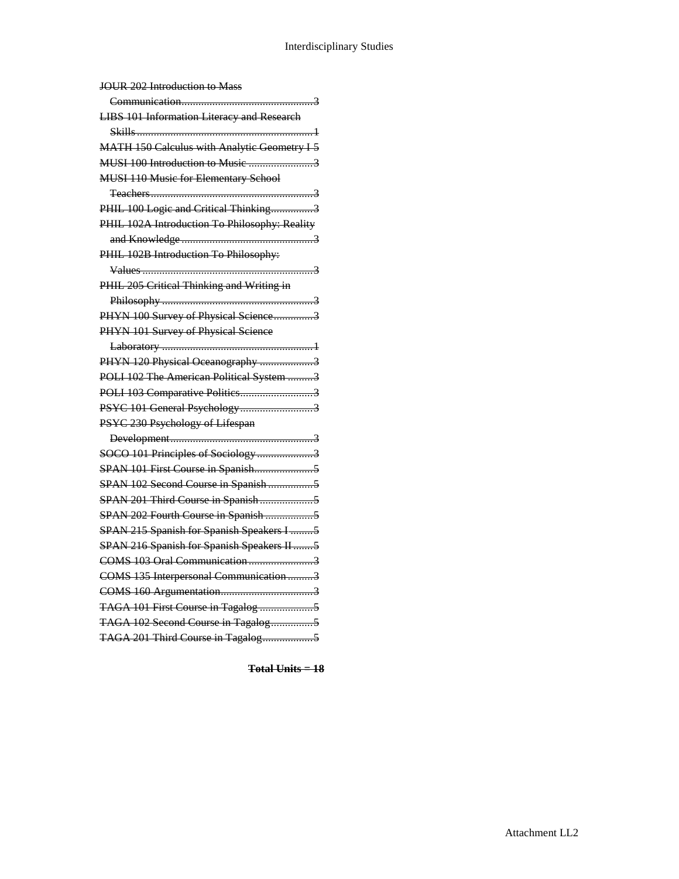~~JOUR 202 Introduction to Mass Communication ........................................ 3~~
~~LIBS 101 Information Literacy and Research Skills ........................................ 1~~
~~MATH 150 Calculus with Analytic Geometry I 5~~
~~MUSI 100 Introduction to Music ........................ 3~~
~~MUSI 110 Music for Elementary School Teachers ........................................ 3~~
~~PHIL 100 Logic and Critical Thinking............... 3~~
~~PHIL 102A Introduction To Philosophy: Reality and Knowledge ........................................ 3~~
~~PHIL 102B Introduction To Philosophy: Values ........................................ 3~~
~~PHIL 205 Critical Thinking and Writing in Philosophy ........................................ 3~~
~~PHYN 100 Survey of Physical Science.............. 3~~
~~PHYN 101 Survey of Physical Science Laboratory ........................................ 1~~
~~PHYN 120 Physical Oceanography ................... 3~~
~~POLI 102 The American Political System ......... 3~~
~~POLI 103 Comparative Politics.......................... 3~~
~~PSYC 101 General Psychology.......................... 3~~
~~PSYC 230 Psychology of Lifespan Development ........................................ 3~~
~~SOCO 101 Principles of Sociology .................... 3~~
~~SPAN 101 First Course in Spanish..................... 5~~
~~SPAN 102 Second Course in Spanish ................ 5~~
~~SPAN 201 Third Course in Spanish ................... 5~~
~~SPAN 202 Fourth Course in Spanish ................. 5~~
~~SPAN 215 Spanish for Spanish Speakers I ......... 5~~
~~SPAN 216 Spanish for Spanish Speakers II ....... 5~~
~~COMS 103 Oral Communication ....................... 3~~
~~COMS 135 Interpersonal Communication ......... 3~~
~~COMS 160 Argumentation................................. 3~~
~~TAGA 101 First Course in Tagalog ................... 5~~
~~TAGA 102 Second Course in Tagalog............... 5~~
~~TAGA 201 Third Course in Tagalog.................. 5~~

~~**Total Units = 18**~~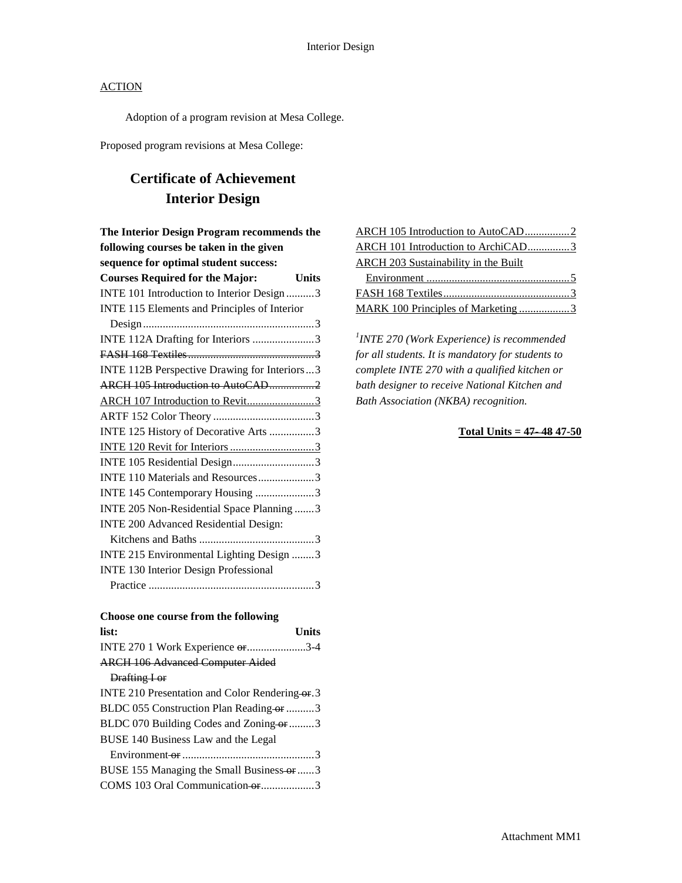ACTION

Adoption of a program revision at Mesa College.

Proposed program revisions at Mesa College:

## Certificate of Achievement
## Interior Design

**The Interior Design Program recommends the following courses be taken in the given sequence for optimal student success:**

| Courses Required for the Major: | Units |
|---|---|
| INTE 101 Introduction to Interior Design | 3 |
| INTE 115 Elements and Principles of Interior Design | 3 |
| INTE 112A Drafting for Interiors | 3 |
| ~~FASH 168 Textiles~~ | ~~3~~ |
| INTE 112B Perspective Drawing for Interiors | 3 |
| ~~ARCH 105 Introduction to AutoCAD~~ | ~~2~~ |
| <u>ARCH 107 Introduction to Revit</u> | <u>3</u> |
| ARTF 152 Color Theory | 3 |
| INTE 125 History of Decorative Arts | 3 |
| <u>INTE 120 Revit for Interiors</u> | <u>3</u> |
| INTE 105 Residential Design | 3 |
| INTE 110 Materials and Resources | 3 |
| INTE 145 Contemporary Housing | 3 |
| INTE 205 Non-Residential Space Planning | 3 |
| INTE 200 Advanced Residential Design: Kitchens and Baths | 3 |
| INTE 215 Environmental Lighting Design | 3 |
| INTE 130 Interior Design Professional Practice | 3 |

| Choose one course from the following list: | Units |
|---|---|
| INTE 270 [1] Work Experience ~~or~~ | 3-4 |
| ~~ARCH 106 Advanced Computer Aided Drafting I or~~ | |
| INTE 210 Presentation and Color Rendering ~~or~~ | 3 |
| BLDC 055 Construction Plan Reading ~~or~~ | 3 |
| BLDC 070 Building Codes and Zoning ~~or~~ | 3 |
| BUSE 140 Business Law and the Legal Environment ~~or~~ | 3 |
| BUSE 155 Managing the Small Business ~~or~~ | 3 |
| COMS 103 Oral Communication ~~or~~ | 3 |
| <u>ARCH 105 Introduction to AutoCAD</u> | <u>2</u> |
| <u>ARCH 101 Introduction to ArchiCAD</u> | <u>3</u> |
| <u>ARCH 203 Sustainability in the Built Environment</u> | <u>5</u> |
| <u>FASH 168 Textiles</u> | <u>3</u> |
| <u>MARK 100 Principles of Marketing</u> | <u>3</u> |

*[1] INTE 270 (Work Experience) is recommended for all students. It is mandatory for students to complete INTE 270 with a qualified kitchen or bath designer to receive National Kitchen and Bath Association (NKBA) recognition.*

**Total Units = ~~47- 48~~ 47-50**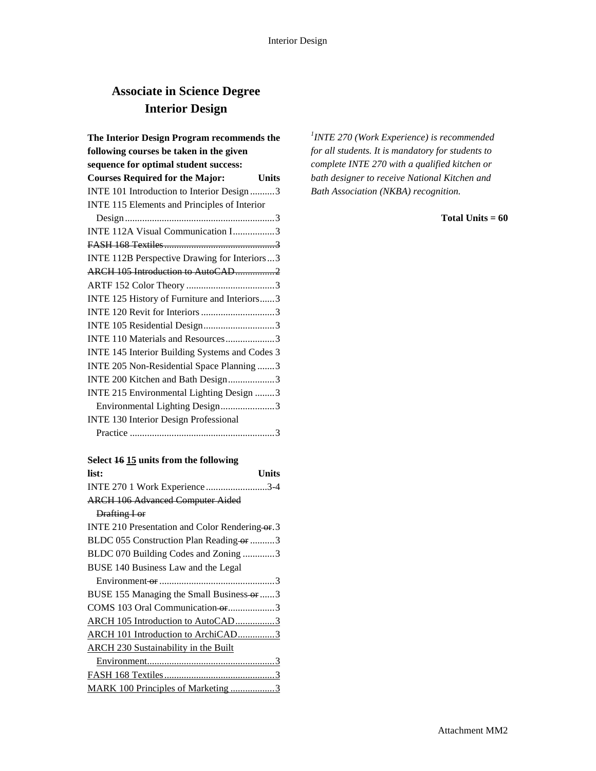## Associate in Science Degree
## Interior Design

**The Interior Design Program recommends the following courses be taken in the given sequence for optimal student success:**

| Courses Required for the Major: | Units |
|---|---|
| INTE 101 Introduction to Interior Design | 3 |
| INTE 115 Elements and Principles of Interior Design | 3 |
| INTE 112A Visual Communication I | 3 |
| ~~FASH 168 Textiles~~ | ~~3~~ |
| INTE 112B Perspective Drawing for Interiors | 3 |
| ~~ARCH 105 Introduction to AutoCAD~~ | ~~2~~ |
| ARTF 152 Color Theory | 3 |
| INTE 125 History of Furniture and Interiors | 3 |
| INTE 120 Revit for Interiors | 3 |
| INTE 105 Residential Design | 3 |
| INTE 110 Materials and Resources | 3 |
| INTE 145 Interior Building Systems and Codes | 3 |
| INTE 205 Non-Residential Space Planning | 3 |
| INTE 200 Kitchen and Bath Design | 3 |
| INTE 215 Environmental Lighting Design | 3 |
| Environmental Lighting Design | 3 |
| INTE 130 Interior Design Professional Practice | 3 |

| Select ~~16~~ <u>**15**</u> units from the following list: | Units |
|---|---|
| INTE 270 1 Work Experience | 3-4 |
| ~~ARCH 106 Advanced Computer Aided Drafting I or~~ | |
| INTE 210 Presentation and Color Rendering ~~or~~ | 3 |
| BLDC 055 Construction Plan Reading ~~or~~ | 3 |
| BLDC 070 Building Codes and Zoning | 3 |
| BUSE 140 Business Law and the Legal Environment ~~or~~ | 3 |
| BUSE 155 Managing the Small Business ~~or~~ | 3 |
| COMS 103 Oral Communication ~~or~~ | 3 |
| <u>ARCH 105 Introduction to AutoCAD</u> | <u>3</u> |
| <u>ARCH 101 Introduction to ArchiCAD</u> | <u>3</u> |
| <u>ARCH 230 Sustainability in the Built Environment</u> | <u>3</u> |
| <u>FASH 168 Textiles</u> | <u>3</u> |
| <u>MARK 100 Principles of Marketing</u> | <u>3</u> |

*[1]INTE 270 (Work Experience) is recommended for all students. It is mandatory for students to complete INTE 270 with a qualified kitchen or bath designer to receive National Kitchen and Bath Association (NKBA) recognition.*

**Total Units = 60**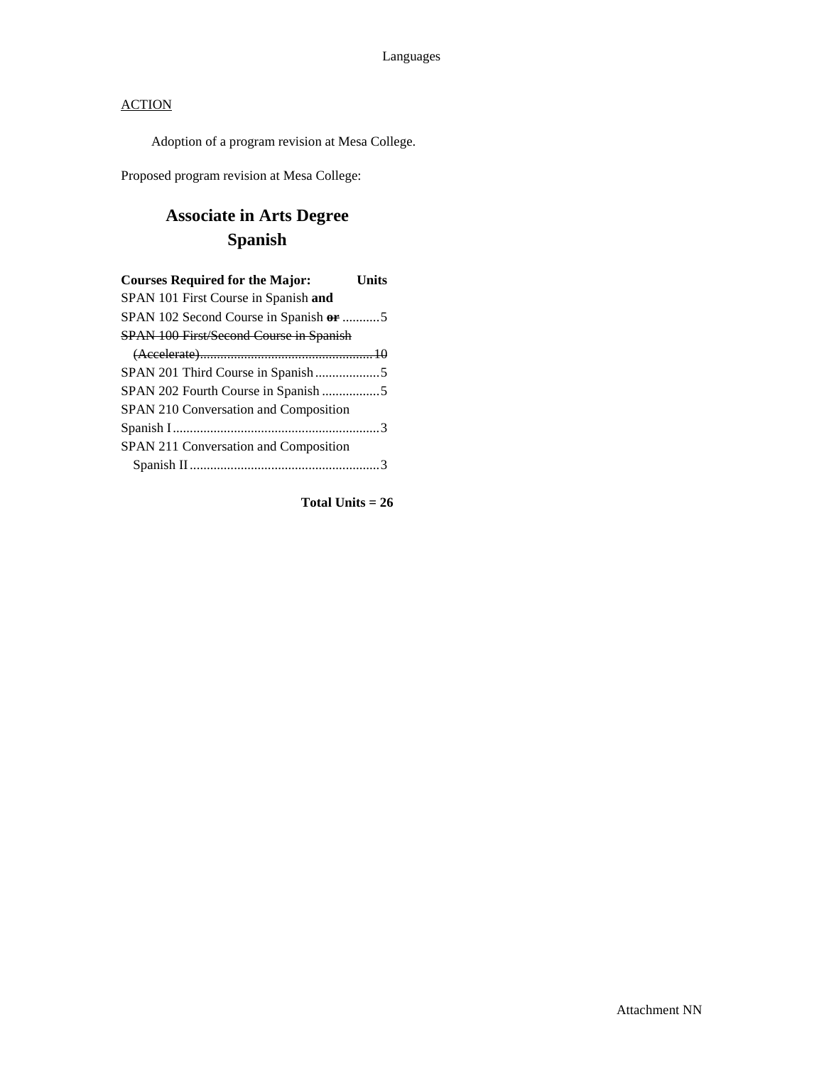Languages

ACTION

Adoption of a program revision at Mesa College.

Proposed program revision at Mesa College:

## Associate in Arts Degree
## Spanish

| Courses Required for the Major: | Units |
|---|---|
| SPAN 101 First Course in Spanish **and** | |
| SPAN 102 Second Course in Spanish ~~**or**~~ | 5 |
| ~~SPAN 100 First/Second Course in Spanish (Accelerate)~~ | ~~10~~ |
| SPAN 201 Third Course in Spanish | 5 |
| SPAN 202 Fourth Course in Spanish | 5 |
| SPAN 210 Conversation and Composition Spanish I | 3 |
| SPAN 211 Conversation and Composition Spanish II | 3 |

**Total Units = 26**

Attachment NN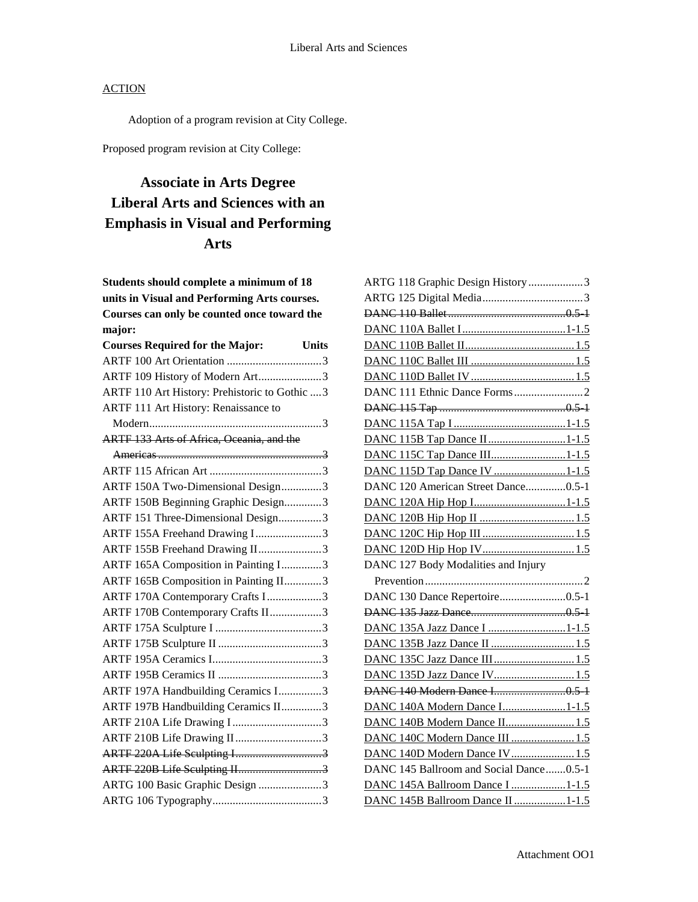ACTION

Adoption of a program revision at City College.

Proposed program revision at City College:

# Associate in Arts Degree Liberal Arts and Sciences with an Emphasis in Visual and Performing Arts

**Students should complete a minimum of 18 units in Visual and Performing Arts courses. Courses can only be counted once toward the major:**

| Courses Required for the Major: | Units |
|---|---|
| ARTF 100 Art Orientation | 3 |
| ARTF 109 History of Modern Art | 3 |
| ARTF 110 Art History: Prehistoric to Gothic | 3 |
| ARTF 111 Art History: Renaissance to Modern | 3 |
| ~~ARTF 133 Arts of Africa, Oceania, and the Americas~~ | ~~3~~ |
| ARTF 115 African Art | 3 |
| ARTF 150A Two-Dimensional Design | 3 |
| ARTF 150B Beginning Graphic Design | 3 |
| ARTF 151 Three-Dimensional Design | 3 |
| ARTF 155A Freehand Drawing I | 3 |
| ARTF 155B Freehand Drawing II | 3 |
| ARTF 165A Composition in Painting I | 3 |
| ARTF 165B Composition in Painting II | 3 |
| ARTF 170A Contemporary Crafts I | 3 |
| ARTF 170B Contemporary Crafts II | 3 |
| ARTF 175A Sculpture I | 3 |
| ARTF 175B Sculpture II | 3 |
| ARTF 195A Ceramics I | 3 |
| ARTF 195B Ceramics II | 3 |
| ARTF 197A Handbuilding Ceramics I | 3 |
| ARTF 197B Handbuilding Ceramics II | 3 |
| ARTF 210A Life Drawing I | 3 |
| ARTF 210B Life Drawing II | 3 |
| ~~ARTF 220A Life Sculpting I~~ | ~~3~~ |
| ~~ARTF 220B Life Sculpting II~~ | ~~3~~ |
| ARTG 100 Basic Graphic Design | 3 |
| ARTG 106 Typography | 3 |
| ARTG 118 Graphic Design History | 3 |
| ARTG 125 Digital Media | 3 |
| ~~DANC 110 Ballet~~ | ~~0.5-1~~ |
| <u>DANC 110A Ballet I</u> | <u>1-1.5</u> |
| <u>DANC 110B Ballet II</u> | <u>1.5</u> |
| <u>DANC 110C Ballet III</u> | <u>1.5</u> |
| <u>DANC 110D Ballet IV</u> | <u>1.5</u> |
| DANC 111 Ethnic Dance Forms | 2 |
| ~~DANC 115 Tap~~ | ~~0.5-1~~ |
| <u>DANC 115A Tap I</u> | <u>1-1.5</u> |
| <u>DANC 115B Tap Dance II</u> | <u>1-1.5</u> |
| <u>DANC 115C Tap Dance III</u> | <u>1-1.5</u> |
| <u>DANC 115D Tap Dance IV</u> | <u>1-1.5</u> |
| DANC 120 American Street Dance | 0.5-1 |
| <u>DANC 120A Hip Hop I</u> | <u>1-1.5</u> |
| <u>DANC 120B Hip Hop II</u> | <u>1.5</u> |
| <u>DANC 120C Hip Hop III</u> | <u>1.5</u> |
| <u>DANC 120D Hip Hop IV</u> | <u>1.5</u> |
| DANC 127 Body Modalities and Injury Prevention | 2 |
| DANC 130 Dance Repertoire | 0.5-1 |
| ~~DANC 135 Jazz Dance~~ | ~~0.5-1~~ |
| <u>DANC 135A Jazz Dance I</u> | <u>1-1.5</u> |
| <u>DANC 135B Jazz Dance II</u> | <u>1.5</u> |
| <u>DANC 135C Jazz Dance III</u> | <u>1.5</u> |
| <u>DANC 135D Jazz Dance IV</u> | <u>1.5</u> |
| ~~DANC 140 Modern Dance I~~ | ~~0.5-1~~ |
| <u>DANC 140A Modern Dance I</u> | <u>1-1.5</u> |
| <u>DANC 140B Modern Dance II</u> | <u>1.5</u> |
| <u>DANC 140C Modern Dance III</u> | <u>1.5</u> |
| <u>DANC 140D Modern Dance IV</u> | <u>1.5</u> |
| DANC 145 Ballroom and Social Dance | 0.5-1 |
| <u>DANC 145A Ballroom Dance I</u> | <u>1-1.5</u> |
| <u>DANC 145B Ballroom Dance II</u> | <u>1-1.5</u> |

Attachment OO1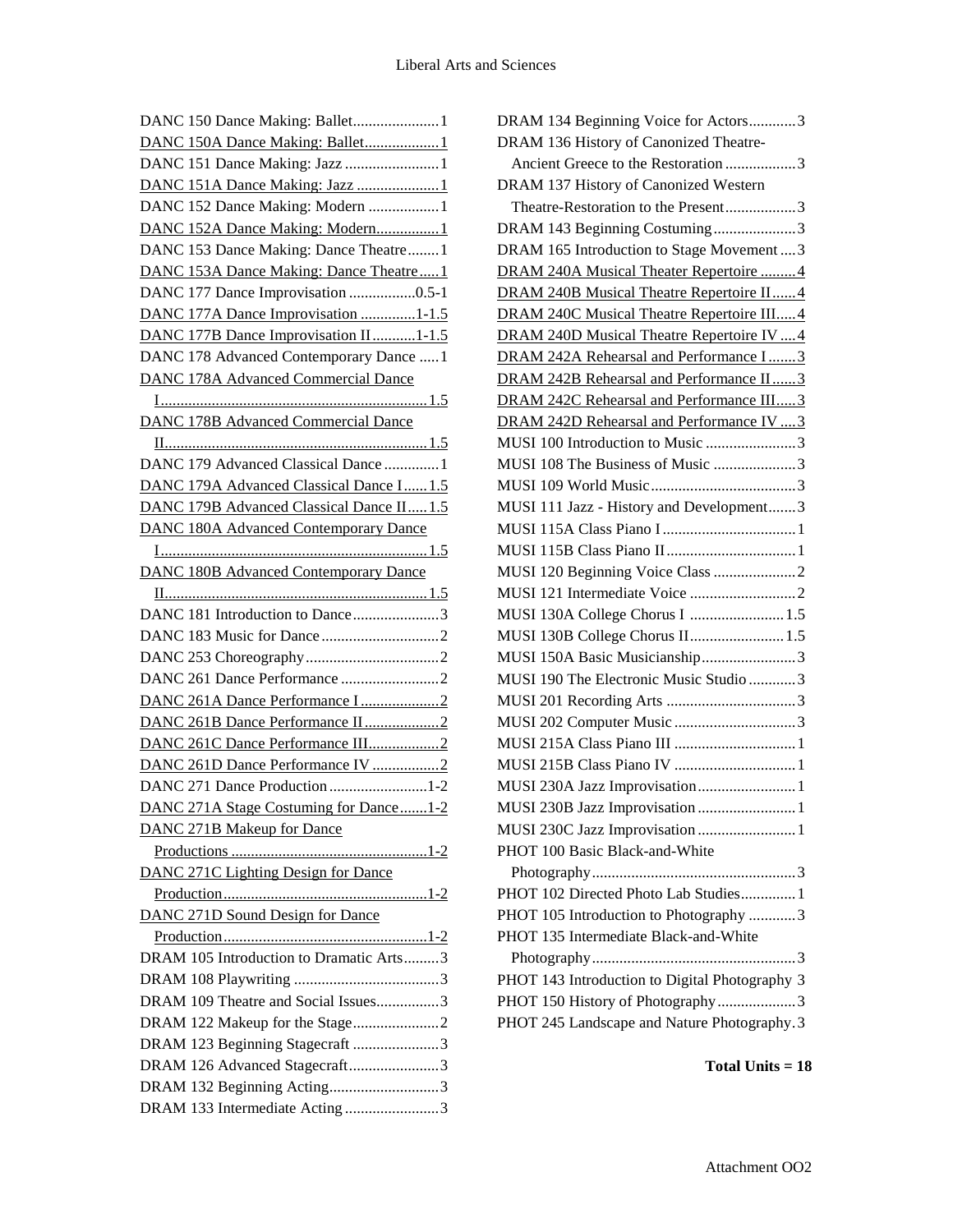DANC 150 Dance Making: Ballet......................1
<u>DANC 150A Dance Making: Ballet...................1</u>
DANC 151 Dance Making: Jazz ........................1
<u>DANC 151A Dance Making: Jazz .....................1</u>
DANC 152 Dance Making: Modern ..................1
<u>DANC 152A Dance Making: Modern................1</u>
DANC 153 Dance Making: Dance Theatre........1
<u>DANC 153A Dance Making: Dance Theatre.....1</u>
DANC 177 Dance Improvisation .................0.5-1
<u>DANC 177A Dance Improvisation ..............1-1.5</u>
<u>DANC 177B Dance Improvisation II...........1-1.5</u>
DANC 178 Advanced Contemporary Dance .....1
<u>DANC 178A Advanced Commercial Dance I....................................................................1.5</u>
<u>DANC 178B Advanced Commercial Dance II...................................................................1.5</u>
DANC 179 Advanced Classical Dance ..............1
<u>DANC 179A Advanced Classical Dance I......1.5</u>
<u>DANC 179B Advanced Classical Dance II.....1.5</u>
<u>DANC 180A Advanced Contemporary Dance I....................................................................1.5</u>
<u>DANC 180B Advanced Contemporary Dance II...................................................................1.5</u>
DANC 181 Introduction to Dance......................3
DANC 183 Music for Dance..............................2
DANC 253 Choreography..................................2
DANC 261 Dance Performance .........................2
<u>DANC 261A Dance Performance I....................2</u>
<u>DANC 261B Dance Performance II...................2</u>
<u>DANC 261C Dance Performance III..................2</u>
<u>DANC 261D Dance Performance IV .................2</u>
DANC 271 Dance Production .........................1-2
<u>DANC 271A Stage Costuming for Dance.......1-2</u>
<u>DANC 271B Makeup for Dance Productions ..................................................1-2</u>
<u>DANC 271C Lighting Design for Dance Production....................................................1-2</u>
<u>DANC 271D Sound Design for Dance Production....................................................1-2</u>
DRAM 105 Introduction to Dramatic Arts.........3
DRAM 108 Playwriting .....................................3
DRAM 109 Theatre and Social Issues................3
DRAM 122 Makeup for the Stage......................2
DRAM 123 Beginning Stagecraft ......................3
DRAM 126 Advanced Stagecraft.......................3
DRAM 132 Beginning Acting............................3
DRAM 133 Intermediate Acting ........................3
DRAM 134 Beginning Voice for Actors............3
DRAM 136 History of Canonized Theatre-Ancient Greece to the Restoration ..................3
DRAM 137 History of Canonized Western Theatre-Restoration to the Present..................3
DRAM 143 Beginning Costuming.....................3
DRAM 165 Introduction to Stage Movement ....3
<u>DRAM 240A Musical Theater Repertoire .........4</u>
<u>DRAM 240B Musical Theatre Repertoire II......4</u>
<u>DRAM 240C Musical Theatre Repertoire III.....4</u>
<u>DRAM 240D Musical Theatre Repertoire IV ....4</u>
<u>DRAM 242A Rehearsal and Performance I .......3</u>
<u>DRAM 242B Rehearsal and Performance II ......3</u>
<u>DRAM 242C Rehearsal and Performance III.....3</u>
<u>DRAM 242D Rehearsal and Performance IV ....3</u>
MUSI 100 Introduction to Music .......................3
MUSI 108 The Business of Music .....................3
MUSI 109 World Music.....................................3
MUSI 111 Jazz - History and Development.......3
MUSI 115A Class Piano I ..................................1
MUSI 115B Class Piano II.................................1
MUSI 120 Beginning Voice Class .....................2
MUSI 121 Intermediate Voice ...........................2
MUSI 130A College Chorus I ........................1.5
MUSI 130B College Chorus II........................1.5
MUSI 150A Basic Musicianship........................3
MUSI 190 The Electronic Music Studio ............3
MUSI 201 Recording Arts .................................3
MUSI 202 Computer Music ...............................3
MUSI 215A Class Piano III ...............................1
MUSI 215B Class Piano IV ...............................1
MUSI 230A Jazz Improvisation.........................1
MUSI 230B Jazz Improvisation .........................1
MUSI 230C Jazz Improvisation .........................1
PHOT 100 Basic Black-and-White Photography....................................................3
PHOT 102 Directed Photo Lab Studies..............1
PHOT 105 Introduction to Photography ............3
PHOT 135 Intermediate Black-and-White Photography....................................................3
PHOT 143 Introduction to Digital Photography 3
PHOT 150 History of Photography....................3
PHOT 245 Landscape and Nature Photography.3

**Total Units = 18**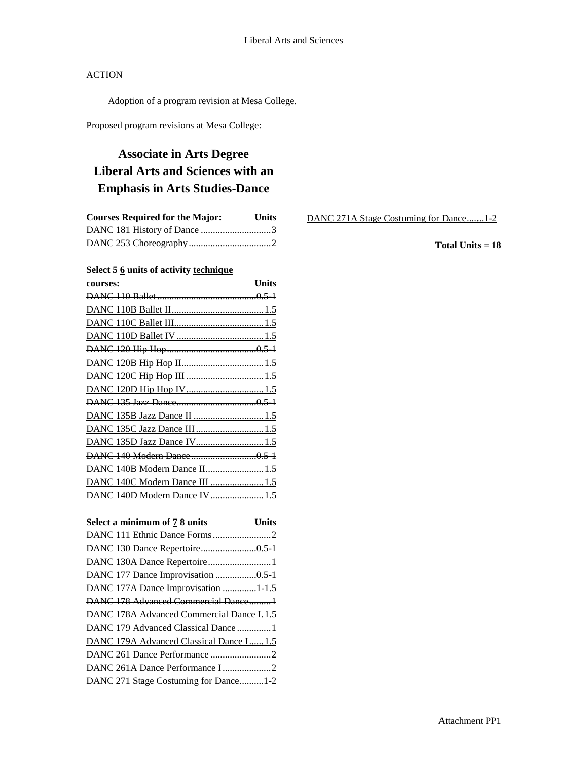ACTION

Adoption of a program revision at Mesa College.

Proposed program revisions at Mesa College:

# Associate in Arts Degree Liberal Arts and Sciences with an Emphasis in Arts Studies-Dance

| Courses Required for the Major: | Units |
|---|---|
| DANC 181 History of Dance | 3 |
| DANC 253 Choreography | 2 |

| Select ~~5~~ 6 units of ~~activity~~ technique courses: | Units |
|---|---|
| ~~DANC 110 Ballet~~ | ~~0.5-1~~ |
| DANC 110B Ballet II | 1.5 |
| DANC 110C Ballet III | 1.5 |
| DANC 110D Ballet IV | 1.5 |
| ~~DANC 120 Hip Hop~~ | ~~0.5-1~~ |
| DANC 120B Hip Hop II | 1.5 |
| DANC 120C Hip Hop III | 1.5 |
| DANC 120D Hip Hop IV | 1.5 |
| ~~DANC 135 Jazz Dance~~ | ~~0.5-1~~ |
| DANC 135B Jazz Dance II | 1.5 |
| DANC 135C Jazz Dance III | 1.5 |
| DANC 135D Jazz Dance IV | 1.5 |
| ~~DANC 140 Modern Dance~~ | ~~0.5-1~~ |
| DANC 140B Modern Dance II | 1.5 |
| DANC 140C Modern Dance III | 1.5 |
| DANC 140D Modern Dance IV | 1.5 |

| Select a minimum of 7 ~~8~~ units | Units |
|---|---|
| DANC 111 Ethnic Dance Forms | 2 |
| ~~DANC 130 Dance Repertoire~~ | ~~0.5-1~~ |
| DANC 130A Dance Repertoire | 1 |
| ~~DANC 177 Dance Improvisation~~ | ~~0.5-1~~ |
| DANC 177A Dance Improvisation | 1-1.5 |
| ~~DANC 178 Advanced Commercial Dance~~ | ~~1~~ |
| DANC 178A Advanced Commercial Dance I | 1.5 |
| ~~DANC 179 Advanced Classical Dance~~ | ~~1~~ |
| DANC 179A Advanced Classical Dance I | 1.5 |
| ~~DANC 261 Dance Performance~~ | ~~2~~ |
| DANC 261A Dance Performance I | 2 |
| ~~DANC 271 Stage Costuming for Dance~~ | ~~1-2~~ |
| DANC 271A Stage Costuming for Dance | 1-2 |

**Total Units = 18**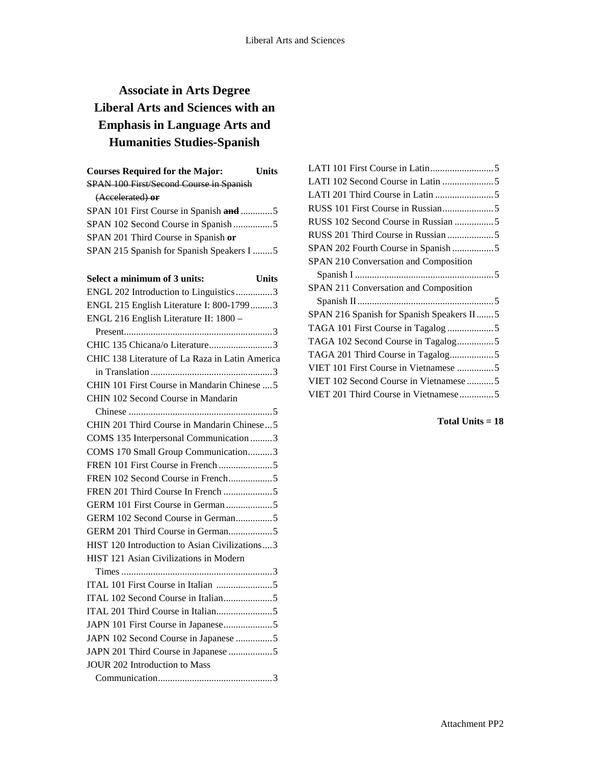# Associate in Arts Degree Liberal Arts and Sciences with an Emphasis in Language Arts and Humanities Studies-Spanish

| Courses Required for the Major: | Units |
|---|---|
| ~~SPAN 100 First/Second Course in Spanish (Accelerated) **or**~~ | |
| SPAN 101 First Course in Spanish ~~**and**~~ | 5 |
| SPAN 102 Second Course in Spanish | 5 |
| SPAN 201 Third Course in Spanish **or** | |
| SPAN 215 Spanish for Spanish Speakers I | 5 |

| Select a minimum of 3 units: | Units |
|---|---|
| ENGL 202 Introduction to Linguistics | 3 |
| ENGL 215 English Literature I: 800-1799 | 3 |
| ENGL 216 English Literature II: 1800 – Present | 3 |
| CHIC 135 Chicana/o Literature | 3 |
| CHIC 138 Literature of La Raza in Latin America in Translation | 3 |
| CHIN 101 First Course in Mandarin Chinese | 5 |
| CHIN 102 Second Course in Mandarin Chinese | 5 |
| CHIN 201 Third Course in Mandarin Chinese | 5 |
| COMS 135 Interpersonal Communication | 3 |
| COMS 170 Small Group Communication | 3 |
| FREN 101 First Course in French | 5 |
| FREN 102 Second Course in French | 5 |
| FREN 201 Third Course In French | 5 |
| GERM 101 First Course in German | 5 |
| GERM 102 Second Course in German | 5 |
| GERM 201 Third Course in German | 5 |
| HIST 120 Introduction to Asian Civilizations | 3 |
| HIST 121 Asian Civilizations in Modern Times | 3 |
| ITAL 101 First Course in Italian | 5 |
| ITAL 102 Second Course in Italian | 5 |
| ITAL 201 Third Course in Italian | 5 |
| JAPN 101 First Course in Japanese | 5 |
| JAPN 102 Second Course in Japanese | 5 |
| JAPN 201 Third Course in Japanese | 5 |
| JOUR 202 Introduction to Mass Communication | 3 |
| LATI 101 First Course in Latin | 5 |
| LATI 102 Second Course in Latin | 5 |
| LATI 201 Third Course in Latin | 5 |
| RUSS 101 First Course in Russian | 5 |
| RUSS 102 Second Course in Russian | 5 |
| RUSS 201 Third Course in Russian | 5 |
| SPAN 202 Fourth Course in Spanish | 5 |
| SPAN 210 Conversation and Composition Spanish I | 5 |
| SPAN 211 Conversation and Composition Spanish II | 5 |
| SPAN 216 Spanish for Spanish Speakers II | 5 |
| TAGA 101 First Course in Tagalog | 5 |
| TAGA 102 Second Course in Tagalog | 5 |
| TAGA 201 Third Course in Tagalog | 5 |
| VIET 101 First Course in Vietnamese | 5 |
| VIET 102 Second Course in Vietnamese | 5 |
| VIET 201 Third Course in Vietnamese | 5 |

**Total Units = 18**

Attachment PP2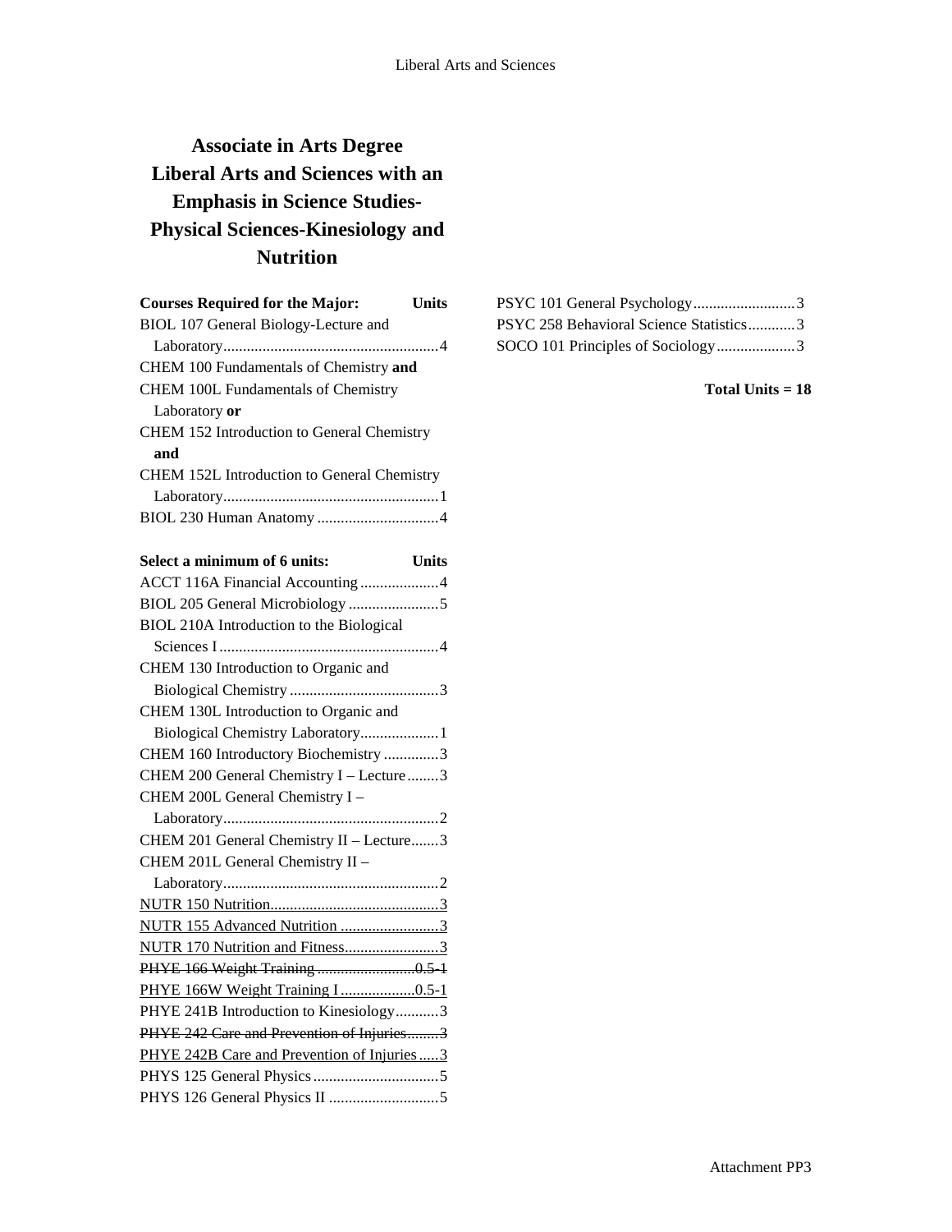# Associate in Arts Degree Liberal Arts and Sciences with an Emphasis in Science Studies-Physical Sciences-Kinesiology and Nutrition

| Courses Required for the Major: | Units |
|---|---|
| BIOL 107 General Biology-Lecture and Laboratory | 4 |
| CHEM 100 Fundamentals of Chemistry **and** CHEM 100L Fundamentals of Chemistry Laboratory **or** CHEM 152 Introduction to General Chemistry **and** CHEM 152L Introduction to General Chemistry Laboratory | 1 |
| BIOL 230 Human Anatomy | 4 |

| Select a minimum of 6 units: | Units |
|---|---|
| ACCT 116A Financial Accounting | 4 |
| BIOL 205 General Microbiology | 5 |
| BIOL 210A Introduction to the Biological Sciences I | 4 |
| CHEM 130 Introduction to Organic and Biological Chemistry | 3 |
| CHEM 130L Introduction to Organic and Biological Chemistry Laboratory | 1 |
| CHEM 160 Introductory Biochemistry | 3 |
| CHEM 200 General Chemistry I – Lecture | 3 |
| CHEM 200L General Chemistry I – Laboratory | 2 |
| CHEM 201 General Chemistry II – Lecture | 3 |
| CHEM 201L General Chemistry II – Laboratory | 2 |
| <u>NUTR 150 Nutrition</u> | <u>3</u> |
| <u>NUTR 155 Advanced Nutrition</u> | <u>3</u> |
| <u>NUTR 170 Nutrition and Fitness</u> | <u>3</u> |
| ~~PHYE 166 Weight Training~~ | ~~0.5-1~~ |
| <u>PHYE 166W Weight Training I</u> | <u>0.5-1</u> |
| PHYE 241B Introduction to Kinesiology | 3 |
| ~~PHYE 242 Care and Prevention of Injuries~~ | ~~3~~ |
| <u>PHYE 242B Care and Prevention of Injuries</u> | <u>3</u> |
| PHYS 125 General Physics | 5 |
| PHYS 126 General Physics II | 5 |
| PSYC 101 General Psychology | 3 |
| PSYC 258 Behavioral Science Statistics | 3 |
| SOCO 101 Principles of Sociology | 3 |

**Total Units = 18**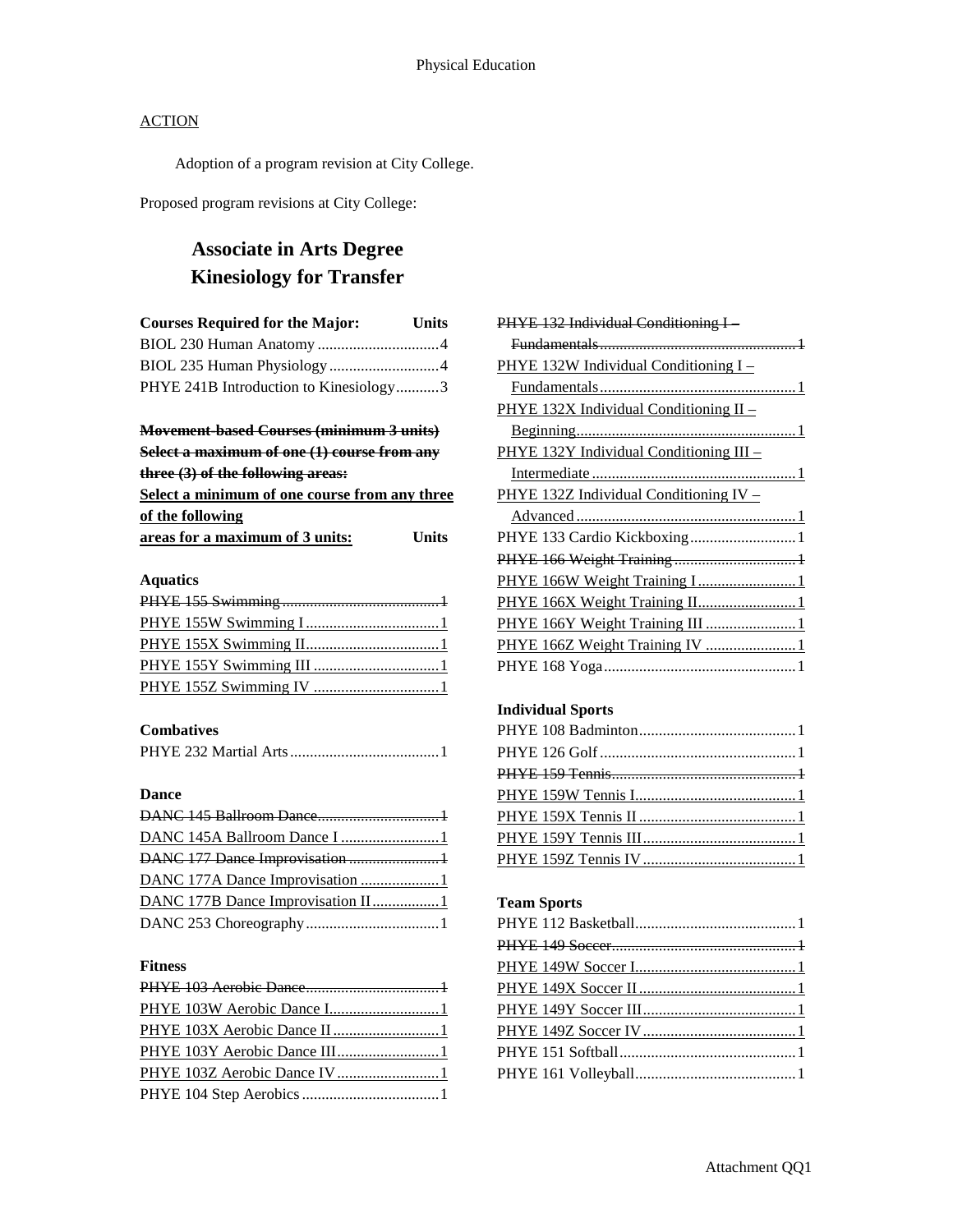## ACTION

Adoption of a program revision at City College.

Proposed program revisions at City College:

# Associate in Arts Degree Kinesiology for Transfer

| Courses Required for the Major: | Units |
|---|---|
| BIOL 230 Human Anatomy | 4 |
| BIOL 235 Human Physiology | 4 |
| PHYE 241B Introduction to Kinesiology | 3 |

~~**Movement-based Courses (minimum 3 units)**~~
~~**Select a maximum of one (1) course from any three (3) of the following areas:**~~
<u>**Select a minimum of one course from any three of the following areas for a maximum of 3 units:**</u> **Units**

### Aquatics

| | |
|---|---|
| ~~PHYE 155 Swimming~~ | ~~1~~ |
| <u>PHYE 155W Swimming I</u> | <u>1</u> |
| <u>PHYE 155X Swimming II</u> | <u>1</u> |
| <u>PHYE 155Y Swimming III</u> | <u>1</u> |
| <u>PHYE 155Z Swimming IV</u> | <u>1</u> |

### Combatives

| | |
|---|---|
| PHYE 232 Martial Arts | 1 |

### Dance

| | |
|---|---|
| ~~DANC 145 Ballroom Dance~~ | ~~1~~ |
| <u>DANC 145A Ballroom Dance I</u> | <u>1</u> |
| ~~DANC 177 Dance Improvisation~~ | ~~1~~ |
| <u>DANC 177A Dance Improvisation</u> | <u>1</u> |
| <u>DANC 177B Dance Improvisation II</u> | <u>1</u> |
| DANC 253 Choreography | 1 |

### Fitness

| | |
|---|---|
| ~~PHYE 103 Aerobic Dance~~ | ~~1~~ |
| <u>PHYE 103W Aerobic Dance I</u> | <u>1</u> |
| <u>PHYE 103X Aerobic Dance II</u> | <u>1</u> |
| <u>PHYE 103Y Aerobic Dance III</u> | <u>1</u> |
| <u>PHYE 103Z Aerobic Dance IV</u> | <u>1</u> |
| PHYE 104 Step Aerobics | 1 |
| ~~PHYE 132 Individual Conditioning I – Fundamentals~~ | ~~1~~ |
| <u>PHYE 132W Individual Conditioning I – Fundamentals</u> | <u>1</u> |
| <u>PHYE 132X Individual Conditioning II – Beginning</u> | <u>1</u> |
| <u>PHYE 132Y Individual Conditioning III – Intermediate</u> | <u>1</u> |
| <u>PHYE 132Z Individual Conditioning IV – Advanced</u> | <u>1</u> |
| PHYE 133 Cardio Kickboxing | 1 |
| ~~PHYE 166 Weight Training~~ | ~~1~~ |
| <u>PHYE 166W Weight Training I</u> | <u>1</u> |
| <u>PHYE 166X Weight Training II</u> | <u>1</u> |
| <u>PHYE 166Y Weight Training III</u> | <u>1</u> |
| <u>PHYE 166Z Weight Training IV</u> | <u>1</u> |
| PHYE 168 Yoga | 1 |

### Individual Sports

| | |
|---|---|
| PHYE 108 Badminton | 1 |
| PHYE 126 Golf | 1 |
| ~~PHYE 159 Tennis~~ | ~~1~~ |
| <u>PHYE 159W Tennis I</u> | <u>1</u> |
| <u>PHYE 159X Tennis II</u> | <u>1</u> |
| <u>PHYE 159Y Tennis III</u> | <u>1</u> |
| <u>PHYE 159Z Tennis IV</u> | <u>1</u> |

### Team Sports

| | |
|---|---|
| PHYE 112 Basketball | 1 |
| ~~PHYE 149 Soccer~~ | ~~1~~ |
| <u>PHYE 149W Soccer I</u> | <u>1</u> |
| <u>PHYE 149X Soccer II</u> | <u>1</u> |
| <u>PHYE 149Y Soccer III</u> | <u>1</u> |
| <u>PHYE 149Z Soccer IV</u> | <u>1</u> |
| PHYE 151 Softball | 1 |
| PHYE 161 Volleyball | 1 |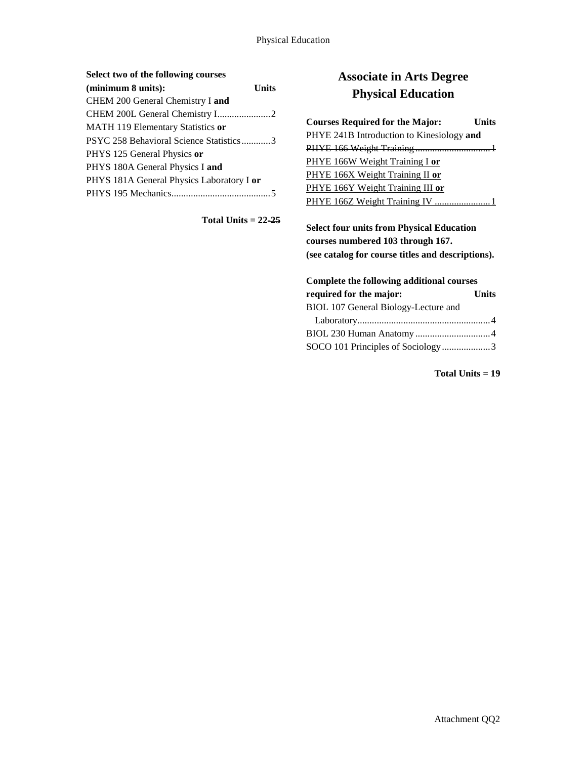**Select two of the following courses (minimum 8 units):** **Units**

CHEM 200 General Chemistry I **and**
CHEM 200L General Chemistry I......................2
MATH 119 Elementary Statistics **or**
PSYC 258 Behavioral Science Statistics............3
PHYS 125 General Physics **or**
PHYS 180A General Physics I **and**
PHYS 181A General Physics Laboratory I **or**
PHYS 195 Mechanics.........................................5

**Total Units = 22-~~25~~**

## Associate in Arts Degree
## Physical Education

**Courses Required for the Major:** **Units**

PHYE 241B Introduction to Kinesiology **and**
~~PHYE 166 Weight Training................................1~~
<u>PHYE 166W Weight Training I</u> **or**
<u>PHYE 166X Weight Training II</u> **or**
<u>PHYE 166Y Weight Training III</u> **or**
<u>PHYE 166Z Weight Training IV .......................1</u>

**Select four units from Physical Education courses numbered 103 through 167. (see catalog for course titles and descriptions).**

**Complete the following additional courses required for the major:** **Units**

BIOL 107 General Biology-Lecture and Laboratory.......................................................4
BIOL 230 Human Anatomy...............................4
SOCO 101 Principles of Sociology....................3

**Total Units = 19**

Attachment QQ2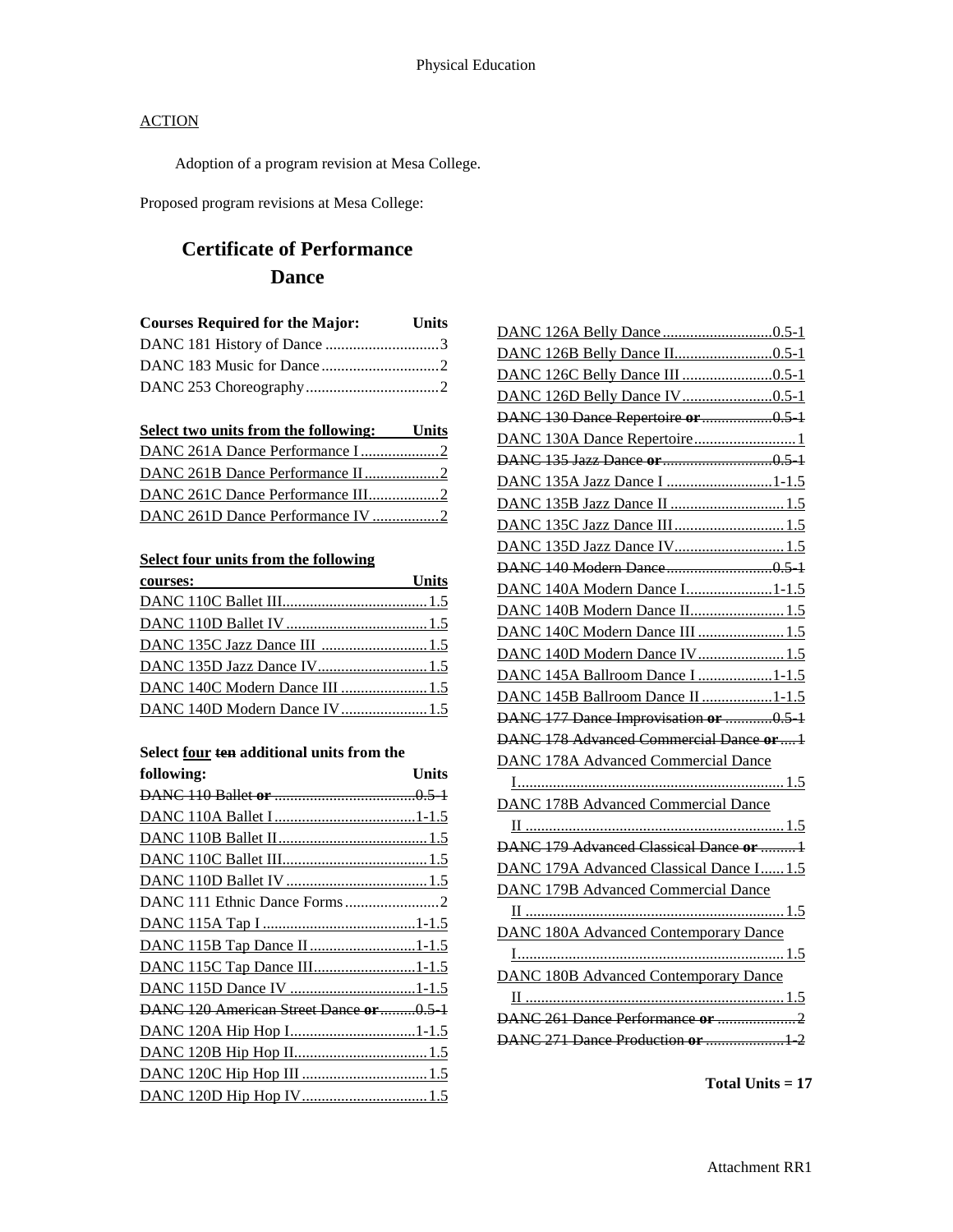## ACTION

Adoption of a program revision at Mesa College.

Proposed program revisions at Mesa College:

# Certificate of Performance
# Dance

| Courses Required for the Major: | Units |
|---|---|
| DANC 181 History of Dance | 3 |
| DANC 183 Music for Dance | 2 |
| DANC 253 Choreography | 2 |

| Select two units from the following: | Units |
|---|---|
| DANC 261A Dance Performance I | 2 |
| DANC 261B Dance Performance II | 2 |
| DANC 261C Dance Performance III | 2 |
| DANC 261D Dance Performance IV | 2 |

| Select four units from the following courses: | Units |
|---|---|
| DANC 110C Ballet III | 1.5 |
| DANC 110D Ballet IV | 1.5 |
| DANC 135C Jazz Dance III | 1.5 |
| DANC 135D Jazz Dance IV | 1.5 |
| DANC 140C Modern Dance III | 1.5 |
| DANC 140D Modern Dance IV | 1.5 |

| Select four ~~ten~~ additional units from the following: | Units |
|---|---|
| ~~DANC 110 Ballet **or**~~ | ~~0.5-1~~ |
| DANC 110A Ballet I | 1-1.5 |
| DANC 110B Ballet II | 1.5 |
| DANC 110C Ballet III | 1.5 |
| DANC 110D Ballet IV | 1.5 |
| DANC 111 Ethnic Dance Forms | 2 |
| DANC 115A Tap I | 1-1.5 |
| DANC 115B Tap Dance II | 1-1.5 |
| DANC 115C Tap Dance III | 1-1.5 |
| DANC 115D Dance IV | 1-1.5 |
| ~~DANC 120 American Street Dance **or**~~ | ~~0.5-1~~ |
| DANC 120A Hip Hop I | 1-1.5 |
| DANC 120B Hip Hop II | 1.5 |
| DANC 120C Hip Hop III | 1.5 |
| DANC 120D Hip Hop IV | 1.5 |
| DANC 126A Belly Dance | 0.5-1 |
| DANC 126B Belly Dance II | 0.5-1 |
| DANC 126C Belly Dance III | 0.5-1 |
| DANC 126D Belly Dance IV | 0.5-1 |
| ~~DANC 130 Dance Repertoire **or**~~ | ~~0.5-1~~ |
| DANC 130A Dance Repertoire | 1 |
| ~~DANC 135 Jazz Dance **or**~~ | ~~0.5-1~~ |
| DANC 135A Jazz Dance I | 1-1.5 |
| DANC 135B Jazz Dance II | 1.5 |
| DANC 135C Jazz Dance III | 1.5 |
| DANC 135D Jazz Dance IV | 1.5 |
| ~~DANC 140 Modern Dance~~ | ~~0.5-1~~ |
| DANC 140A Modern Dance I | 1-1.5 |
| DANC 140B Modern Dance II | 1.5 |
| DANC 140C Modern Dance III | 1.5 |
| DANC 140D Modern Dance IV | 1.5 |
| DANC 145A Ballroom Dance I | 1-1.5 |
| DANC 145B Ballroom Dance II | 1-1.5 |
| ~~DANC 177 Dance Improvisation **or**~~ | ~~0.5-1~~ |
| ~~DANC 178 Advanced Commercial Dance **or**~~ | ~~1~~ |
| DANC 178A Advanced Commercial Dance I | 1.5 |
| DANC 178B Advanced Commercial Dance II | 1.5 |
| ~~DANC 179 Advanced Classical Dance **or**~~ | ~~1~~ |
| DANC 179A Advanced Classical Dance I | 1.5 |
| DANC 179B Advanced Commercial Dance II | 1.5 |
| DANC 180A Advanced Contemporary Dance I | 1.5 |
| DANC 180B Advanced Contemporary Dance II | 1.5 |
| ~~DANC 261 Dance Performance **or**~~ | ~~2~~ |
| ~~DANC 271 Dance Production **or**~~ | ~~1-2~~ |

**Total Units = 17**

Attachment RR1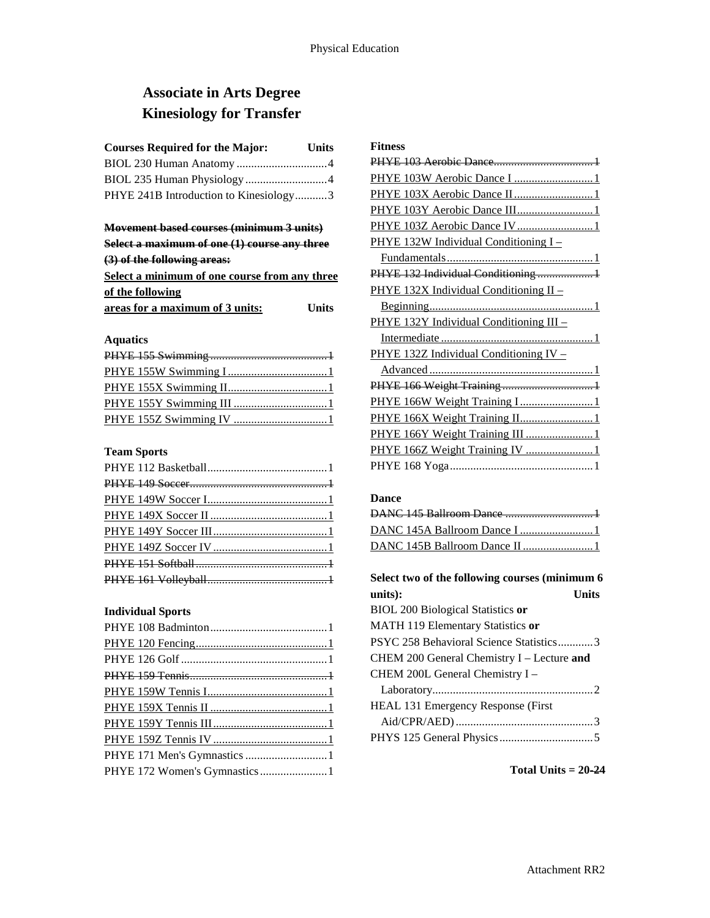# Associate in Arts Degree
# Kinesiology for Transfer

| Courses Required for the Major: | Units |
|---|---|
| BIOL 230 Human Anatomy | 4 |
| BIOL 235 Human Physiology | 4 |
| PHYE 241B Introduction to Kinesiology | 3 |

~~**Movement based courses (minimum 3 units) Select a maximum of one (1) course any three (3) of the following areas:**~~

**Select a minimum of one course from any three of the following areas for a maximum of 3 units:** **Units**

### Aquatics

~~PHYE 155 Swimming ........ 1~~
PHYE 155W Swimming I ........ 1
PHYE 155X Swimming II ........ 1
PHYE 155Y Swimming III ........ 1
PHYE 155Z Swimming IV ........ 1

### Team Sports

PHYE 112 Basketball ........ 1
~~PHYE 149 Soccer ........ 1~~
PHYE 149W Soccer I ........ 1
PHYE 149X Soccer II ........ 1
PHYE 149Y Soccer III ........ 1
PHYE 149Z Soccer IV ........ 1
~~PHYE 151 Softball ........ 1~~
~~PHYE 161 Volleyball ........ 1~~

### Individual Sports

PHYE 108 Badminton ........ 1
PHYE 120 Fencing ........ 1
PHYE 126 Golf ........ 1
~~PHYE 159 Tennis ........ 1~~
PHYE 159W Tennis I ........ 1
PHYE 159X Tennis II ........ 1
PHYE 159Y Tennis III ........ 1
PHYE 159Z Tennis IV ........ 1
PHYE 171 Men's Gymnastics ........ 1
PHYE 172 Women's Gymnastics ........ 1

### Fitness

~~PHYE 103 Aerobic Dance ........ 1~~
PHYE 103W Aerobic Dance I ........ 1
PHYE 103X Aerobic Dance II ........ 1
PHYE 103Y Aerobic Dance III ........ 1
PHYE 103Z Aerobic Dance IV ........ 1
PHYE 132W Individual Conditioning I – Fundamentals ........ 1
~~PHYE 132 Individual Conditioning ........ 1~~
PHYE 132X Individual Conditioning II – Beginning ........ 1
PHYE 132Y Individual Conditioning III – Intermediate ........ 1
PHYE 132Z Individual Conditioning IV – Advanced ........ 1
~~PHYE 166 Weight Training ........ 1~~
PHYE 166W Weight Training I ........ 1
PHYE 166X Weight Training II ........ 1
PHYE 166Y Weight Training III ........ 1
PHYE 166Z Weight Training IV ........ 1
PHYE 168 Yoga ........ 1

### Dance

~~DANC 145 Ballroom Dance ........ 1~~
DANC 145A Ballroom Dance I ........ 1
DANC 145B Ballroom Dance II ........ 1

| Select two of the following courses (minimum 6 units): | Units |
|---|---|
| BIOL 200 Biological Statistics **or** MATH 119 Elementary Statistics **or** PSYC 258 Behavioral Science Statistics | 3 |
| CHEM 200 General Chemistry I – Lecture **and** CHEM 200L General Chemistry I – Laboratory | 2 |
| HEAL 131 Emergency Response (First Aid/CPR/AED) | 3 |
| PHYS 125 General Physics | 5 |

**Total Units = 20~~-24~~**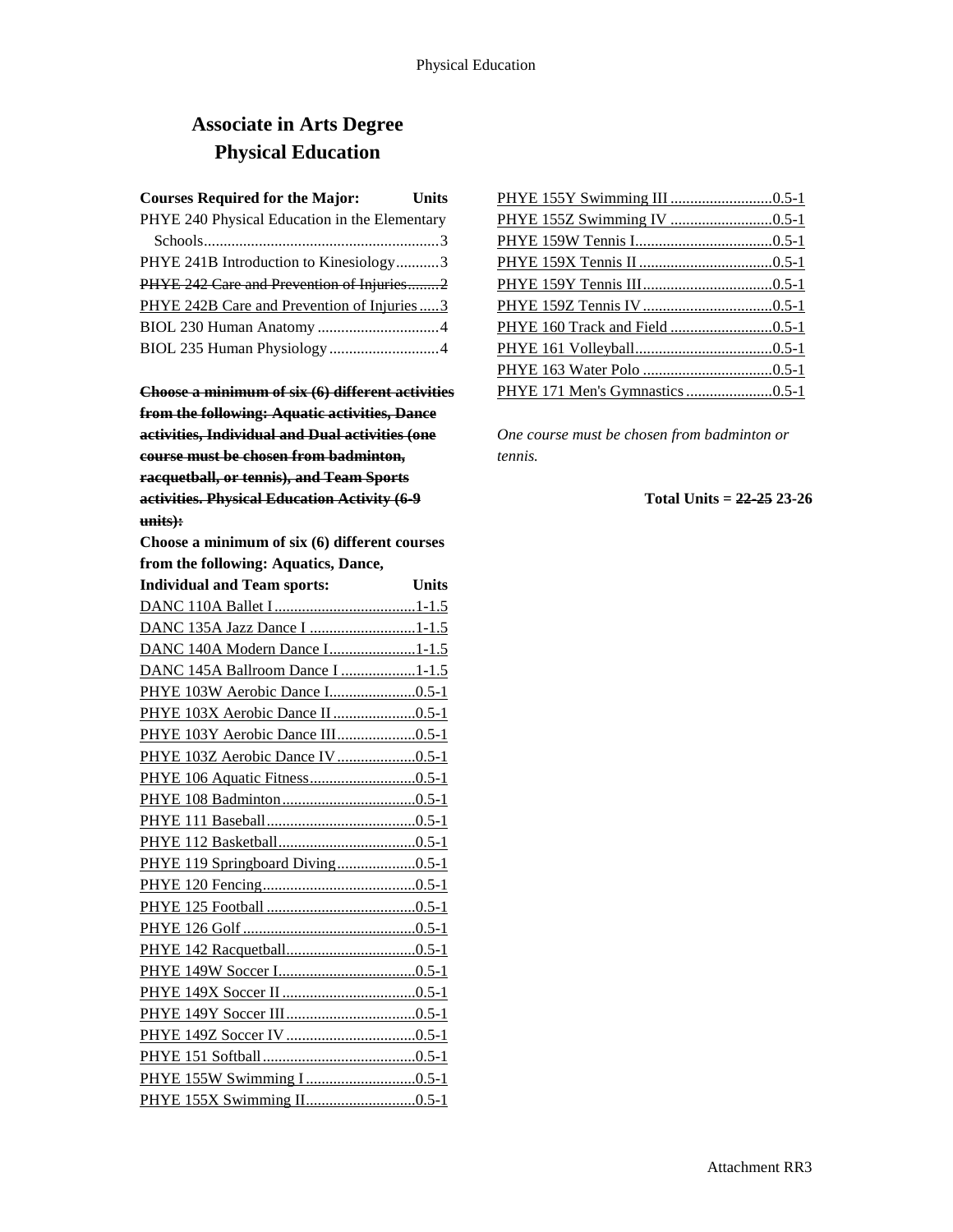# Associate in Arts Degree
## Physical Education

| Courses Required for the Major: | Units |
|---|---|
| PHYE 240 Physical Education in the Elementary Schools | 3 |
| PHYE 241B Introduction to Kinesiology | 3 |
| ~~PHYE 242 Care and Prevention of Injuries~~ | ~~2~~ |
| PHYE 242B Care and Prevention of Injuries | 3 |
| BIOL 230 Human Anatomy | 4 |
| BIOL 235 Human Physiology | 4 |

~~**Choose a minimum of six (6) different activities from the following: Aquatic activities, Dance activities, Individual and Dual activities (one course must be chosen from badminton, racquetball, or tennis), and Team Sports activities. Physical Education Activity (6-9 units):**~~

| Choose a minimum of six (6) different courses from the following: Aquatics, Dance, Individual and Team sports: | Units |
|---|---|
| DANC 110A Ballet I | 1-1.5 |
| DANC 135A Jazz Dance I | 1-1.5 |
| DANC 140A Modern Dance I | 1-1.5 |
| DANC 145A Ballroom Dance I | 1-1.5 |
| PHYE 103W Aerobic Dance I | 0.5-1 |
| PHYE 103X Aerobic Dance II | 0.5-1 |
| PHYE 103Y Aerobic Dance III | 0.5-1 |
| PHYE 103Z Aerobic Dance IV | 0.5-1 |
| PHYE 106 Aquatic Fitness | 0.5-1 |
| PHYE 108 Badminton | 0.5-1 |
| PHYE 111 Baseball | 0.5-1 |
| PHYE 112 Basketball | 0.5-1 |
| PHYE 119 Springboard Diving | 0.5-1 |
| PHYE 120 Fencing | 0.5-1 |
| PHYE 125 Football | 0.5-1 |
| PHYE 126 Golf | 0.5-1 |
| PHYE 142 Racquetball | 0.5-1 |
| PHYE 149W Soccer I | 0.5-1 |
| PHYE 149X Soccer II | 0.5-1 |
| PHYE 149Y Soccer III | 0.5-1 |
| PHYE 149Z Soccer IV | 0.5-1 |
| PHYE 151 Softball | 0.5-1 |
| PHYE 155W Swimming I | 0.5-1 |
| PHYE 155X Swimming II | 0.5-1 |
| PHYE 155Y Swimming III | 0.5-1 |
| PHYE 155Z Swimming IV | 0.5-1 |
| PHYE 159W Tennis I | 0.5-1 |
| PHYE 159X Tennis II | 0.5-1 |
| PHYE 159Y Tennis III | 0.5-1 |
| PHYE 159Z Tennis IV | 0.5-1 |
| PHYE 160 Track and Field | 0.5-1 |
| PHYE 161 Volleyball | 0.5-1 |
| PHYE 163 Water Polo | 0.5-1 |
| PHYE 171 Men's Gymnastics | 0.5-1 |

*One course must be chosen from badminton or tennis.*

**Total Units = ~~22-25~~ 23-26**

Attachment RR3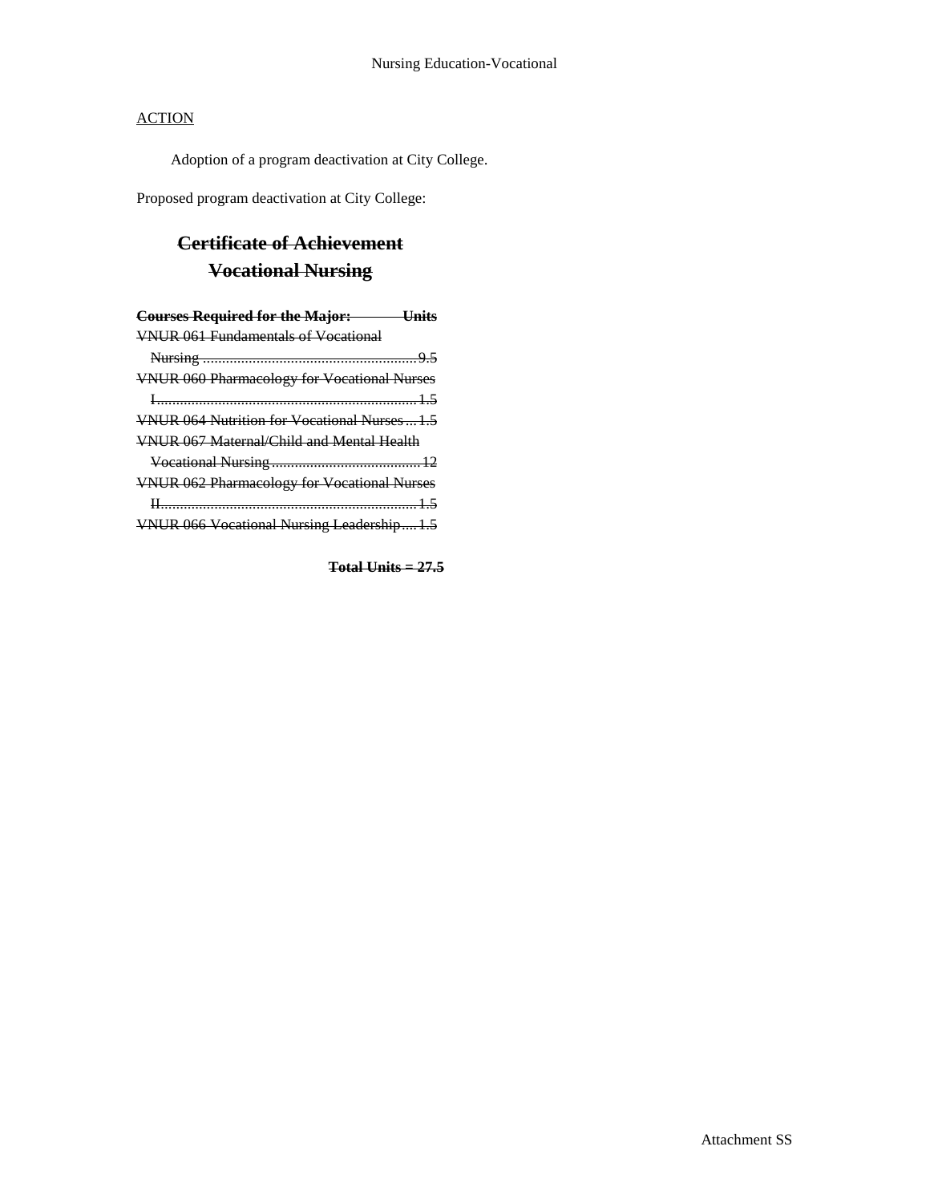ACTION

Adoption of a program deactivation at City College.

Proposed program deactivation at City College:

## ~~Certificate of Achievement~~
## ~~Vocational Nursing~~

| ~~Courses Required for the Major:~~ | ~~Units~~ |
|---|---|
| ~~VNUR 061 Fundamentals of Vocational Nursing~~ | ~~9.5~~ |
| ~~VNUR 060 Pharmacology for Vocational Nurses I~~ | ~~1.5~~ |
| ~~VNUR 064 Nutrition for Vocational Nurses~~ | ~~1.5~~ |
| ~~VNUR 067 Maternal/Child and Mental Health Vocational Nursing~~ | ~~12~~ |
| ~~VNUR 062 Pharmacology for Vocational Nurses II~~ | ~~1.5~~ |
| ~~VNUR 066 Vocational Nursing Leadership~~ | ~~1.5~~ |

**~~Total Units = 27.5~~**

Attachment SS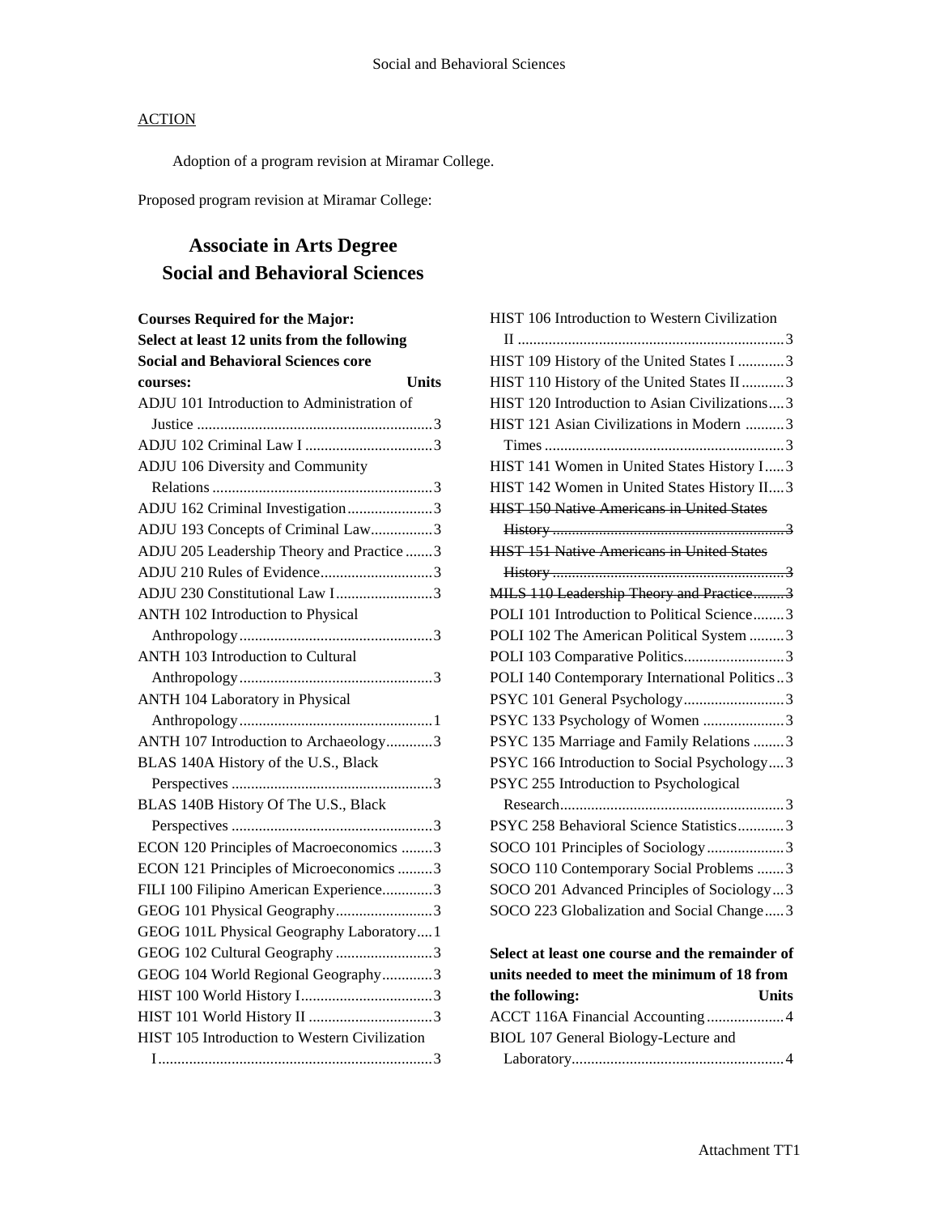<u>ACTION</u>

Adoption of a program revision at Miramar College.

Proposed program revision at Miramar College:

# Associate in Arts Degree
# Social and Behavioral Sciences

**Courses Required for the Major:**
**Select at least 12 units from the following Social and Behavioral Sciences core courses:**

| Course | Units |
|---|---|
| ADJU 101 Introduction to Administration of Justice | 3 |
| ADJU 102 Criminal Law I | 3 |
| ADJU 106 Diversity and Community Relations | 3 |
| ADJU 162 Criminal Investigation | 3 |
| ADJU 193 Concepts of Criminal Law | 3 |
| ADJU 205 Leadership Theory and Practice | 3 |
| ADJU 210 Rules of Evidence | 3 |
| ADJU 230 Constitutional Law I | 3 |
| ANTH 102 Introduction to Physical Anthropology | 3 |
| ANTH 103 Introduction to Cultural Anthropology | 3 |
| ANTH 104 Laboratory in Physical Anthropology | 1 |
| ANTH 107 Introduction to Archaeology | 3 |
| BLAS 140A History of the U.S., Black Perspectives | 3 |
| BLAS 140B History Of The U.S., Black Perspectives | 3 |
| ECON 120 Principles of Macroeconomics | 3 |
| ECON 121 Principles of Microeconomics | 3 |
| FILI 100 Filipino American Experience | 3 |
| GEOG 101 Physical Geography | 3 |
| GEOG 101L Physical Geography Laboratory | 1 |
| GEOG 102 Cultural Geography | 3 |
| GEOG 104 World Regional Geography | 3 |
| HIST 100 World History I | 3 |
| HIST 101 World History II | 3 |
| HIST 105 Introduction to Western Civilization I | 3 |
| HIST 106 Introduction to Western Civilization II | 3 |
| HIST 109 History of the United States I | 3 |
| HIST 110 History of the United States II | 3 |
| HIST 120 Introduction to Asian Civilizations | 3 |
| HIST 121 Asian Civilizations in Modern Times | 3 |
| HIST 141 Women in United States History I | 3 |
| HIST 142 Women in United States History II | 3 |
| ~~HIST 150 Native Americans in United States History~~ | ~~3~~ |
| ~~HIST 151 Native Americans in United States History~~ | ~~3~~ |
| ~~MILS 110 Leadership Theory and Practice~~ | ~~3~~ |
| POLI 101 Introduction to Political Science | 3 |
| POLI 102 The American Political System | 3 |
| POLI 103 Comparative Politics | 3 |
| POLI 140 Contemporary International Politics | 3 |
| PSYC 101 General Psychology | 3 |
| PSYC 133 Psychology of Women | 3 |
| PSYC 135 Marriage and Family Relations | 3 |
| PSYC 166 Introduction to Social Psychology | 3 |
| PSYC 255 Introduction to Psychological Research | 3 |
| PSYC 258 Behavioral Science Statistics | 3 |
| SOCO 101 Principles of Sociology | 3 |
| SOCO 110 Contemporary Social Problems | 3 |
| SOCO 201 Advanced Principles of Sociology | 3 |
| SOCO 223 Globalization and Social Change | 3 |

**Select at least one course and the remainder of units needed to meet the minimum of 18 from the following:**

| Course | Units |
|---|---|
| ACCT 116A Financial Accounting | 4 |
| BIOL 107 General Biology-Lecture and Laboratory | 4 |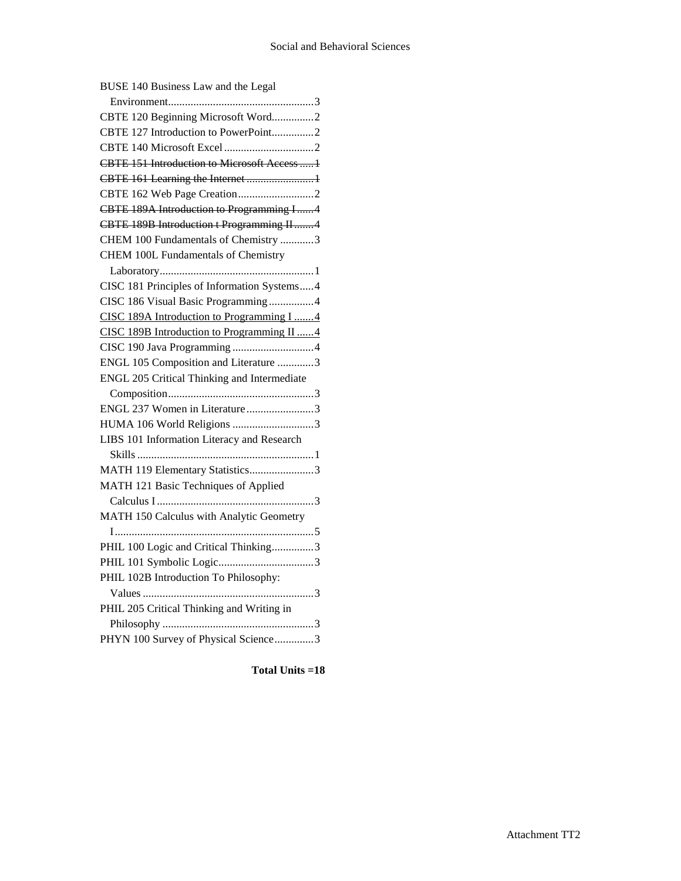BUSE 140 Business Law and the Legal Environment....................................................3
CBTE 120 Beginning Microsoft Word...............2
CBTE 127 Introduction to PowerPoint...............2
CBTE 140 Microsoft Excel................................2
~~CBTE 151 Introduction to Microsoft Access .....1~~
~~CBTE 161 Learning the Internet ........................1~~
CBTE 162 Web Page Creation...........................2
~~CBTE 189A Introduction to Programming I ......4~~
~~CBTE 189B Introduction t Programming II .......4~~
CHEM 100 Fundamentals of Chemistry ............3
CHEM 100L Fundamentals of Chemistry Laboratory.......................................................1
CISC 181 Principles of Information Systems.....4
CISC 186 Visual Basic Programming................4
<u>CISC 189A Introduction to Programming I .......4</u>
<u>CISC 189B Introduction to Programming II ......4</u>
CISC 190 Java Programming.............................4
ENGL 105 Composition and Literature .............3
ENGL 205 Critical Thinking and Intermediate Composition....................................................3
ENGL 237 Women in Literature........................3
HUMA 106 World Religions .............................3
LIBS 101 Information Literacy and Research Skills ...............................................................1
MATH 119 Elementary Statistics.......................3
MATH 121 Basic Techniques of Applied Calculus I ........................................................3
MATH 150 Calculus with Analytic Geometry I.......................................................................5
PHIL 100 Logic and Critical Thinking...............3
PHIL 101 Symbolic Logic..................................3
PHIL 102B Introduction To Philosophy: Values .............................................................3
PHIL 205 Critical Thinking and Writing in Philosophy ......................................................3
PHYN 100 Survey of Physical Science..............3

**Total Units =18**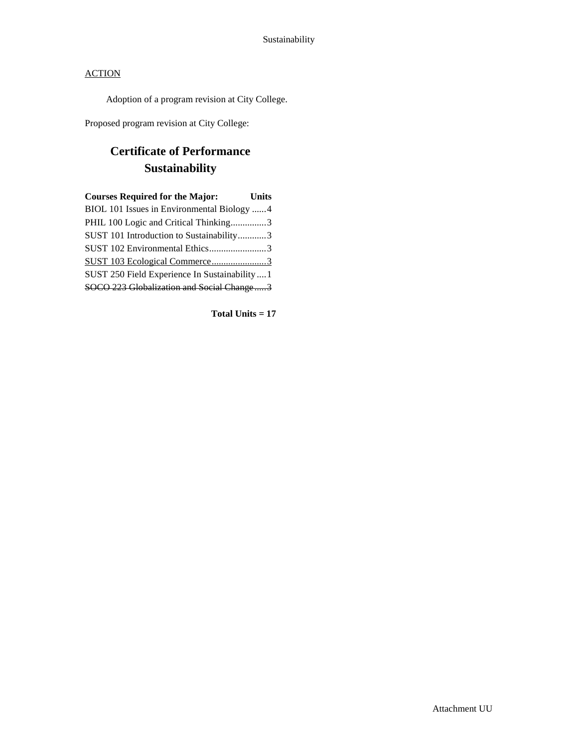<u>ACTION</u>

Adoption of a program revision at City College.

Proposed program revision at City College:

## Certificate of Performance
## Sustainability

| Courses Required for the Major: | Units |
|---|---|
| BIOL 101 Issues in Environmental Biology | 4 |
| PHIL 100 Logic and Critical Thinking | 3 |
| SUST 101 Introduction to Sustainability | 3 |
| SUST 102 Environmental Ethics | 3 |
| <u>SUST 103 Ecological Commerce</u> | <u>3</u> |
| SUST 250 Field Experience In Sustainability | 1 |
| ~~SOCO 223 Globalization and Social Change~~ | ~~3~~ |

**Total Units = 17**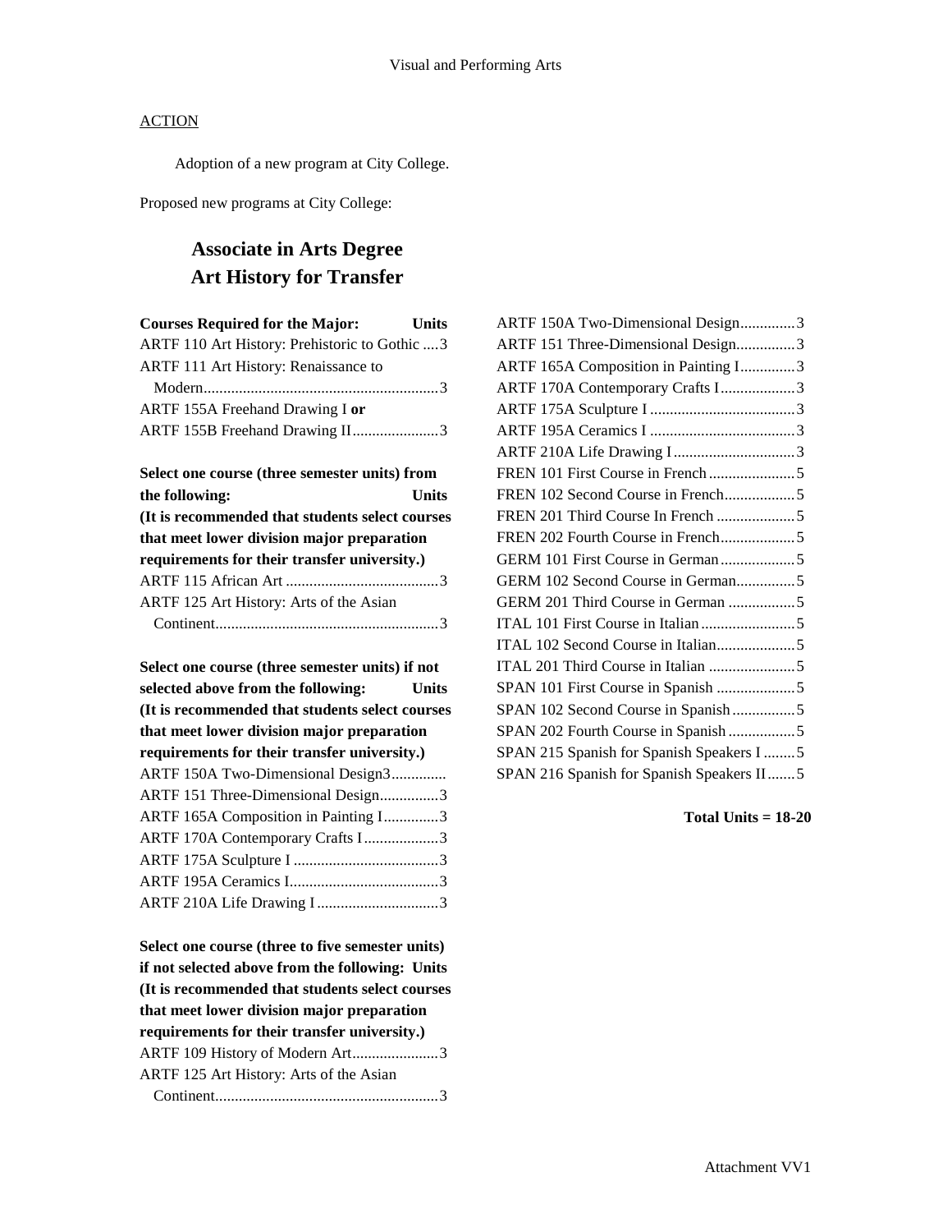## ACTION

Adoption of a new program at City College.

Proposed new programs at City College:

# Associate in Arts Degree
# Art History for Transfer

| Courses Required for the Major: | Units |
|---|---|
| ARTF 110 Art History: Prehistoric to Gothic | 3 |
| ARTF 111 Art History: Renaissance to Modern | 3 |
| ARTF 155A Freehand Drawing I **or** ARTF 155B Freehand Drawing II | 3 |

| Select one course (three semester units) from the following: (It is recommended that students select courses that meet lower division major preparation requirements for their transfer university.) | Units |
|---|---|
| ARTF 115 African Art | 3 |
| ARTF 125 Art History: Arts of the Asian Continent | 3 |

| Select one course (three semester units) if not selected above from the following: (It is recommended that students select courses that meet lower division major preparation requirements for their transfer university.) | Units |
|---|---|
| ARTF 150A Two-Dimensional Design | 3 |
| ARTF 151 Three-Dimensional Design | 3 |
| ARTF 165A Composition in Painting I | 3 |
| ARTF 170A Contemporary Crafts I | 3 |
| ARTF 175A Sculpture I | 3 |
| ARTF 195A Ceramics I | 3 |
| ARTF 210A Life Drawing I | 3 |

| Select one course (three to five semester units) if not selected above from the following: (It is recommended that students select courses that meet lower division major preparation requirements for their transfer university.) | Units |
|---|---|
| ARTF 109 History of Modern Art | 3 |
| ARTF 125 Art History: Arts of the Asian Continent | 3 |
| ARTF 150A Two-Dimensional Design | 3 |
| ARTF 151 Three-Dimensional Design | 3 |
| ARTF 165A Composition in Painting I | 3 |
| ARTF 170A Contemporary Crafts I | 3 |
| ARTF 175A Sculpture I | 3 |
| ARTF 195A Ceramics I | 3 |
| ARTF 210A Life Drawing I | 3 |
| FREN 101 First Course in French | 5 |
| FREN 102 Second Course in French | 5 |
| FREN 201 Third Course In French | 5 |
| FREN 202 Fourth Course in French | 5 |
| GERM 101 First Course in German | 5 |
| GERM 102 Second Course in German | 5 |
| GERM 201 Third Course in German | 5 |
| ITAL 101 First Course in Italian | 5 |
| ITAL 102 Second Course in Italian | 5 |
| ITAL 201 Third Course in Italian | 5 |
| SPAN 101 First Course in Spanish | 5 |
| SPAN 102 Second Course in Spanish | 5 |
| SPAN 202 Fourth Course in Spanish | 5 |
| SPAN 215 Spanish for Spanish Speakers I | 5 |
| SPAN 216 Spanish for Spanish Speakers II | 5 |

**Total Units = 18-20**

Attachment VV1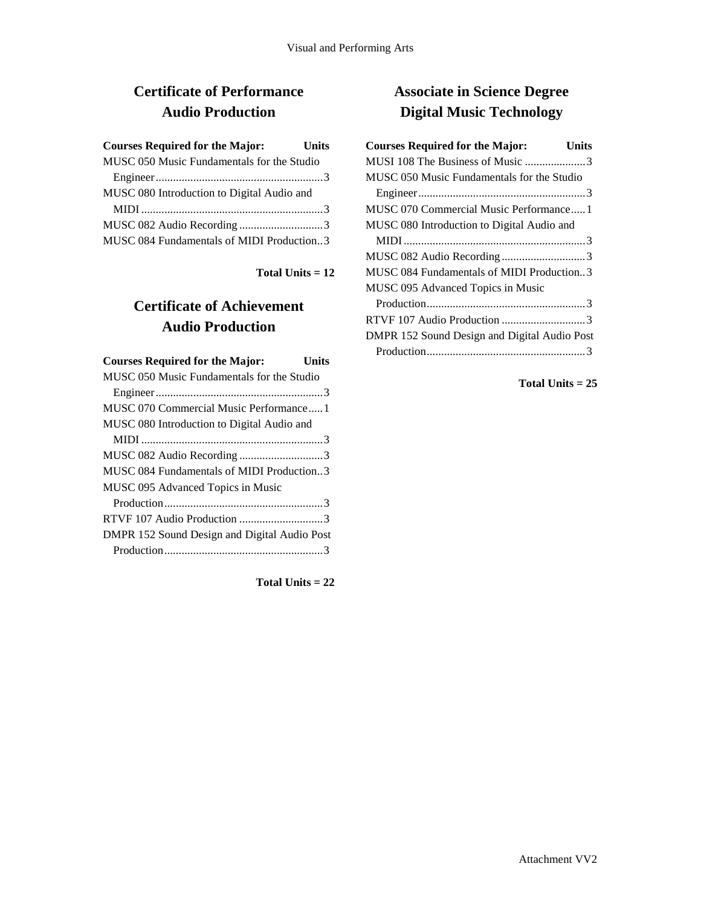## Certificate of Performance Audio Production

| Courses Required for the Major: | Units |
|---|---|
| MUSC 050 Music Fundamentals for the Studio Engineer | 3 |
| MUSC 080 Introduction to Digital Audio and MIDI | 3 |
| MUSC 082 Audio Recording | 3 |
| MUSC 084 Fundamentals of MIDI Production | 3 |

**Total Units = 12**

## Certificate of Achievement Audio Production

| Courses Required for the Major: | Units |
|---|---|
| MUSC 050 Music Fundamentals for the Studio Engineer | 3 |
| MUSC 070 Commercial Music Performance | 1 |
| MUSC 080 Introduction to Digital Audio and MIDI | 3 |
| MUSC 082 Audio Recording | 3 |
| MUSC 084 Fundamentals of MIDI Production | 3 |
| MUSC 095 Advanced Topics in Music Production | 3 |
| RTVF 107 Audio Production | 3 |
| DMPR 152 Sound Design and Digital Audio Post Production | 3 |

**Total Units = 22**

## Associate in Science Degree Digital Music Technology

| Courses Required for the Major: | Units |
|---|---|
| MUSI 108 The Business of Music | 3 |
| MUSC 050 Music Fundamentals for the Studio Engineer | 3 |
| MUSC 070 Commercial Music Performance | 1 |
| MUSC 080 Introduction to Digital Audio and MIDI | 3 |
| MUSC 082 Audio Recording | 3 |
| MUSC 084 Fundamentals of MIDI Production | 3 |
| MUSC 095 Advanced Topics in Music Production | 3 |
| RTVF 107 Audio Production | 3 |
| DMPR 152 Sound Design and Digital Audio Post Production | 3 |

**Total Units = 25**

Attachment VV2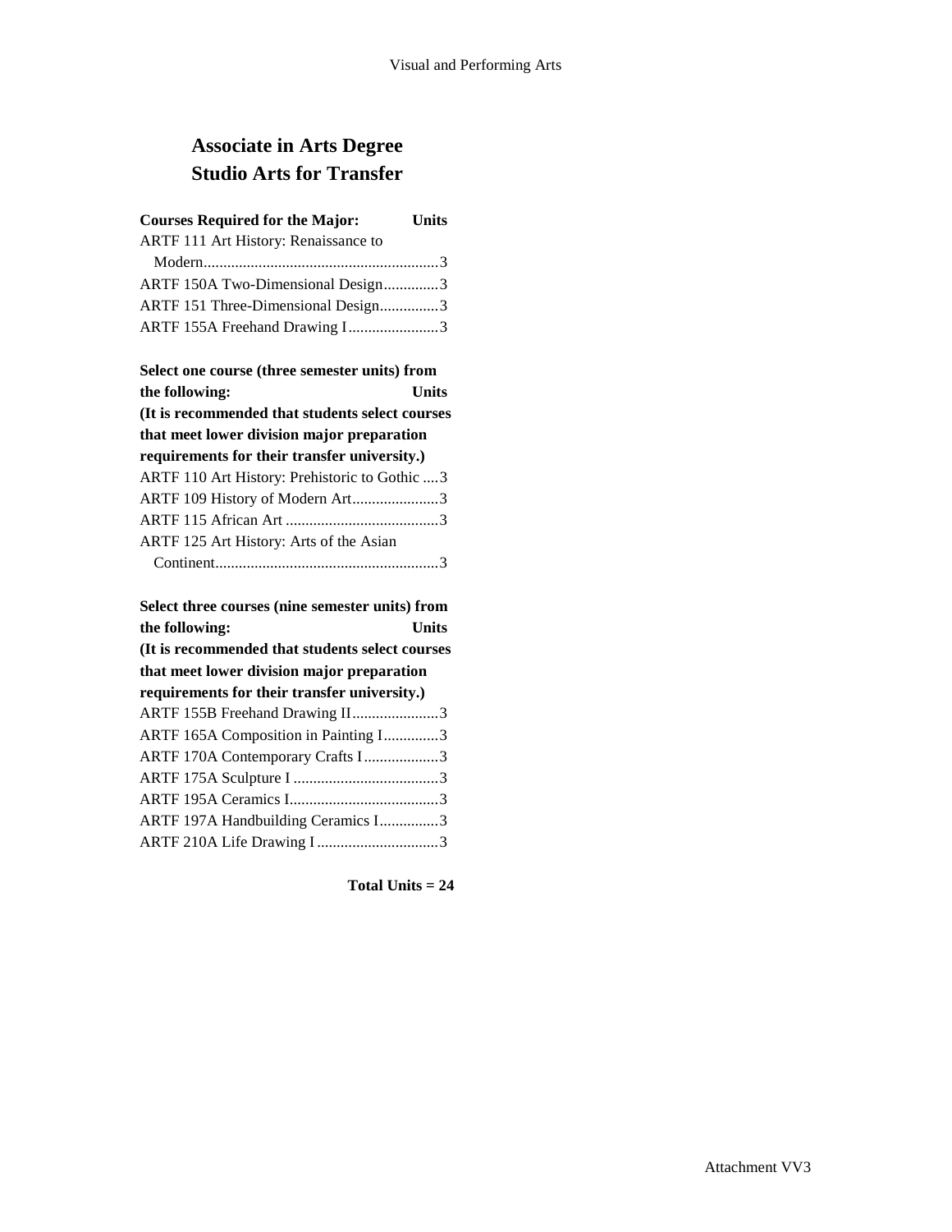# Associate in Arts Degree
# Studio Arts for Transfer

| Courses Required for the Major: | Units |
|---|---|
| ARTF 111 Art History: Renaissance to Modern | 3 |
| ARTF 150A Two-Dimensional Design | 3 |
| ARTF 151 Three-Dimensional Design | 3 |
| ARTF 155A Freehand Drawing I | 3 |

**Select one course (three semester units) from the following:** **Units**
**(It is recommended that students select courses that meet lower division major preparation requirements for their transfer university.)**

| Course | Units |
|---|---|
| ARTF 110 Art History: Prehistoric to Gothic | 3 |
| ARTF 109 History of Modern Art | 3 |
| ARTF 115 African Art | 3 |
| ARTF 125 Art History: Arts of the Asian Continent | 3 |

**Select three courses (nine semester units) from the following:** **Units**
**(It is recommended that students select courses that meet lower division major preparation requirements for their transfer university.)**

| Course | Units |
|---|---|
| ARTF 155B Freehand Drawing II | 3 |
| ARTF 165A Composition in Painting I | 3 |
| ARTF 170A Contemporary Crafts I | 3 |
| ARTF 175A Sculpture I | 3 |
| ARTF 195A Ceramics I | 3 |
| ARTF 197A Handbuilding Ceramics I | 3 |
| ARTF 210A Life Drawing I | 3 |

**Total Units = 24**

Attachment VV3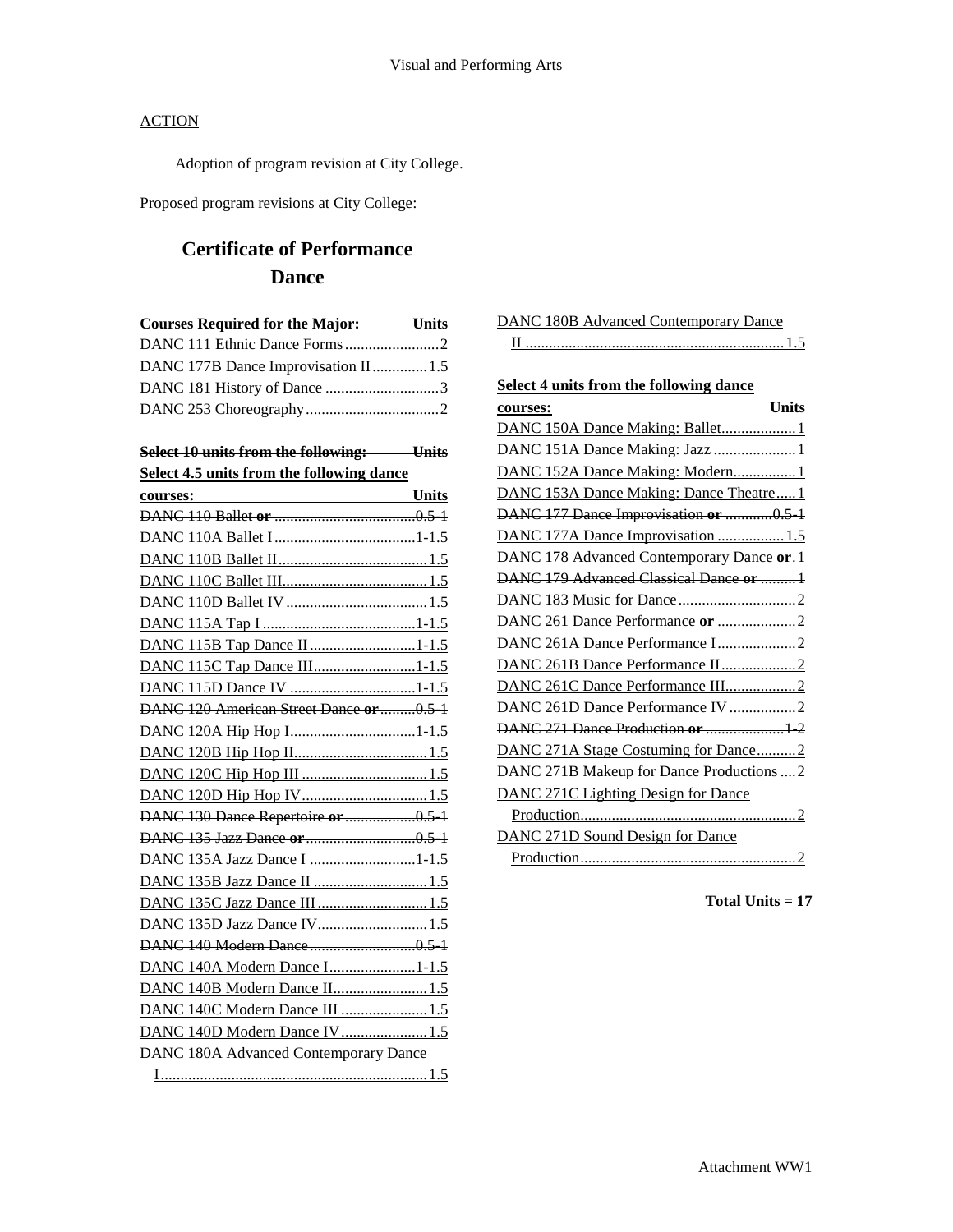## ACTION

Adoption of program revision at City College.

Proposed program revisions at City College:

# Certificate of Performance
## Dance

| Courses Required for the Major: | Units |
|---|---|
| DANC 111 Ethnic Dance Forms | 2 |
| DANC 177B Dance Improvisation II | 1.5 |
| DANC 181 History of Dance | 3 |
| DANC 253 Choreography | 2 |

~~**Select 10 units from the following: Units**~~

| **Select 4.5 units from the following dance courses:** | **Units** |
|---|---|
| ~~DANC 110 Ballet **or**~~ | ~~0.5-1~~ |
| DANC 110A Ballet I | 1-1.5 |
| DANC 110B Ballet II | 1.5 |
| DANC 110C Ballet III | 1.5 |
| DANC 110D Ballet IV | 1.5 |
| DANC 115A Tap I | 1-1.5 |
| DANC 115B Tap Dance II | 1-1.5 |
| DANC 115C Tap Dance III | 1-1.5 |
| DANC 115D Dance IV | 1-1.5 |
| ~~DANC 120 American Street Dance **or**~~ | ~~0.5-1~~ |
| DANC 120A Hip Hop I | 1-1.5 |
| DANC 120B Hip Hop II | 1.5 |
| DANC 120C Hip Hop III | 1.5 |
| DANC 120D Hip Hop IV | 1.5 |
| ~~DANC 130 Dance Repertoire **or**~~ | ~~0.5-1~~ |
| ~~DANC 135 Jazz Dance **or**~~ | ~~0.5-1~~ |
| DANC 135A Jazz Dance I | 1-1.5 |
| DANC 135B Jazz Dance II | 1.5 |
| DANC 135C Jazz Dance III | 1.5 |
| DANC 135D Jazz Dance IV | 1.5 |
| ~~DANC 140 Modern Dance~~ | ~~0.5-1~~ |
| DANC 140A Modern Dance I | 1-1.5 |
| DANC 140B Modern Dance II | 1.5 |
| DANC 140C Modern Dance III | 1.5 |
| DANC 140D Modern Dance IV | 1.5 |
| DANC 180A Advanced Contemporary Dance I | 1.5 |
| DANC 180B Advanced Contemporary Dance II | 1.5 |

| **Select 4 units from the following dance courses:** | **Units** |
|---|---|
| DANC 150A Dance Making: Ballet | 1 |
| DANC 151A Dance Making: Jazz | 1 |
| DANC 152A Dance Making: Modern | 1 |
| DANC 153A Dance Making: Dance Theatre | 1 |
| ~~DANC 177 Dance Improvisation **or**~~ | ~~0.5-1~~ |
| DANC 177A Dance Improvisation | 1.5 |
| ~~DANC 178 Advanced Contemporary Dance **or**~~ | ~~1~~ |
| ~~DANC 179 Advanced Classical Dance **or**~~ | ~~1~~ |
| DANC 183 Music for Dance | 2 |
| ~~DANC 261 Dance Performance **or**~~ | ~~2~~ |
| DANC 261A Dance Performance I | 2 |
| DANC 261B Dance Performance II | 2 |
| DANC 261C Dance Performance III | 2 |
| DANC 261D Dance Performance IV | 2 |
| ~~DANC 271 Dance Production **or**~~ | ~~1-2~~ |
| DANC 271A Stage Costuming for Dance | 2 |
| DANC 271B Makeup for Dance Productions | 2 |
| DANC 271C Lighting Design for Dance Production | 2 |
| DANC 271D Sound Design for Dance Production | 2 |

**Total Units = 17**

Attachment WW1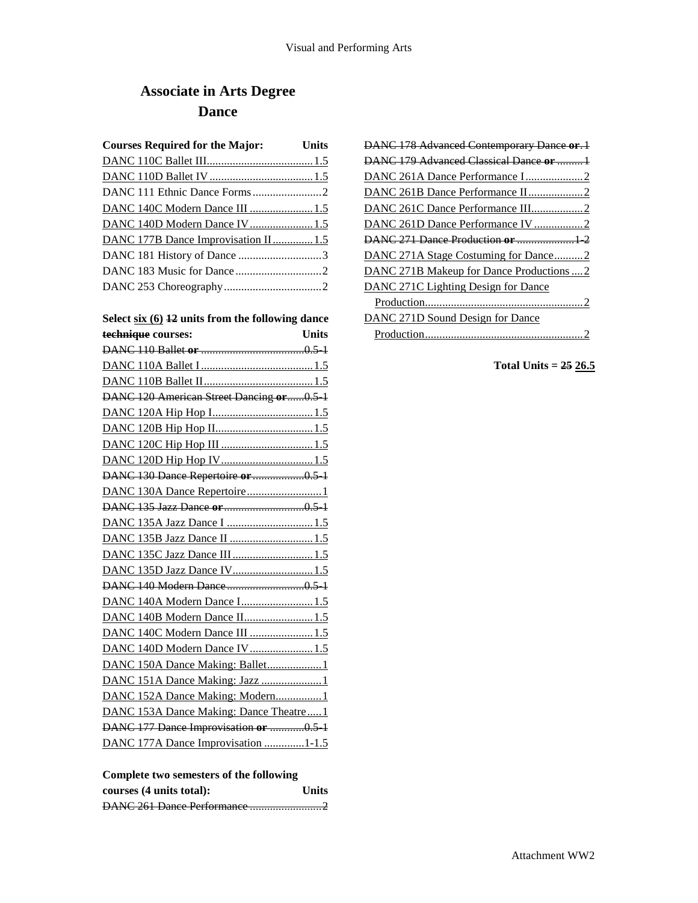# Associate in Arts Degree
## Dance

| Courses Required for the Major: | Units |
|---|---|
| DANC 110C Ballet III | 1.5 |
| DANC 110D Ballet IV | 1.5 |
| DANC 111 Ethnic Dance Forms | 2 |
| DANC 140C Modern Dance III | 1.5 |
| DANC 140D Modern Dance IV | 1.5 |
| DANC 177B Dance Improvisation II | 1.5 |
| DANC 181 History of Dance | 3 |
| DANC 183 Music for Dance | 2 |
| DANC 253 Choreography | 2 |

| Select six (6) ~~12~~ units from the following dance ~~technique~~ courses: | Units |
|---|---|
| ~~DANC 110 Ballet **or**~~ | ~~0.5-1~~ |
| DANC 110A Ballet I | 1.5 |
| DANC 110B Ballet II | 1.5 |
| ~~DANC 120 American Street Dancing **or**~~ | ~~0.5-1~~ |
| DANC 120A Hip Hop I | 1.5 |
| DANC 120B Hip Hop II | 1.5 |
| DANC 120C Hip Hop III | 1.5 |
| DANC 120D Hip Hop IV | 1.5 |
| ~~DANC 130 Dance Repertoire **or**~~ | ~~0.5-1~~ |
| DANC 130A Dance Repertoire | 1 |
| ~~DANC 135 Jazz Dance **or**~~ | ~~0.5-1~~ |
| DANC 135A Jazz Dance I | 1.5 |
| DANC 135B Jazz Dance II | 1.5 |
| DANC 135C Jazz Dance III | 1.5 |
| DANC 135D Jazz Dance IV | 1.5 |
| ~~DANC 140 Modern Dance~~ | ~~0.5-1~~ |
| DANC 140A Modern Dance I | 1.5 |
| DANC 140B Modern Dance II | 1.5 |
| DANC 140C Modern Dance III | 1.5 |
| DANC 140D Modern Dance IV | 1.5 |
| DANC 150A Dance Making: Ballet | 1 |
| DANC 151A Dance Making: Jazz | 1 |
| DANC 152A Dance Making: Modern | 1 |
| DANC 153A Dance Making: Dance Theatre | 1 |
| ~~DANC 177 Dance Improvisation **or**~~ | ~~0.5-1~~ |
| DANC 177A Dance Improvisation | 1-1.5 |

| Complete two semesters of the following courses (4 units total): | Units |
|---|---|
| ~~DANC 261 Dance Performance~~ | ~~2~~ |
| ~~DANC 178 Advanced Contemporary Dance **or**~~ | ~~1~~ |
| ~~DANC 179 Advanced Classical Dance **or**~~ | ~~1~~ |
| DANC 261A Dance Performance I | 2 |
| DANC 261B Dance Performance II | 2 |
| DANC 261C Dance Performance III | 2 |
| DANC 261D Dance Performance IV | 2 |
| ~~DANC 271 Dance Production **or**~~ | ~~1-2~~ |
| DANC 271A Stage Costuming for Dance | 2 |
| DANC 271B Makeup for Dance Productions | 2 |
| DANC 271C Lighting Design for Dance Production | 2 |
| DANC 271D Sound Design for Dance Production | 2 |

**Total Units = ~~25~~ 26.5**

Attachment WW2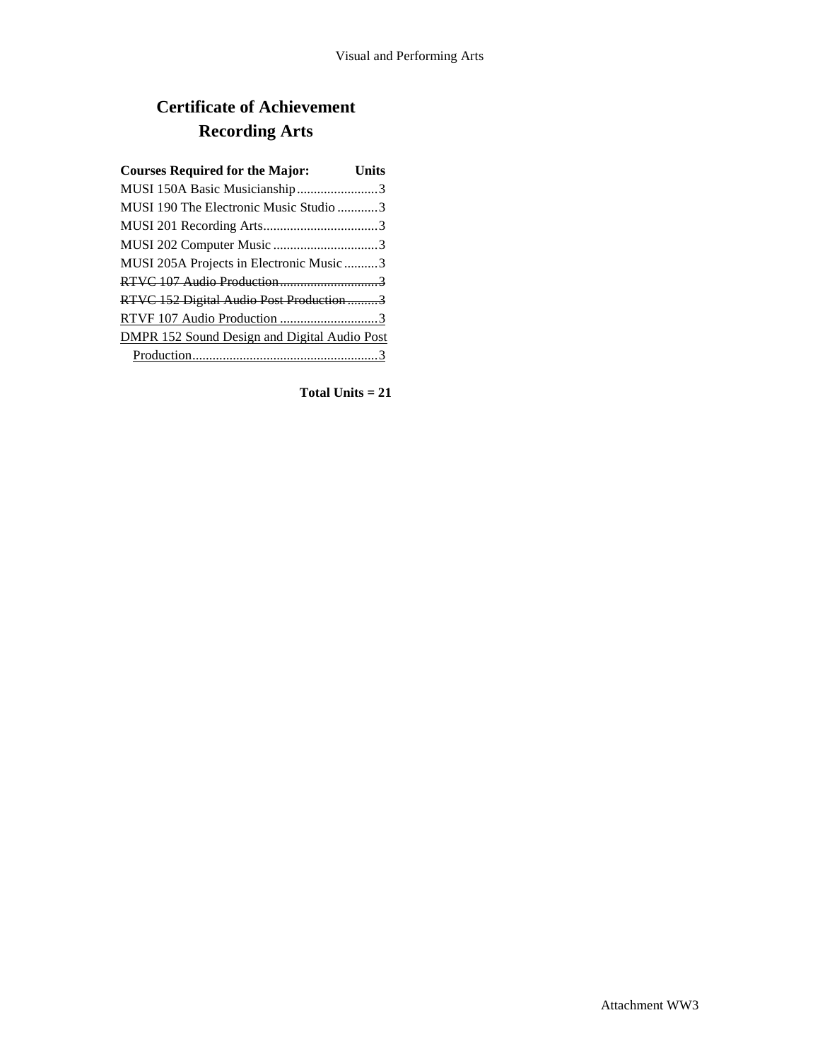# Certificate of Achievement
# Recording Arts

| Courses Required for the Major: | Units |
|---|---|
| MUSI 150A Basic Musicianship | 3 |
| MUSI 190 The Electronic Music Studio | 3 |
| MUSI 201 Recording Arts | 3 |
| MUSI 202 Computer Music | 3 |
| MUSI 205A Projects in Electronic Music | 3 |
| ~~RTVC 107 Audio Production~~ | ~~3~~ |
| ~~RTVC 152 Digital Audio Post Production~~ | ~~3~~ |
| <u>RTVF 107 Audio Production</u> | <u>3</u> |
| <u>DMPR 152 Sound Design and Digital Audio Post Production</u> | <u>3</u> |

**Total Units = 21**

Attachment WW3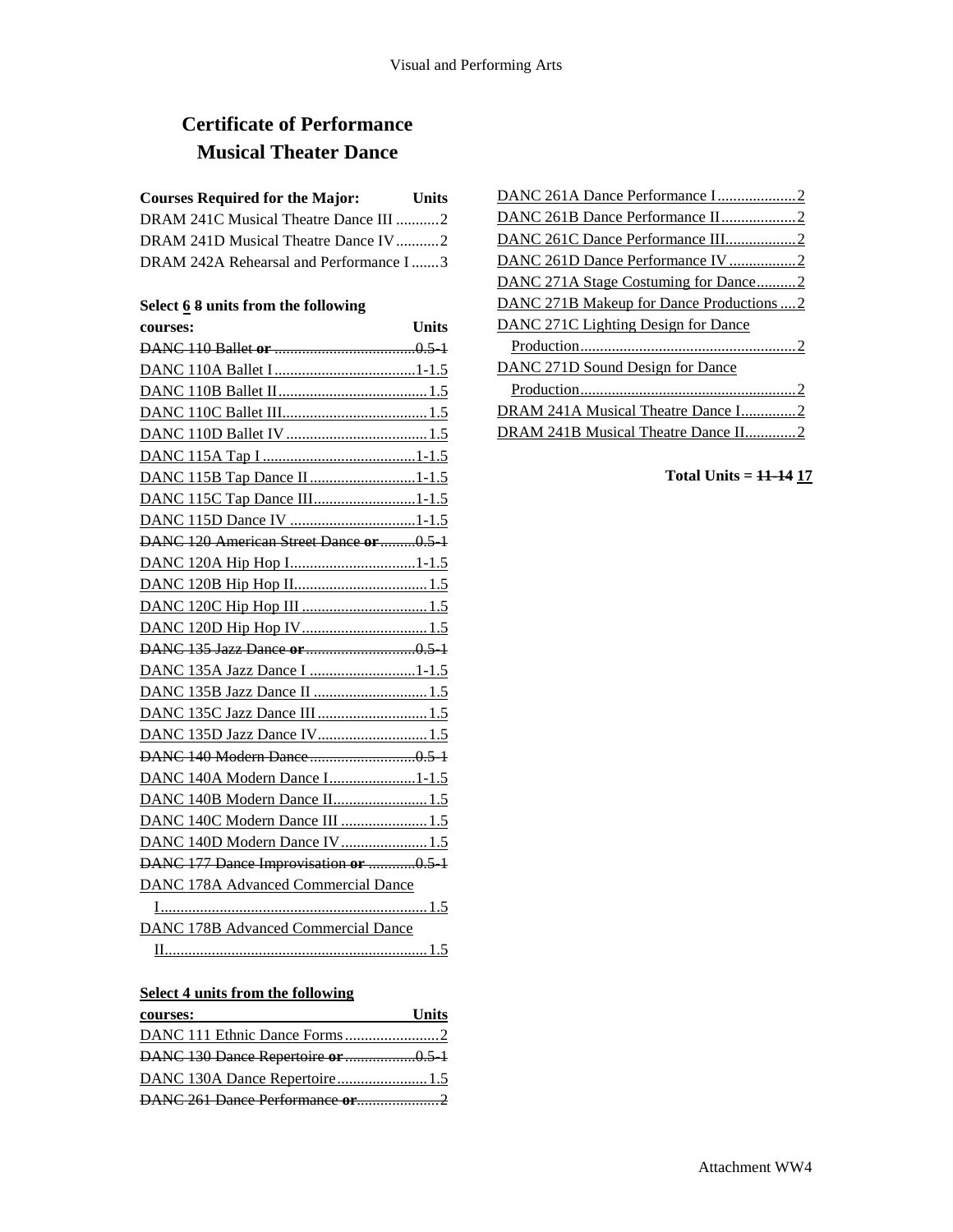# Certificate of Performance
# Musical Theater Dance

| Courses Required for the Major: | Units |
|---|---|
| DRAM 241C Musical Theatre Dance III | 2 |
| DRAM 241D Musical Theatre Dance IV | 2 |
| DRAM 242A Rehearsal and Performance I | 3 |

| Select ~~8~~ 6 units from the following courses: | Units |
|---|---|
| ~~DANC 110 Ballet **or**~~ | ~~0.5-1~~ |
| DANC 110A Ballet I | 1-1.5 |
| DANC 110B Ballet II | 1.5 |
| DANC 110C Ballet III | 1.5 |
| DANC 110D Ballet IV | 1.5 |
| DANC 115A Tap I | 1-1.5 |
| DANC 115B Tap Dance II | 1-1.5 |
| DANC 115C Tap Dance III | 1-1.5 |
| DANC 115D Dance IV | 1-1.5 |
| ~~DANC 120 American Street Dance **or**~~ | ~~0.5-1~~ |
| DANC 120A Hip Hop I | 1-1.5 |
| DANC 120B Hip Hop II | 1.5 |
| DANC 120C Hip Hop III | 1.5 |
| DANC 120D Hip Hop IV | 1.5 |
| ~~DANC 135 Jazz Dance **or**~~ | ~~0.5-1~~ |
| DANC 135A Jazz Dance I | 1-1.5 |
| DANC 135B Jazz Dance II | 1.5 |
| DANC 135C Jazz Dance III | 1.5 |
| DANC 135D Jazz Dance IV | 1.5 |
| ~~DANC 140 Modern Dance~~ | ~~0.5-1~~ |
| DANC 140A Modern Dance I | 1-1.5 |
| DANC 140B Modern Dance II | 1.5 |
| DANC 140C Modern Dance III | 1.5 |
| DANC 140D Modern Dance IV | 1.5 |
| ~~DANC 177 Dance Improvisation **or**~~ | ~~0.5-1~~ |
| DANC 178A Advanced Commercial Dance I | 1.5 |
| DANC 178B Advanced Commercial Dance II | 1.5 |

| **Select 4 units from the following courses:** | **Units** |
|---|---|
| DANC 111 Ethnic Dance Forms | 2 |
| ~~DANC 130 Dance Repertoire **or**~~ | ~~0.5-1~~ |
| DANC 130A Dance Repertoire | 1.5 |
| ~~DANC 261 Dance Performance **or**~~ | ~~2~~ |
| DANC 261A Dance Performance I | 2 |
| DANC 261B Dance Performance II | 2 |
| DANC 261C Dance Performance III | 2 |
| DANC 261D Dance Performance IV | 2 |
| DANC 271A Stage Costuming for Dance | 2 |
| DANC 271B Makeup for Dance Productions | 2 |
| DANC 271C Lighting Design for Dance Production | 2 |
| DANC 271D Sound Design for Dance Production | 2 |
| DRAM 241A Musical Theatre Dance I | 2 |
| DRAM 241B Musical Theatre Dance II | 2 |

**Total Units = ~~11-14~~ 17**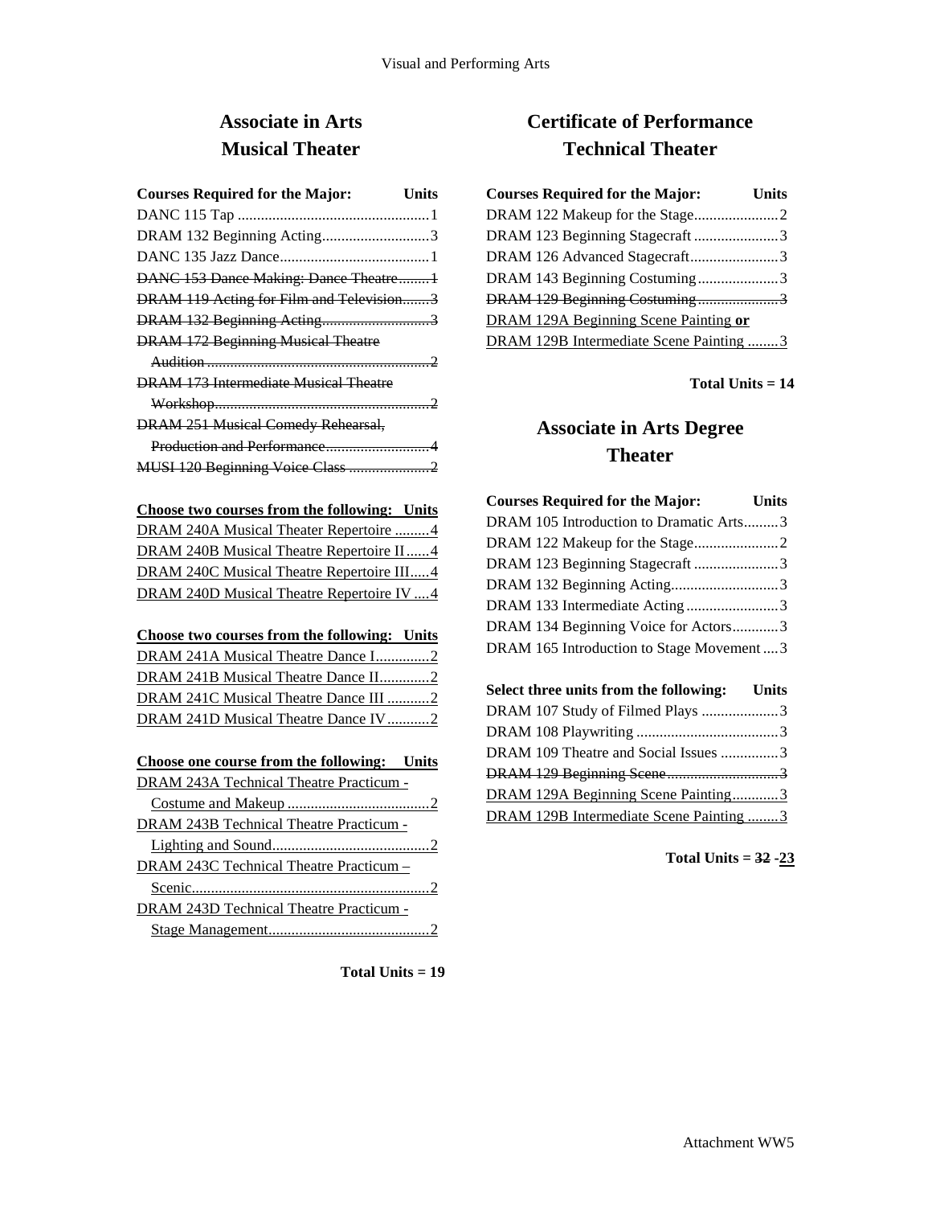## Associate in Arts
## Musical Theater

| Courses Required for the Major: | Units |
|---|---|
| DANC 115 Tap | 1 |
| DRAM 132 Beginning Acting | 3 |
| DANC 135 Jazz Dance | 1 |
| ~~DANC 153 Dance Making: Dance Theatre~~ | ~~1~~ |
| ~~DRAM 119 Acting for Film and Television~~ | ~~3~~ |
| ~~DRAM 132 Beginning Acting~~ | ~~3~~ |
| ~~DRAM 172 Beginning Musical Theatre Audition~~ | ~~2~~ |
| ~~DRAM 173 Intermediate Musical Theatre Workshop~~ | ~~2~~ |
| ~~DRAM 251 Musical Comedy Rehearsal, Production and Performance~~ | ~~4~~ |
| ~~MUSI 120 Beginning Voice Class~~ | ~~2~~ |

| <u>Choose two courses from the following:</u> | <u>Units</u> |
|---|---|
| <u>DRAM 240A Musical Theater Repertoire</u> | <u>4</u> |
| <u>DRAM 240B Musical Theatre Repertoire II</u> | <u>4</u> |
| <u>DRAM 240C Musical Theatre Repertoire III</u> | <u>4</u> |
| <u>DRAM 240D Musical Theatre Repertoire IV</u> | <u>4</u> |

| <u>Choose two courses from the following:</u> | <u>Units</u> |
|---|---|
| <u>DRAM 241A Musical Theatre Dance I</u> | <u>2</u> |
| <u>DRAM 241B Musical Theatre Dance II</u> | <u>2</u> |
| <u>DRAM 241C Musical Theatre Dance III</u> | <u>2</u> |
| <u>DRAM 241D Musical Theatre Dance IV</u> | <u>2</u> |

| <u>Choose one course from the following:</u> | <u>Units</u> |
|---|---|
| <u>DRAM 243A Technical Theatre Practicum - Costume and Makeup</u> | <u>2</u> |
| <u>DRAM 243B Technical Theatre Practicum - Lighting and Sound</u> | <u>2</u> |
| <u>DRAM 243C Technical Theatre Practicum – Scenic</u> | <u>2</u> |
| <u>DRAM 243D Technical Theatre Practicum - Stage Management</u> | <u>2</u> |

**Total Units = 19**

## Certificate of Performance
## Technical Theater

| Courses Required for the Major: | Units |
|---|---|
| DRAM 122 Makeup for the Stage | 2 |
| DRAM 123 Beginning Stagecraft | 3 |
| DRAM 126 Advanced Stagecraft | 3 |
| DRAM 143 Beginning Costuming | 3 |
| ~~DRAM 129 Beginning Costuming~~ | ~~3~~ |
| <u>DRAM 129A Beginning Scene Painting **or**</u> | |
| <u>DRAM 129B Intermediate Scene Painting</u> | <u>3</u> |

**Total Units = 14**

## Associate in Arts Degree
## Theater

| Courses Required for the Major: | Units |
|---|---|
| DRAM 105 Introduction to Dramatic Arts | 3 |
| DRAM 122 Makeup for the Stage | 2 |
| DRAM 123 Beginning Stagecraft | 3 |
| DRAM 132 Beginning Acting | 3 |
| DRAM 133 Intermediate Acting | 3 |
| DRAM 134 Beginning Voice for Actors | 3 |
| DRAM 165 Introduction to Stage Movement | 3 |

| Select three units from the following: | Units |
|---|---|
| DRAM 107 Study of Filmed Plays | 3 |
| DRAM 108 Playwriting | 3 |
| DRAM 109 Theatre and Social Issues | 3 |
| ~~DRAM 129 Beginning Scene~~ | ~~3~~ |
| <u>DRAM 129A Beginning Scene Painting</u> | <u>3</u> |
| <u>DRAM 129B Intermediate Scene Painting</u> | <u>3</u> |

**Total Units = ~~32~~ -<u>23</u>**

Attachment WW5